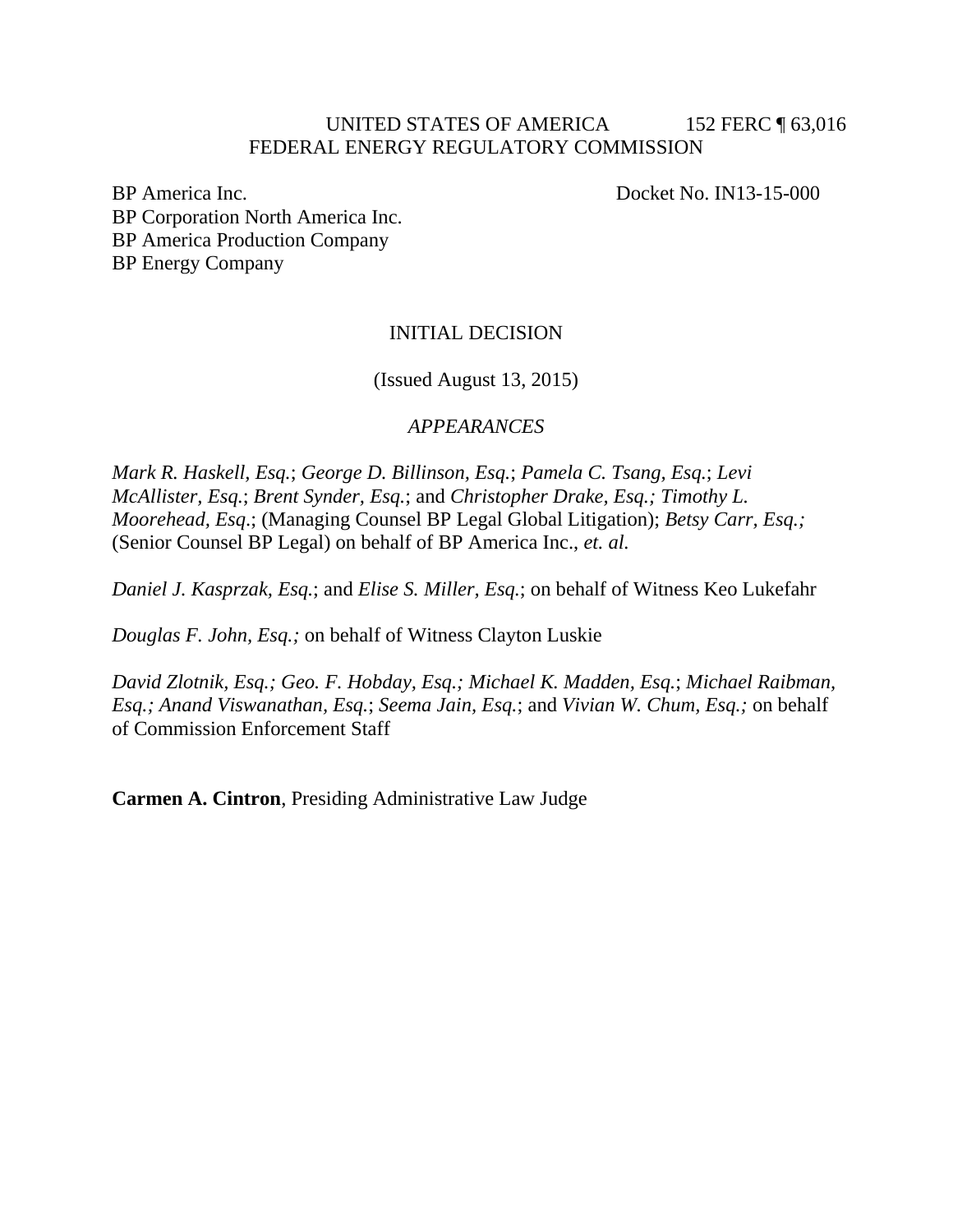UNITED STATES OF AMERICA 152 FERC ¶ 63,016
FEDERAL ENERGY REGULATORY COMMISSION

BP America Inc.
BP Corporation North America Inc.
BP America Production Company
BP Energy Company

Docket No. IN13-15-000

INITIAL DECISION

(Issued August 13, 2015)

*APPEARANCES*

*Mark R. Haskell, Esq.*; *George D. Billinson, Esq.*; *Pamela C. Tsang, Esq.*; *Levi McAllister, Esq.*; *Brent Synder, Esq.*; and *Christopher Drake, Esq.; Timothy L. Moorehead, Esq*.; (Managing Counsel BP Legal Global Litigation); *Betsy Carr, Esq.;* (Senior Counsel BP Legal) on behalf of BP America Inc., *et. al.*

*Daniel J. Kasprzak, Esq.*; and *Elise S. Miller, Esq.*; on behalf of Witness Keo Lukefahr

*Douglas F. John, Esq.;* on behalf of Witness Clayton Luskie

*David Zlotnik, Esq.; Geo. F. Hobday, Esq.; Michael K. Madden, Esq.*; *Michael Raibman, Esq.; Anand Viswanathan, Esq.*; *Seema Jain, Esq.*; and *Vivian W. Chum, Esq.;* on behalf of Commission Enforcement Staff

**Carmen A. Cintron**, Presiding Administrative Law Judge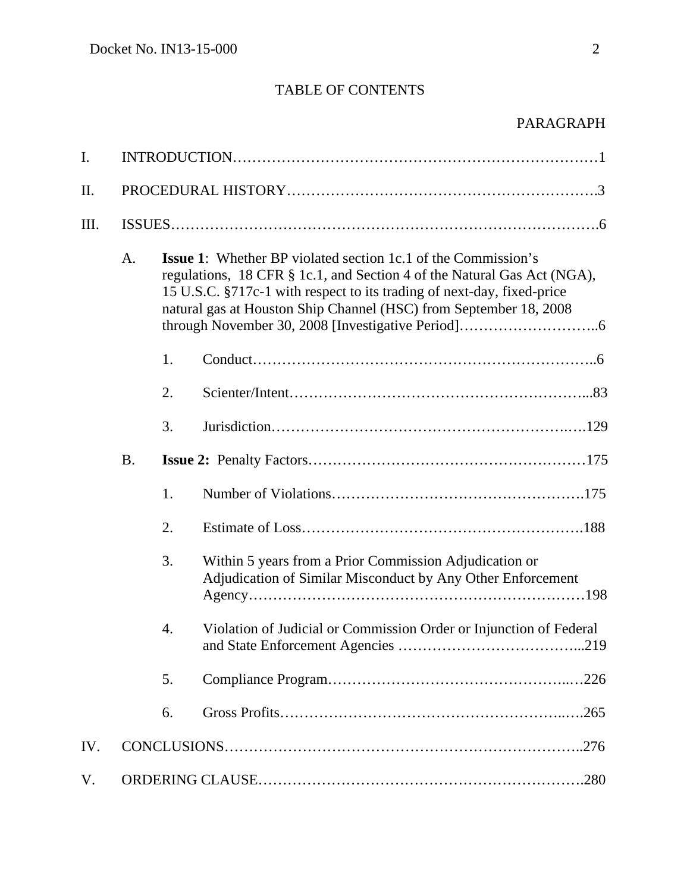TABLE OF CONTENTS

PARAGRAPH

I. INTRODUCTION……………………………………………………………………1

II. PROCEDURAL HISTORY……………………………………………………….3

III. ISSUES……………………………………………………………………………….6

A. **Issue 1**: Whether BP violated section 1c.1 of the Commission's regulations, 18 CFR § 1c.1, and Section 4 of the Natural Gas Act (NGA), 15 U.S.C. §717c-1 with respect to its trading of next-day, fixed-price natural gas at Houston Ship Channel (HSC) from September 18, 2008 through November 30, 2008 [Investigative Period]………………………..6

1. Conduct……………………………………………………………..6

2. Scienter/Intent…………………………………………………...83

3. Jurisdiction……………………………………………….….129

B. **Issue 2:** Penalty Factors………………………………………………175

1. Number of Violations…………………………………………….175

2. Estimate of Loss………………………………………………….188

3. Within 5 years from a Prior Commission Adjudication or Adjudication of Similar Misconduct by Any Other Enforcement Agency……………………………………………………………198

4. Violation of Judicial or Commission Order or Injunction of Federal and State Enforcement Agencies ………………………………...219

5. Compliance Program……………………………………..…226

6. Gross Profits………………………………………………..….265

IV. CONCLUSIONS………………………………………………………………..276

V. ORDERING CLAUSE………………………………………………………….280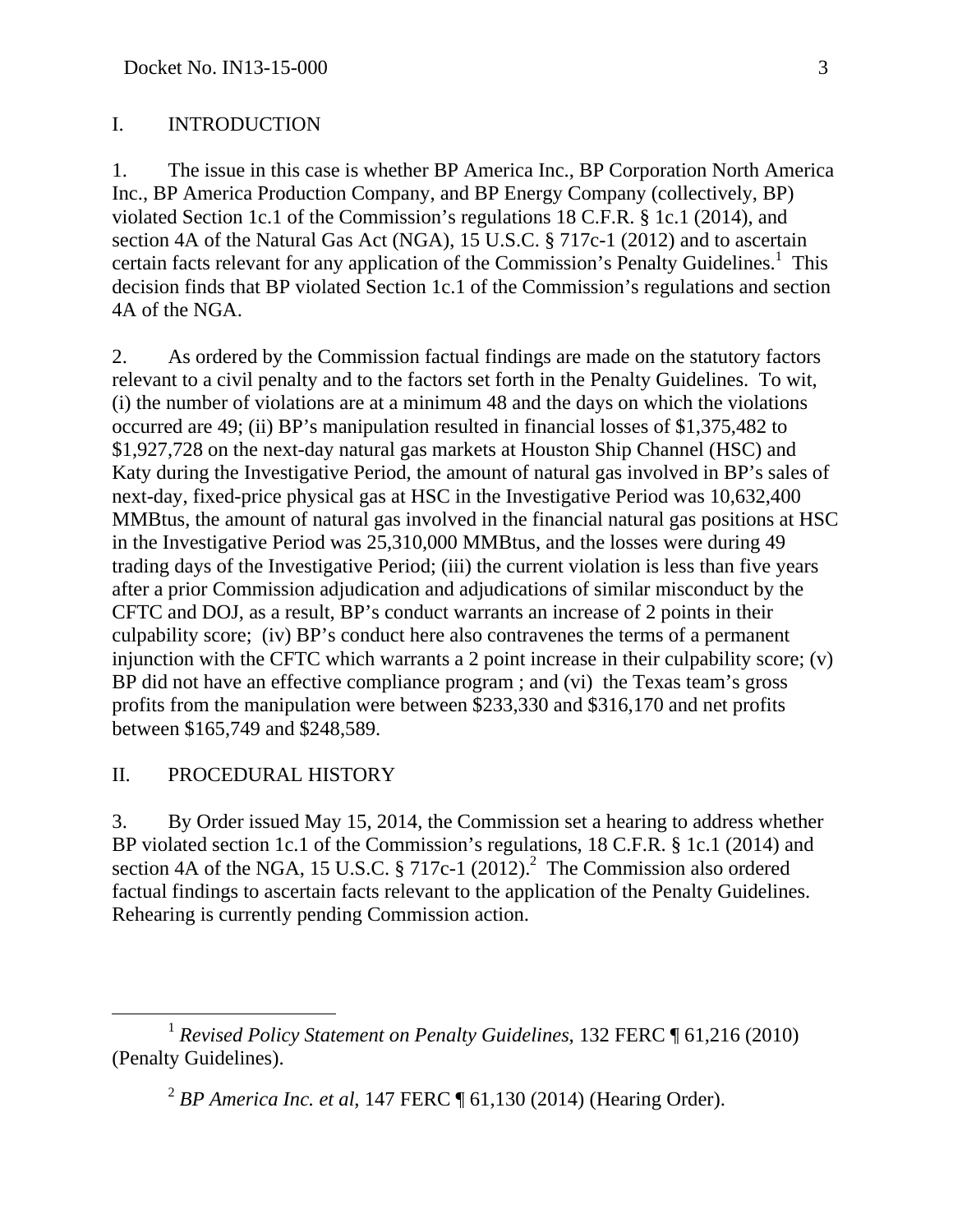## I. INTRODUCTION

1. The issue in this case is whether BP America Inc., BP Corporation North America Inc., BP America Production Company, and BP Energy Company (collectively, BP) violated Section 1c.1 of the Commission's regulations 18 C.F.R. § 1c.1 (2014), and section 4A of the Natural Gas Act (NGA), 15 U.S.C. § 717c-1 (2012) and to ascertain certain facts relevant for any application of the Commission's Penalty Guidelines.[1] This decision finds that BP violated Section 1c.1 of the Commission's regulations and section 4A of the NGA.

2. As ordered by the Commission factual findings are made on the statutory factors relevant to a civil penalty and to the factors set forth in the Penalty Guidelines. To wit, (i) the number of violations are at a minimum 48 and the days on which the violations occurred are 49; (ii) BP's manipulation resulted in financial losses of $1,375,482 to $1,927,728 on the next-day natural gas markets at Houston Ship Channel (HSC) and Katy during the Investigative Period, the amount of natural gas involved in BP's sales of next-day, fixed-price physical gas at HSC in the Investigative Period was 10,632,400 MMBtus, the amount of natural gas involved in the financial natural gas positions at HSC in the Investigative Period was 25,310,000 MMBtus, and the losses were during 49 trading days of the Investigative Period; (iii) the current violation is less than five years after a prior Commission adjudication and adjudications of similar misconduct by the CFTC and DOJ, as a result, BP's conduct warrants an increase of 2 points in their culpability score; (iv) BP's conduct here also contravenes the terms of a permanent injunction with the CFTC which warrants a 2 point increase in their culpability score; (v) BP did not have an effective compliance program ; and (vi) the Texas team's gross profits from the manipulation were between $233,330 and $316,170 and net profits between $165,749 and $248,589.

## II. PROCEDURAL HISTORY

3. By Order issued May 15, 2014, the Commission set a hearing to address whether BP violated section 1c.1 of the Commission's regulations, 18 C.F.R. § 1c.1 (2014) and section 4A of the NGA, 15 U.S.C. § 717c-1 (2012).[2] The Commission also ordered factual findings to ascertain facts relevant to the application of the Penalty Guidelines. Rehearing is currently pending Commission action.

---

[1] *Revised Policy Statement on Penalty Guidelines*, 132 FERC ¶ 61,216 (2010) (Penalty Guidelines).

[2] *BP America Inc. et al*, 147 FERC ¶ 61,130 (2014) (Hearing Order).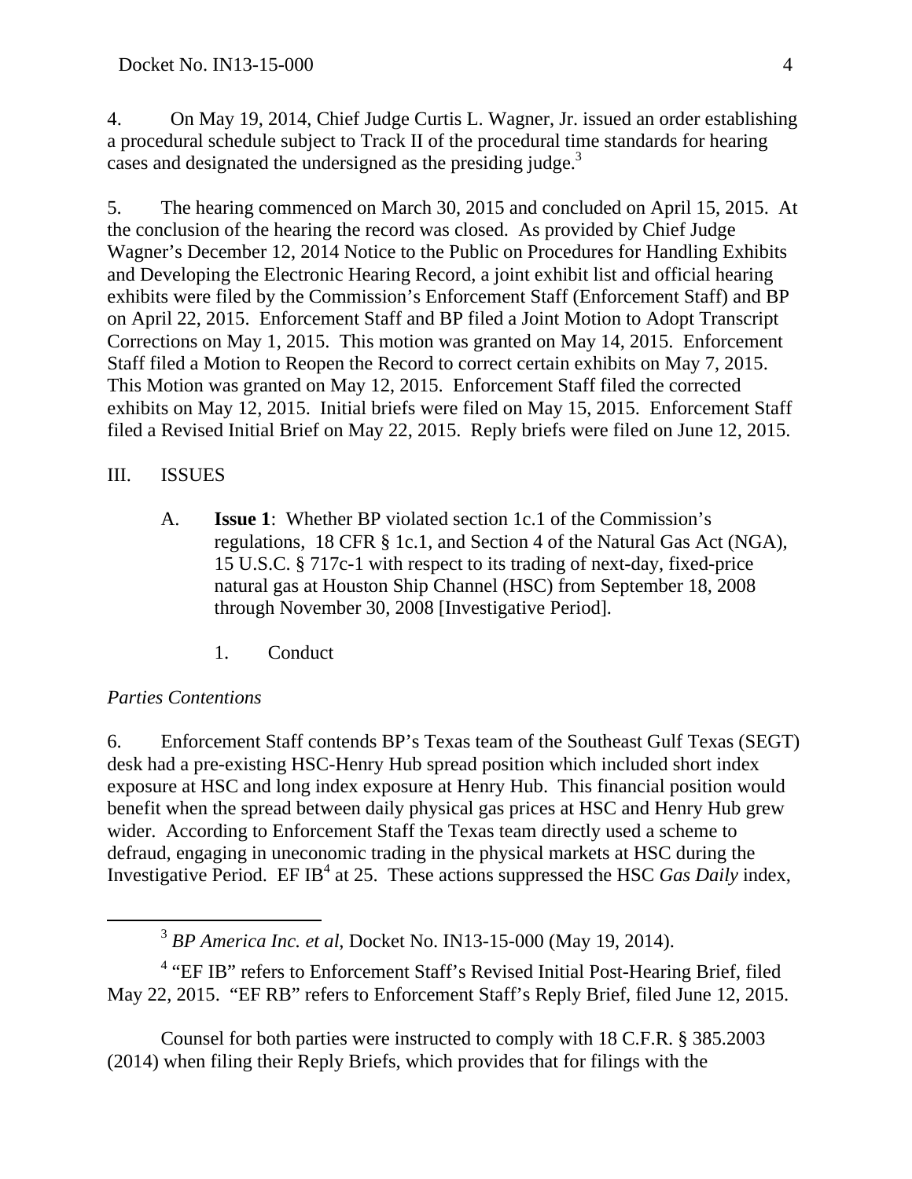4. On May 19, 2014, Chief Judge Curtis L. Wagner, Jr. issued an order establishing a procedural schedule subject to Track II of the procedural time standards for hearing cases and designated the undersigned as the presiding judge.[3]

5. The hearing commenced on March 30, 2015 and concluded on April 15, 2015. At the conclusion of the hearing the record was closed. As provided by Chief Judge Wagner's December 12, 2014 Notice to the Public on Procedures for Handling Exhibits and Developing the Electronic Hearing Record, a joint exhibit list and official hearing exhibits were filed by the Commission's Enforcement Staff (Enforcement Staff) and BP on April 22, 2015. Enforcement Staff and BP filed a Joint Motion to Adopt Transcript Corrections on May 1, 2015. This motion was granted on May 14, 2015. Enforcement Staff filed a Motion to Reopen the Record to correct certain exhibits on May 7, 2015. This Motion was granted on May 12, 2015. Enforcement Staff filed the corrected exhibits on May 12, 2015. Initial briefs were filed on May 15, 2015. Enforcement Staff filed a Revised Initial Brief on May 22, 2015. Reply briefs were filed on June 12, 2015.

## III. ISSUES

### A. **Issue 1**: Whether BP violated section 1c.1 of the Commission's regulations, 18 CFR § 1c.1, and Section 4 of the Natural Gas Act (NGA), 15 U.S.C. § 717c-1 with respect to its trading of next-day, fixed-price natural gas at Houston Ship Channel (HSC) from September 18, 2008 through November 30, 2008 [Investigative Period].

#### 1. Conduct

*Parties Contentions*

6. Enforcement Staff contends BP's Texas team of the Southeast Gulf Texas (SEGT) desk had a pre-existing HSC-Henry Hub spread position which included short index exposure at HSC and long index exposure at Henry Hub. This financial position would benefit when the spread between daily physical gas prices at HSC and Henry Hub grew wider. According to Enforcement Staff the Texas team directly used a scheme to defraud, engaging in uneconomic trading in the physical markets at HSC during the Investigative Period. EF IB[4] at 25. These actions suppressed the HSC *Gas Daily* index,

---

[3] *BP America Inc. et al*, Docket No. IN13-15-000 (May 19, 2014).

[4] "EF IB" refers to Enforcement Staff's Revised Initial Post-Hearing Brief, filed May 22, 2015. "EF RB" refers to Enforcement Staff's Reply Brief, filed June 12, 2015.

Counsel for both parties were instructed to comply with 18 C.F.R. § 385.2003 (2014) when filing their Reply Briefs, which provides that for filings with the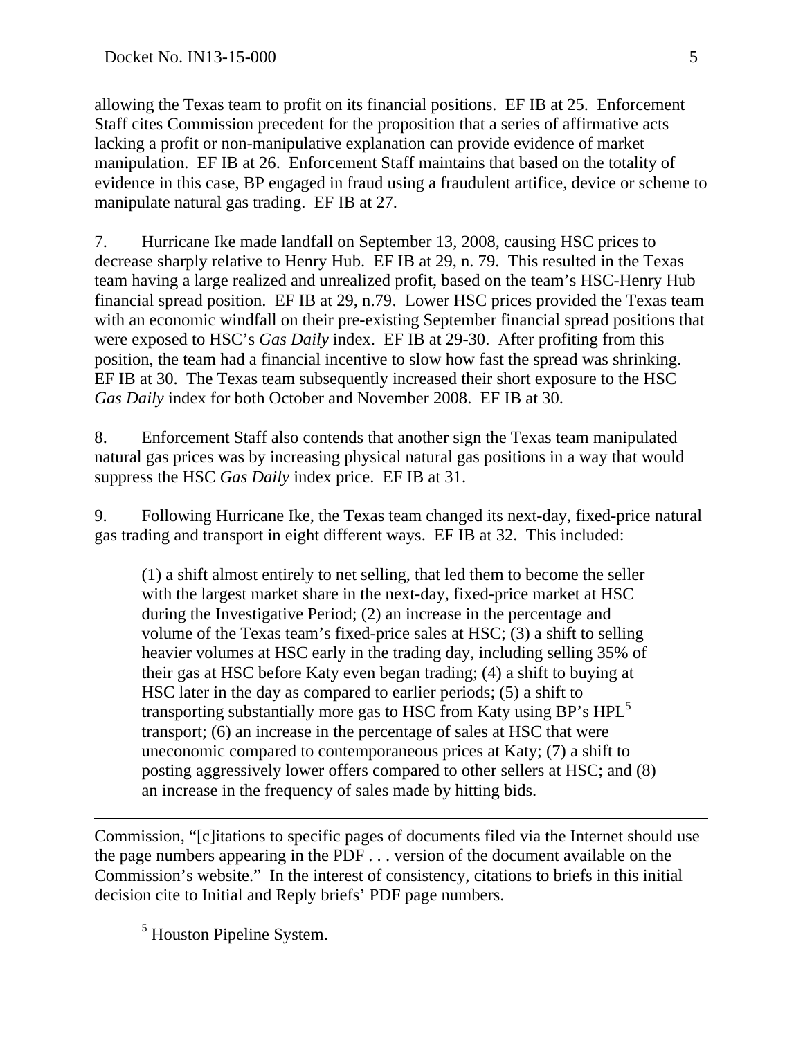allowing the Texas team to profit on its financial positions. EF IB at 25. Enforcement Staff cites Commission precedent for the proposition that a series of affirmative acts lacking a profit or non-manipulative explanation can provide evidence of market manipulation. EF IB at 26. Enforcement Staff maintains that based on the totality of evidence in this case, BP engaged in fraud using a fraudulent artifice, device or scheme to manipulate natural gas trading. EF IB at 27.

7. Hurricane Ike made landfall on September 13, 2008, causing HSC prices to decrease sharply relative to Henry Hub. EF IB at 29, n. 79. This resulted in the Texas team having a large realized and unrealized profit, based on the team's HSC-Henry Hub financial spread position. EF IB at 29, n.79. Lower HSC prices provided the Texas team with an economic windfall on their pre-existing September financial spread positions that were exposed to HSC's *Gas Daily* index. EF IB at 29-30. After profiting from this position, the team had a financial incentive to slow how fast the spread was shrinking. EF IB at 30. The Texas team subsequently increased their short exposure to the HSC *Gas Daily* index for both October and November 2008. EF IB at 30.

8. Enforcement Staff also contends that another sign the Texas team manipulated natural gas prices was by increasing physical natural gas positions in a way that would suppress the HSC *Gas Daily* index price. EF IB at 31.

9. Following Hurricane Ike, the Texas team changed its next-day, fixed-price natural gas trading and transport in eight different ways. EF IB at 32. This included:

> (1) a shift almost entirely to net selling, that led them to become the seller with the largest market share in the next-day, fixed-price market at HSC during the Investigative Period; (2) an increase in the percentage and volume of the Texas team's fixed-price sales at HSC; (3) a shift to selling heavier volumes at HSC early in the trading day, including selling 35% of their gas at HSC before Katy even began trading; (4) a shift to buying at HSC later in the day as compared to earlier periods; (5) a shift to transporting substantially more gas to HSC from Katy using BP's HPL[5] transport; (6) an increase in the percentage of sales at HSC that were uneconomic compared to contemporaneous prices at Katy; (7) a shift to posting aggressively lower offers compared to other sellers at HSC; and (8) an increase in the frequency of sales made by hitting bids.

---

Commission, "[c]itations to specific pages of documents filed via the Internet should use the page numbers appearing in the PDF . . . version of the document available on the Commission's website." In the interest of consistency, citations to briefs in this initial decision cite to Initial and Reply briefs' PDF page numbers.

[5] Houston Pipeline System.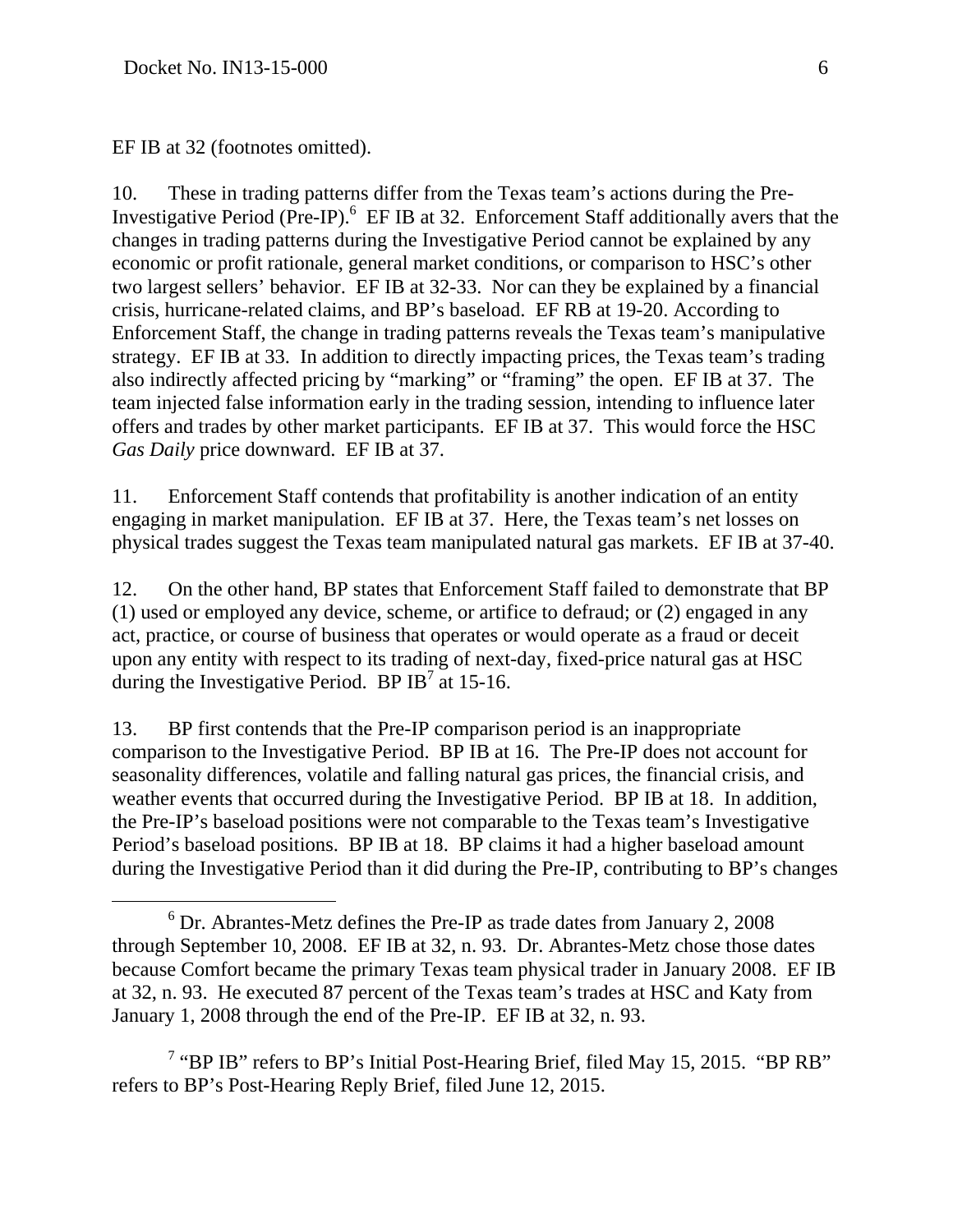EF IB at 32 (footnotes omitted).

10. These in trading patterns differ from the Texas team's actions during the Pre-Investigative Period (Pre-IP).[6] EF IB at 32. Enforcement Staff additionally avers that the changes in trading patterns during the Investigative Period cannot be explained by any economic or profit rationale, general market conditions, or comparison to HSC's other two largest sellers' behavior. EF IB at 32-33. Nor can they be explained by a financial crisis, hurricane-related claims, and BP's baseload. EF RB at 19-20. According to Enforcement Staff, the change in trading patterns reveals the Texas team's manipulative strategy. EF IB at 33. In addition to directly impacting prices, the Texas team's trading also indirectly affected pricing by "marking" or "framing" the open. EF IB at 37. The team injected false information early in the trading session, intending to influence later offers and trades by other market participants. EF IB at 37. This would force the HSC *Gas Daily* price downward. EF IB at 37.

11. Enforcement Staff contends that profitability is another indication of an entity engaging in market manipulation. EF IB at 37. Here, the Texas team's net losses on physical trades suggest the Texas team manipulated natural gas markets. EF IB at 37-40.

12. On the other hand, BP states that Enforcement Staff failed to demonstrate that BP (1) used or employed any device, scheme, or artifice to defraud; or (2) engaged in any act, practice, or course of business that operates or would operate as a fraud or deceit upon any entity with respect to its trading of next-day, fixed-price natural gas at HSC during the Investigative Period. BP IB[7] at 15-16.

13. BP first contends that the Pre-IP comparison period is an inappropriate comparison to the Investigative Period. BP IB at 16. The Pre-IP does not account for seasonality differences, volatile and falling natural gas prices, the financial crisis, and weather events that occurred during the Investigative Period. BP IB at 18. In addition, the Pre-IP's baseload positions were not comparable to the Texas team's Investigative Period's baseload positions. BP IB at 18. BP claims it had a higher baseload amount during the Investigative Period than it did during the Pre-IP, contributing to BP's changes

[6] Dr. Abrantes-Metz defines the Pre-IP as trade dates from January 2, 2008 through September 10, 2008. EF IB at 32, n. 93. Dr. Abrantes-Metz chose those dates because Comfort became the primary Texas team physical trader in January 2008. EF IB at 32, n. 93. He executed 87 percent of the Texas team's trades at HSC and Katy from January 1, 2008 through the end of the Pre-IP. EF IB at 32, n. 93.

[7] "BP IB" refers to BP's Initial Post-Hearing Brief, filed May 15, 2015. "BP RB" refers to BP's Post-Hearing Reply Brief, filed June 12, 2015.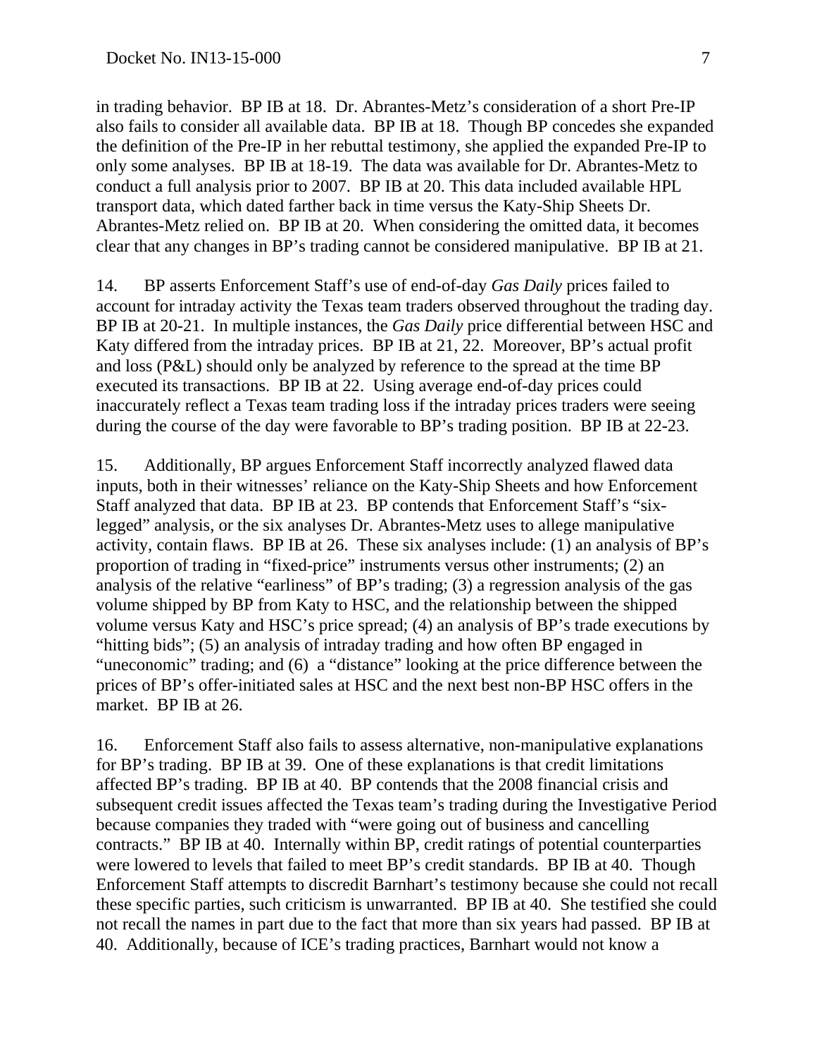in trading behavior. BP IB at 18. Dr. Abrantes-Metz's consideration of a short Pre-IP also fails to consider all available data. BP IB at 18. Though BP concedes she expanded the definition of the Pre-IP in her rebuttal testimony, she applied the expanded Pre-IP to only some analyses. BP IB at 18-19. The data was available for Dr. Abrantes-Metz to conduct a full analysis prior to 2007. BP IB at 20. This data included available HPL transport data, which dated farther back in time versus the Katy-Ship Sheets Dr. Abrantes-Metz relied on. BP IB at 20. When considering the omitted data, it becomes clear that any changes in BP's trading cannot be considered manipulative. BP IB at 21.

14. BP asserts Enforcement Staff's use of end-of-day *Gas Daily* prices failed to account for intraday activity the Texas team traders observed throughout the trading day. BP IB at 20-21. In multiple instances, the *Gas Daily* price differential between HSC and Katy differed from the intraday prices. BP IB at 21, 22. Moreover, BP's actual profit and loss (P&L) should only be analyzed by reference to the spread at the time BP executed its transactions. BP IB at 22. Using average end-of-day prices could inaccurately reflect a Texas team trading loss if the intraday prices traders were seeing during the course of the day were favorable to BP's trading position. BP IB at 22-23.

15. Additionally, BP argues Enforcement Staff incorrectly analyzed flawed data inputs, both in their witnesses' reliance on the Katy-Ship Sheets and how Enforcement Staff analyzed that data. BP IB at 23. BP contends that Enforcement Staff's "six-legged" analysis, or the six analyses Dr. Abrantes-Metz uses to allege manipulative activity, contain flaws. BP IB at 26. These six analyses include: (1) an analysis of BP's proportion of trading in "fixed-price" instruments versus other instruments; (2) an analysis of the relative "earliness" of BP's trading; (3) a regression analysis of the gas volume shipped by BP from Katy to HSC, and the relationship between the shipped volume versus Katy and HSC's price spread; (4) an analysis of BP's trade executions by "hitting bids"; (5) an analysis of intraday trading and how often BP engaged in "uneconomic" trading; and (6) a "distance" looking at the price difference between the prices of BP's offer-initiated sales at HSC and the next best non-BP HSC offers in the market. BP IB at 26.

16. Enforcement Staff also fails to assess alternative, non-manipulative explanations for BP's trading. BP IB at 39. One of these explanations is that credit limitations affected BP's trading. BP IB at 40. BP contends that the 2008 financial crisis and subsequent credit issues affected the Texas team's trading during the Investigative Period because companies they traded with "were going out of business and cancelling contracts." BP IB at 40. Internally within BP, credit ratings of potential counterparties were lowered to levels that failed to meet BP's credit standards. BP IB at 40. Though Enforcement Staff attempts to discredit Barnhart's testimony because she could not recall these specific parties, such criticism is unwarranted. BP IB at 40. She testified she could not recall the names in part due to the fact that more than six years had passed. BP IB at 40. Additionally, because of ICE's trading practices, Barnhart would not know a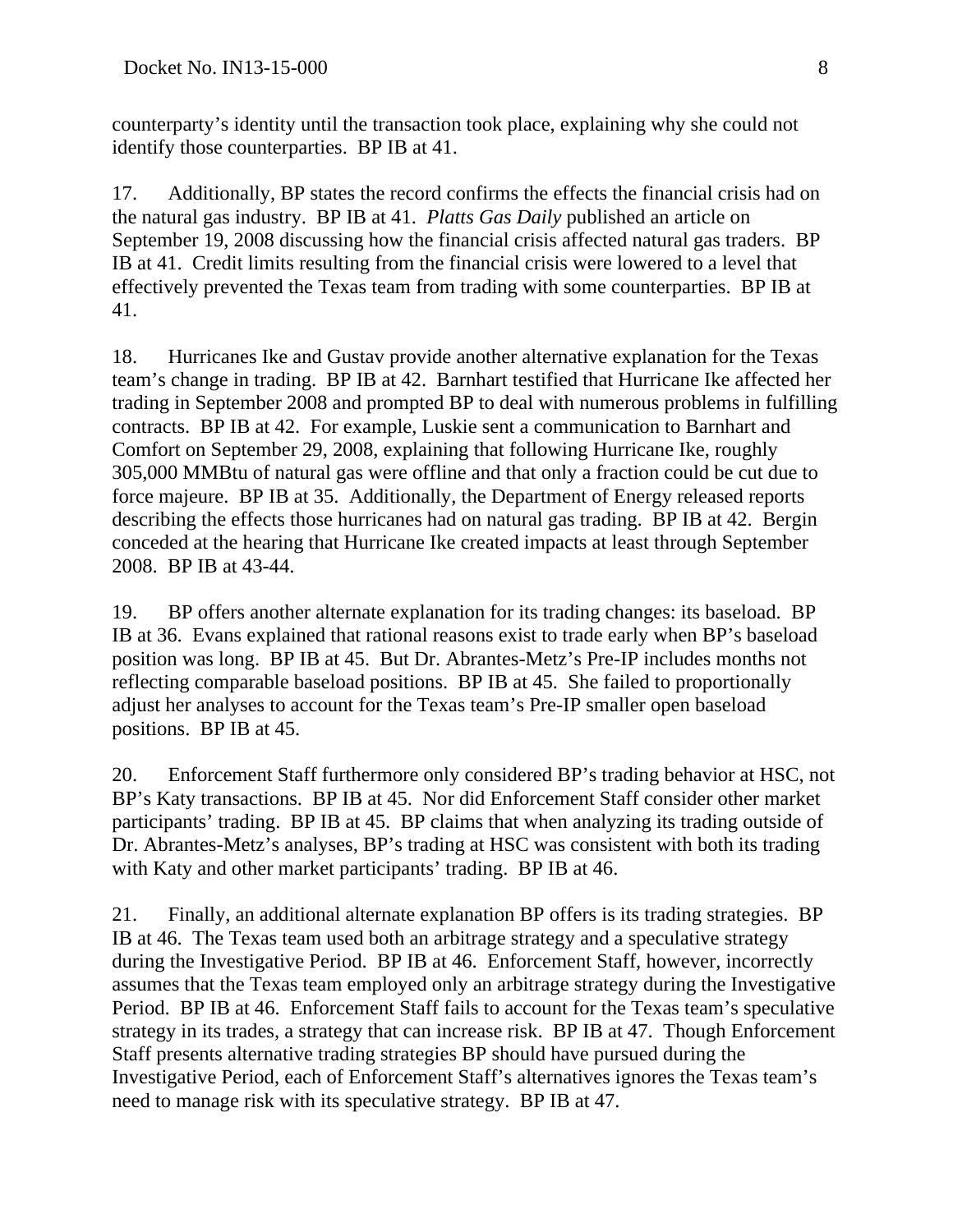counterparty's identity until the transaction took place, explaining why she could not identify those counterparties. BP IB at 41.

17. Additionally, BP states the record confirms the effects the financial crisis had on the natural gas industry. BP IB at 41. *Platts Gas Daily* published an article on September 19, 2008 discussing how the financial crisis affected natural gas traders. BP IB at 41. Credit limits resulting from the financial crisis were lowered to a level that effectively prevented the Texas team from trading with some counterparties. BP IB at 41.

18. Hurricanes Ike and Gustav provide another alternative explanation for the Texas team's change in trading. BP IB at 42. Barnhart testified that Hurricane Ike affected her trading in September 2008 and prompted BP to deal with numerous problems in fulfilling contracts. BP IB at 42. For example, Luskie sent a communication to Barnhart and Comfort on September 29, 2008, explaining that following Hurricane Ike, roughly 305,000 MMBtu of natural gas were offline and that only a fraction could be cut due to force majeure. BP IB at 35. Additionally, the Department of Energy released reports describing the effects those hurricanes had on natural gas trading. BP IB at 42. Bergin conceded at the hearing that Hurricane Ike created impacts at least through September 2008. BP IB at 43-44.

19. BP offers another alternate explanation for its trading changes: its baseload. BP IB at 36. Evans explained that rational reasons exist to trade early when BP's baseload position was long. BP IB at 45. But Dr. Abrantes-Metz's Pre-IP includes months not reflecting comparable baseload positions. BP IB at 45. She failed to proportionally adjust her analyses to account for the Texas team's Pre-IP smaller open baseload positions. BP IB at 45.

20. Enforcement Staff furthermore only considered BP's trading behavior at HSC, not BP's Katy transactions. BP IB at 45. Nor did Enforcement Staff consider other market participants' trading. BP IB at 45. BP claims that when analyzing its trading outside of Dr. Abrantes-Metz's analyses, BP's trading at HSC was consistent with both its trading with Katy and other market participants' trading. BP IB at 46.

21. Finally, an additional alternate explanation BP offers is its trading strategies. BP IB at 46. The Texas team used both an arbitrage strategy and a speculative strategy during the Investigative Period. BP IB at 46. Enforcement Staff, however, incorrectly assumes that the Texas team employed only an arbitrage strategy during the Investigative Period. BP IB at 46. Enforcement Staff fails to account for the Texas team's speculative strategy in its trades, a strategy that can increase risk. BP IB at 47. Though Enforcement Staff presents alternative trading strategies BP should have pursued during the Investigative Period, each of Enforcement Staff's alternatives ignores the Texas team's need to manage risk with its speculative strategy. BP IB at 47.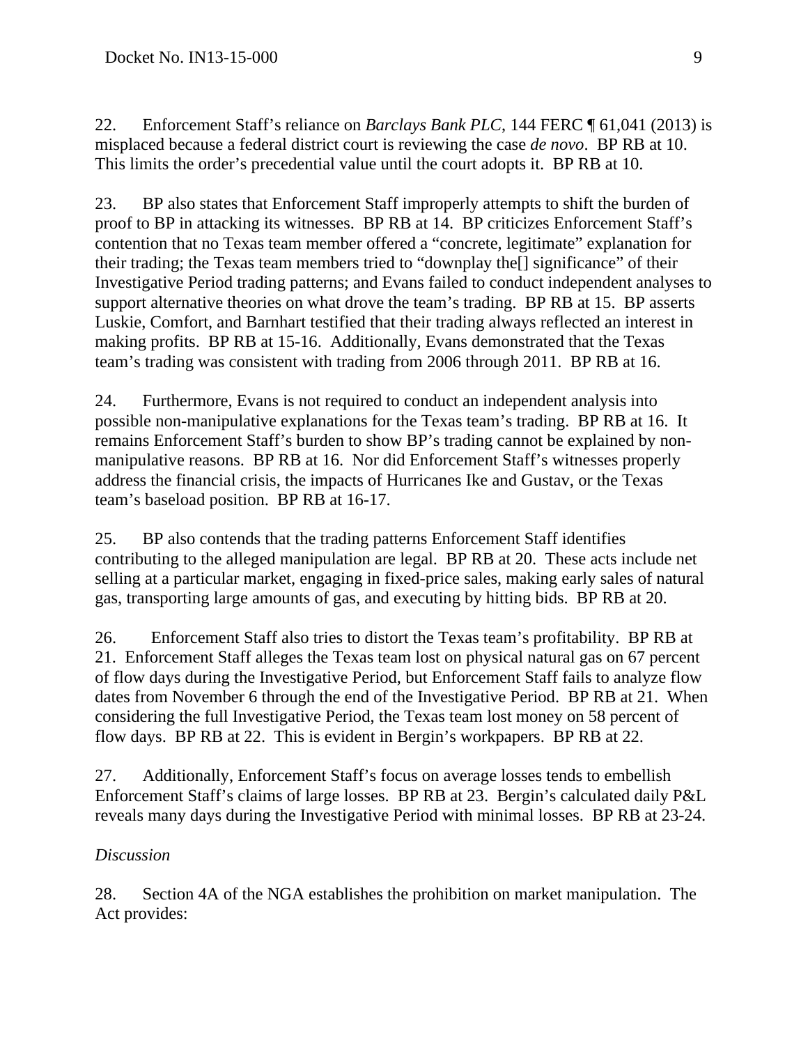22. Enforcement Staff's reliance on *Barclays Bank PLC,* 144 FERC ¶ 61,041 (2013) is misplaced because a federal district court is reviewing the case *de novo*. BP RB at 10. This limits the order's precedential value until the court adopts it. BP RB at 10.

23. BP also states that Enforcement Staff improperly attempts to shift the burden of proof to BP in attacking its witnesses. BP RB at 14. BP criticizes Enforcement Staff's contention that no Texas team member offered a "concrete, legitimate" explanation for their trading; the Texas team members tried to "downplay the[] significance" of their Investigative Period trading patterns; and Evans failed to conduct independent analyses to support alternative theories on what drove the team's trading. BP RB at 15. BP asserts Luskie, Comfort, and Barnhart testified that their trading always reflected an interest in making profits. BP RB at 15-16. Additionally, Evans demonstrated that the Texas team's trading was consistent with trading from 2006 through 2011. BP RB at 16.

24. Furthermore, Evans is not required to conduct an independent analysis into possible non-manipulative explanations for the Texas team's trading. BP RB at 16. It remains Enforcement Staff's burden to show BP's trading cannot be explained by non-manipulative reasons. BP RB at 16. Nor did Enforcement Staff's witnesses properly address the financial crisis, the impacts of Hurricanes Ike and Gustav, or the Texas team's baseload position. BP RB at 16-17.

25. BP also contends that the trading patterns Enforcement Staff identifies contributing to the alleged manipulation are legal. BP RB at 20. These acts include net selling at a particular market, engaging in fixed-price sales, making early sales of natural gas, transporting large amounts of gas, and executing by hitting bids. BP RB at 20.

26. Enforcement Staff also tries to distort the Texas team's profitability. BP RB at 21. Enforcement Staff alleges the Texas team lost on physical natural gas on 67 percent of flow days during the Investigative Period, but Enforcement Staff fails to analyze flow dates from November 6 through the end of the Investigative Period. BP RB at 21. When considering the full Investigative Period, the Texas team lost money on 58 percent of flow days. BP RB at 22. This is evident in Bergin's workpapers. BP RB at 22.

27. Additionally, Enforcement Staff's focus on average losses tends to embellish Enforcement Staff's claims of large losses. BP RB at 23. Bergin's calculated daily P&L reveals many days during the Investigative Period with minimal losses. BP RB at 23-24.

*Discussion*

28. Section 4A of the NGA establishes the prohibition on market manipulation. The Act provides: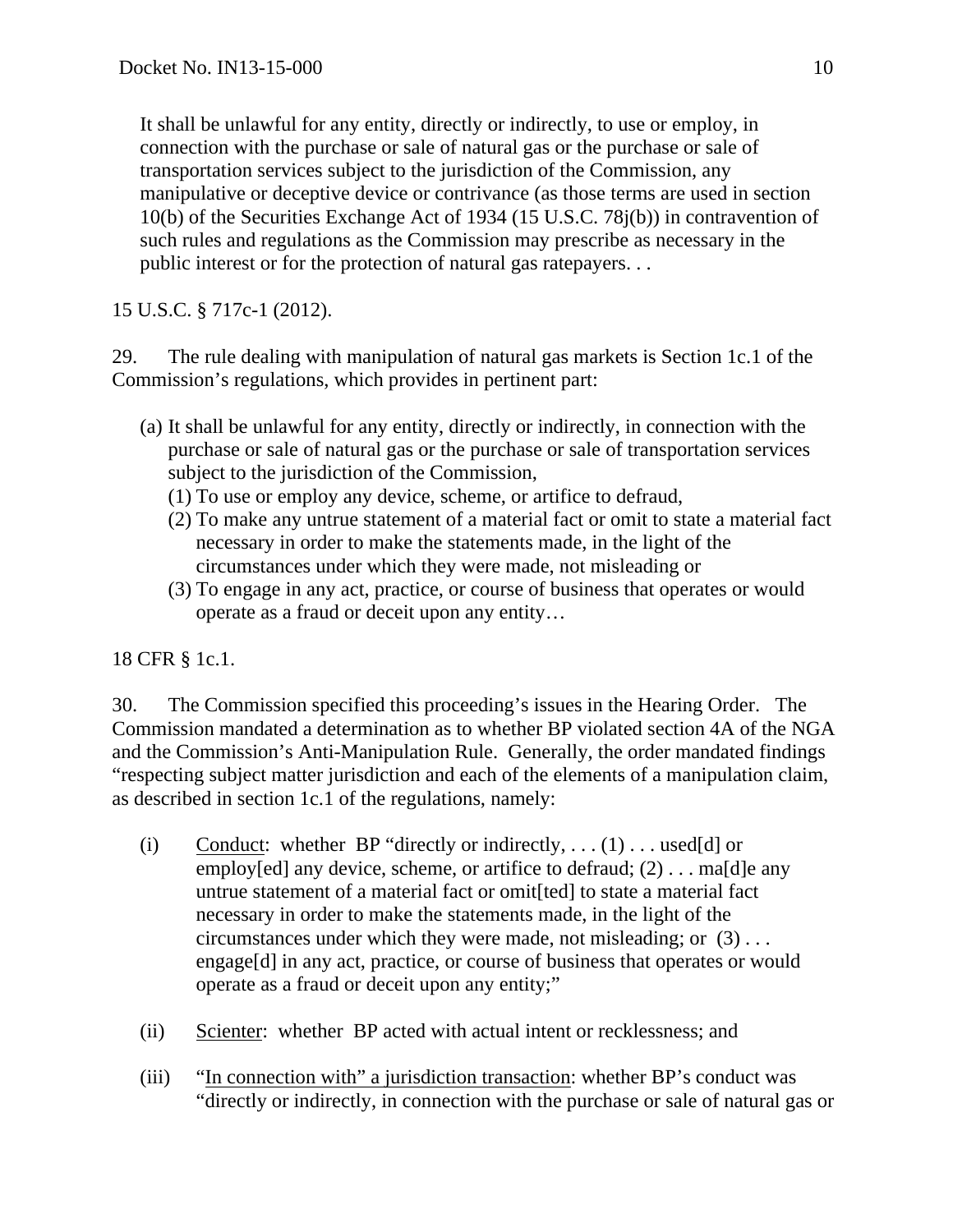> It shall be unlawful for any entity, directly or indirectly, to use or employ, in connection with the purchase or sale of natural gas or the purchase or sale of transportation services subject to the jurisdiction of the Commission, any manipulative or deceptive device or contrivance (as those terms are used in section 10(b) of the Securities Exchange Act of 1934 (15 U.S.C. 78j(b)) in contravention of such rules and regulations as the Commission may prescribe as necessary in the public interest or for the protection of natural gas ratepayers. . .

15 U.S.C. § 717c-1 (2012).

29. The rule dealing with manipulation of natural gas markets is Section 1c.1 of the Commission's regulations, which provides in pertinent part:

> (a) It shall be unlawful for any entity, directly or indirectly, in connection with the purchase or sale of natural gas or the purchase or sale of transportation services subject to the jurisdiction of the Commission,
>
> (1) To use or employ any device, scheme, or artifice to defraud,
>
> (2) To make any untrue statement of a material fact or omit to state a material fact necessary in order to make the statements made, in the light of the circumstances under which they were made, not misleading or
>
> (3) To engage in any act, practice, or course of business that operates or would operate as a fraud or deceit upon any entity…

18 CFR § 1c.1.

30. The Commission specified this proceeding's issues in the Hearing Order. The Commission mandated a determination as to whether BP violated section 4A of the NGA and the Commission's Anti-Manipulation Rule. Generally, the order mandated findings "respecting subject matter jurisdiction and each of the elements of a manipulation claim, as described in section 1c.1 of the regulations, namely:

(i) Conduct: whether BP "directly or indirectly, . . . (1) . . . used[d] or employ[ed] any device, scheme, or artifice to defraud; (2) . . . ma[d]e any untrue statement of a material fact or omit[ted] to state a material fact necessary in order to make the statements made, in the light of the circumstances under which they were made, not misleading; or (3) . . . engage[d] in any act, practice, or course of business that operates or would operate as a fraud or deceit upon any entity;"

(ii) Scienter: whether BP acted with actual intent or recklessness; and

(iii) "In connection with" a jurisdiction transaction: whether BP's conduct was "directly or indirectly, in connection with the purchase or sale of natural gas or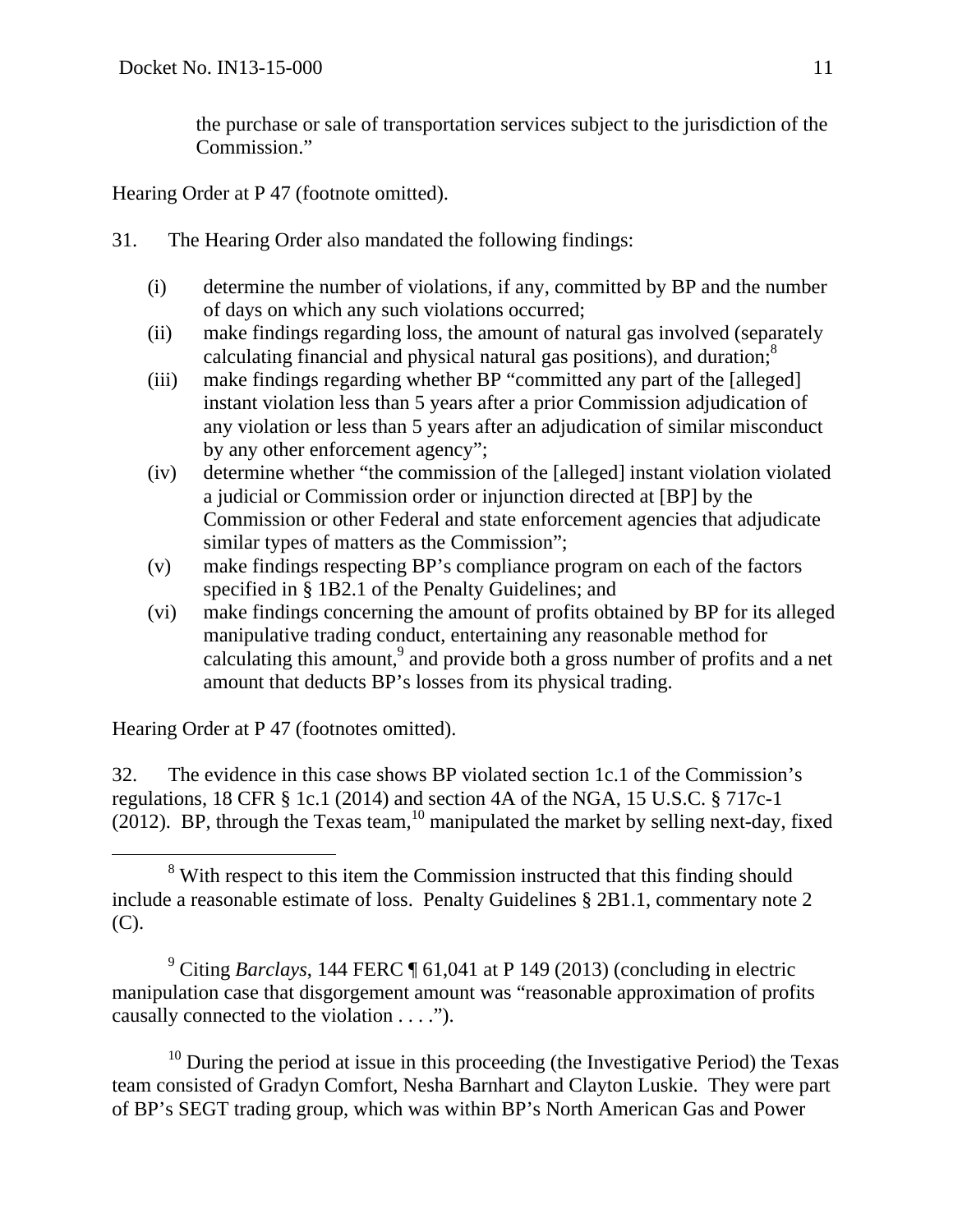the purchase or sale of transportation services subject to the jurisdiction of the Commission."

Hearing Order at P 47 (footnote omitted).

31. The Hearing Order also mandated the following findings:

(i) determine the number of violations, if any, committed by BP and the number of days on which any such violations occurred;
(ii) make findings regarding loss, the amount of natural gas involved (separately calculating financial and physical natural gas positions), and duration;[8]
(iii) make findings regarding whether BP "committed any part of the [alleged] instant violation less than 5 years after a prior Commission adjudication of any violation or less than 5 years after an adjudication of similar misconduct by any other enforcement agency";
(iv) determine whether "the commission of the [alleged] instant violation violated a judicial or Commission order or injunction directed at [BP] by the Commission or other Federal and state enforcement agencies that adjudicate similar types of matters as the Commission";
(v) make findings respecting BP's compliance program on each of the factors specified in § 1B2.1 of the Penalty Guidelines; and
(vi) make findings concerning the amount of profits obtained by BP for its alleged manipulative trading conduct, entertaining any reasonable method for calculating this amount,[9] and provide both a gross number of profits and a net amount that deducts BP's losses from its physical trading.

Hearing Order at P 47 (footnotes omitted).

32. The evidence in this case shows BP violated section 1c.1 of the Commission's regulations, 18 CFR § 1c.1 (2014) and section 4A of the NGA, 15 U.S.C. § 717c-1 (2012). BP, through the Texas team,[10] manipulated the market by selling next-day, fixed

---

[8] With respect to this item the Commission instructed that this finding should include a reasonable estimate of loss. Penalty Guidelines § 2B1.1, commentary note 2 (C).

[9] Citing *Barclays*, 144 FERC ¶ 61,041 at P 149 (2013) (concluding in electric manipulation case that disgorgement amount was "reasonable approximation of profits causally connected to the violation . . . .").

[10] During the period at issue in this proceeding (the Investigative Period) the Texas team consisted of Gradyn Comfort, Nesha Barnhart and Clayton Luskie. They were part of BP's SEGT trading group, which was within BP's North American Gas and Power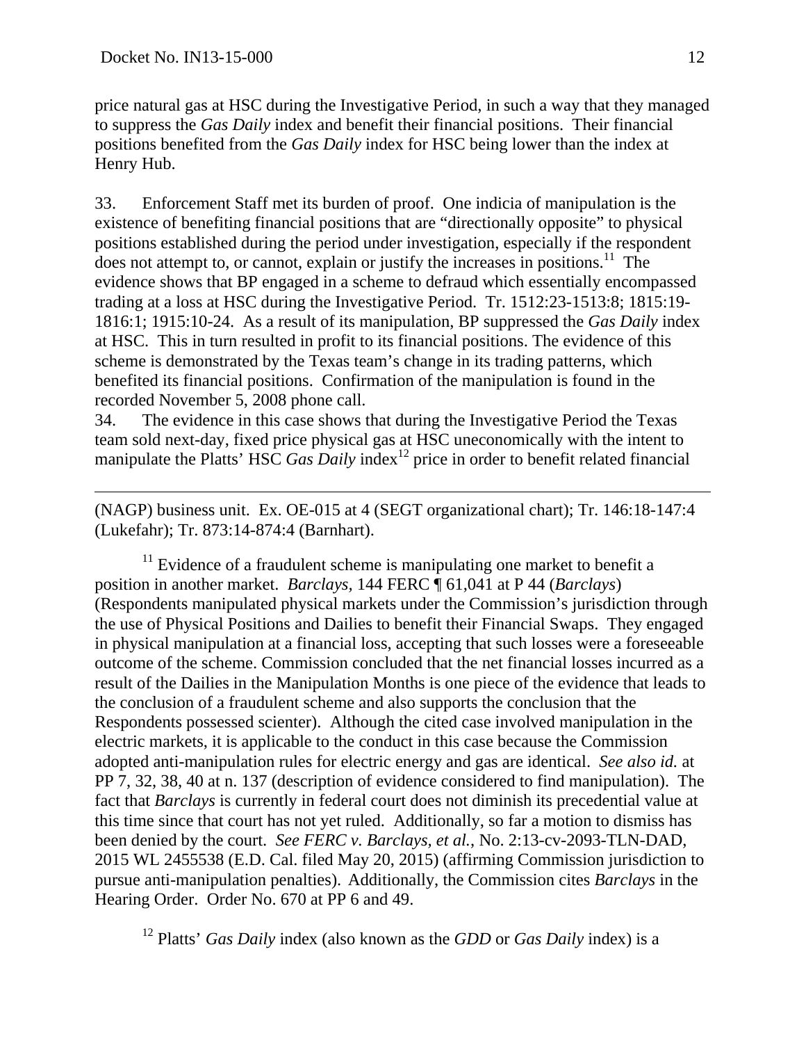price natural gas at HSC during the Investigative Period, in such a way that they managed to suppress the *Gas Daily* index and benefit their financial positions. Their financial positions benefited from the *Gas Daily* index for HSC being lower than the index at Henry Hub.

33. Enforcement Staff met its burden of proof. One indicia of manipulation is the existence of benefiting financial positions that are "directionally opposite" to physical positions established during the period under investigation, especially if the respondent does not attempt to, or cannot, explain or justify the increases in positions.[11] The evidence shows that BP engaged in a scheme to defraud which essentially encompassed trading at a loss at HSC during the Investigative Period. Tr. 1512:23-1513:8; 1815:19-1816:1; 1915:10-24. As a result of its manipulation, BP suppressed the *Gas Daily* index at HSC. This in turn resulted in profit to its financial positions. The evidence of this scheme is demonstrated by the Texas team's change in its trading patterns, which benefited its financial positions. Confirmation of the manipulation is found in the recorded November 5, 2008 phone call.

34. The evidence in this case shows that during the Investigative Period the Texas team sold next-day, fixed price physical gas at HSC uneconomically with the intent to manipulate the Platts' HSC *Gas Daily* index[12] price in order to benefit related financial

---

(NAGP) business unit. Ex. OE-015 at 4 (SEGT organizational chart); Tr. 146:18-147:4 (Lukefahr); Tr. 873:14-874:4 (Barnhart).

[11] Evidence of a fraudulent scheme is manipulating one market to benefit a position in another market. *Barclays*, 144 FERC ¶ 61,041 at P 44 (*Barclays*) (Respondents manipulated physical markets under the Commission's jurisdiction through the use of Physical Positions and Dailies to benefit their Financial Swaps. They engaged in physical manipulation at a financial loss, accepting that such losses were a foreseeable outcome of the scheme. Commission concluded that the net financial losses incurred as a result of the Dailies in the Manipulation Months is one piece of the evidence that leads to the conclusion of a fraudulent scheme and also supports the conclusion that the Respondents possessed scienter). Although the cited case involved manipulation in the electric markets, it is applicable to the conduct in this case because the Commission adopted anti-manipulation rules for electric energy and gas are identical. *See also id.* at PP 7, 32, 38, 40 at n. 137 (description of evidence considered to find manipulation). The fact that *Barclays* is currently in federal court does not diminish its precedential value at this time since that court has not yet ruled. Additionally, so far a motion to dismiss has been denied by the court. *See FERC v. Barclays, et al.*, No. 2:13-cv-2093-TLN-DAD, 2015 WL 2455538 (E.D. Cal. filed May 20, 2015) (affirming Commission jurisdiction to pursue anti-manipulation penalties). Additionally, the Commission cites *Barclays* in the Hearing Order. Order No. 670 at PP 6 and 49.

[12] Platts' *Gas Daily* index (also known as the *GDD* or *Gas Daily* index) is a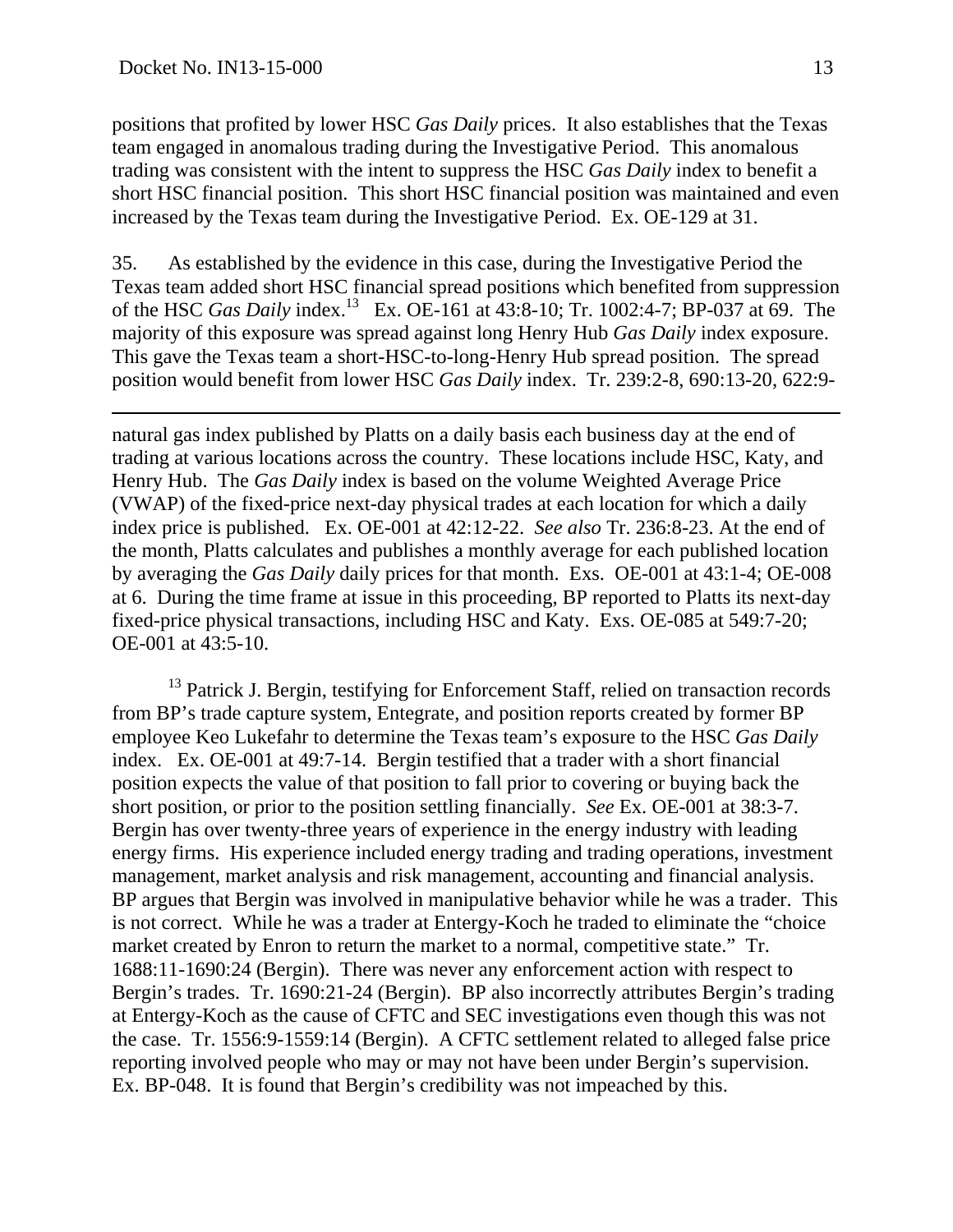positions that profited by lower HSC *Gas Daily* prices. It also establishes that the Texas team engaged in anomalous trading during the Investigative Period. This anomalous trading was consistent with the intent to suppress the HSC *Gas Daily* index to benefit a short HSC financial position. This short HSC financial position was maintained and even increased by the Texas team during the Investigative Period. Ex. OE-129 at 31.

35. As established by the evidence in this case, during the Investigative Period the Texas team added short HSC financial spread positions which benefited from suppression of the HSC *Gas Daily* index.[13] Ex. OE-161 at 43:8-10; Tr. 1002:4-7; BP-037 at 69. The majority of this exposure was spread against long Henry Hub *Gas Daily* index exposure. This gave the Texas team a short-HSC-to-long-Henry Hub spread position. The spread position would benefit from lower HSC *Gas Daily* index. Tr. 239:2-8, 690:13-20, 622:9-

---

natural gas index published by Platts on a daily basis each business day at the end of trading at various locations across the country. These locations include HSC, Katy, and Henry Hub. The *Gas Daily* index is based on the volume Weighted Average Price (VWAP) of the fixed-price next-day physical trades at each location for which a daily index price is published. Ex. OE-001 at 42:12-22. *See also* Tr. 236:8-23. At the end of the month, Platts calculates and publishes a monthly average for each published location by averaging the *Gas Daily* daily prices for that month. Exs. OE-001 at 43:1-4; OE-008 at 6. During the time frame at issue in this proceeding, BP reported to Platts its next-day fixed-price physical transactions, including HSC and Katy. Exs. OE-085 at 549:7-20; OE-001 at 43:5-10.

[13] Patrick J. Bergin, testifying for Enforcement Staff, relied on transaction records from BP's trade capture system, Entegrate, and position reports created by former BP employee Keo Lukefahr to determine the Texas team's exposure to the HSC *Gas Daily* index. Ex. OE-001 at 49:7-14. Bergin testified that a trader with a short financial position expects the value of that position to fall prior to covering or buying back the short position, or prior to the position settling financially. *See* Ex. OE-001 at 38:3-7. Bergin has over twenty-three years of experience in the energy industry with leading energy firms. His experience included energy trading and trading operations, investment management, market analysis and risk management, accounting and financial analysis. BP argues that Bergin was involved in manipulative behavior while he was a trader. This is not correct. While he was a trader at Entergy-Koch he traded to eliminate the "choice market created by Enron to return the market to a normal, competitive state." Tr. 1688:11-1690:24 (Bergin). There was never any enforcement action with respect to Bergin's trades. Tr. 1690:21-24 (Bergin). BP also incorrectly attributes Bergin's trading at Entergy-Koch as the cause of CFTC and SEC investigations even though this was not the case. Tr. 1556:9-1559:14 (Bergin). A CFTC settlement related to alleged false price reporting involved people who may or may not have been under Bergin's supervision. Ex. BP-048. It is found that Bergin's credibility was not impeached by this.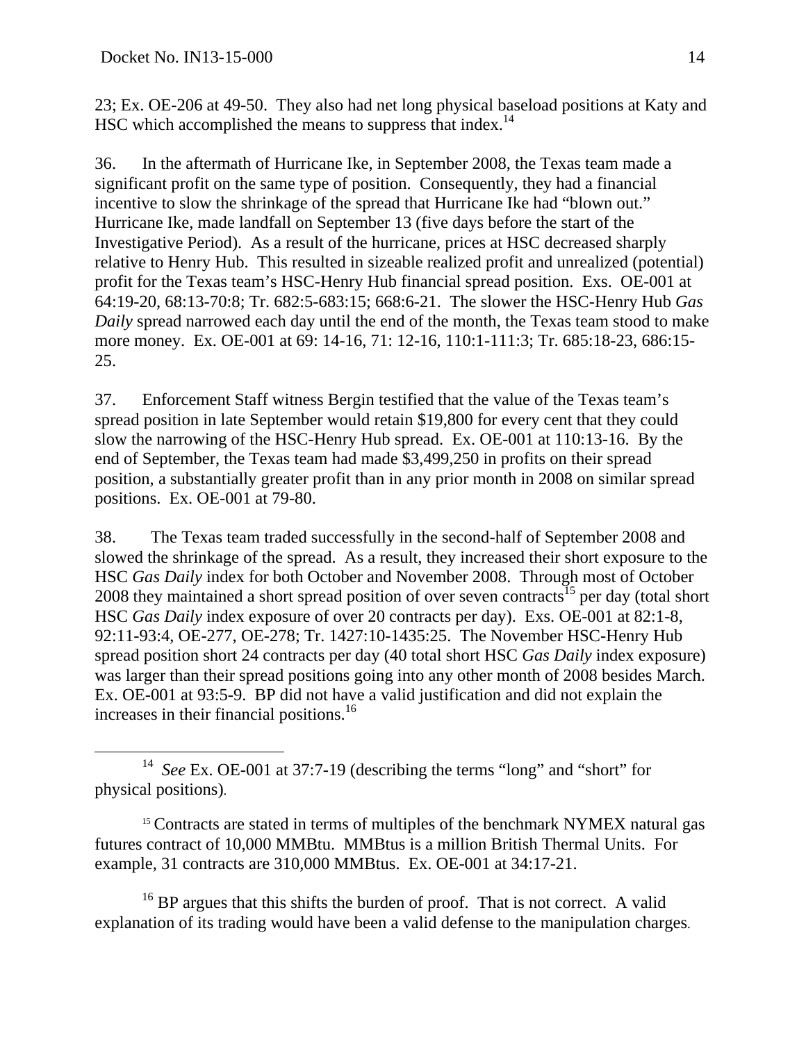23; Ex. OE-206 at 49-50. They also had net long physical baseload positions at Katy and HSC which accomplished the means to suppress that index.[14]

36. In the aftermath of Hurricane Ike, in September 2008, the Texas team made a significant profit on the same type of position. Consequently, they had a financial incentive to slow the shrinkage of the spread that Hurricane Ike had "blown out." Hurricane Ike, made landfall on September 13 (five days before the start of the Investigative Period). As a result of the hurricane, prices at HSC decreased sharply relative to Henry Hub. This resulted in sizeable realized profit and unrealized (potential) profit for the Texas team's HSC-Henry Hub financial spread position. Exs. OE-001 at 64:19-20, 68:13-70:8; Tr. 682:5-683:15; 668:6-21. The slower the HSC-Henry Hub *Gas Daily* spread narrowed each day until the end of the month, the Texas team stood to make more money. Ex. OE-001 at 69: 14-16, 71: 12-16, 110:1-111:3; Tr. 685:18-23, 686:15-25.

37. Enforcement Staff witness Bergin testified that the value of the Texas team's spread position in late September would retain $19,800 for every cent that they could slow the narrowing of the HSC-Henry Hub spread. Ex. OE-001 at 110:13-16. By the end of September, the Texas team had made $3,499,250 in profits on their spread position, a substantially greater profit than in any prior month in 2008 on similar spread positions. Ex. OE-001 at 79-80.

38. The Texas team traded successfully in the second-half of September 2008 and slowed the shrinkage of the spread. As a result, they increased their short exposure to the HSC *Gas Daily* index for both October and November 2008. Through most of October 2008 they maintained a short spread position of over seven contracts[15] per day (total short HSC *Gas Daily* index exposure of over 20 contracts per day). Exs. OE-001 at 82:1-8, 92:11-93:4, OE-277, OE-278; Tr. 1427:10-1435:25. The November HSC-Henry Hub spread position short 24 contracts per day (40 total short HSC *Gas Daily* index exposure) was larger than their spread positions going into any other month of 2008 besides March. Ex. OE-001 at 93:5-9. BP did not have a valid justification and did not explain the increases in their financial positions.[16]

---

[14] *See* Ex. OE-001 at 37:7-19 (describing the terms "long" and "short" for physical positions).

[15] Contracts are stated in terms of multiples of the benchmark NYMEX natural gas futures contract of 10,000 MMBtu. MMBtus is a million British Thermal Units. For example, 31 contracts are 310,000 MMBtus. Ex. OE-001 at 34:17-21.

[16] BP argues that this shifts the burden of proof. That is not correct. A valid explanation of its trading would have been a valid defense to the manipulation charges.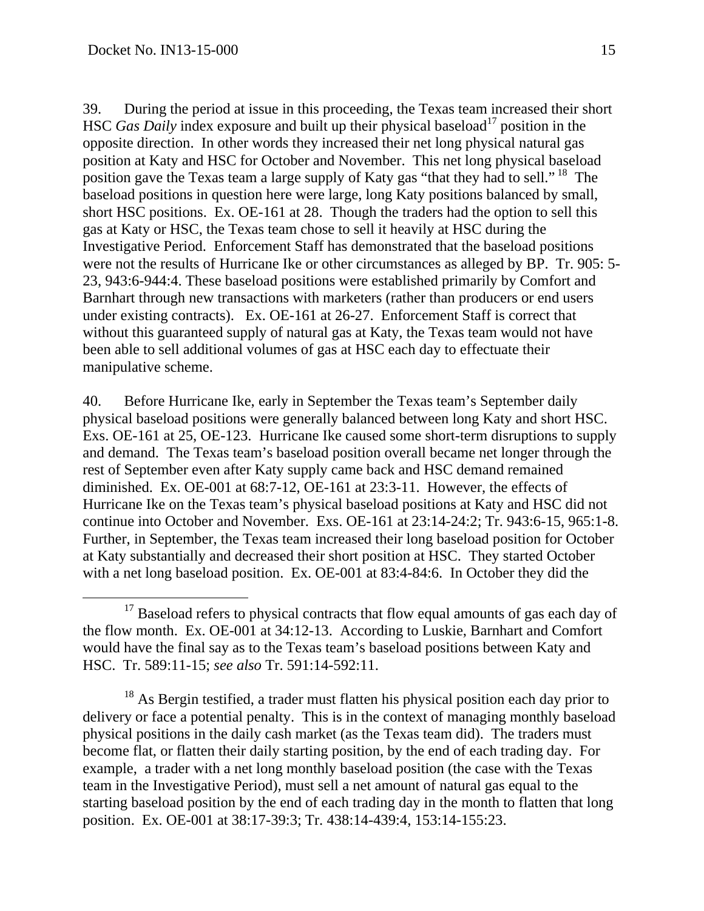39. During the period at issue in this proceeding, the Texas team increased their short HSC *Gas Daily* index exposure and built up their physical baseload[17] position in the opposite direction. In other words they increased their net long physical natural gas position at Katy and HSC for October and November. This net long physical baseload position gave the Texas team a large supply of Katy gas "that they had to sell."[18] The baseload positions in question here were large, long Katy positions balanced by small, short HSC positions. Ex. OE-161 at 28. Though the traders had the option to sell this gas at Katy or HSC, the Texas team chose to sell it heavily at HSC during the Investigative Period. Enforcement Staff has demonstrated that the baseload positions were not the results of Hurricane Ike or other circumstances as alleged by BP. Tr. 905: 5-23, 943:6-944:4. These baseload positions were established primarily by Comfort and Barnhart through new transactions with marketers (rather than producers or end users under existing contracts). Ex. OE-161 at 26-27. Enforcement Staff is correct that without this guaranteed supply of natural gas at Katy, the Texas team would not have been able to sell additional volumes of gas at HSC each day to effectuate their manipulative scheme.

40. Before Hurricane Ike, early in September the Texas team's September daily physical baseload positions were generally balanced between long Katy and short HSC. Exs. OE-161 at 25, OE-123. Hurricane Ike caused some short-term disruptions to supply and demand. The Texas team's baseload position overall became net longer through the rest of September even after Katy supply came back and HSC demand remained diminished. Ex. OE-001 at 68:7-12, OE-161 at 23:3-11. However, the effects of Hurricane Ike on the Texas team's physical baseload positions at Katy and HSC did not continue into October and November. Exs. OE-161 at 23:14-24:2; Tr. 943:6-15, 965:1-8. Further, in September, the Texas team increased their long baseload position for October at Katy substantially and decreased their short position at HSC. They started October with a net long baseload position. Ex. OE-001 at 83:4-84:6. In October they did the

[17] Baseload refers to physical contracts that flow equal amounts of gas each day of the flow month. Ex. OE-001 at 34:12-13. According to Luskie, Barnhart and Comfort would have the final say as to the Texas team's baseload positions between Katy and HSC. Tr. 589:11-15; *see also* Tr. 591:14-592:11.

[18] As Bergin testified, a trader must flatten his physical position each day prior to delivery or face a potential penalty. This is in the context of managing monthly baseload physical positions in the daily cash market (as the Texas team did). The traders must become flat, or flatten their daily starting position, by the end of each trading day. For example, a trader with a net long monthly baseload position (the case with the Texas team in the Investigative Period), must sell a net amount of natural gas equal to the starting baseload position by the end of each trading day in the month to flatten that long position. Ex. OE-001 at 38:17-39:3; Tr. 438:14-439:4, 153:14-155:23.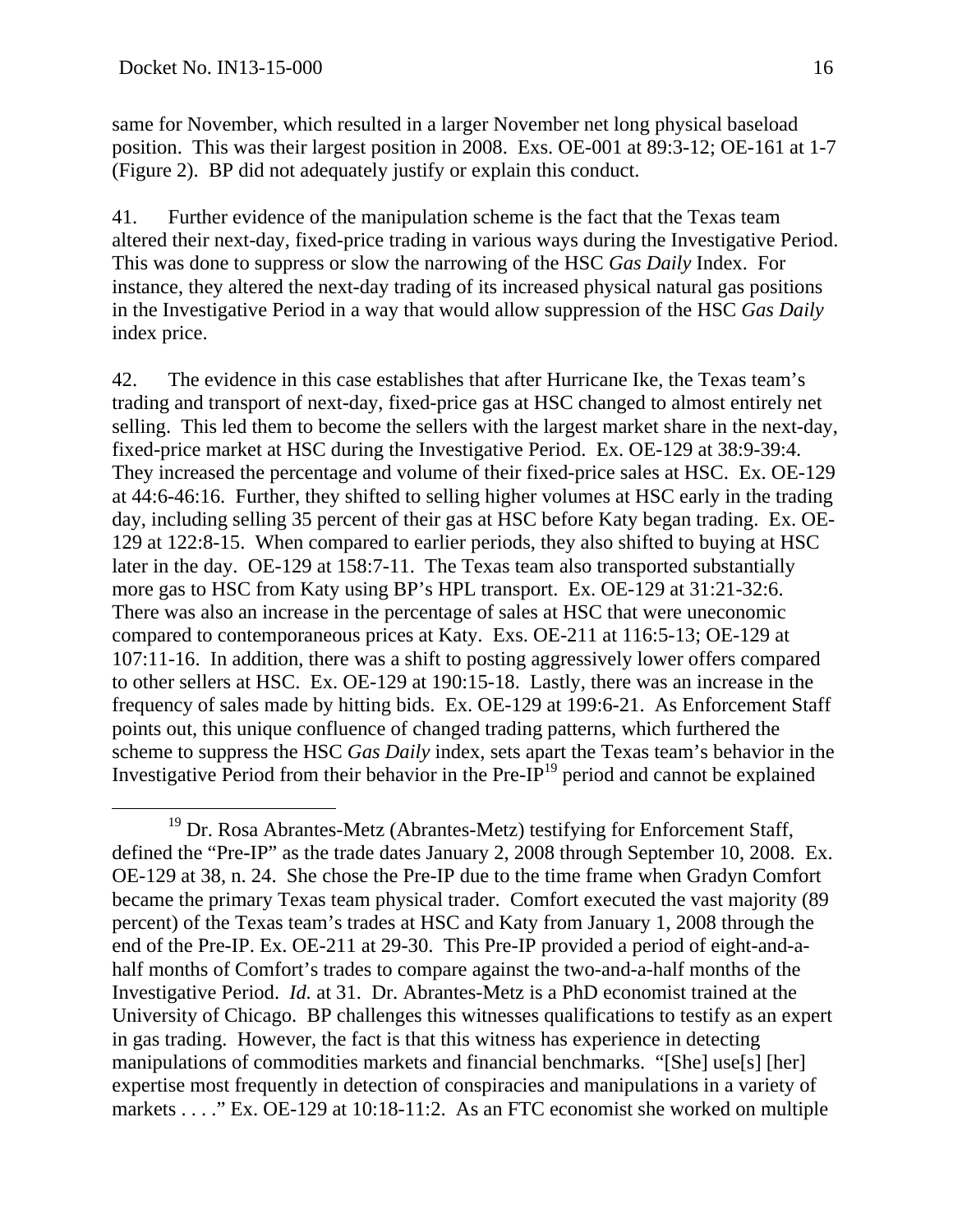same for November, which resulted in a larger November net long physical baseload position. This was their largest position in 2008. Exs. OE-001 at 89:3-12; OE-161 at 1-7 (Figure 2). BP did not adequately justify or explain this conduct.

41. Further evidence of the manipulation scheme is the fact that the Texas team altered their next-day, fixed-price trading in various ways during the Investigative Period. This was done to suppress or slow the narrowing of the HSC *Gas Daily* Index. For instance, they altered the next-day trading of its increased physical natural gas positions in the Investigative Period in a way that would allow suppression of the HSC *Gas Daily* index price.

42. The evidence in this case establishes that after Hurricane Ike, the Texas team's trading and transport of next-day, fixed-price gas at HSC changed to almost entirely net selling. This led them to become the sellers with the largest market share in the next-day, fixed-price market at HSC during the Investigative Period. Ex. OE-129 at 38:9-39:4. They increased the percentage and volume of their fixed-price sales at HSC. Ex. OE-129 at 44:6-46:16. Further, they shifted to selling higher volumes at HSC early in the trading day, including selling 35 percent of their gas at HSC before Katy began trading. Ex. OE-129 at 122:8-15. When compared to earlier periods, they also shifted to buying at HSC later in the day. OE-129 at 158:7-11. The Texas team also transported substantially more gas to HSC from Katy using BP's HPL transport. Ex. OE-129 at 31:21-32:6. There was also an increase in the percentage of sales at HSC that were uneconomic compared to contemporaneous prices at Katy. Exs. OE-211 at 116:5-13; OE-129 at 107:11-16. In addition, there was a shift to posting aggressively lower offers compared to other sellers at HSC. Ex. OE-129 at 190:15-18. Lastly, there was an increase in the frequency of sales made by hitting bids. Ex. OE-129 at 199:6-21. As Enforcement Staff points out, this unique confluence of changed trading patterns, which furthered the scheme to suppress the HSC *Gas Daily* index, sets apart the Texas team's behavior in the Investigative Period from their behavior in the Pre-IP[19] period and cannot be explained

[19] Dr. Rosa Abrantes-Metz (Abrantes-Metz) testifying for Enforcement Staff, defined the "Pre-IP" as the trade dates January 2, 2008 through September 10, 2008. Ex. OE-129 at 38, n. 24. She chose the Pre-IP due to the time frame when Gradyn Comfort became the primary Texas team physical trader. Comfort executed the vast majority (89 percent) of the Texas team's trades at HSC and Katy from January 1, 2008 through the end of the Pre-IP. Ex. OE-211 at 29-30. This Pre-IP provided a period of eight-and-a-half months of Comfort's trades to compare against the two-and-a-half months of the Investigative Period. *Id.* at 31. Dr. Abrantes-Metz is a PhD economist trained at the University of Chicago. BP challenges this witnesses qualifications to testify as an expert in gas trading. However, the fact is that this witness has experience in detecting manipulations of commodities markets and financial benchmarks. "[She] use[s] [her] expertise most frequently in detection of conspiracies and manipulations in a variety of markets . . . ." Ex. OE-129 at 10:18-11:2. As an FTC economist she worked on multiple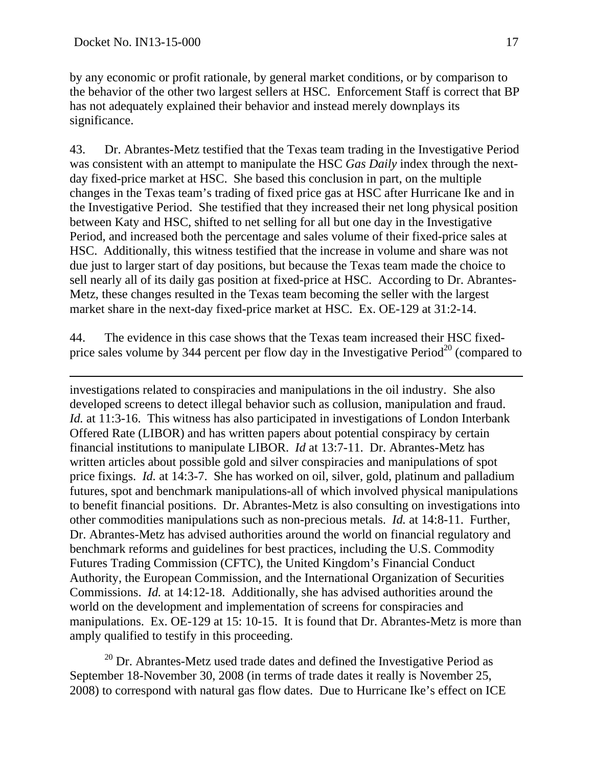by any economic or profit rationale, by general market conditions, or by comparison to the behavior of the other two largest sellers at HSC. Enforcement Staff is correct that BP has not adequately explained their behavior and instead merely downplays its significance.

43. Dr. Abrantes-Metz testified that the Texas team trading in the Investigative Period was consistent with an attempt to manipulate the HSC *Gas Daily* index through the next-day fixed-price market at HSC. She based this conclusion in part, on the multiple changes in the Texas team's trading of fixed price gas at HSC after Hurricane Ike and in the Investigative Period. She testified that they increased their net long physical position between Katy and HSC, shifted to net selling for all but one day in the Investigative Period, and increased both the percentage and sales volume of their fixed-price sales at HSC. Additionally, this witness testified that the increase in volume and share was not due just to larger start of day positions, but because the Texas team made the choice to sell nearly all of its daily gas position at fixed-price at HSC. According to Dr. Abrantes-Metz, these changes resulted in the Texas team becoming the seller with the largest market share in the next-day fixed-price market at HSC. Ex. OE-129 at 31:2-14.

44. The evidence in this case shows that the Texas team increased their HSC fixed-price sales volume by 344 percent per flow day in the Investigative Period[20] (compared to

---

investigations related to conspiracies and manipulations in the oil industry. She also developed screens to detect illegal behavior such as collusion, manipulation and fraud. *Id.* at 11:3-16. This witness has also participated in investigations of London Interbank Offered Rate (LIBOR) and has written papers about potential conspiracy by certain financial institutions to manipulate LIBOR. *Id* at 13:7-11. Dr. Abrantes-Metz has written articles about possible gold and silver conspiracies and manipulations of spot price fixings. *Id.* at 14:3-7. She has worked on oil, silver, gold, platinum and palladium futures, spot and benchmark manipulations-all of which involved physical manipulations to benefit financial positions. Dr. Abrantes-Metz is also consulting on investigations into other commodities manipulations such as non-precious metals. *Id.* at 14:8-11. Further, Dr. Abrantes-Metz has advised authorities around the world on financial regulatory and benchmark reforms and guidelines for best practices, including the U.S. Commodity Futures Trading Commission (CFTC), the United Kingdom's Financial Conduct Authority, the European Commission, and the International Organization of Securities Commissions. *Id.* at 14:12-18. Additionally, she has advised authorities around the world on the development and implementation of screens for conspiracies and manipulations. Ex. OE-129 at 15: 10-15. It is found that Dr. Abrantes-Metz is more than amply qualified to testify in this proceeding.

[20] Dr. Abrantes-Metz used trade dates and defined the Investigative Period as September 18-November 30, 2008 (in terms of trade dates it really is November 25, 2008) to correspond with natural gas flow dates. Due to Hurricane Ike's effect on ICE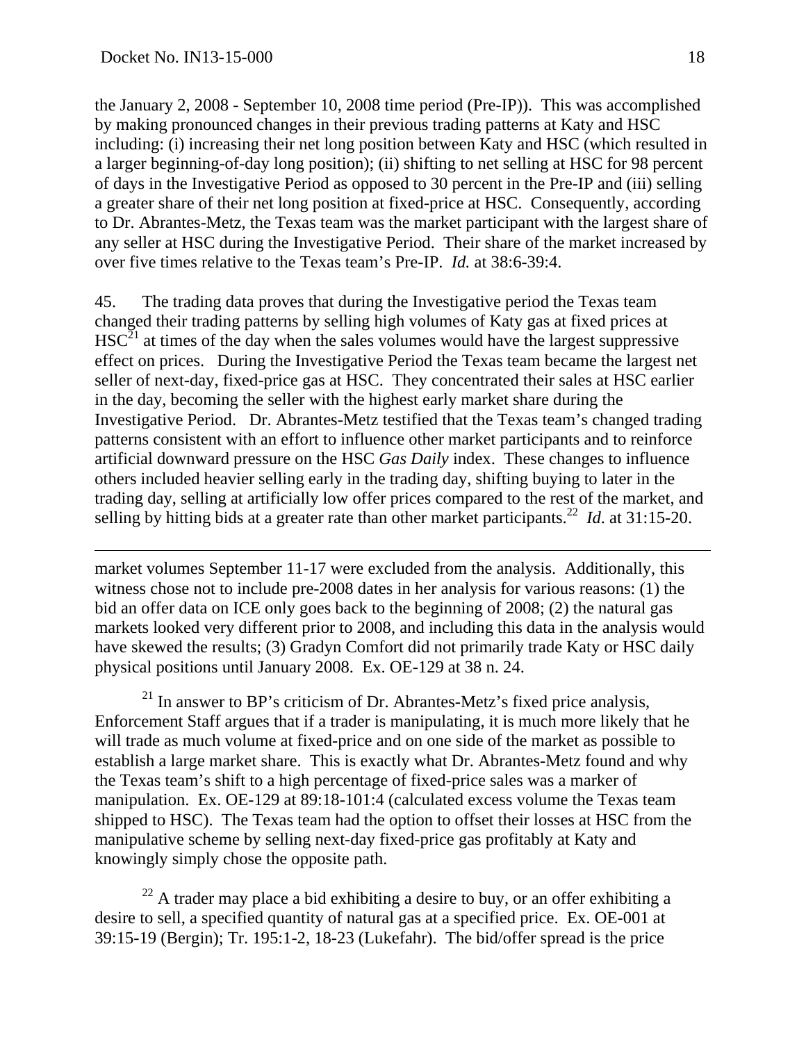the January 2, 2008 - September 10, 2008 time period (Pre-IP)). This was accomplished by making pronounced changes in their previous trading patterns at Katy and HSC including: (i) increasing their net long position between Katy and HSC (which resulted in a larger beginning-of-day long position); (ii) shifting to net selling at HSC for 98 percent of days in the Investigative Period as opposed to 30 percent in the Pre-IP and (iii) selling a greater share of their net long position at fixed-price at HSC. Consequently, according to Dr. Abrantes-Metz, the Texas team was the market participant with the largest share of any seller at HSC during the Investigative Period. Their share of the market increased by over five times relative to the Texas team's Pre-IP. *Id.* at 38:6-39:4.

45. The trading data proves that during the Investigative period the Texas team changed their trading patterns by selling high volumes of Katy gas at fixed prices at HSC[21] at times of the day when the sales volumes would have the largest suppressive effect on prices. During the Investigative Period the Texas team became the largest net seller of next-day, fixed-price gas at HSC. They concentrated their sales at HSC earlier in the day, becoming the seller with the highest early market share during the Investigative Period. Dr. Abrantes-Metz testified that the Texas team's changed trading patterns consistent with an effort to influence other market participants and to reinforce artificial downward pressure on the HSC *Gas Daily* index. These changes to influence others included heavier selling early in the trading day, shifting buying to later in the trading day, selling at artificially low offer prices compared to the rest of the market, and selling by hitting bids at a greater rate than other market participants.[22] *Id*. at 31:15-20.

---

market volumes September 11-17 were excluded from the analysis. Additionally, this witness chose not to include pre-2008 dates in her analysis for various reasons: (1) the bid an offer data on ICE only goes back to the beginning of 2008; (2) the natural gas markets looked very different prior to 2008, and including this data in the analysis would have skewed the results; (3) Gradyn Comfort did not primarily trade Katy or HSC daily physical positions until January 2008. Ex. OE-129 at 38 n. 24.

[21] In answer to BP's criticism of Dr. Abrantes-Metz's fixed price analysis, Enforcement Staff argues that if a trader is manipulating, it is much more likely that he will trade as much volume at fixed-price and on one side of the market as possible to establish a large market share. This is exactly what Dr. Abrantes-Metz found and why the Texas team's shift to a high percentage of fixed-price sales was a marker of manipulation. Ex. OE-129 at 89:18-101:4 (calculated excess volume the Texas team shipped to HSC). The Texas team had the option to offset their losses at HSC from the manipulative scheme by selling next-day fixed-price gas profitably at Katy and knowingly simply chose the opposite path.

[22] A trader may place a bid exhibiting a desire to buy, or an offer exhibiting a desire to sell, a specified quantity of natural gas at a specified price. Ex. OE-001 at 39:15-19 (Bergin); Tr. 195:1-2, 18-23 (Lukefahr). The bid/offer spread is the price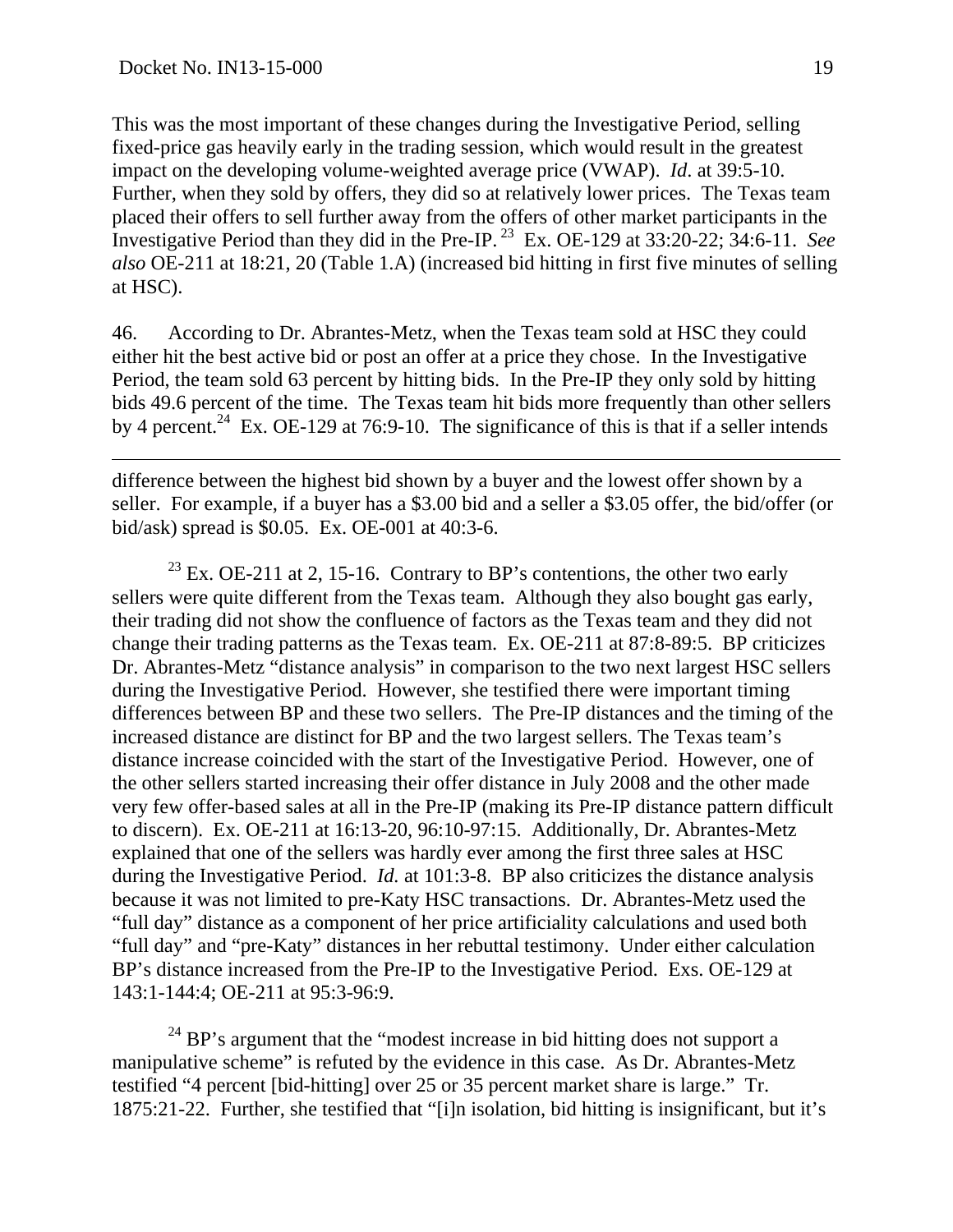This was the most important of these changes during the Investigative Period, selling fixed-price gas heavily early in the trading session, which would result in the greatest impact on the developing volume-weighted average price (VWAP). *Id*. at 39:5-10. Further, when they sold by offers, they did so at relatively lower prices. The Texas team placed their offers to sell further away from the offers of other market participants in the Investigative Period than they did in the Pre-IP.[23] Ex. OE-129 at 33:20-22; 34:6-11. *See also* OE-211 at 18:21, 20 (Table 1.A) (increased bid hitting in first five minutes of selling at HSC).

46. According to Dr. Abrantes-Metz, when the Texas team sold at HSC they could either hit the best active bid or post an offer at a price they chose. In the Investigative Period, the team sold 63 percent by hitting bids. In the Pre-IP they only sold by hitting bids 49.6 percent of the time. The Texas team hit bids more frequently than other sellers by 4 percent.[24] Ex. OE-129 at 76:9-10. The significance of this is that if a seller intends

---

difference between the highest bid shown by a buyer and the lowest offer shown by a seller. For example, if a buyer has a $3.00 bid and a seller a $3.05 offer, the bid/offer (or bid/ask) spread is $0.05. Ex. OE-001 at 40:3-6.

[23] Ex. OE-211 at 2, 15-16. Contrary to BP's contentions, the other two early sellers were quite different from the Texas team. Although they also bought gas early, their trading did not show the confluence of factors as the Texas team and they did not change their trading patterns as the Texas team. Ex. OE-211 at 87:8-89:5. BP criticizes Dr. Abrantes-Metz "distance analysis" in comparison to the two next largest HSC sellers during the Investigative Period. However, she testified there were important timing differences between BP and these two sellers. The Pre-IP distances and the timing of the increased distance are distinct for BP and the two largest sellers. The Texas team's distance increase coincided with the start of the Investigative Period. However, one of the other sellers started increasing their offer distance in July 2008 and the other made very few offer-based sales at all in the Pre-IP (making its Pre-IP distance pattern difficult to discern). Ex. OE-211 at 16:13-20, 96:10-97:15. Additionally, Dr. Abrantes-Metz explained that one of the sellers was hardly ever among the first three sales at HSC during the Investigative Period. *Id.* at 101:3-8. BP also criticizes the distance analysis because it was not limited to pre-Katy HSC transactions. Dr. Abrantes-Metz used the "full day" distance as a component of her price artificiality calculations and used both "full day" and "pre-Katy" distances in her rebuttal testimony. Under either calculation BP's distance increased from the Pre-IP to the Investigative Period. Exs. OE-129 at 143:1-144:4; OE-211 at 95:3-96:9.

[24] BP's argument that the "modest increase in bid hitting does not support a manipulative scheme" is refuted by the evidence in this case. As Dr. Abrantes-Metz testified "4 percent [bid-hitting] over 25 or 35 percent market share is large." Tr. 1875:21-22. Further, she testified that "[i]n isolation, bid hitting is insignificant, but it's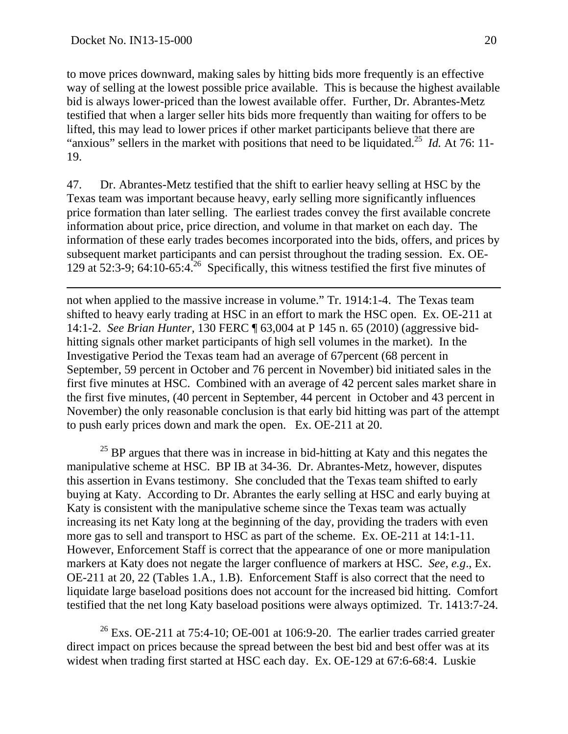to move prices downward, making sales by hitting bids more frequently is an effective way of selling at the lowest possible price available. This is because the highest available bid is always lower-priced than the lowest available offer. Further, Dr. Abrantes-Metz testified that when a larger seller hits bids more frequently than waiting for offers to be lifted, this may lead to lower prices if other market participants believe that there are "anxious" sellers in the market with positions that need to be liquidated.[25] *Id.* At 76: 11-19.

47. Dr. Abrantes-Metz testified that the shift to earlier heavy selling at HSC by the Texas team was important because heavy, early selling more significantly influences price formation than later selling. The earliest trades convey the first available concrete information about price, price direction, and volume in that market on each day. The information of these early trades becomes incorporated into the bids, offers, and prices by subsequent market participants and can persist throughout the trading session. Ex. OE-129 at 52:3-9; 64:10-65:4.[26] Specifically, this witness testified the first five minutes of

---

not when applied to the massive increase in volume." Tr. 1914:1-4. The Texas team shifted to heavy early trading at HSC in an effort to mark the HSC open. Ex. OE-211 at 14:1-2. *See Brian Hunter*, 130 FERC ¶ 63,004 at P 145 n. 65 (2010) (aggressive bid-hitting signals other market participants of high sell volumes in the market). In the Investigative Period the Texas team had an average of 67percent (68 percent in September, 59 percent in October and 76 percent in November) bid initiated sales in the first five minutes at HSC. Combined with an average of 42 percent sales market share in the first five minutes, (40 percent in September, 44 percent in October and 43 percent in November) the only reasonable conclusion is that early bid hitting was part of the attempt to push early prices down and mark the open. Ex. OE-211 at 20.

[25] BP argues that there was in increase in bid-hitting at Katy and this negates the manipulative scheme at HSC. BP IB at 34-36. Dr. Abrantes-Metz, however, disputes this assertion in Evans testimony. She concluded that the Texas team shifted to early buying at Katy. According to Dr. Abrantes the early selling at HSC and early buying at Katy is consistent with the manipulative scheme since the Texas team was actually increasing its net Katy long at the beginning of the day, providing the traders with even more gas to sell and transport to HSC as part of the scheme. Ex. OE-211 at 14:1-11. However, Enforcement Staff is correct that the appearance of one or more manipulation markers at Katy does not negate the larger confluence of markers at HSC. *See, e.g*., Ex. OE-211 at 20, 22 (Tables 1.A., 1.B). Enforcement Staff is also correct that the need to liquidate large baseload positions does not account for the increased bid hitting. Comfort testified that the net long Katy baseload positions were always optimized. Tr. 1413:7-24.

[26] Exs. OE-211 at 75:4-10; OE-001 at 106:9-20. The earlier trades carried greater direct impact on prices because the spread between the best bid and best offer was at its widest when trading first started at HSC each day. Ex. OE-129 at 67:6-68:4. Luskie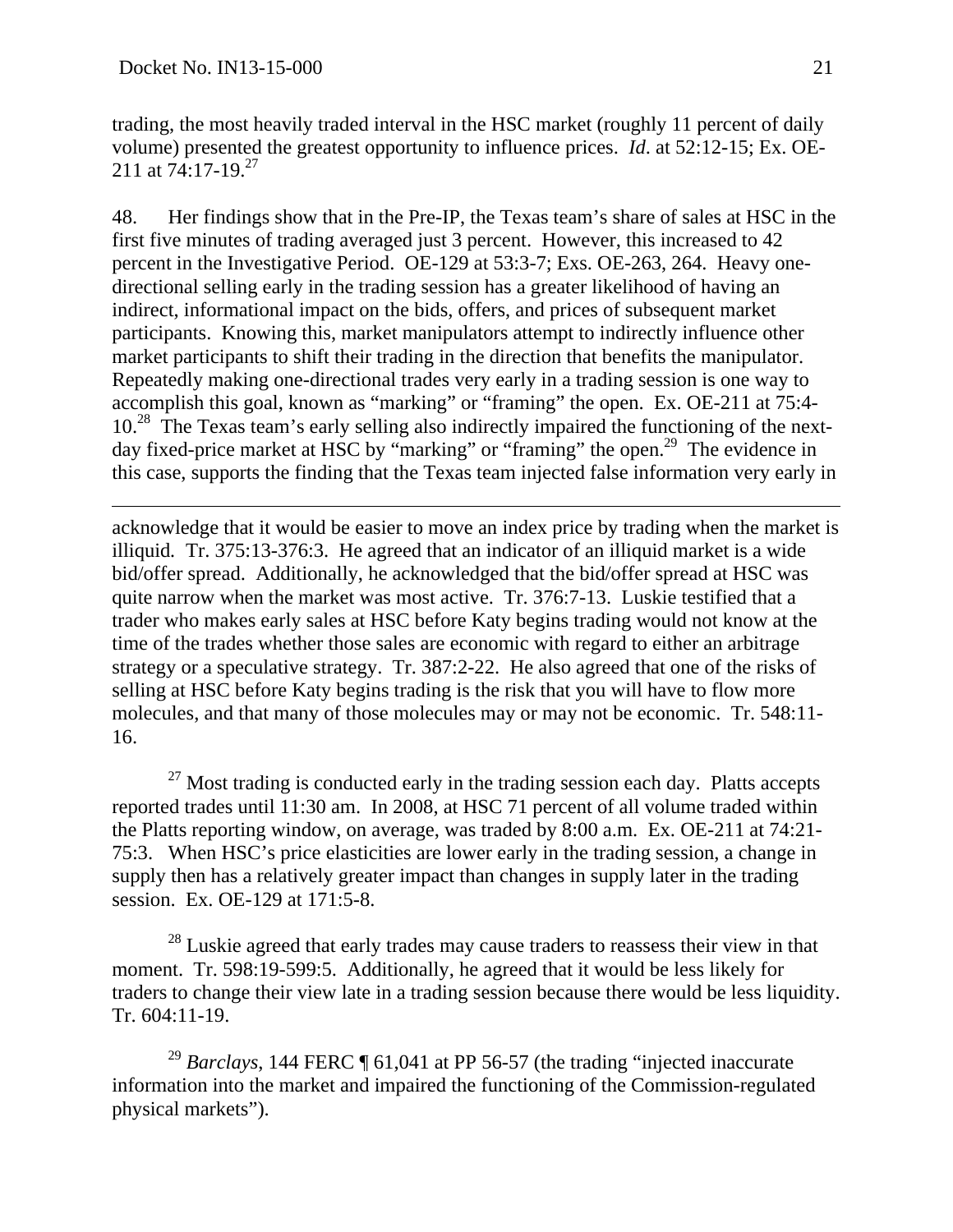trading, the most heavily traded interval in the HSC market (roughly 11 percent of daily volume) presented the greatest opportunity to influence prices. *Id*. at 52:12-15; Ex. OE-211 at 74:17-19.[27]

48. Her findings show that in the Pre-IP, the Texas team's share of sales at HSC in the first five minutes of trading averaged just 3 percent. However, this increased to 42 percent in the Investigative Period. OE-129 at 53:3-7; Exs. OE-263, 264. Heavy one-directional selling early in the trading session has a greater likelihood of having an indirect, informational impact on the bids, offers, and prices of subsequent market participants. Knowing this, market manipulators attempt to indirectly influence other market participants to shift their trading in the direction that benefits the manipulator. Repeatedly making one-directional trades very early in a trading session is one way to accomplish this goal, known as "marking" or "framing" the open. Ex. OE-211 at 75:4-10.[28] The Texas team's early selling also indirectly impaired the functioning of the next-day fixed-price market at HSC by "marking" or "framing" the open.[29] The evidence in this case, supports the finding that the Texas team injected false information very early in

---

acknowledge that it would be easier to move an index price by trading when the market is illiquid. Tr. 375:13-376:3. He agreed that an indicator of an illiquid market is a wide bid/offer spread. Additionally, he acknowledged that the bid/offer spread at HSC was quite narrow when the market was most active. Tr. 376:7-13. Luskie testified that a trader who makes early sales at HSC before Katy begins trading would not know at the time of the trades whether those sales are economic with regard to either an arbitrage strategy or a speculative strategy. Tr. 387:2-22. He also agreed that one of the risks of selling at HSC before Katy begins trading is the risk that you will have to flow more molecules, and that many of those molecules may or may not be economic. Tr. 548:11-16.

[27] Most trading is conducted early in the trading session each day. Platts accepts reported trades until 11:30 am. In 2008, at HSC 71 percent of all volume traded within the Platts reporting window, on average, was traded by 8:00 a.m. Ex. OE-211 at 74:21-75:3. When HSC's price elasticities are lower early in the trading session, a change in supply then has a relatively greater impact than changes in supply later in the trading session. Ex. OE-129 at 171:5-8.

[28] Luskie agreed that early trades may cause traders to reassess their view in that moment. Tr. 598:19-599:5. Additionally, he agreed that it would be less likely for traders to change their view late in a trading session because there would be less liquidity. Tr. 604:11-19.

[29] *Barclays*, 144 FERC ¶ 61,041 at PP 56-57 (the trading "injected inaccurate information into the market and impaired the functioning of the Commission-regulated physical markets").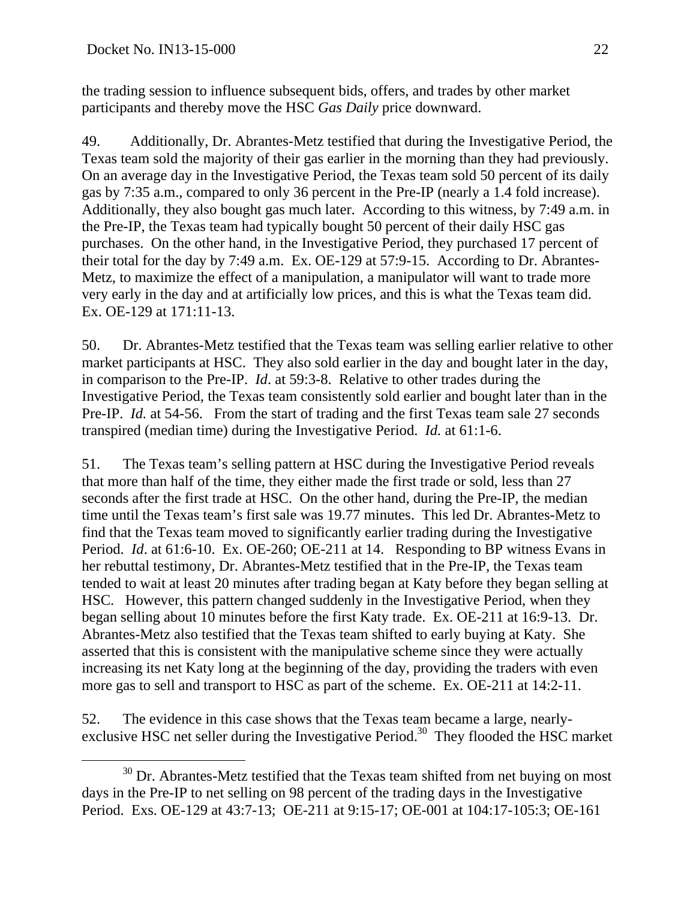the trading session to influence subsequent bids, offers, and trades by other market participants and thereby move the HSC *Gas Daily* price downward.

49. Additionally, Dr. Abrantes-Metz testified that during the Investigative Period, the Texas team sold the majority of their gas earlier in the morning than they had previously. On an average day in the Investigative Period, the Texas team sold 50 percent of its daily gas by 7:35 a.m., compared to only 36 percent in the Pre-IP (nearly a 1.4 fold increase). Additionally, they also bought gas much later. According to this witness, by 7:49 a.m. in the Pre-IP, the Texas team had typically bought 50 percent of their daily HSC gas purchases. On the other hand, in the Investigative Period, they purchased 17 percent of their total for the day by 7:49 a.m. Ex. OE-129 at 57:9-15. According to Dr. Abrantes-Metz, to maximize the effect of a manipulation, a manipulator will want to trade more very early in the day and at artificially low prices, and this is what the Texas team did. Ex. OE-129 at 171:11-13.

50. Dr. Abrantes-Metz testified that the Texas team was selling earlier relative to other market participants at HSC. They also sold earlier in the day and bought later in the day, in comparison to the Pre-IP. *Id*. at 59:3-8. Relative to other trades during the Investigative Period, the Texas team consistently sold earlier and bought later than in the Pre-IP. *Id.* at 54-56. From the start of trading and the first Texas team sale 27 seconds transpired (median time) during the Investigative Period. *Id.* at 61:1-6.

51. The Texas team's selling pattern at HSC during the Investigative Period reveals that more than half of the time, they either made the first trade or sold, less than 27 seconds after the first trade at HSC. On the other hand, during the Pre-IP, the median time until the Texas team's first sale was 19.77 minutes. This led Dr. Abrantes-Metz to find that the Texas team moved to significantly earlier trading during the Investigative Period. *Id*. at 61:6-10. Ex. OE-260; OE-211 at 14. Responding to BP witness Evans in her rebuttal testimony, Dr. Abrantes-Metz testified that in the Pre-IP, the Texas team tended to wait at least 20 minutes after trading began at Katy before they began selling at HSC. However, this pattern changed suddenly in the Investigative Period, when they began selling about 10 minutes before the first Katy trade. Ex. OE-211 at 16:9-13. Dr. Abrantes-Metz also testified that the Texas team shifted to early buying at Katy. She asserted that this is consistent with the manipulative scheme since they were actually increasing its net Katy long at the beginning of the day, providing the traders with even more gas to sell and transport to HSC as part of the scheme. Ex. OE-211 at 14:2-11.

52. The evidence in this case shows that the Texas team became a large, nearly-exclusive HSC net seller during the Investigative Period.[30] They flooded the HSC market

[30] Dr. Abrantes-Metz testified that the Texas team shifted from net buying on most days in the Pre-IP to net selling on 98 percent of the trading days in the Investigative Period. Exs. OE-129 at 43:7-13; OE-211 at 9:15-17; OE-001 at 104:17-105:3; OE-161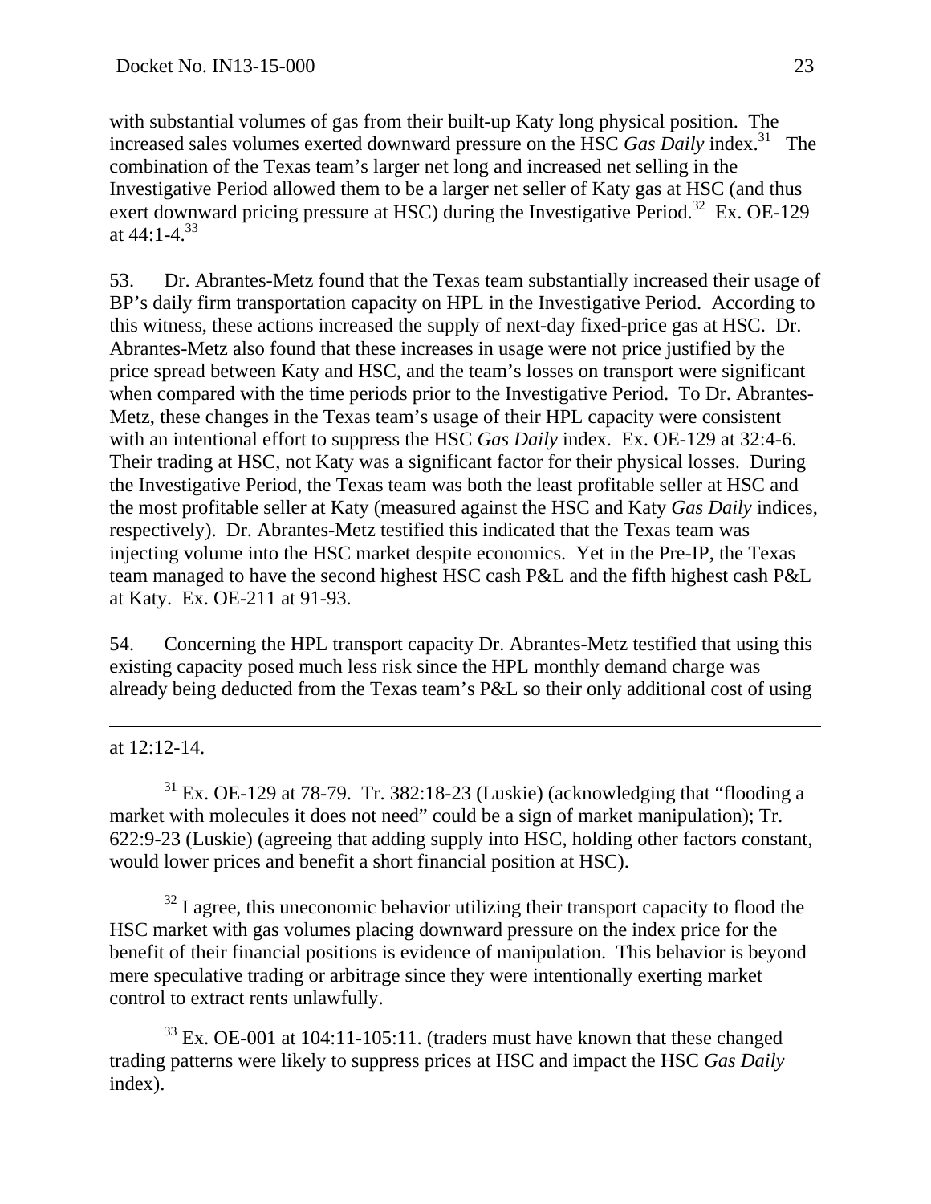with substantial volumes of gas from their built-up Katy long physical position. The increased sales volumes exerted downward pressure on the HSC *Gas Daily* index.[31] The combination of the Texas team's larger net long and increased net selling in the Investigative Period allowed them to be a larger net seller of Katy gas at HSC (and thus exert downward pricing pressure at HSC) during the Investigative Period.[32] Ex. OE-129 at 44:1-4.[33]

53. Dr. Abrantes-Metz found that the Texas team substantially increased their usage of BP's daily firm transportation capacity on HPL in the Investigative Period. According to this witness, these actions increased the supply of next-day fixed-price gas at HSC. Dr. Abrantes-Metz also found that these increases in usage were not price justified by the price spread between Katy and HSC, and the team's losses on transport were significant when compared with the time periods prior to the Investigative Period. To Dr. Abrantes-Metz, these changes in the Texas team's usage of their HPL capacity were consistent with an intentional effort to suppress the HSC *Gas Daily* index. Ex. OE-129 at 32:4-6. Their trading at HSC, not Katy was a significant factor for their physical losses. During the Investigative Period, the Texas team was both the least profitable seller at HSC and the most profitable seller at Katy (measured against the HSC and Katy *Gas Daily* indices, respectively). Dr. Abrantes-Metz testified this indicated that the Texas team was injecting volume into the HSC market despite economics. Yet in the Pre-IP, the Texas team managed to have the second highest HSC cash P&L and the fifth highest cash P&L at Katy. Ex. OE-211 at 91-93.

54. Concerning the HPL transport capacity Dr. Abrantes-Metz testified that using this existing capacity posed much less risk since the HPL monthly demand charge was already being deducted from the Texas team's P&L so their only additional cost of using

---

at 12:12-14.

[31] Ex. OE-129 at 78-79. Tr. 382:18-23 (Luskie) (acknowledging that "flooding a market with molecules it does not need" could be a sign of market manipulation); Tr. 622:9-23 (Luskie) (agreeing that adding supply into HSC, holding other factors constant, would lower prices and benefit a short financial position at HSC).

[32] I agree, this uneconomic behavior utilizing their transport capacity to flood the HSC market with gas volumes placing downward pressure on the index price for the benefit of their financial positions is evidence of manipulation. This behavior is beyond mere speculative trading or arbitrage since they were intentionally exerting market control to extract rents unlawfully.

[33] Ex. OE-001 at 104:11-105:11. (traders must have known that these changed trading patterns were likely to suppress prices at HSC and impact the HSC *Gas Daily* index).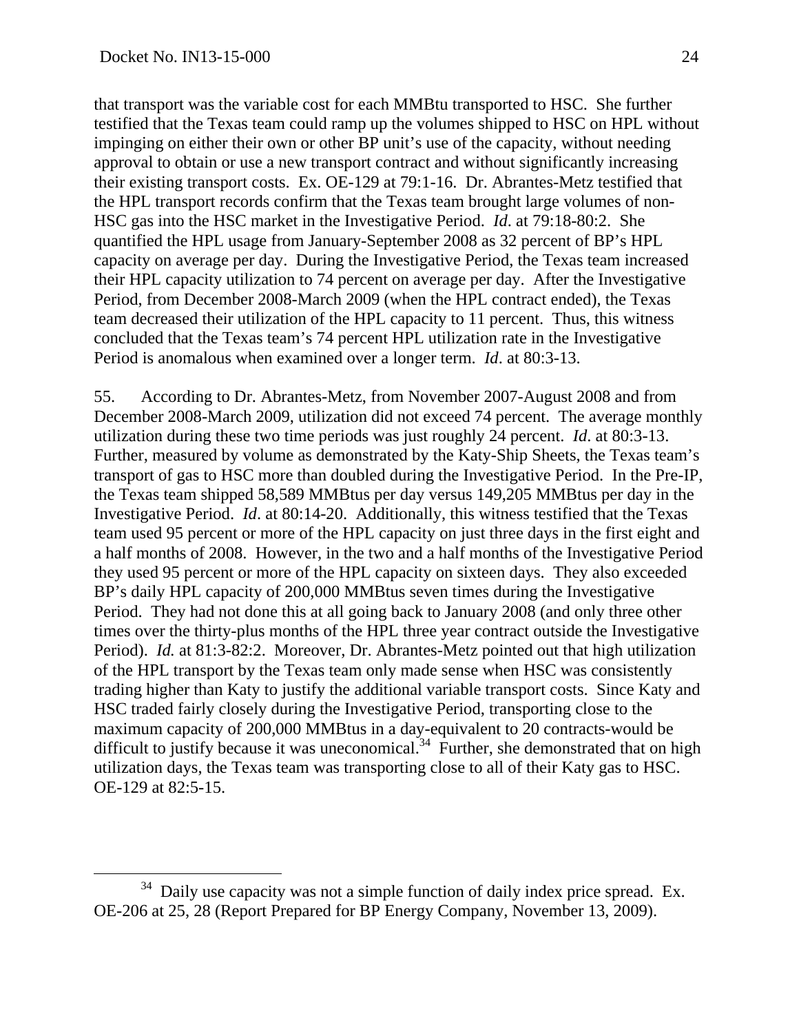that transport was the variable cost for each MMBtu transported to HSC. She further testified that the Texas team could ramp up the volumes shipped to HSC on HPL without impinging on either their own or other BP unit's use of the capacity, without needing approval to obtain or use a new transport contract and without significantly increasing their existing transport costs. Ex. OE-129 at 79:1-16. Dr. Abrantes-Metz testified that the HPL transport records confirm that the Texas team brought large volumes of non-HSC gas into the HSC market in the Investigative Period. *Id*. at 79:18-80:2. She quantified the HPL usage from January-September 2008 as 32 percent of BP's HPL capacity on average per day. During the Investigative Period, the Texas team increased their HPL capacity utilization to 74 percent on average per day. After the Investigative Period, from December 2008-March 2009 (when the HPL contract ended), the Texas team decreased their utilization of the HPL capacity to 11 percent. Thus, this witness concluded that the Texas team's 74 percent HPL utilization rate in the Investigative Period is anomalous when examined over a longer term. *Id*. at 80:3-13.

55. According to Dr. Abrantes-Metz, from November 2007-August 2008 and from December 2008-March 2009, utilization did not exceed 74 percent. The average monthly utilization during these two time periods was just roughly 24 percent. *Id*. at 80:3-13. Further, measured by volume as demonstrated by the Katy-Ship Sheets, the Texas team's transport of gas to HSC more than doubled during the Investigative Period. In the Pre-IP, the Texas team shipped 58,589 MMBtus per day versus 149,205 MMBtus per day in the Investigative Period. *Id*. at 80:14-20. Additionally, this witness testified that the Texas team used 95 percent or more of the HPL capacity on just three days in the first eight and a half months of 2008. However, in the two and a half months of the Investigative Period they used 95 percent or more of the HPL capacity on sixteen days. They also exceeded BP's daily HPL capacity of 200,000 MMBtus seven times during the Investigative Period. They had not done this at all going back to January 2008 (and only three other times over the thirty-plus months of the HPL three year contract outside the Investigative Period). *Id.* at 81:3-82:2. Moreover, Dr. Abrantes-Metz pointed out that high utilization of the HPL transport by the Texas team only made sense when HSC was consistently trading higher than Katy to justify the additional variable transport costs. Since Katy and HSC traded fairly closely during the Investigative Period, transporting close to the maximum capacity of 200,000 MMBtus in a day-equivalent to 20 contracts-would be difficult to justify because it was uneconomical.[34] Further, she demonstrated that on high utilization days, the Texas team was transporting close to all of their Katy gas to HSC. OE-129 at 82:5-15.

---

[34] Daily use capacity was not a simple function of daily index price spread. Ex. OE-206 at 25, 28 (Report Prepared for BP Energy Company, November 13, 2009).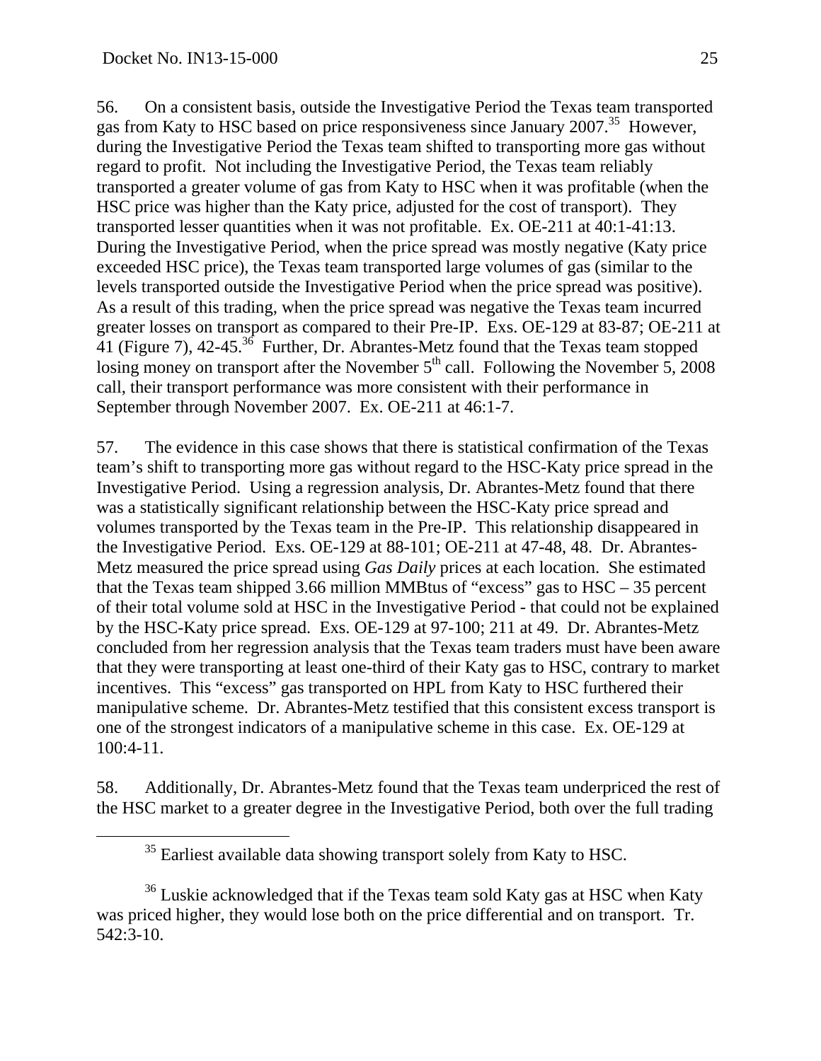56. On a consistent basis, outside the Investigative Period the Texas team transported gas from Katy to HSC based on price responsiveness since January 2007.[35] However, during the Investigative Period the Texas team shifted to transporting more gas without regard to profit. Not including the Investigative Period, the Texas team reliably transported a greater volume of gas from Katy to HSC when it was profitable (when the HSC price was higher than the Katy price, adjusted for the cost of transport). They transported lesser quantities when it was not profitable. Ex. OE-211 at 40:1-41:13. During the Investigative Period, when the price spread was mostly negative (Katy price exceeded HSC price), the Texas team transported large volumes of gas (similar to the levels transported outside the Investigative Period when the price spread was positive). As a result of this trading, when the price spread was negative the Texas team incurred greater losses on transport as compared to their Pre-IP. Exs. OE-129 at 83-87; OE-211 at 41 (Figure 7), 42-45.[36] Further, Dr. Abrantes-Metz found that the Texas team stopped losing money on transport after the November 5th call. Following the November 5, 2008 call, their transport performance was more consistent with their performance in September through November 2007. Ex. OE-211 at 46:1-7.

57. The evidence in this case shows that there is statistical confirmation of the Texas team's shift to transporting more gas without regard to the HSC-Katy price spread in the Investigative Period. Using a regression analysis, Dr. Abrantes-Metz found that there was a statistically significant relationship between the HSC-Katy price spread and volumes transported by the Texas team in the Pre-IP. This relationship disappeared in the Investigative Period. Exs. OE-129 at 88-101; OE-211 at 47-48, 48. Dr. Abrantes-Metz measured the price spread using *Gas Daily* prices at each location. She estimated that the Texas team shipped 3.66 million MMBtus of "excess" gas to HSC – 35 percent of their total volume sold at HSC in the Investigative Period - that could not be explained by the HSC-Katy price spread. Exs. OE-129 at 97-100; 211 at 49. Dr. Abrantes-Metz concluded from her regression analysis that the Texas team traders must have been aware that they were transporting at least one-third of their Katy gas to HSC, contrary to market incentives. This "excess" gas transported on HPL from Katy to HSC furthered their manipulative scheme. Dr. Abrantes-Metz testified that this consistent excess transport is one of the strongest indicators of a manipulative scheme in this case. Ex. OE-129 at 100:4-11.

58. Additionally, Dr. Abrantes-Metz found that the Texas team underpriced the rest of the HSC market to a greater degree in the Investigative Period, both over the full trading

[35] Earliest available data showing transport solely from Katy to HSC.

[36] Luskie acknowledged that if the Texas team sold Katy gas at HSC when Katy was priced higher, they would lose both on the price differential and on transport. Tr. 542:3-10.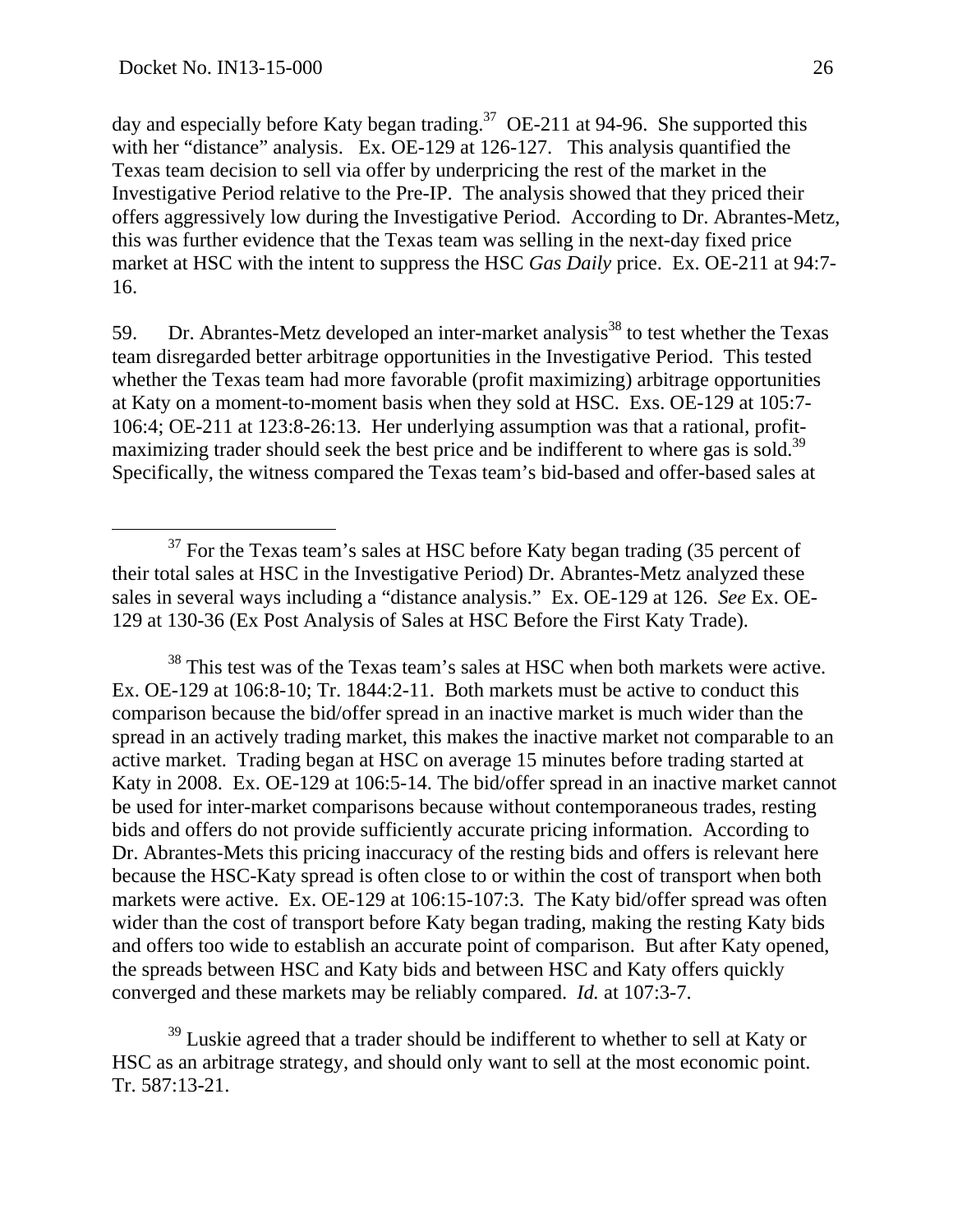day and especially before Katy began trading.[37] OE-211 at 94-96. She supported this with her "distance" analysis. Ex. OE-129 at 126-127. This analysis quantified the Texas team decision to sell via offer by underpricing the rest of the market in the Investigative Period relative to the Pre-IP. The analysis showed that they priced their offers aggressively low during the Investigative Period. According to Dr. Abrantes-Metz, this was further evidence that the Texas team was selling in the next-day fixed price market at HSC with the intent to suppress the HSC *Gas Daily* price. Ex. OE-211 at 94:7-16.

59. Dr. Abrantes-Metz developed an inter-market analysis[38] to test whether the Texas team disregarded better arbitrage opportunities in the Investigative Period. This tested whether the Texas team had more favorable (profit maximizing) arbitrage opportunities at Katy on a moment-to-moment basis when they sold at HSC. Exs. OE-129 at 105:7-106:4; OE-211 at 123:8-26:13. Her underlying assumption was that a rational, profit-maximizing trader should seek the best price and be indifferent to where gas is sold.[39] Specifically, the witness compared the Texas team's bid-based and offer-based sales at

---

[37] For the Texas team's sales at HSC before Katy began trading (35 percent of their total sales at HSC in the Investigative Period) Dr. Abrantes-Metz analyzed these sales in several ways including a "distance analysis." Ex. OE-129 at 126. *See* Ex. OE-129 at 130-36 (Ex Post Analysis of Sales at HSC Before the First Katy Trade).

[38] This test was of the Texas team's sales at HSC when both markets were active. Ex. OE-129 at 106:8-10; Tr. 1844:2-11. Both markets must be active to conduct this comparison because the bid/offer spread in an inactive market is much wider than the spread in an actively trading market, this makes the inactive market not comparable to an active market. Trading began at HSC on average 15 minutes before trading started at Katy in 2008. Ex. OE-129 at 106:5-14. The bid/offer spread in an inactive market cannot be used for inter-market comparisons because without contemporaneous trades, resting bids and offers do not provide sufficiently accurate pricing information. According to Dr. Abrantes-Mets this pricing inaccuracy of the resting bids and offers is relevant here because the HSC-Katy spread is often close to or within the cost of transport when both markets were active. Ex. OE-129 at 106:15-107:3. The Katy bid/offer spread was often wider than the cost of transport before Katy began trading, making the resting Katy bids and offers too wide to establish an accurate point of comparison. But after Katy opened, the spreads between HSC and Katy bids and between HSC and Katy offers quickly converged and these markets may be reliably compared. *Id.* at 107:3-7.

[39] Luskie agreed that a trader should be indifferent to whether to sell at Katy or HSC as an arbitrage strategy, and should only want to sell at the most economic point. Tr. 587:13-21.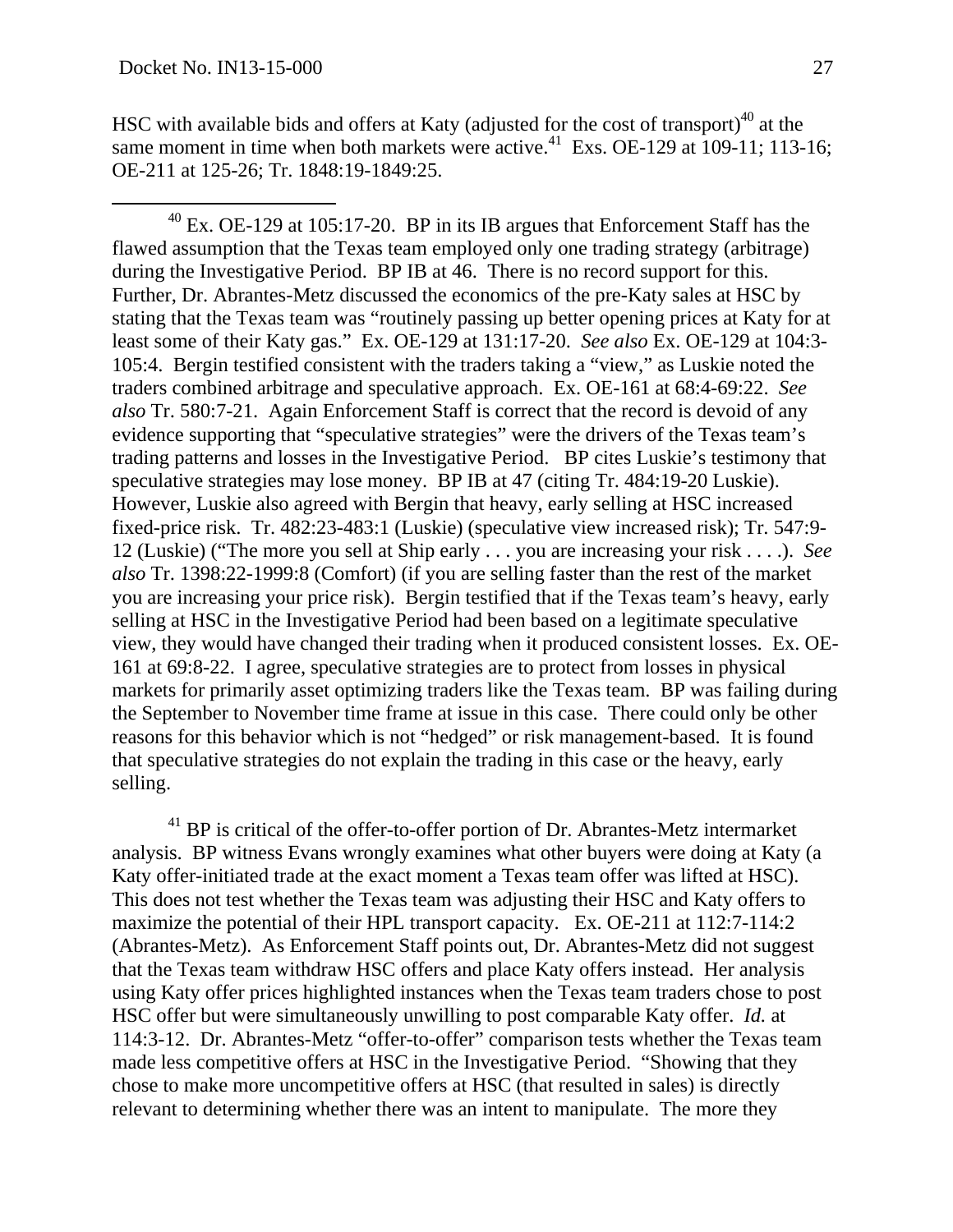HSC with available bids and offers at Katy (adjusted for the cost of transport)[40] at the same moment in time when both markets were active.[41] Exs. OE-129 at 109-11; 113-16; OE-211 at 125-26; Tr. 1848:19-1849:25.

---

[40] Ex. OE-129 at 105:17-20. BP in its IB argues that Enforcement Staff has the flawed assumption that the Texas team employed only one trading strategy (arbitrage) during the Investigative Period. BP IB at 46. There is no record support for this. Further, Dr. Abrantes-Metz discussed the economics of the pre-Katy sales at HSC by stating that the Texas team was "routinely passing up better opening prices at Katy for at least some of their Katy gas." Ex. OE-129 at 131:17-20. *See also* Ex. OE-129 at 104:3-105:4. Bergin testified consistent with the traders taking a "view," as Luskie noted the traders combined arbitrage and speculative approach. Ex. OE-161 at 68:4-69:22. *See also* Tr. 580:7-21. Again Enforcement Staff is correct that the record is devoid of any evidence supporting that "speculative strategies" were the drivers of the Texas team's trading patterns and losses in the Investigative Period. BP cites Luskie's testimony that speculative strategies may lose money. BP IB at 47 (citing Tr. 484:19-20 Luskie). However, Luskie also agreed with Bergin that heavy, early selling at HSC increased fixed-price risk. Tr. 482:23-483:1 (Luskie) (speculative view increased risk); Tr. 547:9-12 (Luskie) ("The more you sell at Ship early . . . you are increasing your risk . . . .). *See also* Tr. 1398:22-1999:8 (Comfort) (if you are selling faster than the rest of the market you are increasing your price risk). Bergin testified that if the Texas team's heavy, early selling at HSC in the Investigative Period had been based on a legitimate speculative view, they would have changed their trading when it produced consistent losses. Ex. OE-161 at 69:8-22. I agree, speculative strategies are to protect from losses in physical markets for primarily asset optimizing traders like the Texas team. BP was failing during the September to November time frame at issue in this case. There could only be other reasons for this behavior which is not "hedged" or risk management-based. It is found that speculative strategies do not explain the trading in this case or the heavy, early selling.

[41] BP is critical of the offer-to-offer portion of Dr. Abrantes-Metz intermarket analysis. BP witness Evans wrongly examines what other buyers were doing at Katy (a Katy offer-initiated trade at the exact moment a Texas team offer was lifted at HSC). This does not test whether the Texas team was adjusting their HSC and Katy offers to maximize the potential of their HPL transport capacity. Ex. OE-211 at 112:7-114:2 (Abrantes-Metz). As Enforcement Staff points out, Dr. Abrantes-Metz did not suggest that the Texas team withdraw HSC offers and place Katy offers instead. Her analysis using Katy offer prices highlighted instances when the Texas team traders chose to post HSC offer but were simultaneously unwilling to post comparable Katy offer. *Id.* at 114:3-12. Dr. Abrantes-Metz "offer-to-offer" comparison tests whether the Texas team made less competitive offers at HSC in the Investigative Period. "Showing that they chose to make more uncompetitive offers at HSC (that resulted in sales) is directly relevant to determining whether there was an intent to manipulate. The more they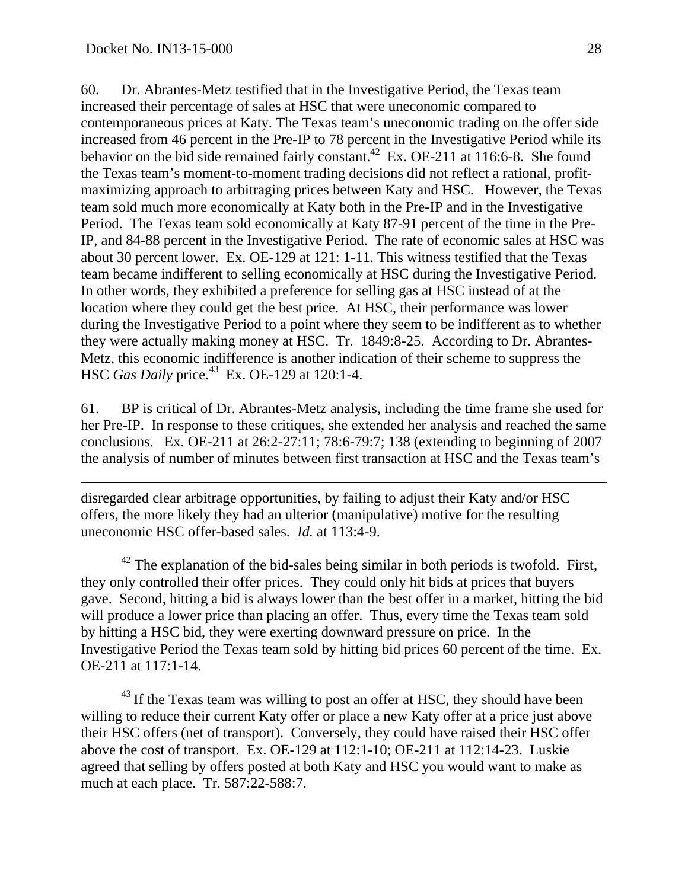60. Dr. Abrantes-Metz testified that in the Investigative Period, the Texas team increased their percentage of sales at HSC that were uneconomic compared to contemporaneous prices at Katy. The Texas team's uneconomic trading on the offer side increased from 46 percent in the Pre-IP to 78 percent in the Investigative Period while its behavior on the bid side remained fairly constant.[42] Ex. OE-211 at 116:6-8. She found the Texas team's moment-to-moment trading decisions did not reflect a rational, profit-maximizing approach to arbitraging prices between Katy and HSC. However, the Texas team sold much more economically at Katy both in the Pre-IP and in the Investigative Period. The Texas team sold economically at Katy 87-91 percent of the time in the Pre-IP, and 84-88 percent in the Investigative Period. The rate of economic sales at HSC was about 30 percent lower. Ex. OE-129 at 121: 1-11. This witness testified that the Texas team became indifferent to selling economically at HSC during the Investigative Period. In other words, they exhibited a preference for selling gas at HSC instead of at the location where they could get the best price. At HSC, their performance was lower during the Investigative Period to a point where they seem to be indifferent as to whether they were actually making money at HSC. Tr. 1849:8-25. According to Dr. Abrantes-Metz, this economic indifference is another indication of their scheme to suppress the HSC *Gas Daily* price.[43] Ex. OE-129 at 120:1-4.

61. BP is critical of Dr. Abrantes-Metz analysis, including the time frame she used for her Pre-IP. In response to these critiques, she extended her analysis and reached the same conclusions. Ex. OE-211 at 26:2-27:11; 78:6-79:7; 138 (extending to beginning of 2007 the analysis of number of minutes between first transaction at HSC and the Texas team's

---

disregarded clear arbitrage opportunities, by failing to adjust their Katy and/or HSC offers, the more likely they had an ulterior (manipulative) motive for the resulting uneconomic HSC offer-based sales. *Id.* at 113:4-9.

[42] The explanation of the bid-sales being similar in both periods is twofold. First, they only controlled their offer prices. They could only hit bids at prices that buyers gave. Second, hitting a bid is always lower than the best offer in a market, hitting the bid will produce a lower price than placing an offer. Thus, every time the Texas team sold by hitting a HSC bid, they were exerting downward pressure on price. In the Investigative Period the Texas team sold by hitting bid prices 60 percent of the time. Ex. OE-211 at 117:1-14.

[43] If the Texas team was willing to post an offer at HSC, they should have been willing to reduce their current Katy offer or place a new Katy offer at a price just above their HSC offers (net of transport). Conversely, they could have raised their HSC offer above the cost of transport. Ex. OE-129 at 112:1-10; OE-211 at 112:14-23. Luskie agreed that selling by offers posted at both Katy and HSC you would want to make as much at each place. Tr. 587:22-588:7.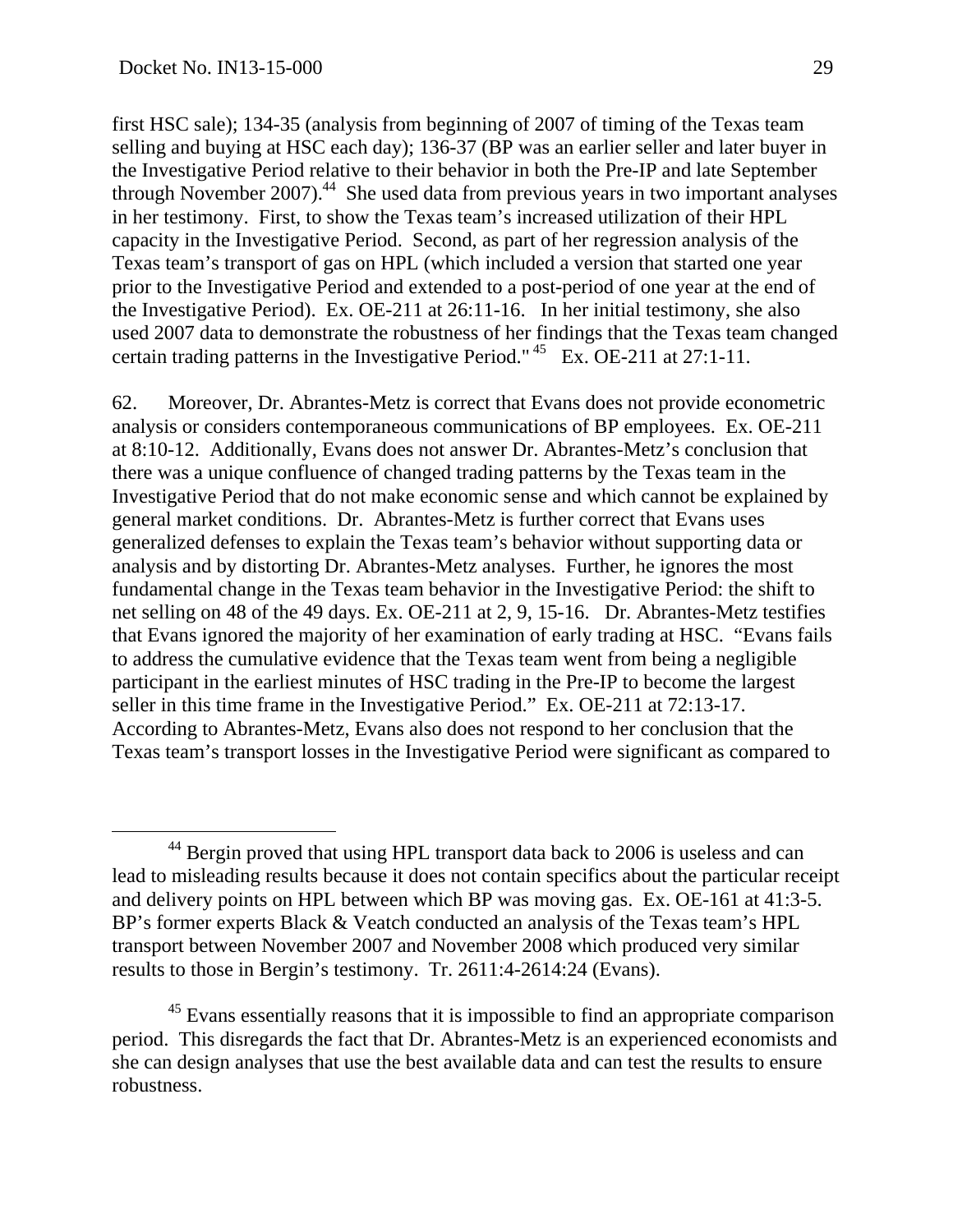first HSC sale); 134-35 (analysis from beginning of 2007 of timing of the Texas team selling and buying at HSC each day); 136-37 (BP was an earlier seller and later buyer in the Investigative Period relative to their behavior in both the Pre-IP and late September through November 2007).[44] She used data from previous years in two important analyses in her testimony. First, to show the Texas team's increased utilization of their HPL capacity in the Investigative Period. Second, as part of her regression analysis of the Texas team's transport of gas on HPL (which included a version that started one year prior to the Investigative Period and extended to a post-period of one year at the end of the Investigative Period). Ex. OE-211 at 26:11-16. In her initial testimony, she also used 2007 data to demonstrate the robustness of her findings that the Texas team changed certain trading patterns in the Investigative Period."[45] Ex. OE-211 at 27:1-11.

62. Moreover, Dr. Abrantes-Metz is correct that Evans does not provide econometric analysis or considers contemporaneous communications of BP employees. Ex. OE-211 at 8:10-12. Additionally, Evans does not answer Dr. Abrantes-Metz's conclusion that there was a unique confluence of changed trading patterns by the Texas team in the Investigative Period that do not make economic sense and which cannot be explained by general market conditions. Dr. Abrantes-Metz is further correct that Evans uses generalized defenses to explain the Texas team's behavior without supporting data or analysis and by distorting Dr. Abrantes-Metz analyses. Further, he ignores the most fundamental change in the Texas team behavior in the Investigative Period: the shift to net selling on 48 of the 49 days. Ex. OE-211 at 2, 9, 15-16. Dr. Abrantes-Metz testifies that Evans ignored the majority of her examination of early trading at HSC. "Evans fails to address the cumulative evidence that the Texas team went from being a negligible participant in the earliest minutes of HSC trading in the Pre-IP to become the largest seller in this time frame in the Investigative Period." Ex. OE-211 at 72:13-17. According to Abrantes-Metz, Evans also does not respond to her conclusion that the Texas team's transport losses in the Investigative Period were significant as compared to

---

[44] Bergin proved that using HPL transport data back to 2006 is useless and can lead to misleading results because it does not contain specifics about the particular receipt and delivery points on HPL between which BP was moving gas. Ex. OE-161 at 41:3-5. BP's former experts Black & Veatch conducted an analysis of the Texas team's HPL transport between November 2007 and November 2008 which produced very similar results to those in Bergin's testimony. Tr. 2611:4-2614:24 (Evans).

[45] Evans essentially reasons that it is impossible to find an appropriate comparison period. This disregards the fact that Dr. Abrantes-Metz is an experienced economists and she can design analyses that use the best available data and can test the results to ensure robustness.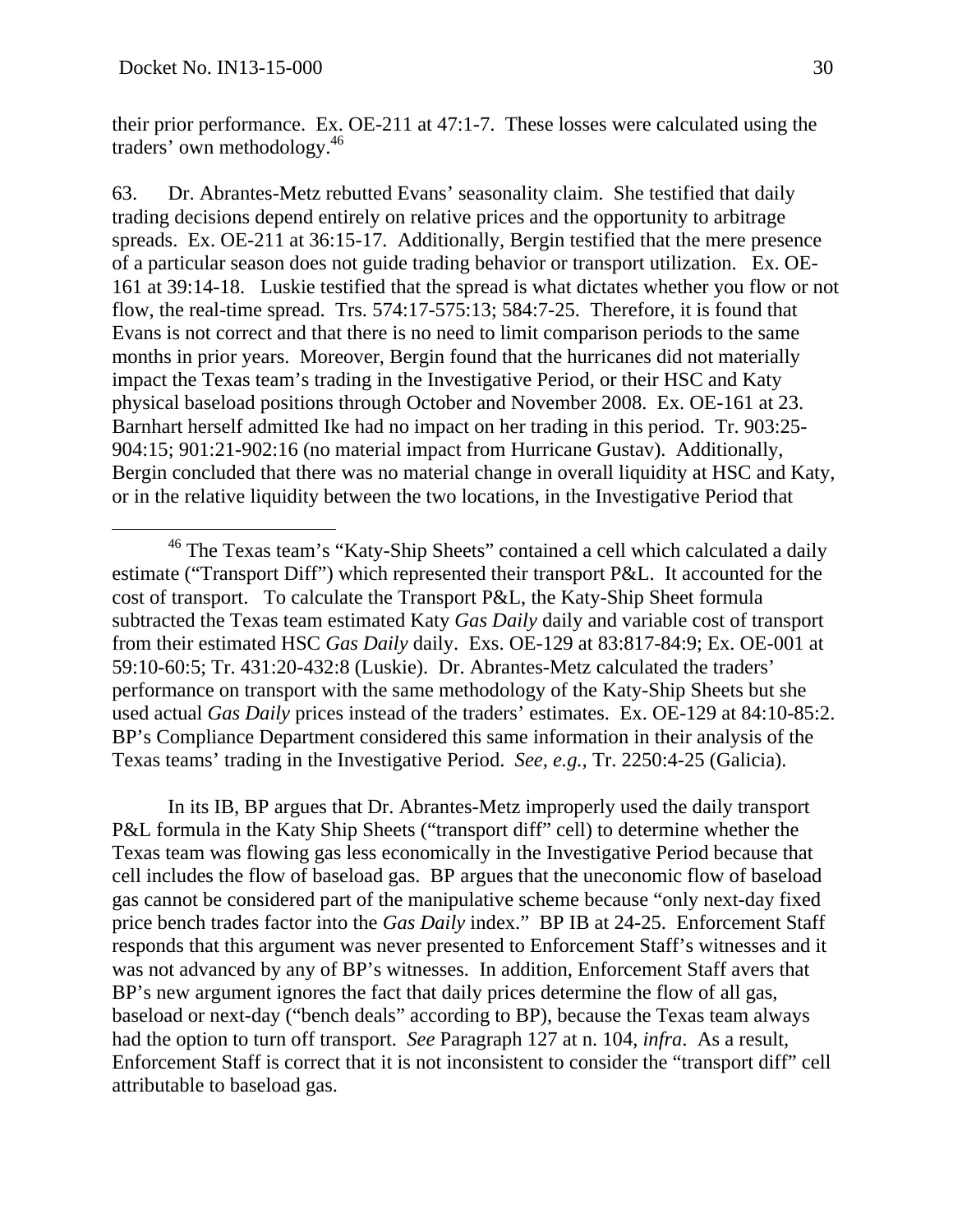their prior performance. Ex. OE-211 at 47:1-7. These losses were calculated using the traders' own methodology.[46]

63. Dr. Abrantes-Metz rebutted Evans' seasonality claim. She testified that daily trading decisions depend entirely on relative prices and the opportunity to arbitrage spreads. Ex. OE-211 at 36:15-17. Additionally, Bergin testified that the mere presence of a particular season does not guide trading behavior or transport utilization. Ex. OE-161 at 39:14-18. Luskie testified that the spread is what dictates whether you flow or not flow, the real-time spread. Trs. 574:17-575:13; 584:7-25. Therefore, it is found that Evans is not correct and that there is no need to limit comparison periods to the same months in prior years. Moreover, Bergin found that the hurricanes did not materially impact the Texas team's trading in the Investigative Period, or their HSC and Katy physical baseload positions through October and November 2008. Ex. OE-161 at 23. Barnhart herself admitted Ike had no impact on her trading in this period. Tr. 903:25-904:15; 901:21-902:16 (no material impact from Hurricane Gustav). Additionally, Bergin concluded that there was no material change in overall liquidity at HSC and Katy, or in the relative liquidity between the two locations, in the Investigative Period that

---

[46] The Texas team's "Katy-Ship Sheets" contained a cell which calculated a daily estimate ("Transport Diff") which represented their transport P&L. It accounted for the cost of transport. To calculate the Transport P&L, the Katy-Ship Sheet formula subtracted the Texas team estimated Katy *Gas Daily* daily and variable cost of transport from their estimated HSC *Gas Daily* daily. Exs. OE-129 at 83:817-84:9; Ex. OE-001 at 59:10-60:5; Tr. 431:20-432:8 (Luskie). Dr. Abrantes-Metz calculated the traders' performance on transport with the same methodology of the Katy-Ship Sheets but she used actual *Gas Daily* prices instead of the traders' estimates. Ex. OE-129 at 84:10-85:2. BP's Compliance Department considered this same information in their analysis of the Texas teams' trading in the Investigative Period. *See, e.g.*, Tr. 2250:4-25 (Galicia).

In its IB, BP argues that Dr. Abrantes-Metz improperly used the daily transport P&L formula in the Katy Ship Sheets ("transport diff" cell) to determine whether the Texas team was flowing gas less economically in the Investigative Period because that cell includes the flow of baseload gas. BP argues that the uneconomic flow of baseload gas cannot be considered part of the manipulative scheme because "only next-day fixed price bench trades factor into the *Gas Daily* index." BP IB at 24-25. Enforcement Staff responds that this argument was never presented to Enforcement Staff's witnesses and it was not advanced by any of BP's witnesses. In addition, Enforcement Staff avers that BP's new argument ignores the fact that daily prices determine the flow of all gas, baseload or next-day ("bench deals" according to BP), because the Texas team always had the option to turn off transport. *See* Paragraph 127 at n. 104, *infra*. As a result, Enforcement Staff is correct that it is not inconsistent to consider the "transport diff" cell attributable to baseload gas.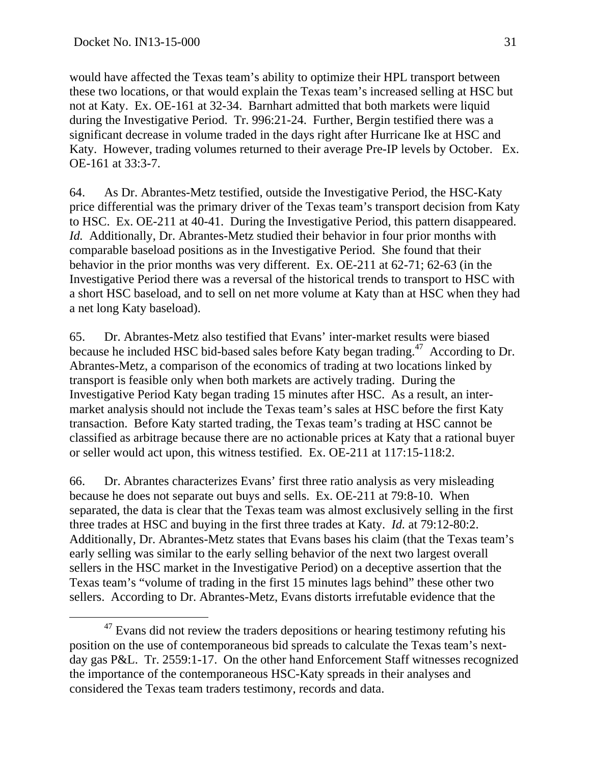would have affected the Texas team's ability to optimize their HPL transport between these two locations, or that would explain the Texas team's increased selling at HSC but not at Katy. Ex. OE-161 at 32-34. Barnhart admitted that both markets were liquid during the Investigative Period. Tr. 996:21-24. Further, Bergin testified there was a significant decrease in volume traded in the days right after Hurricane Ike at HSC and Katy. However, trading volumes returned to their average Pre-IP levels by October. Ex. OE-161 at 33:3-7.

64. As Dr. Abrantes-Metz testified, outside the Investigative Period, the HSC-Katy price differential was the primary driver of the Texas team's transport decision from Katy to HSC. Ex. OE-211 at 40-41. During the Investigative Period, this pattern disappeared. *Id.* Additionally, Dr. Abrantes-Metz studied their behavior in four prior months with comparable baseload positions as in the Investigative Period. She found that their behavior in the prior months was very different. Ex. OE-211 at 62-71; 62-63 (in the Investigative Period there was a reversal of the historical trends to transport to HSC with a short HSC baseload, and to sell on net more volume at Katy than at HSC when they had a net long Katy baseload).

65. Dr. Abrantes-Metz also testified that Evans' inter-market results were biased because he included HSC bid-based sales before Katy began trading.[47] According to Dr. Abrantes-Metz, a comparison of the economics of trading at two locations linked by transport is feasible only when both markets are actively trading. During the Investigative Period Katy began trading 15 minutes after HSC. As a result, an inter-market analysis should not include the Texas team's sales at HSC before the first Katy transaction. Before Katy started trading, the Texas team's trading at HSC cannot be classified as arbitrage because there are no actionable prices at Katy that a rational buyer or seller would act upon, this witness testified. Ex. OE-211 at 117:15-118:2.

66. Dr. Abrantes characterizes Evans' first three ratio analysis as very misleading because he does not separate out buys and sells. Ex. OE-211 at 79:8-10. When separated, the data is clear that the Texas team was almost exclusively selling in the first three trades at HSC and buying in the first three trades at Katy. *Id.* at 79:12-80:2. Additionally, Dr. Abrantes-Metz states that Evans bases his claim (that the Texas team's early selling was similar to the early selling behavior of the next two largest overall sellers in the HSC market in the Investigative Period) on a deceptive assertion that the Texas team's "volume of trading in the first 15 minutes lags behind" these other two sellers. According to Dr. Abrantes-Metz, Evans distorts irrefutable evidence that the

[47] Evans did not review the traders depositions or hearing testimony refuting his position on the use of contemporaneous bid spreads to calculate the Texas team's next-day gas P&L. Tr. 2559:1-17. On the other hand Enforcement Staff witnesses recognized the importance of the contemporaneous HSC-Katy spreads in their analyses and considered the Texas team traders testimony, records and data.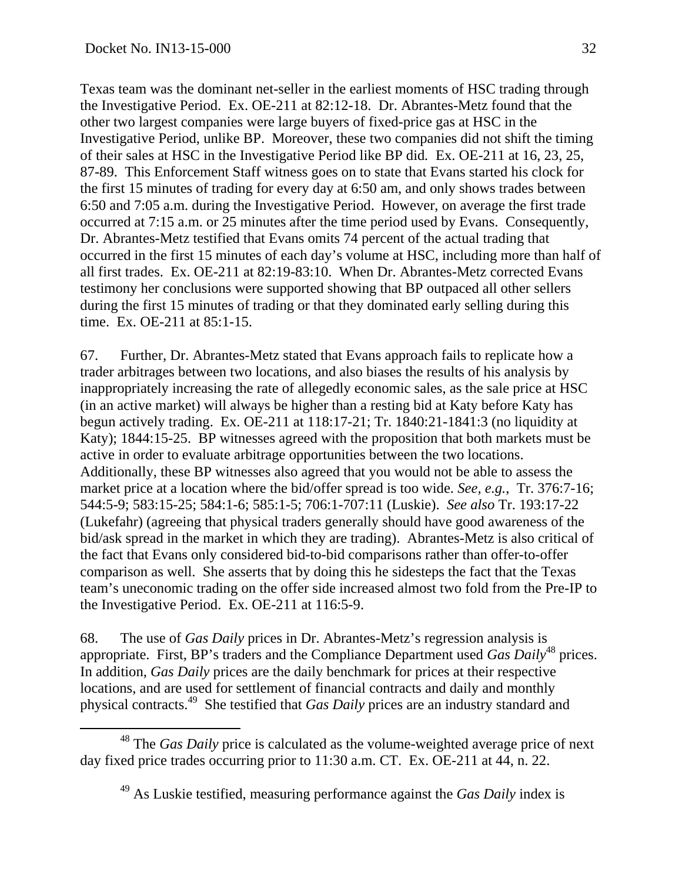Texas team was the dominant net-seller in the earliest moments of HSC trading through the Investigative Period. Ex. OE-211 at 82:12-18. Dr. Abrantes-Metz found that the other two largest companies were large buyers of fixed-price gas at HSC in the Investigative Period, unlike BP. Moreover, these two companies did not shift the timing of their sales at HSC in the Investigative Period like BP did. Ex. OE-211 at 16, 23, 25, 87-89. This Enforcement Staff witness goes on to state that Evans started his clock for the first 15 minutes of trading for every day at 6:50 am, and only shows trades between 6:50 and 7:05 a.m. during the Investigative Period. However, on average the first trade occurred at 7:15 a.m. or 25 minutes after the time period used by Evans. Consequently, Dr. Abrantes-Metz testified that Evans omits 74 percent of the actual trading that occurred in the first 15 minutes of each day's volume at HSC, including more than half of all first trades. Ex. OE-211 at 82:19-83:10. When Dr. Abrantes-Metz corrected Evans testimony her conclusions were supported showing that BP outpaced all other sellers during the first 15 minutes of trading or that they dominated early selling during this time. Ex. OE-211 at 85:1-15.

67. Further, Dr. Abrantes-Metz stated that Evans approach fails to replicate how a trader arbitrages between two locations, and also biases the results of his analysis by inappropriately increasing the rate of allegedly economic sales, as the sale price at HSC (in an active market) will always be higher than a resting bid at Katy before Katy has begun actively trading. Ex. OE-211 at 118:17-21; Tr. 1840:21-1841:3 (no liquidity at Katy); 1844:15-25. BP witnesses agreed with the proposition that both markets must be active in order to evaluate arbitrage opportunities between the two locations. Additionally, these BP witnesses also agreed that you would not be able to assess the market price at a location where the bid/offer spread is too wide. *See, e.g.,* Tr. 376:7-16; 544:5-9; 583:15-25; 584:1-6; 585:1-5; 706:1-707:11 (Luskie). *See also* Tr. 193:17-22 (Lukefahr) (agreeing that physical traders generally should have good awareness of the bid/ask spread in the market in which they are trading). Abrantes-Metz is also critical of the fact that Evans only considered bid-to-bid comparisons rather than offer-to-offer comparison as well. She asserts that by doing this he sidesteps the fact that the Texas team's uneconomic trading on the offer side increased almost two fold from the Pre-IP to the Investigative Period. Ex. OE-211 at 116:5-9.

68. The use of *Gas Daily* prices in Dr. Abrantes-Metz's regression analysis is appropriate. First, BP's traders and the Compliance Department used *Gas Daily*[48] prices. In addition, *Gas Daily* prices are the daily benchmark for prices at their respective locations, and are used for settlement of financial contracts and daily and monthly physical contracts.[49] She testified that *Gas Daily* prices are an industry standard and

[48] The *Gas Daily* price is calculated as the volume-weighted average price of next day fixed price trades occurring prior to 11:30 a.m. CT. Ex. OE-211 at 44, n. 22.

[49] As Luskie testified, measuring performance against the *Gas Daily* index is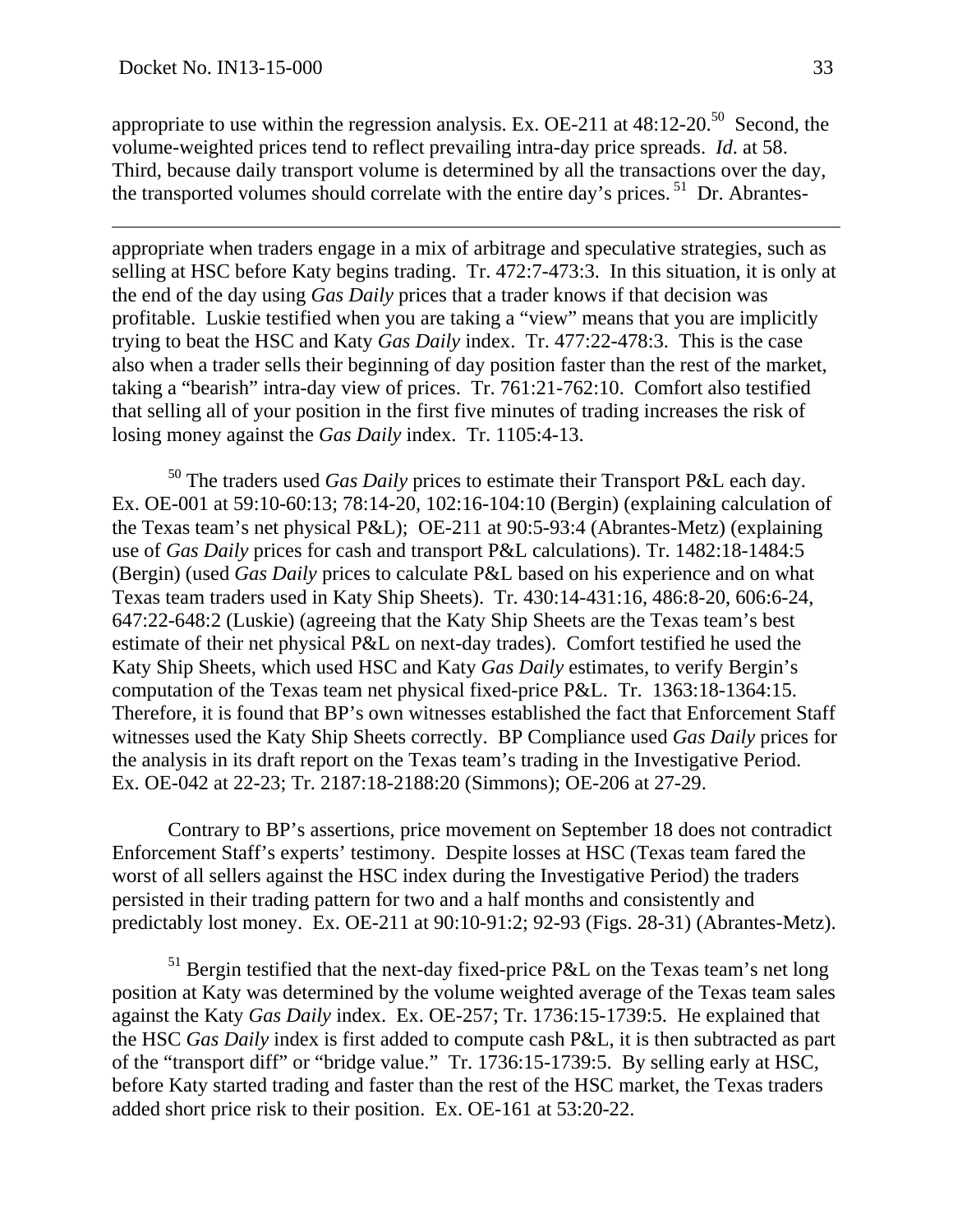appropriate to use within the regression analysis. Ex. OE-211 at 48:12-20.[50] Second, the volume-weighted prices tend to reflect prevailing intra-day price spreads. *Id*. at 58. Third, because daily transport volume is determined by all the transactions over the day, the transported volumes should correlate with the entire day's prices.[51] Dr. Abrantes-

---

appropriate when traders engage in a mix of arbitrage and speculative strategies, such as selling at HSC before Katy begins trading. Tr. 472:7-473:3. In this situation, it is only at the end of the day using *Gas Daily* prices that a trader knows if that decision was profitable. Luskie testified when you are taking a "view" means that you are implicitly trying to beat the HSC and Katy *Gas Daily* index. Tr. 477:22-478:3. This is the case also when a trader sells their beginning of day position faster than the rest of the market, taking a "bearish" intra-day view of prices. Tr. 761:21-762:10. Comfort also testified that selling all of your position in the first five minutes of trading increases the risk of losing money against the *Gas Daily* index. Tr. 1105:4-13.

[50] The traders used *Gas Daily* prices to estimate their Transport P&L each day. Ex. OE-001 at 59:10-60:13; 78:14-20, 102:16-104:10 (Bergin) (explaining calculation of the Texas team's net physical P&L); OE-211 at 90:5-93:4 (Abrantes-Metz) (explaining use of *Gas Daily* prices for cash and transport P&L calculations). Tr. 1482:18-1484:5 (Bergin) (used *Gas Daily* prices to calculate P&L based on his experience and on what Texas team traders used in Katy Ship Sheets). Tr. 430:14-431:16, 486:8-20, 606:6-24, 647:22-648:2 (Luskie) (agreeing that the Katy Ship Sheets are the Texas team's best estimate of their net physical P&L on next-day trades). Comfort testified he used the Katy Ship Sheets, which used HSC and Katy *Gas Daily* estimates, to verify Bergin's computation of the Texas team net physical fixed-price P&L. Tr. 1363:18-1364:15. Therefore, it is found that BP's own witnesses established the fact that Enforcement Staff witnesses used the Katy Ship Sheets correctly. BP Compliance used *Gas Daily* prices for the analysis in its draft report on the Texas team's trading in the Investigative Period. Ex. OE-042 at 22-23; Tr. 2187:18-2188:20 (Simmons); OE-206 at 27-29.

Contrary to BP's assertions, price movement on September 18 does not contradict Enforcement Staff's experts' testimony. Despite losses at HSC (Texas team fared the worst of all sellers against the HSC index during the Investigative Period) the traders persisted in their trading pattern for two and a half months and consistently and predictably lost money. Ex. OE-211 at 90:10-91:2; 92-93 (Figs. 28-31) (Abrantes-Metz).

[51] Bergin testified that the next-day fixed-price P&L on the Texas team's net long position at Katy was determined by the volume weighted average of the Texas team sales against the Katy *Gas Daily* index. Ex. OE-257; Tr. 1736:15-1739:5. He explained that the HSC *Gas Daily* index is first added to compute cash P&L, it is then subtracted as part of the "transport diff" or "bridge value." Tr. 1736:15-1739:5. By selling early at HSC, before Katy started trading and faster than the rest of the HSC market, the Texas traders added short price risk to their position. Ex. OE-161 at 53:20-22.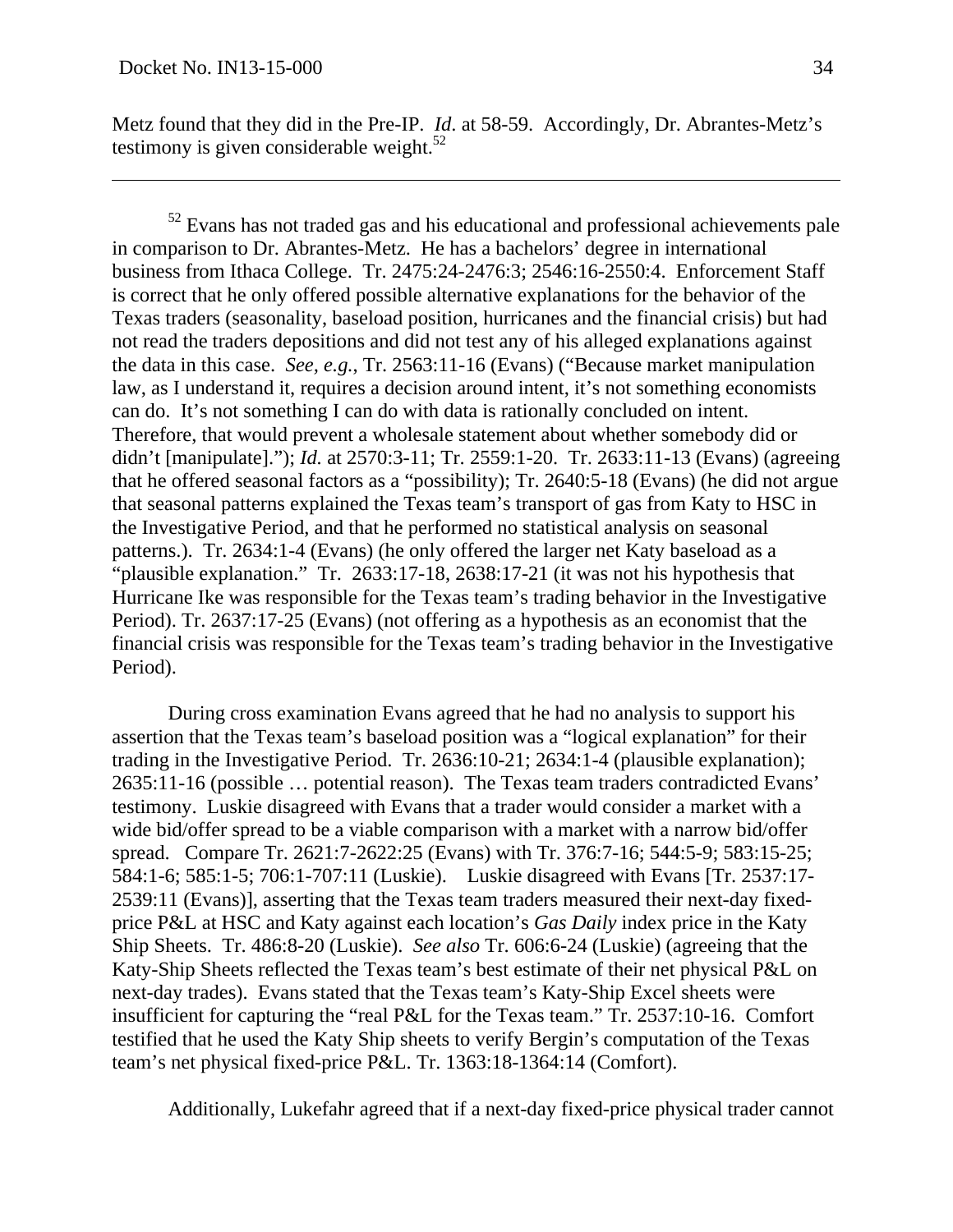Metz found that they did in the Pre-IP. *Id.* at 58-59. Accordingly, Dr. Abrantes-Metz's testimony is given considerable weight.[52]

---

[52] Evans has not traded gas and his educational and professional achievements pale in comparison to Dr. Abrantes-Metz. He has a bachelors' degree in international business from Ithaca College. Tr. 2475:24-2476:3; 2546:16-2550:4. Enforcement Staff is correct that he only offered possible alternative explanations for the behavior of the Texas traders (seasonality, baseload position, hurricanes and the financial crisis) but had not read the traders depositions and did not test any of his alleged explanations against the data in this case. *See, e.g.*, Tr. 2563:11-16 (Evans) ("Because market manipulation law, as I understand it, requires a decision around intent, it's not something economists can do. It's not something I can do with data is rationally concluded on intent. Therefore, that would prevent a wholesale statement about whether somebody did or didn't [manipulate]."); *Id.* at 2570:3-11; Tr. 2559:1-20. Tr. 2633:11-13 (Evans) (agreeing that he offered seasonal factors as a "possibility); Tr. 2640:5-18 (Evans) (he did not argue that seasonal patterns explained the Texas team's transport of gas from Katy to HSC in the Investigative Period, and that he performed no statistical analysis on seasonal patterns.). Tr. 2634:1-4 (Evans) (he only offered the larger net Katy baseload as a "plausible explanation." Tr. 2633:17-18, 2638:17-21 (it was not his hypothesis that Hurricane Ike was responsible for the Texas team's trading behavior in the Investigative Period). Tr. 2637:17-25 (Evans) (not offering as a hypothesis as an economist that the financial crisis was responsible for the Texas team's trading behavior in the Investigative Period).

During cross examination Evans agreed that he had no analysis to support his assertion that the Texas team's baseload position was a "logical explanation" for their trading in the Investigative Period. Tr. 2636:10-21; 2634:1-4 (plausible explanation); 2635:11-16 (possible … potential reason). The Texas team traders contradicted Evans' testimony. Luskie disagreed with Evans that a trader would consider a market with a wide bid/offer spread to be a viable comparison with a market with a narrow bid/offer spread. Compare Tr. 2621:7-2622:25 (Evans) with Tr. 376:7-16; 544:5-9; 583:15-25; 584:1-6; 585:1-5; 706:1-707:11 (Luskie). Luskie disagreed with Evans [Tr. 2537:17-2539:11 (Evans)], asserting that the Texas team traders measured their next-day fixed-price P&L at HSC and Katy against each location's *Gas Daily* index price in the Katy Ship Sheets. Tr. 486:8-20 (Luskie). *See also* Tr. 606:6-24 (Luskie) (agreeing that the Katy-Ship Sheets reflected the Texas team's best estimate of their net physical P&L on next-day trades). Evans stated that the Texas team's Katy-Ship Excel sheets were insufficient for capturing the "real P&L for the Texas team." Tr. 2537:10-16. Comfort testified that he used the Katy Ship sheets to verify Bergin's computation of the Texas team's net physical fixed-price P&L. Tr. 1363:18-1364:14 (Comfort).

Additionally, Lukefahr agreed that if a next-day fixed-price physical trader cannot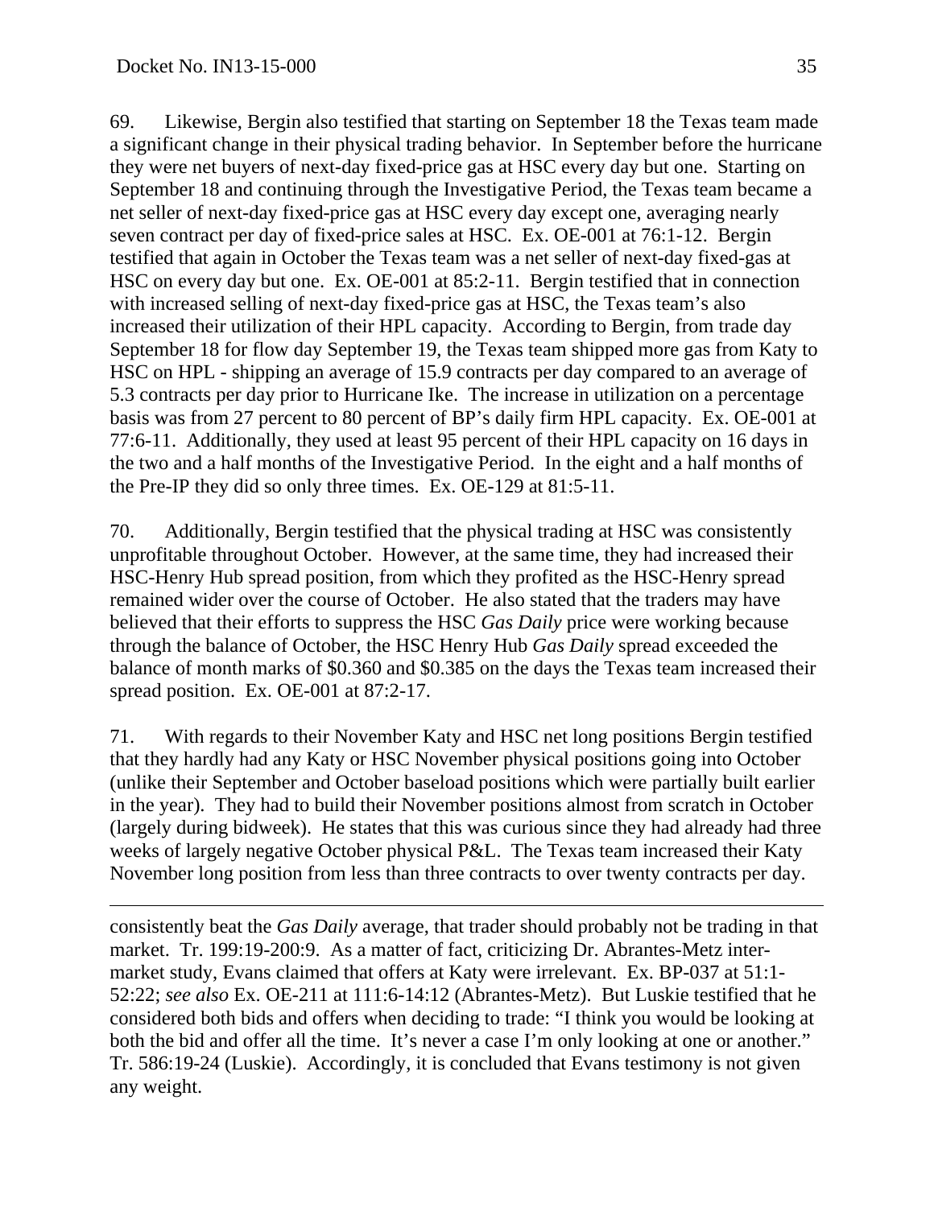69. Likewise, Bergin also testified that starting on September 18 the Texas team made a significant change in their physical trading behavior. In September before the hurricane they were net buyers of next-day fixed-price gas at HSC every day but one. Starting on September 18 and continuing through the Investigative Period, the Texas team became a net seller of next-day fixed-price gas at HSC every day except one, averaging nearly seven contract per day of fixed-price sales at HSC. Ex. OE-001 at 76:1-12. Bergin testified that again in October the Texas team was a net seller of next-day fixed-gas at HSC on every day but one. Ex. OE-001 at 85:2-11. Bergin testified that in connection with increased selling of next-day fixed-price gas at HSC, the Texas team's also increased their utilization of their HPL capacity. According to Bergin, from trade day September 18 for flow day September 19, the Texas team shipped more gas from Katy to HSC on HPL - shipping an average of 15.9 contracts per day compared to an average of 5.3 contracts per day prior to Hurricane Ike. The increase in utilization on a percentage basis was from 27 percent to 80 percent of BP's daily firm HPL capacity. Ex. OE-001 at 77:6-11. Additionally, they used at least 95 percent of their HPL capacity on 16 days in the two and a half months of the Investigative Period. In the eight and a half months of the Pre-IP they did so only three times. Ex. OE-129 at 81:5-11.

70. Additionally, Bergin testified that the physical trading at HSC was consistently unprofitable throughout October. However, at the same time, they had increased their HSC-Henry Hub spread position, from which they profited as the HSC-Henry spread remained wider over the course of October. He also stated that the traders may have believed that their efforts to suppress the HSC *Gas Daily* price were working because through the balance of October, the HSC Henry Hub *Gas Daily* spread exceeded the balance of month marks of \$0.360 and \$0.385 on the days the Texas team increased their spread position. Ex. OE-001 at 87:2-17.

71. With regards to their November Katy and HSC net long positions Bergin testified that they hardly had any Katy or HSC November physical positions going into October (unlike their September and October baseload positions which were partially built earlier in the year). They had to build their November positions almost from scratch in October (largely during bidweek). He states that this was curious since they had already had three weeks of largely negative October physical P&L. The Texas team increased their Katy November long position from less than three contracts to over twenty contracts per day.

---

consistently beat the *Gas Daily* average, that trader should probably not be trading in that market. Tr. 199:19-200:9. As a matter of fact, criticizing Dr. Abrantes-Metz inter-market study, Evans claimed that offers at Katy were irrelevant. Ex. BP-037 at 51:1-52:22; *see also* Ex. OE-211 at 111:6-14:12 (Abrantes-Metz). But Luskie testified that he considered both bids and offers when deciding to trade: "I think you would be looking at both the bid and offer all the time. It's never a case I'm only looking at one or another." Tr. 586:19-24 (Luskie). Accordingly, it is concluded that Evans testimony is not given any weight.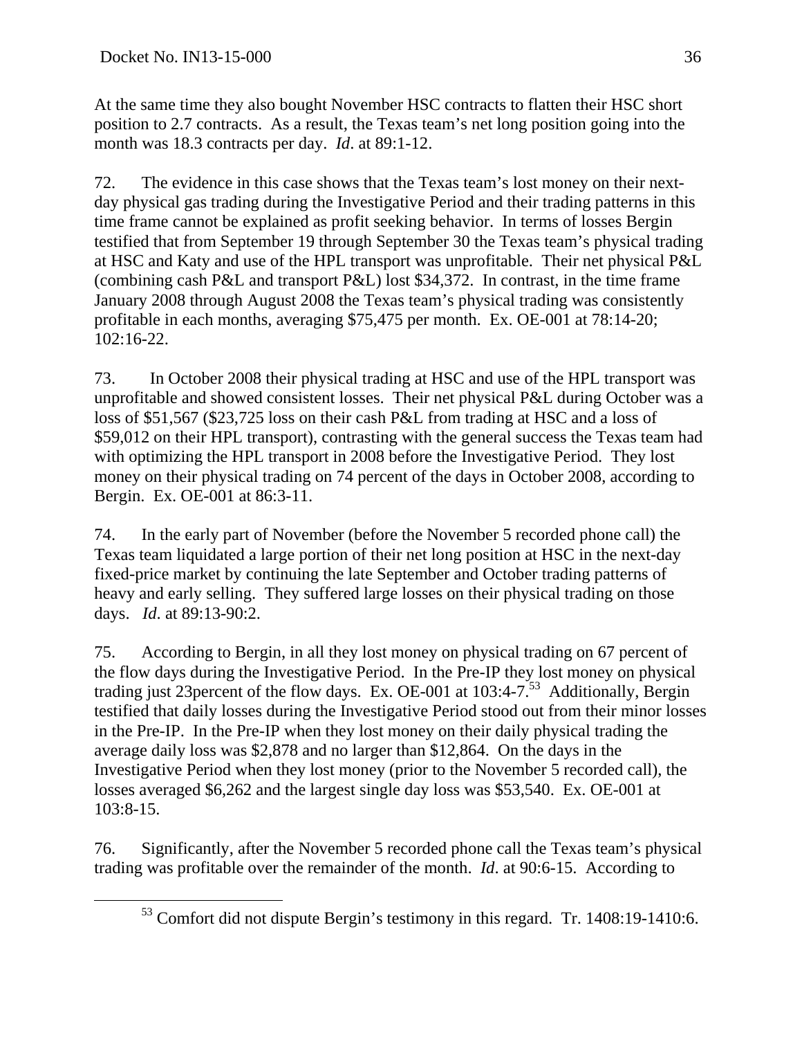At the same time they also bought November HSC contracts to flatten their HSC short position to 2.7 contracts. As a result, the Texas team's net long position going into the month was 18.3 contracts per day. *Id*. at 89:1-12.

72. The evidence in this case shows that the Texas team's lost money on their next-day physical gas trading during the Investigative Period and their trading patterns in this time frame cannot be explained as profit seeking behavior. In terms of losses Bergin testified that from September 19 through September 30 the Texas team's physical trading at HSC and Katy and use of the HPL transport was unprofitable. Their net physical P&L (combining cash P&L and transport P&L) lost $34,372. In contrast, in the time frame January 2008 through August 2008 the Texas team's physical trading was consistently profitable in each months, averaging $75,475 per month. Ex. OE-001 at 78:14-20; 102:16-22.

73. In October 2008 their physical trading at HSC and use of the HPL transport was unprofitable and showed consistent losses. Their net physical P&L during October was a loss of $51,567 ($23,725 loss on their cash P&L from trading at HSC and a loss of $59,012 on their HPL transport), contrasting with the general success the Texas team had with optimizing the HPL transport in 2008 before the Investigative Period. They lost money on their physical trading on 74 percent of the days in October 2008, according to Bergin. Ex. OE-001 at 86:3-11.

74. In the early part of November (before the November 5 recorded phone call) the Texas team liquidated a large portion of their net long position at HSC in the next-day fixed-price market by continuing the late September and October trading patterns of heavy and early selling. They suffered large losses on their physical trading on those days. *Id*. at 89:13-90:2.

75. According to Bergin, in all they lost money on physical trading on 67 percent of the flow days during the Investigative Period. In the Pre-IP they lost money on physical trading just 23percent of the flow days. Ex. OE-001 at 103:4-7.[53] Additionally, Bergin testified that daily losses during the Investigative Period stood out from their minor losses in the Pre-IP. In the Pre-IP when they lost money on their daily physical trading the average daily loss was $2,878 and no larger than $12,864. On the days in the Investigative Period when they lost money (prior to the November 5 recorded call), the losses averaged $6,262 and the largest single day loss was $53,540. Ex. OE-001 at 103:8-15.

76. Significantly, after the November 5 recorded phone call the Texas team's physical trading was profitable over the remainder of the month. *Id*. at 90:6-15. According to

[53] Comfort did not dispute Bergin's testimony in this regard. Tr. 1408:19-1410:6.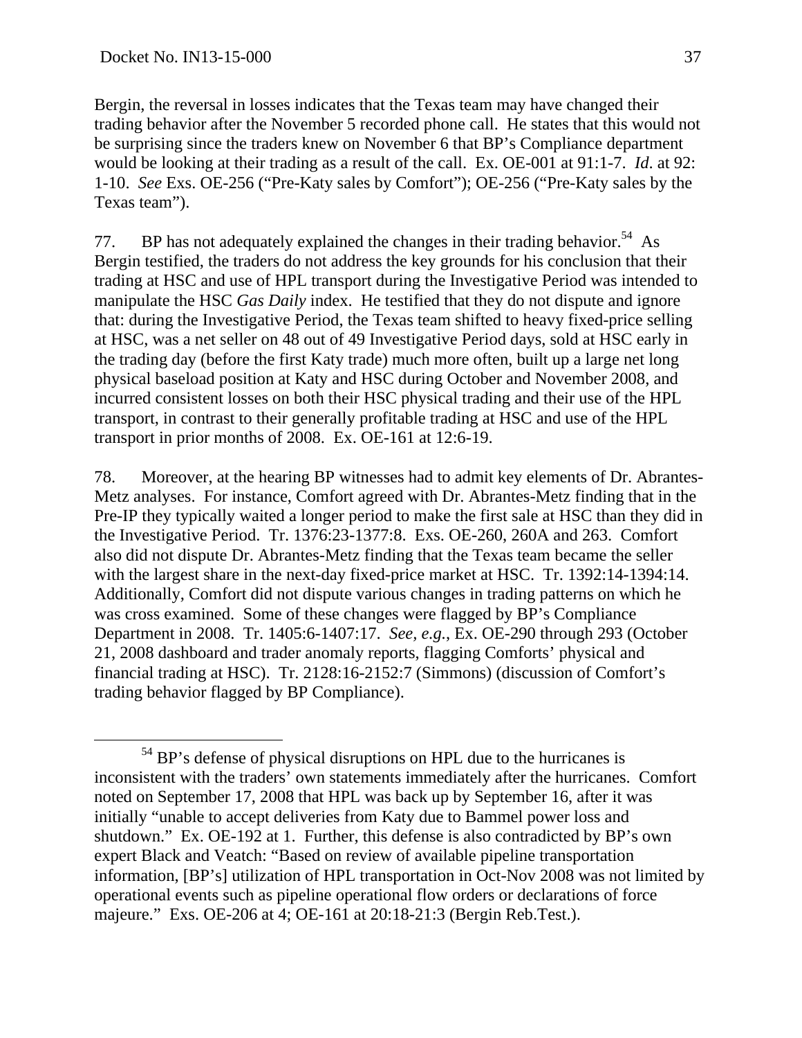Bergin, the reversal in losses indicates that the Texas team may have changed their trading behavior after the November 5 recorded phone call. He states that this would not be surprising since the traders knew on November 6 that BP's Compliance department would be looking at their trading as a result of the call. Ex. OE-001 at 91:1-7. *Id*. at 92: 1-10. *See* Exs. OE-256 ("Pre-Katy sales by Comfort"); OE-256 ("Pre-Katy sales by the Texas team").

77. BP has not adequately explained the changes in their trading behavior.[54] As Bergin testified, the traders do not address the key grounds for his conclusion that their trading at HSC and use of HPL transport during the Investigative Period was intended to manipulate the HSC *Gas Daily* index. He testified that they do not dispute and ignore that: during the Investigative Period, the Texas team shifted to heavy fixed-price selling at HSC, was a net seller on 48 out of 49 Investigative Period days, sold at HSC early in the trading day (before the first Katy trade) much more often, built up a large net long physical baseload position at Katy and HSC during October and November 2008, and incurred consistent losses on both their HSC physical trading and their use of the HPL transport, in contrast to their generally profitable trading at HSC and use of the HPL transport in prior months of 2008. Ex. OE-161 at 12:6-19.

78. Moreover, at the hearing BP witnesses had to admit key elements of Dr. Abrantes-Metz analyses. For instance, Comfort agreed with Dr. Abrantes-Metz finding that in the Pre-IP they typically waited a longer period to make the first sale at HSC than they did in the Investigative Period. Tr. 1376:23-1377:8. Exs. OE-260, 260A and 263. Comfort also did not dispute Dr. Abrantes-Metz finding that the Texas team became the seller with the largest share in the next-day fixed-price market at HSC. Tr. 1392:14-1394:14. Additionally, Comfort did not dispute various changes in trading patterns on which he was cross examined. Some of these changes were flagged by BP's Compliance Department in 2008. Tr. 1405:6-1407:17. *See, e.g.*, Ex. OE-290 through 293 (October 21, 2008 dashboard and trader anomaly reports, flagging Comforts' physical and financial trading at HSC). Tr. 2128:16-2152:7 (Simmons) (discussion of Comfort's trading behavior flagged by BP Compliance).

---

[54] BP's defense of physical disruptions on HPL due to the hurricanes is inconsistent with the traders' own statements immediately after the hurricanes. Comfort noted on September 17, 2008 that HPL was back up by September 16, after it was initially "unable to accept deliveries from Katy due to Bammel power loss and shutdown." Ex. OE-192 at 1. Further, this defense is also contradicted by BP's own expert Black and Veatch: "Based on review of available pipeline transportation information, [BP's] utilization of HPL transportation in Oct-Nov 2008 was not limited by operational events such as pipeline operational flow orders or declarations of force majeure." Exs. OE-206 at 4; OE-161 at 20:18-21:3 (Bergin Reb.Test.).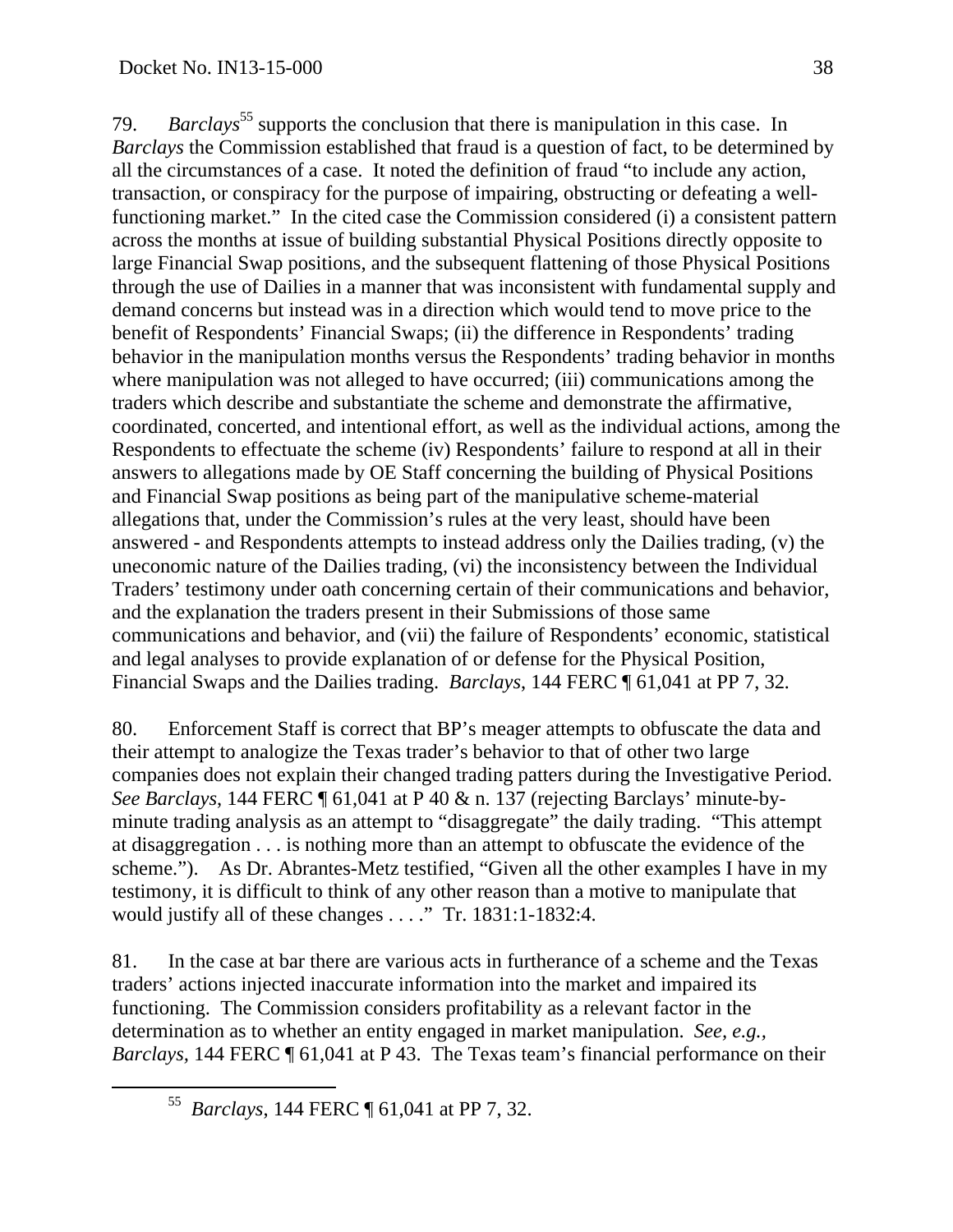79. *Barclays*[55] supports the conclusion that there is manipulation in this case. In *Barclays* the Commission established that fraud is a question of fact, to be determined by all the circumstances of a case. It noted the definition of fraud "to include any action, transaction, or conspiracy for the purpose of impairing, obstructing or defeating a well-functioning market." In the cited case the Commission considered (i) a consistent pattern across the months at issue of building substantial Physical Positions directly opposite to large Financial Swap positions, and the subsequent flattening of those Physical Positions through the use of Dailies in a manner that was inconsistent with fundamental supply and demand concerns but instead was in a direction which would tend to move price to the benefit of Respondents' Financial Swaps; (ii) the difference in Respondents' trading behavior in the manipulation months versus the Respondents' trading behavior in months where manipulation was not alleged to have occurred; (iii) communications among the traders which describe and substantiate the scheme and demonstrate the affirmative, coordinated, concerted, and intentional effort, as well as the individual actions, among the Respondents to effectuate the scheme (iv) Respondents' failure to respond at all in their answers to allegations made by OE Staff concerning the building of Physical Positions and Financial Swap positions as being part of the manipulative scheme-material allegations that, under the Commission's rules at the very least, should have been answered - and Respondents attempts to instead address only the Dailies trading, (v) the uneconomic nature of the Dailies trading, (vi) the inconsistency between the Individual Traders' testimony under oath concerning certain of their communications and behavior, and the explanation the traders present in their Submissions of those same communications and behavior, and (vii) the failure of Respondents' economic, statistical and legal analyses to provide explanation of or defense for the Physical Position, Financial Swaps and the Dailies trading. *Barclays*, 144 FERC ¶ 61,041 at PP 7, 32.

80. Enforcement Staff is correct that BP's meager attempts to obfuscate the data and their attempt to analogize the Texas trader's behavior to that of other two large companies does not explain their changed trading patters during the Investigative Period. *See Barclays*, 144 FERC ¶ 61,041 at P 40 & n. 137 (rejecting Barclays' minute-by-minute trading analysis as an attempt to "disaggregate" the daily trading. "This attempt at disaggregation . . . is nothing more than an attempt to obfuscate the evidence of the scheme."). As Dr. Abrantes-Metz testified, "Given all the other examples I have in my testimony, it is difficult to think of any other reason than a motive to manipulate that would justify all of these changes . . . ." Tr. 1831:1-1832:4.

81. In the case at bar there are various acts in furtherance of a scheme and the Texas traders' actions injected inaccurate information into the market and impaired its functioning. The Commission considers profitability as a relevant factor in the determination as to whether an entity engaged in market manipulation. *See, e.g., Barclays*, 144 FERC ¶ 61,041 at P 43. The Texas team's financial performance on their

[55] *Barclays*, 144 FERC ¶ 61,041 at PP 7, 32.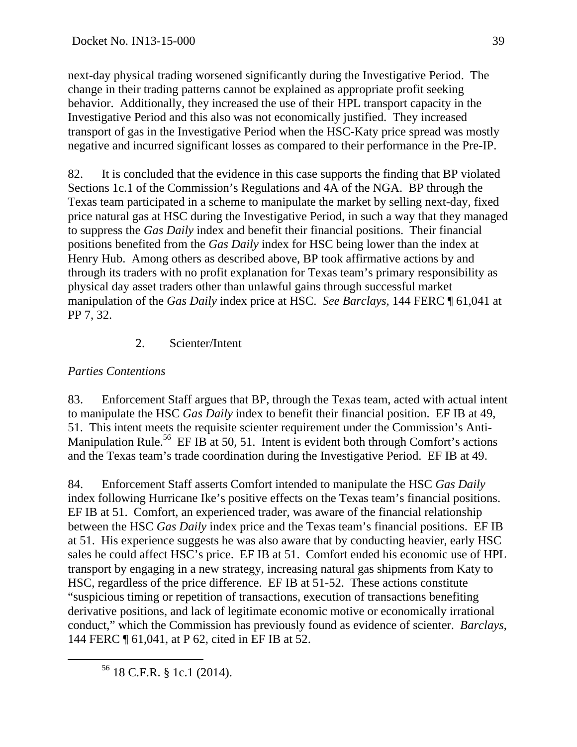next-day physical trading worsened significantly during the Investigative Period. The change in their trading patterns cannot be explained as appropriate profit seeking behavior. Additionally, they increased the use of their HPL transport capacity in the Investigative Period and this also was not economically justified. They increased transport of gas in the Investigative Period when the HSC-Katy price spread was mostly negative and incurred significant losses as compared to their performance in the Pre-IP.

82. It is concluded that the evidence in this case supports the finding that BP violated Sections 1c.1 of the Commission's Regulations and 4A of the NGA. BP through the Texas team participated in a scheme to manipulate the market by selling next-day, fixed price natural gas at HSC during the Investigative Period, in such a way that they managed to suppress the *Gas Daily* index and benefit their financial positions. Their financial positions benefited from the *Gas Daily* index for HSC being lower than the index at Henry Hub. Among others as described above, BP took affirmative actions by and through its traders with no profit explanation for Texas team's primary responsibility as physical day asset traders other than unlawful gains through successful market manipulation of the *Gas Daily* index price at HSC. *See Barclays,* 144 FERC ¶ 61,041 at PP 7, 32.

2. Scienter/Intent

*Parties Contentions*

83. Enforcement Staff argues that BP, through the Texas team, acted with actual intent to manipulate the HSC *Gas Daily* index to benefit their financial position. EF IB at 49, 51. This intent meets the requisite scienter requirement under the Commission's Anti-Manipulation Rule.[56] EF IB at 50, 51. Intent is evident both through Comfort's actions and the Texas team's trade coordination during the Investigative Period. EF IB at 49.

84. Enforcement Staff asserts Comfort intended to manipulate the HSC *Gas Daily* index following Hurricane Ike's positive effects on the Texas team's financial positions. EF IB at 51. Comfort, an experienced trader, was aware of the financial relationship between the HSC *Gas Daily* index price and the Texas team's financial positions. EF IB at 51. His experience suggests he was also aware that by conducting heavier, early HSC sales he could affect HSC's price. EF IB at 51. Comfort ended his economic use of HPL transport by engaging in a new strategy, increasing natural gas shipments from Katy to HSC, regardless of the price difference. EF IB at 51-52. These actions constitute "suspicious timing or repetition of transactions, execution of transactions benefiting derivative positions, and lack of legitimate economic motive or economically irrational conduct," which the Commission has previously found as evidence of scienter. *Barclays*, 144 FERC ¶ 61,041, at P 62, cited in EF IB at 52.

[56] 18 C.F.R. § 1c.1 (2014).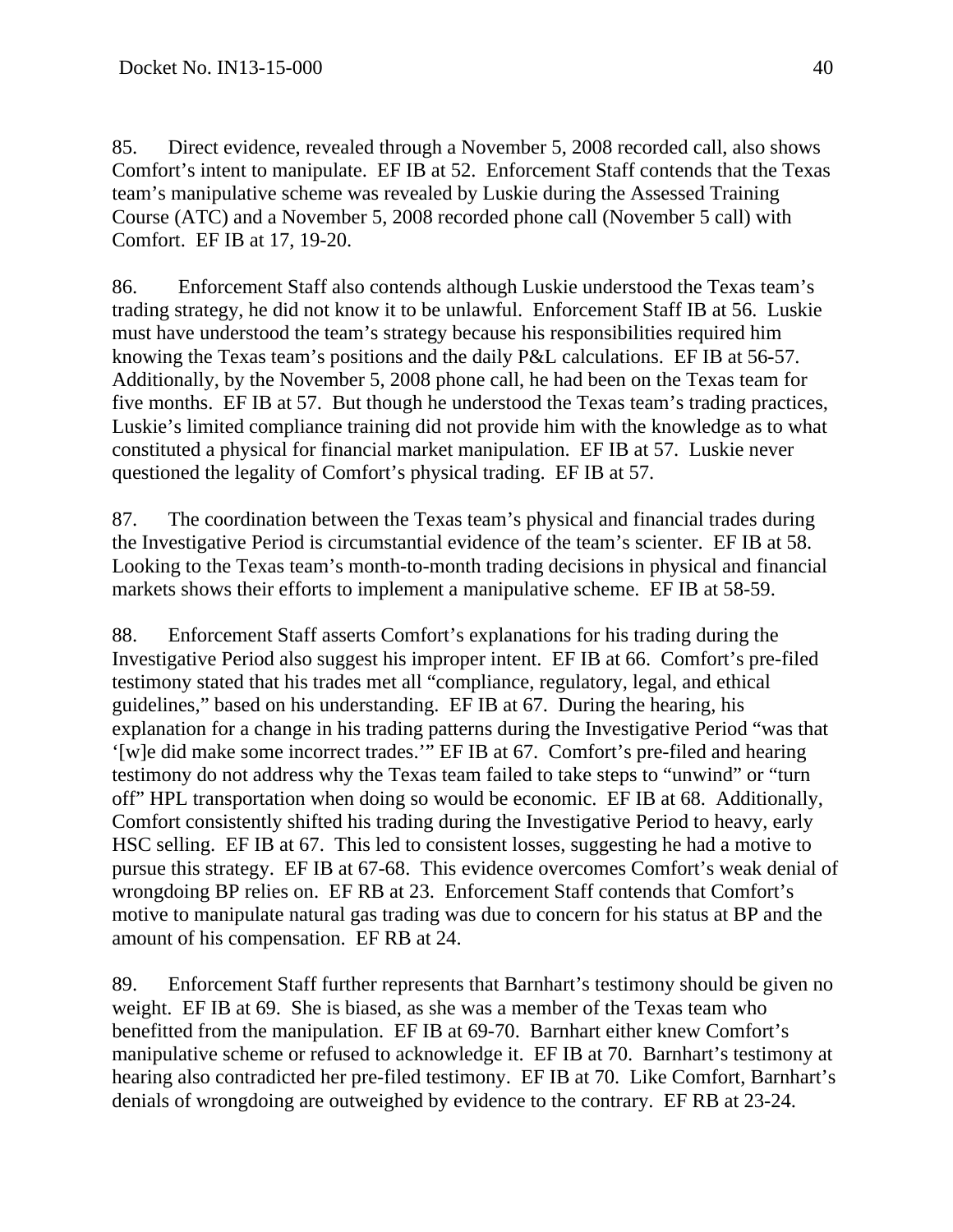85. Direct evidence, revealed through a November 5, 2008 recorded call, also shows Comfort's intent to manipulate. EF IB at 52. Enforcement Staff contends that the Texas team's manipulative scheme was revealed by Luskie during the Assessed Training Course (ATC) and a November 5, 2008 recorded phone call (November 5 call) with Comfort. EF IB at 17, 19-20.

86. Enforcement Staff also contends although Luskie understood the Texas team's trading strategy, he did not know it to be unlawful. Enforcement Staff IB at 56. Luskie must have understood the team's strategy because his responsibilities required him knowing the Texas team's positions and the daily P&L calculations. EF IB at 56-57. Additionally, by the November 5, 2008 phone call, he had been on the Texas team for five months. EF IB at 57. But though he understood the Texas team's trading practices, Luskie's limited compliance training did not provide him with the knowledge as to what constituted a physical for financial market manipulation. EF IB at 57. Luskie never questioned the legality of Comfort's physical trading. EF IB at 57.

87. The coordination between the Texas team's physical and financial trades during the Investigative Period is circumstantial evidence of the team's scienter. EF IB at 58. Looking to the Texas team's month-to-month trading decisions in physical and financial markets shows their efforts to implement a manipulative scheme. EF IB at 58-59.

88. Enforcement Staff asserts Comfort's explanations for his trading during the Investigative Period also suggest his improper intent. EF IB at 66. Comfort's pre-filed testimony stated that his trades met all "compliance, regulatory, legal, and ethical guidelines," based on his understanding. EF IB at 67. During the hearing, his explanation for a change in his trading patterns during the Investigative Period "was that '[w]e did make some incorrect trades.'" EF IB at 67. Comfort's pre-filed and hearing testimony do not address why the Texas team failed to take steps to "unwind" or "turn off" HPL transportation when doing so would be economic. EF IB at 68. Additionally, Comfort consistently shifted his trading during the Investigative Period to heavy, early HSC selling. EF IB at 67. This led to consistent losses, suggesting he had a motive to pursue this strategy. EF IB at 67-68. This evidence overcomes Comfort's weak denial of wrongdoing BP relies on. EF RB at 23. Enforcement Staff contends that Comfort's motive to manipulate natural gas trading was due to concern for his status at BP and the amount of his compensation. EF RB at 24.

89. Enforcement Staff further represents that Barnhart's testimony should be given no weight. EF IB at 69. She is biased, as she was a member of the Texas team who benefitted from the manipulation. EF IB at 69-70. Barnhart either knew Comfort's manipulative scheme or refused to acknowledge it. EF IB at 70. Barnhart's testimony at hearing also contradicted her pre-filed testimony. EF IB at 70. Like Comfort, Barnhart's denials of wrongdoing are outweighed by evidence to the contrary. EF RB at 23-24.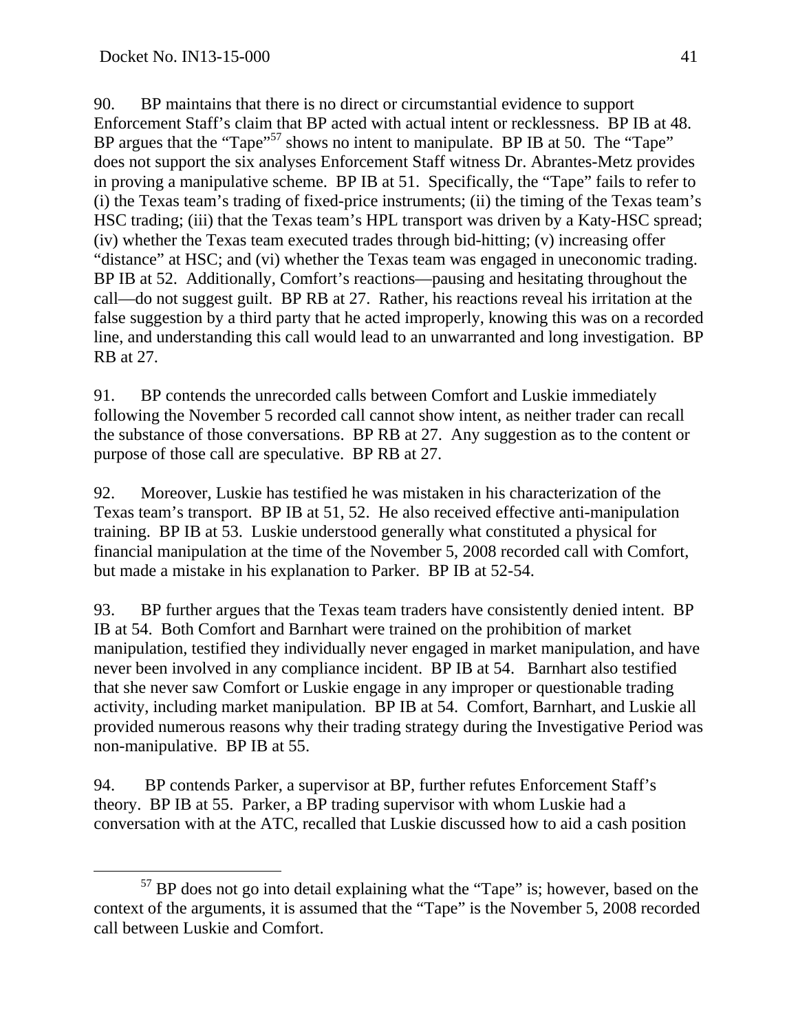90. BP maintains that there is no direct or circumstantial evidence to support Enforcement Staff's claim that BP acted with actual intent or recklessness. BP IB at 48. BP argues that the "Tape"[57] shows no intent to manipulate. BP IB at 50. The "Tape" does not support the six analyses Enforcement Staff witness Dr. Abrantes-Metz provides in proving a manipulative scheme. BP IB at 51. Specifically, the "Tape" fails to refer to (i) the Texas team's trading of fixed-price instruments; (ii) the timing of the Texas team's HSC trading; (iii) that the Texas team's HPL transport was driven by a Katy-HSC spread; (iv) whether the Texas team executed trades through bid-hitting; (v) increasing offer "distance" at HSC; and (vi) whether the Texas team was engaged in uneconomic trading. BP IB at 52. Additionally, Comfort's reactions—pausing and hesitating throughout the call—do not suggest guilt. BP RB at 27. Rather, his reactions reveal his irritation at the false suggestion by a third party that he acted improperly, knowing this was on a recorded line, and understanding this call would lead to an unwarranted and long investigation. BP RB at 27.

91. BP contends the unrecorded calls between Comfort and Luskie immediately following the November 5 recorded call cannot show intent, as neither trader can recall the substance of those conversations. BP RB at 27. Any suggestion as to the content or purpose of those call are speculative. BP RB at 27.

92. Moreover, Luskie has testified he was mistaken in his characterization of the Texas team's transport. BP IB at 51, 52. He also received effective anti-manipulation training. BP IB at 53. Luskie understood generally what constituted a physical for financial manipulation at the time of the November 5, 2008 recorded call with Comfort, but made a mistake in his explanation to Parker. BP IB at 52-54.

93. BP further argues that the Texas team traders have consistently denied intent. BP IB at 54. Both Comfort and Barnhart were trained on the prohibition of market manipulation, testified they individually never engaged in market manipulation, and have never been involved in any compliance incident. BP IB at 54. Barnhart also testified that she never saw Comfort or Luskie engage in any improper or questionable trading activity, including market manipulation. BP IB at 54. Comfort, Barnhart, and Luskie all provided numerous reasons why their trading strategy during the Investigative Period was non-manipulative. BP IB at 55.

94. BP contends Parker, a supervisor at BP, further refutes Enforcement Staff's theory. BP IB at 55. Parker, a BP trading supervisor with whom Luskie had a conversation with at the ATC, recalled that Luskie discussed how to aid a cash position

[57] BP does not go into detail explaining what the "Tape" is; however, based on the context of the arguments, it is assumed that the "Tape" is the November 5, 2008 recorded call between Luskie and Comfort.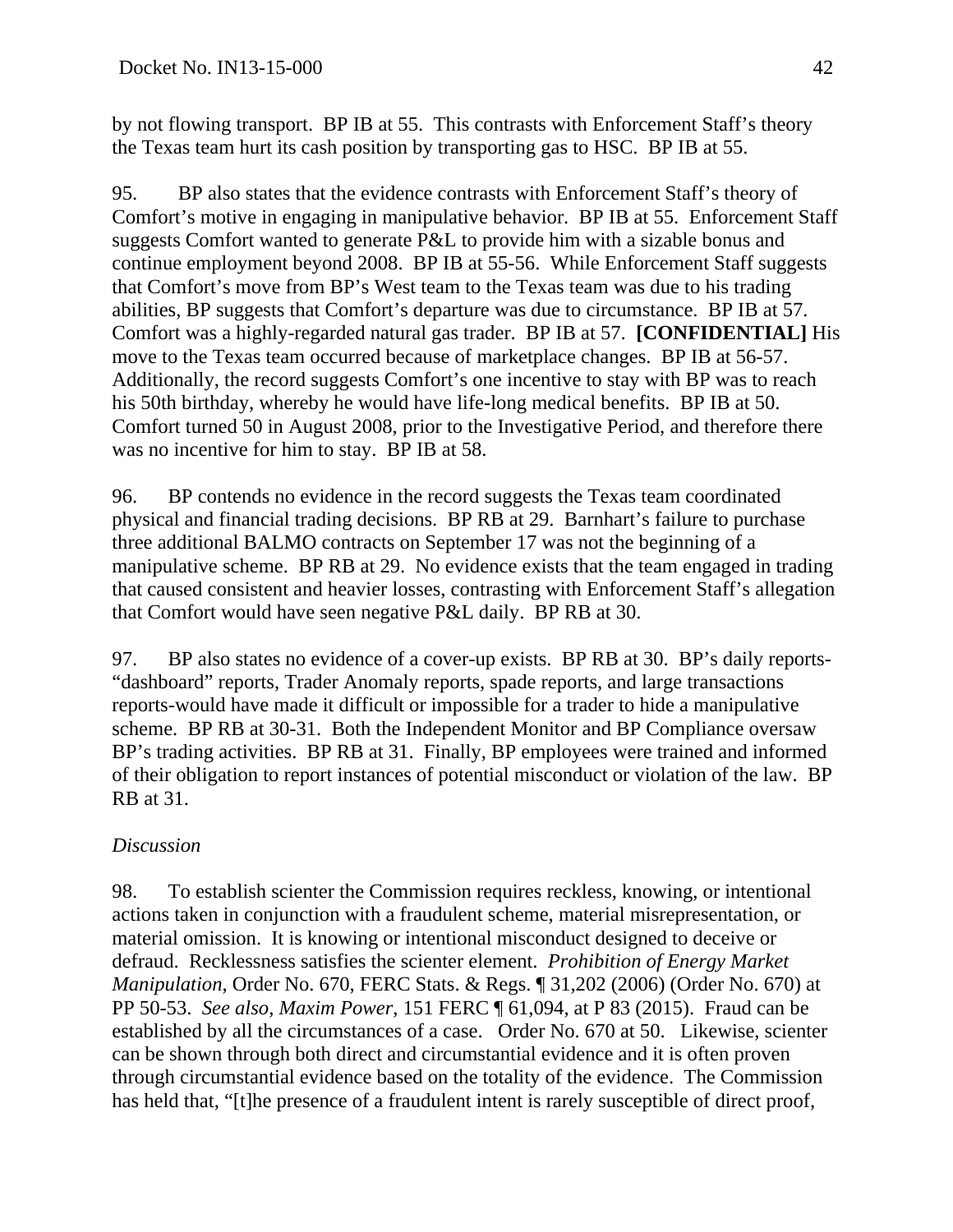by not flowing transport. BP IB at 55. This contrasts with Enforcement Staff's theory the Texas team hurt its cash position by transporting gas to HSC. BP IB at 55.

95. BP also states that the evidence contrasts with Enforcement Staff's theory of Comfort's motive in engaging in manipulative behavior. BP IB at 55. Enforcement Staff suggests Comfort wanted to generate P&L to provide him with a sizable bonus and continue employment beyond 2008. BP IB at 55-56. While Enforcement Staff suggests that Comfort's move from BP's West team to the Texas team was due to his trading abilities, BP suggests that Comfort's departure was due to circumstance. BP IB at 57. Comfort was a highly-regarded natural gas trader. BP IB at 57. **[CONFIDENTIAL]** His move to the Texas team occurred because of marketplace changes. BP IB at 56-57. Additionally, the record suggests Comfort's one incentive to stay with BP was to reach his 50th birthday, whereby he would have life-long medical benefits. BP IB at 50. Comfort turned 50 in August 2008, prior to the Investigative Period, and therefore there was no incentive for him to stay. BP IB at 58.

96. BP contends no evidence in the record suggests the Texas team coordinated physical and financial trading decisions. BP RB at 29. Barnhart's failure to purchase three additional BALMO contracts on September 17 was not the beginning of a manipulative scheme. BP RB at 29. No evidence exists that the team engaged in trading that caused consistent and heavier losses, contrasting with Enforcement Staff's allegation that Comfort would have seen negative P&L daily. BP RB at 30.

97. BP also states no evidence of a cover-up exists. BP RB at 30. BP's daily reports-"dashboard" reports, Trader Anomaly reports, spade reports, and large transactions reports-would have made it difficult or impossible for a trader to hide a manipulative scheme. BP RB at 30-31. Both the Independent Monitor and BP Compliance oversaw BP's trading activities. BP RB at 31. Finally, BP employees were trained and informed of their obligation to report instances of potential misconduct or violation of the law. BP RB at 31.

*Discussion*

98. To establish scienter the Commission requires reckless, knowing, or intentional actions taken in conjunction with a fraudulent scheme, material misrepresentation, or material omission. It is knowing or intentional misconduct designed to deceive or defraud. Recklessness satisfies the scienter element. *Prohibition of Energy Market Manipulation*, Order No. 670, FERC Stats. & Regs. ¶ 31,202 (2006) (Order No. 670) at PP 50-53. *See also*, *Maxim Power*, 151 FERC ¶ 61,094, at P 83 (2015). Fraud can be established by all the circumstances of a case. Order No. 670 at 50. Likewise, scienter can be shown through both direct and circumstantial evidence and it is often proven through circumstantial evidence based on the totality of the evidence. The Commission has held that, "[t]he presence of a fraudulent intent is rarely susceptible of direct proof,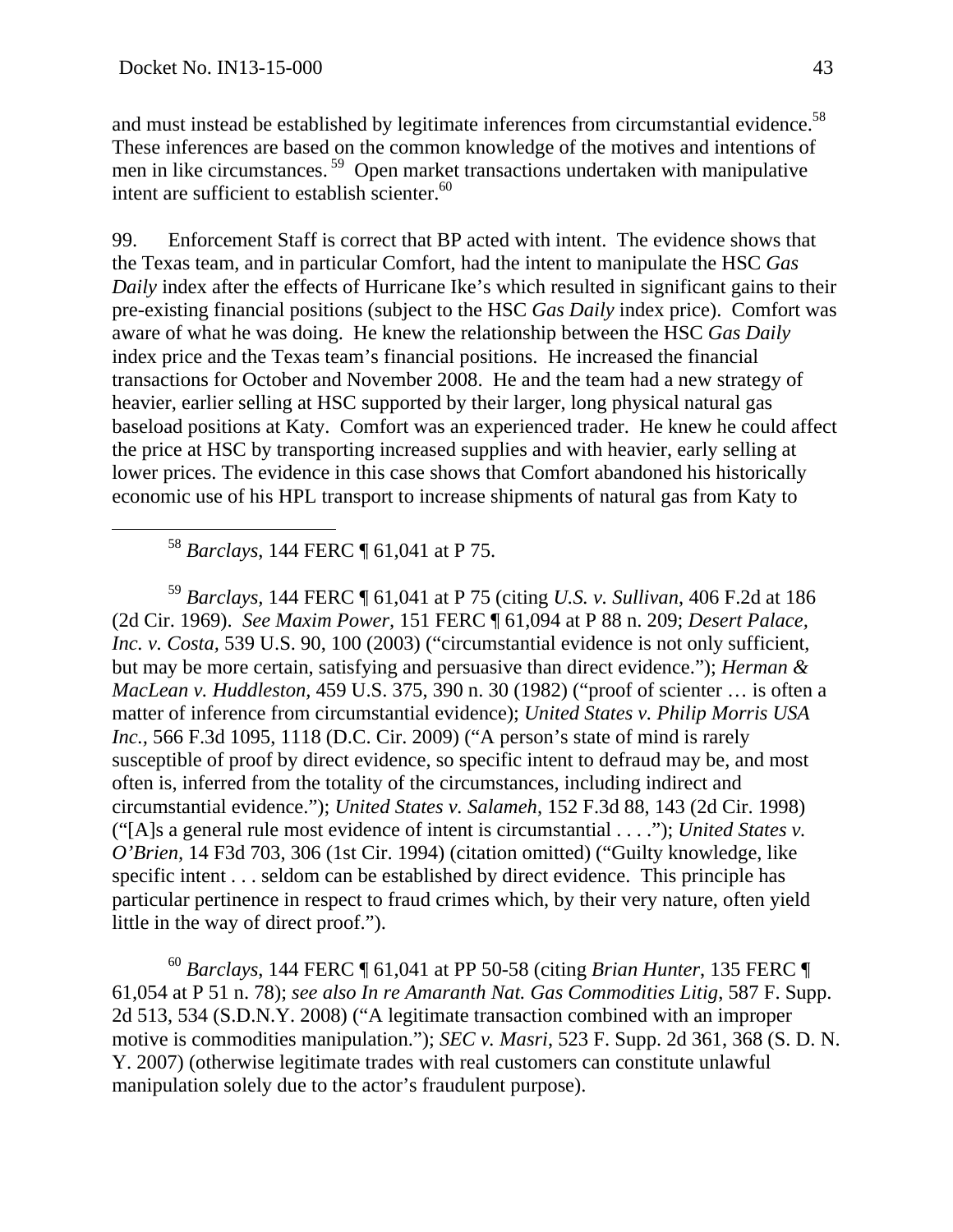and must instead be established by legitimate inferences from circumstantial evidence.[58] These inferences are based on the common knowledge of the motives and intentions of men in like circumstances.[59] Open market transactions undertaken with manipulative intent are sufficient to establish scienter.[60]

99. Enforcement Staff is correct that BP acted with intent. The evidence shows that the Texas team, and in particular Comfort, had the intent to manipulate the HSC *Gas Daily* index after the effects of Hurricane Ike's which resulted in significant gains to their pre-existing financial positions (subject to the HSC *Gas Daily* index price). Comfort was aware of what he was doing. He knew the relationship between the HSC *Gas Daily* index price and the Texas team's financial positions. He increased the financial transactions for October and November 2008. He and the team had a new strategy of heavier, earlier selling at HSC supported by their larger, long physical natural gas baseload positions at Katy. Comfort was an experienced trader. He knew he could affect the price at HSC by transporting increased supplies and with heavier, early selling at lower prices. The evidence in this case shows that Comfort abandoned his historically economic use of his HPL transport to increase shipments of natural gas from Katy to

---

[58] *Barclays*, 144 FERC ¶ 61,041 at P 75.

[59] *Barclays*, 144 FERC ¶ 61,041 at P 75 (citing *U.S. v. Sullivan*, 406 F.2d at 186 (2d Cir. 1969). *See Maxim Power*, 151 FERC ¶ 61,094 at P 88 n. 209; *Desert Palace, Inc. v. Costa,* 539 U.S. 90, 100 (2003) ("circumstantial evidence is not only sufficient, but may be more certain, satisfying and persuasive than direct evidence."); *Herman & MacLean v. Huddleston,* 459 U.S. 375, 390 n. 30 (1982) ("proof of scienter … is often a matter of inference from circumstantial evidence); *United States v. Philip Morris USA Inc.*, 566 F.3d 1095, 1118 (D.C. Cir. 2009) ("A person's state of mind is rarely susceptible of proof by direct evidence, so specific intent to defraud may be, and most often is, inferred from the totality of the circumstances, including indirect and circumstantial evidence."); *United States v. Salameh*, 152 F.3d 88, 143 (2d Cir. 1998) ("[A]s a general rule most evidence of intent is circumstantial . . . ."); *United States v. O'Brien*, 14 F3d 703, 306 (1st Cir. 1994) (citation omitted) ("Guilty knowledge, like specific intent . . . seldom can be established by direct evidence. This principle has particular pertinence in respect to fraud crimes which, by their very nature, often yield little in the way of direct proof.").

[60] *Barclays*, 144 FERC ¶ 61,041 at PP 50-58 (citing *Brian Hunter*, 135 FERC ¶ 61,054 at P 51 n. 78); *see also In re Amaranth Nat. Gas Commodities Litig*, 587 F. Supp. 2d 513, 534 (S.D.N.Y. 2008) ("A legitimate transaction combined with an improper motive is commodities manipulation."); *SEC v. Masri*, 523 F. Supp. 2d 361, 368 (S. D. N. Y. 2007) (otherwise legitimate trades with real customers can constitute unlawful manipulation solely due to the actor's fraudulent purpose).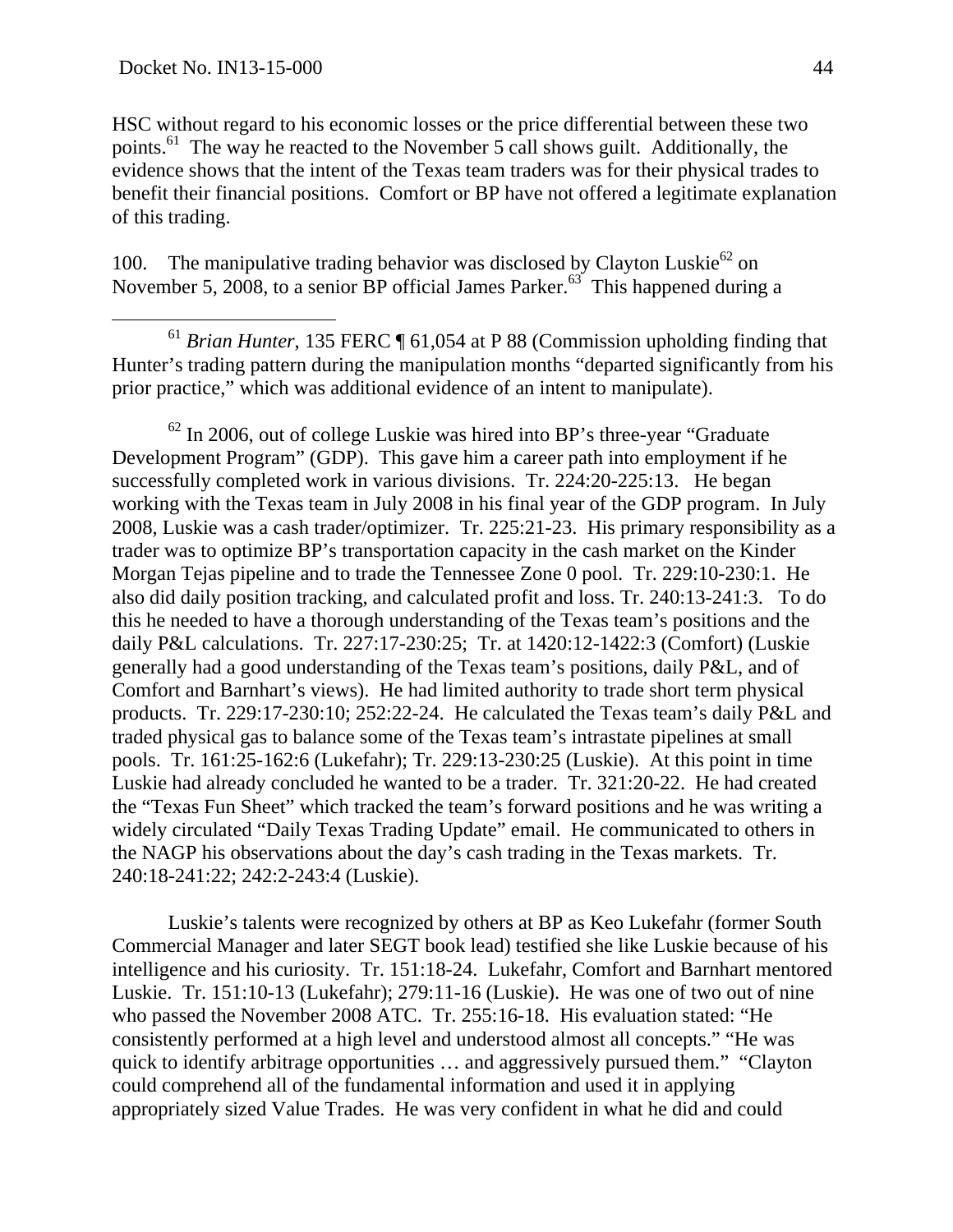HSC without regard to his economic losses or the price differential between these two points.[61] The way he reacted to the November 5 call shows guilt. Additionally, the evidence shows that the intent of the Texas team traders was for their physical trades to benefit their financial positions. Comfort or BP have not offered a legitimate explanation of this trading.

100. The manipulative trading behavior was disclosed by Clayton Luskie[62] on November 5, 2008, to a senior BP official James Parker.[63] This happened during a

---

[61] *Brian Hunter*, 135 FERC ¶ 61,054 at P 88 (Commission upholding finding that Hunter's trading pattern during the manipulation months "departed significantly from his prior practice," which was additional evidence of an intent to manipulate).

[62] In 2006, out of college Luskie was hired into BP's three-year "Graduate Development Program" (GDP). This gave him a career path into employment if he successfully completed work in various divisions. Tr. 224:20-225:13. He began working with the Texas team in July 2008 in his final year of the GDP program. In July 2008, Luskie was a cash trader/optimizer. Tr. 225:21-23. His primary responsibility as a trader was to optimize BP's transportation capacity in the cash market on the Kinder Morgan Tejas pipeline and to trade the Tennessee Zone 0 pool. Tr. 229:10-230:1. He also did daily position tracking, and calculated profit and loss. Tr. 240:13-241:3. To do this he needed to have a thorough understanding of the Texas team's positions and the daily P&L calculations. Tr. 227:17-230:25; Tr. at 1420:12-1422:3 (Comfort) (Luskie generally had a good understanding of the Texas team's positions, daily P&L, and of Comfort and Barnhart's views). He had limited authority to trade short term physical products. Tr. 229:17-230:10; 252:22-24. He calculated the Texas team's daily P&L and traded physical gas to balance some of the Texas team's intrastate pipelines at small pools. Tr. 161:25-162:6 (Lukefahr); Tr. 229:13-230:25 (Luskie). At this point in time Luskie had already concluded he wanted to be a trader. Tr. 321:20-22. He had created the "Texas Fun Sheet" which tracked the team's forward positions and he was writing a widely circulated "Daily Texas Trading Update" email. He communicated to others in the NAGP his observations about the day's cash trading in the Texas markets. Tr. 240:18-241:22; 242:2-243:4 (Luskie).

Luskie's talents were recognized by others at BP as Keo Lukefahr (former South Commercial Manager and later SEGT book lead) testified she like Luskie because of his intelligence and his curiosity. Tr. 151:18-24. Lukefahr, Comfort and Barnhart mentored Luskie. Tr. 151:10-13 (Lukefahr); 279:11-16 (Luskie). He was one of two out of nine who passed the November 2008 ATC. Tr. 255:16-18. His evaluation stated: "He consistently performed at a high level and understood almost all concepts." "He was quick to identify arbitrage opportunities … and aggressively pursued them." "Clayton could comprehend all of the fundamental information and used it in applying appropriately sized Value Trades. He was very confident in what he did and could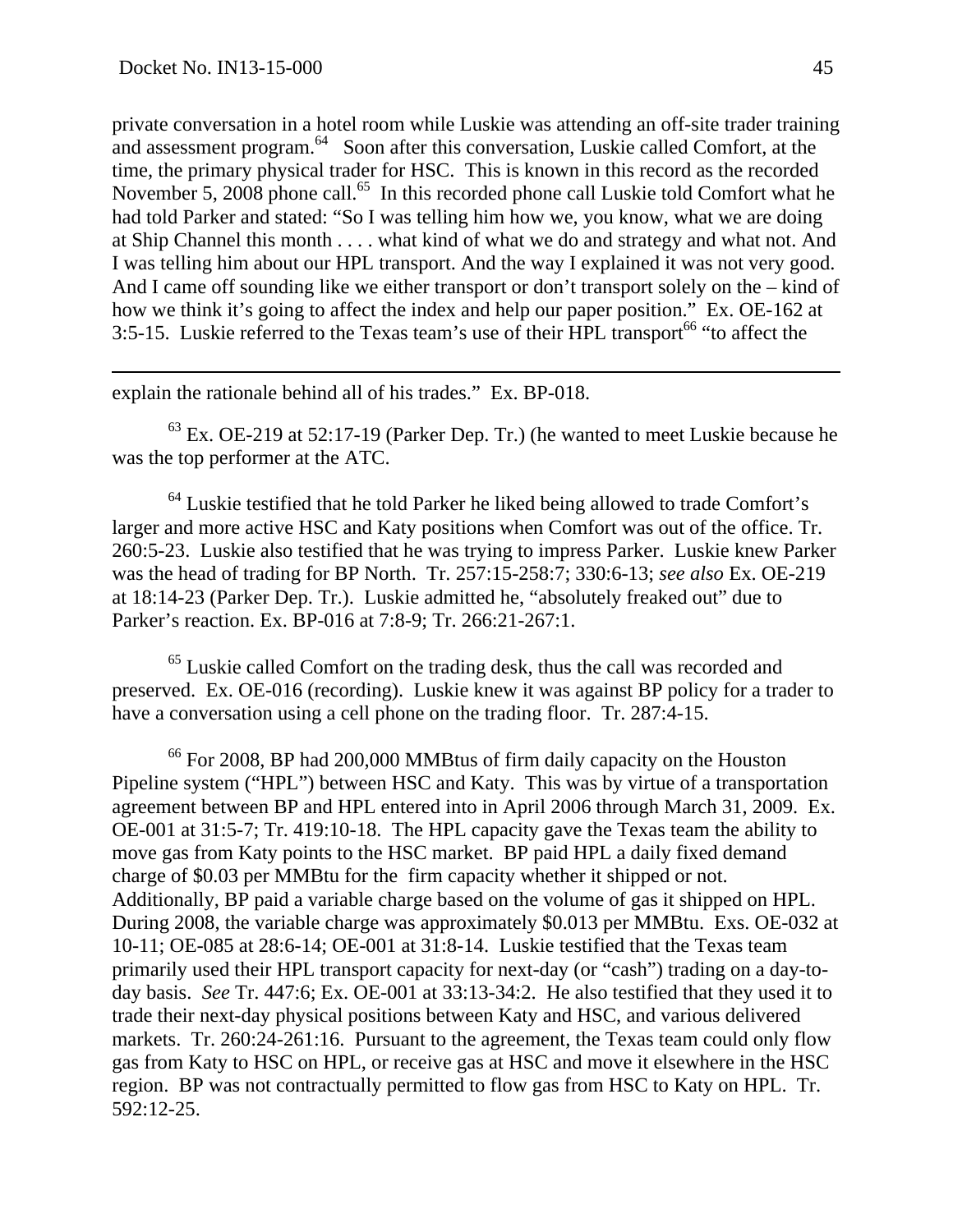private conversation in a hotel room while Luskie was attending an off-site trader training and assessment program.[64] Soon after this conversation, Luskie called Comfort, at the time, the primary physical trader for HSC. This is known in this record as the recorded November 5, 2008 phone call.[65] In this recorded phone call Luskie told Comfort what he had told Parker and stated: "So I was telling him how we, you know, what we are doing at Ship Channel this month . . . . what kind of what we do and strategy and what not. And I was telling him about our HPL transport. And the way I explained it was not very good. And I came off sounding like we either transport or don't transport solely on the – kind of how we think it's going to affect the index and help our paper position." Ex. OE-162 at 3:5-15. Luskie referred to the Texas team's use of their HPL transport[66] "to affect the

---

explain the rationale behind all of his trades." Ex. BP-018.

[63] Ex. OE-219 at 52:17-19 (Parker Dep. Tr.) (he wanted to meet Luskie because he was the top performer at the ATC.

[64] Luskie testified that he told Parker he liked being allowed to trade Comfort's larger and more active HSC and Katy positions when Comfort was out of the office. Tr. 260:5-23. Luskie also testified that he was trying to impress Parker. Luskie knew Parker was the head of trading for BP North. Tr. 257:15-258:7; 330:6-13; *see also* Ex. OE-219 at 18:14-23 (Parker Dep. Tr.). Luskie admitted he, "absolutely freaked out" due to Parker's reaction. Ex. BP-016 at 7:8-9; Tr. 266:21-267:1.

[65] Luskie called Comfort on the trading desk, thus the call was recorded and preserved. Ex. OE-016 (recording). Luskie knew it was against BP policy for a trader to have a conversation using a cell phone on the trading floor. Tr. 287:4-15.

[66] For 2008, BP had 200,000 MMBtus of firm daily capacity on the Houston Pipeline system ("HPL") between HSC and Katy. This was by virtue of a transportation agreement between BP and HPL entered into in April 2006 through March 31, 2009. Ex. OE-001 at 31:5-7; Tr. 419:10-18. The HPL capacity gave the Texas team the ability to move gas from Katy points to the HSC market. BP paid HPL a daily fixed demand charge of $0.03 per MMBtu for the firm capacity whether it shipped or not. Additionally, BP paid a variable charge based on the volume of gas it shipped on HPL. During 2008, the variable charge was approximately $0.013 per MMBtu. Exs. OE-032 at 10-11; OE-085 at 28:6-14; OE-001 at 31:8-14. Luskie testified that the Texas team primarily used their HPL transport capacity for next-day (or "cash") trading on a day-to-day basis. *See* Tr. 447:6; Ex. OE-001 at 33:13-34:2. He also testified that they used it to trade their next-day physical positions between Katy and HSC, and various delivered markets. Tr. 260:24-261:16. Pursuant to the agreement, the Texas team could only flow gas from Katy to HSC on HPL, or receive gas at HSC and move it elsewhere in the HSC region. BP was not contractually permitted to flow gas from HSC to Katy on HPL. Tr. 592:12-25.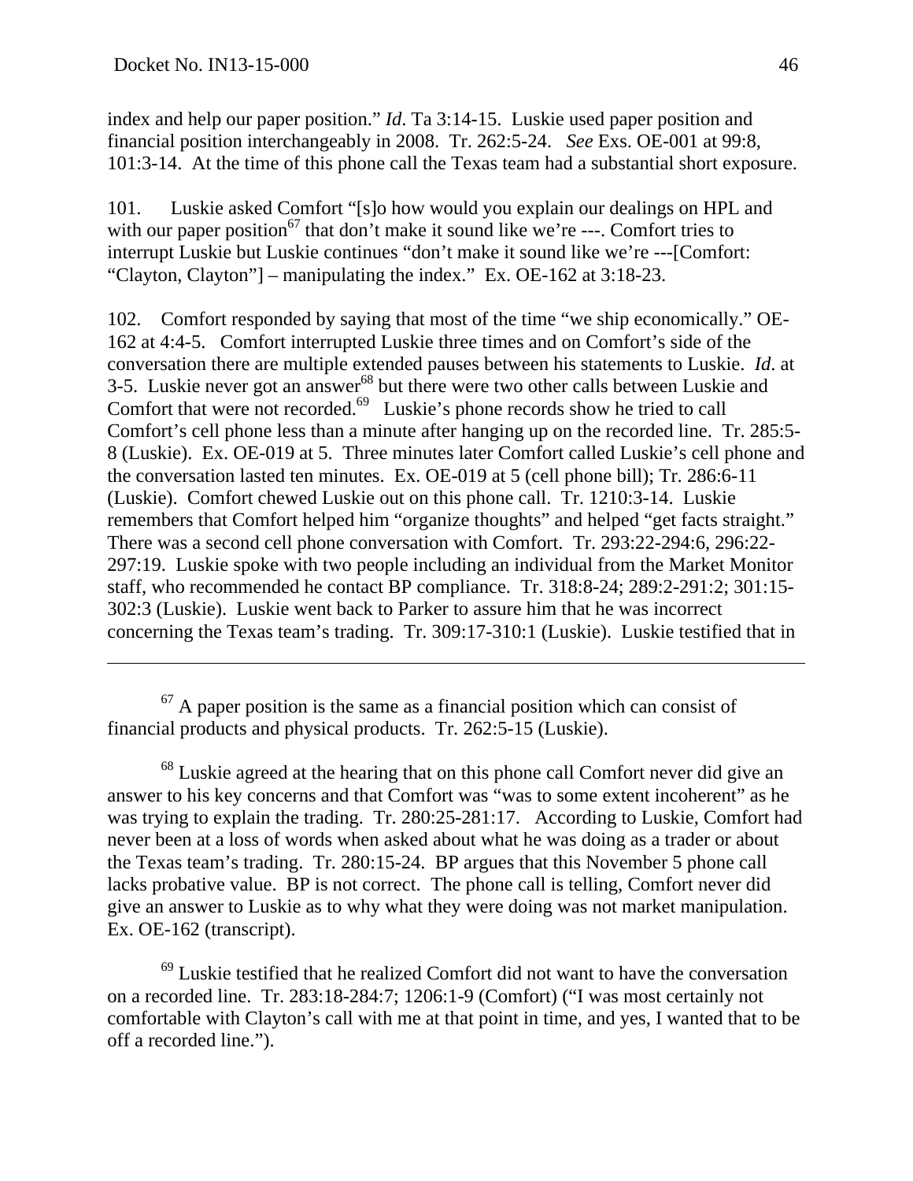index and help our paper position." *Id*. Ta 3:14-15. Luskie used paper position and financial position interchangeably in 2008. Tr. 262:5-24. *See* Exs. OE-001 at 99:8, 101:3-14. At the time of this phone call the Texas team had a substantial short exposure.

101. Luskie asked Comfort "[s]o how would you explain our dealings on HPL and with our paper position[67] that don't make it sound like we're ---. Comfort tries to interrupt Luskie but Luskie continues "don't make it sound like we're ---[Comfort: "Clayton, Clayton"] – manipulating the index." Ex. OE-162 at 3:18-23.

102. Comfort responded by saying that most of the time "we ship economically." OE-162 at 4:4-5. Comfort interrupted Luskie three times and on Comfort's side of the conversation there are multiple extended pauses between his statements to Luskie. *Id*. at 3-5. Luskie never got an answer[68] but there were two other calls between Luskie and Comfort that were not recorded.[69] Luskie's phone records show he tried to call Comfort's cell phone less than a minute after hanging up on the recorded line. Tr. 285:5-8 (Luskie). Ex. OE-019 at 5. Three minutes later Comfort called Luskie's cell phone and the conversation lasted ten minutes. Ex. OE-019 at 5 (cell phone bill); Tr. 286:6-11 (Luskie). Comfort chewed Luskie out on this phone call. Tr. 1210:3-14. Luskie remembers that Comfort helped him "organize thoughts" and helped "get facts straight." There was a second cell phone conversation with Comfort. Tr. 293:22-294:6, 296:22-297:19. Luskie spoke with two people including an individual from the Market Monitor staff, who recommended he contact BP compliance. Tr. 318:8-24; 289:2-291:2; 301:15-302:3 (Luskie). Luskie went back to Parker to assure him that he was incorrect concerning the Texas team's trading. Tr. 309:17-310:1 (Luskie). Luskie testified that in

---

[67] A paper position is the same as a financial position which can consist of financial products and physical products. Tr. 262:5-15 (Luskie).

[68] Luskie agreed at the hearing that on this phone call Comfort never did give an answer to his key concerns and that Comfort was "was to some extent incoherent" as he was trying to explain the trading. Tr. 280:25-281:17. According to Luskie, Comfort had never been at a loss of words when asked about what he was doing as a trader or about the Texas team's trading. Tr. 280:15-24. BP argues that this November 5 phone call lacks probative value. BP is not correct. The phone call is telling, Comfort never did give an answer to Luskie as to why what they were doing was not market manipulation. Ex. OE-162 (transcript).

[69] Luskie testified that he realized Comfort did not want to have the conversation on a recorded line. Tr. 283:18-284:7; 1206:1-9 (Comfort) ("I was most certainly not comfortable with Clayton's call with me at that point in time, and yes, I wanted that to be off a recorded line.").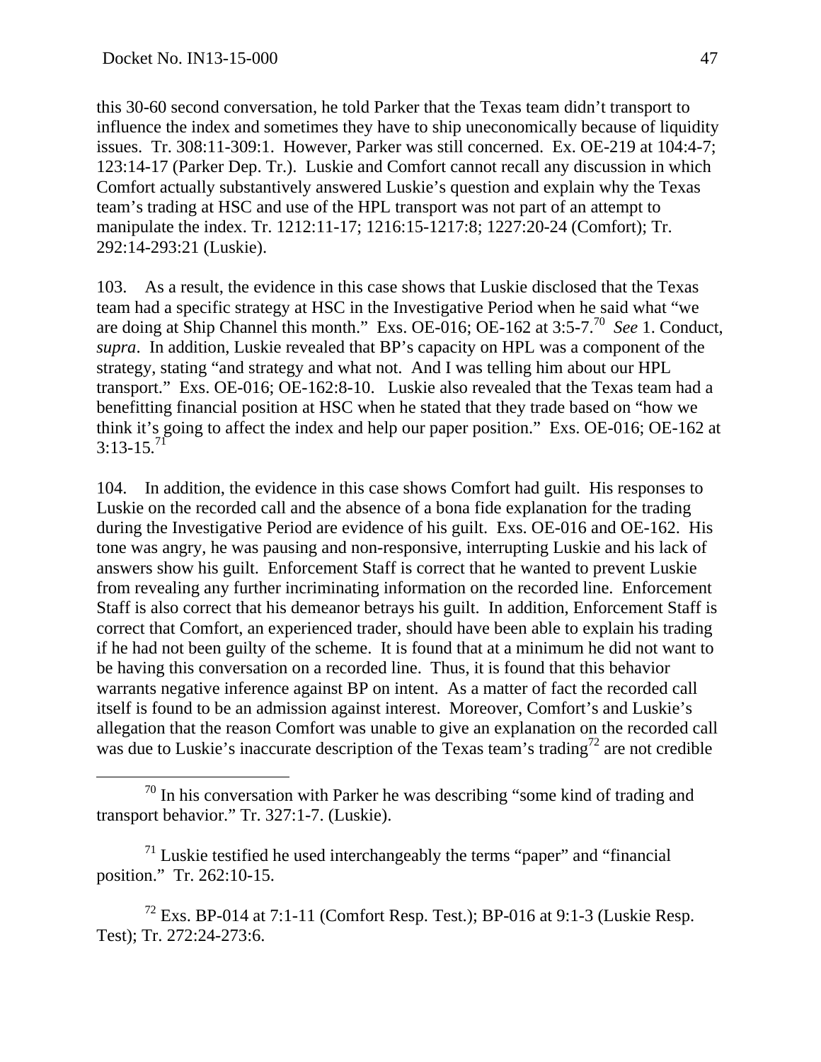this 30-60 second conversation, he told Parker that the Texas team didn't transport to influence the index and sometimes they have to ship uneconomically because of liquidity issues. Tr. 308:11-309:1. However, Parker was still concerned. Ex. OE-219 at 104:4-7; 123:14-17 (Parker Dep. Tr.). Luskie and Comfort cannot recall any discussion in which Comfort actually substantively answered Luskie's question and explain why the Texas team's trading at HSC and use of the HPL transport was not part of an attempt to manipulate the index. Tr. 1212:11-17; 1216:15-1217:8; 1227:20-24 (Comfort); Tr. 292:14-293:21 (Luskie).

103. As a result, the evidence in this case shows that Luskie disclosed that the Texas team had a specific strategy at HSC in the Investigative Period when he said what "we are doing at Ship Channel this month." Exs. OE-016; OE-162 at 3:5-7.[70] *See* 1. Conduct, *supra*. In addition, Luskie revealed that BP's capacity on HPL was a component of the strategy, stating "and strategy and what not. And I was telling him about our HPL transport." Exs. OE-016; OE-162:8-10. Luskie also revealed that the Texas team had a benefitting financial position at HSC when he stated that they trade based on "how we think it's going to affect the index and help our paper position." Exs. OE-016; OE-162 at 3:13-15.[71]

104. In addition, the evidence in this case shows Comfort had guilt. His responses to Luskie on the recorded call and the absence of a bona fide explanation for the trading during the Investigative Period are evidence of his guilt. Exs. OE-016 and OE-162. His tone was angry, he was pausing and non-responsive, interrupting Luskie and his lack of answers show his guilt. Enforcement Staff is correct that he wanted to prevent Luskie from revealing any further incriminating information on the recorded line. Enforcement Staff is also correct that his demeanor betrays his guilt. In addition, Enforcement Staff is correct that Comfort, an experienced trader, should have been able to explain his trading if he had not been guilty of the scheme. It is found that at a minimum he did not want to be having this conversation on a recorded line. Thus, it is found that this behavior warrants negative inference against BP on intent. As a matter of fact the recorded call itself is found to be an admission against interest. Moreover, Comfort's and Luskie's allegation that the reason Comfort was unable to give an explanation on the recorded call was due to Luskie's inaccurate description of the Texas team's trading[72] are not credible

---

[70] In his conversation with Parker he was describing "some kind of trading and transport behavior." Tr. 327:1-7. (Luskie).

[71] Luskie testified he used interchangeably the terms "paper" and "financial position." Tr. 262:10-15.

[72] Exs. BP-014 at 7:1-11 (Comfort Resp. Test.); BP-016 at 9:1-3 (Luskie Resp. Test); Tr. 272:24-273:6.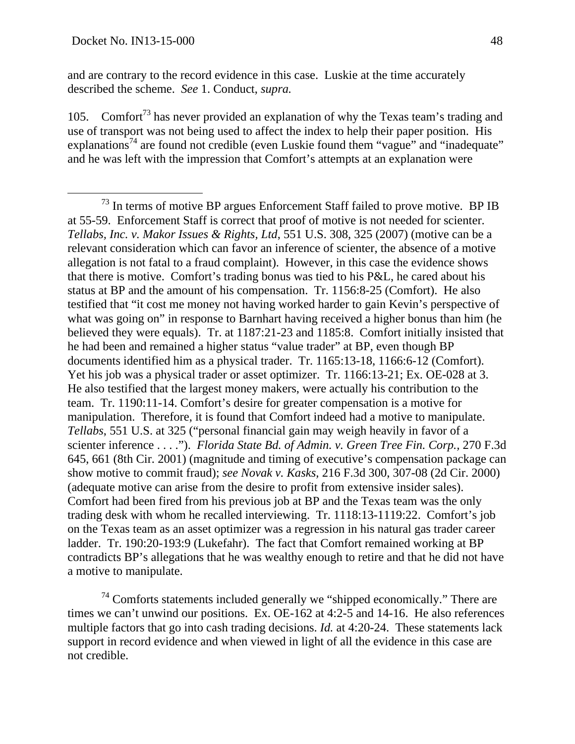and are contrary to the record evidence in this case. Luskie at the time accurately described the scheme. *See* 1. Conduct, *supra.*

105. Comfort[73] has never provided an explanation of why the Texas team's trading and use of transport was not being used to affect the index to help their paper position. His explanations[74] are found not credible (even Luskie found them "vague" and "inadequate" and he was left with the impression that Comfort's attempts at an explanation were

---

[73] In terms of motive BP argues Enforcement Staff failed to prove motive. BP IB at 55-59. Enforcement Staff is correct that proof of motive is not needed for scienter. *Tellabs, Inc. v. Makor Issues & Rights, Ltd*, 551 U.S. 308, 325 (2007) (motive can be a relevant consideration which can favor an inference of scienter, the absence of a motive allegation is not fatal to a fraud complaint). However, in this case the evidence shows that there is motive. Comfort's trading bonus was tied to his P&L, he cared about his status at BP and the amount of his compensation. Tr. 1156:8-25 (Comfort). He also testified that "it cost me money not having worked harder to gain Kevin's perspective of what was going on" in response to Barnhart having received a higher bonus than him (he believed they were equals). Tr. at 1187:21-23 and 1185:8. Comfort initially insisted that he had been and remained a higher status "value trader" at BP, even though BP documents identified him as a physical trader. Tr. 1165:13-18, 1166:6-12 (Comfort). Yet his job was a physical trader or asset optimizer. Tr. 1166:13-21; Ex. OE-028 at 3. He also testified that the largest money makers, were actually his contribution to the team. Tr. 1190:11-14. Comfort's desire for greater compensation is a motive for manipulation. Therefore, it is found that Comfort indeed had a motive to manipulate. *Tellabs*, 551 U.S. at 325 ("personal financial gain may weigh heavily in favor of a scienter inference . . . ."). *Florida State Bd. of Admin. v. Green Tree Fin. Corp.,* 270 F.3d 645, 661 (8th Cir. 2001) (magnitude and timing of executive's compensation package can show motive to commit fraud); *see Novak v. Kasks,* 216 F.3d 300, 307-08 (2d Cir. 2000) (adequate motive can arise from the desire to profit from extensive insider sales). Comfort had been fired from his previous job at BP and the Texas team was the only trading desk with whom he recalled interviewing. Tr. 1118:13-1119:22. Comfort's job on the Texas team as an asset optimizer was a regression in his natural gas trader career ladder. Tr. 190:20-193:9 (Lukefahr). The fact that Comfort remained working at BP contradicts BP's allegations that he was wealthy enough to retire and that he did not have a motive to manipulate.

[74] Comforts statements included generally we "shipped economically." There are times we can't unwind our positions. Ex. OE-162 at 4:2-5 and 14-16. He also references multiple factors that go into cash trading decisions. *Id.* at 4:20-24. These statements lack support in record evidence and when viewed in light of all the evidence in this case are not credible.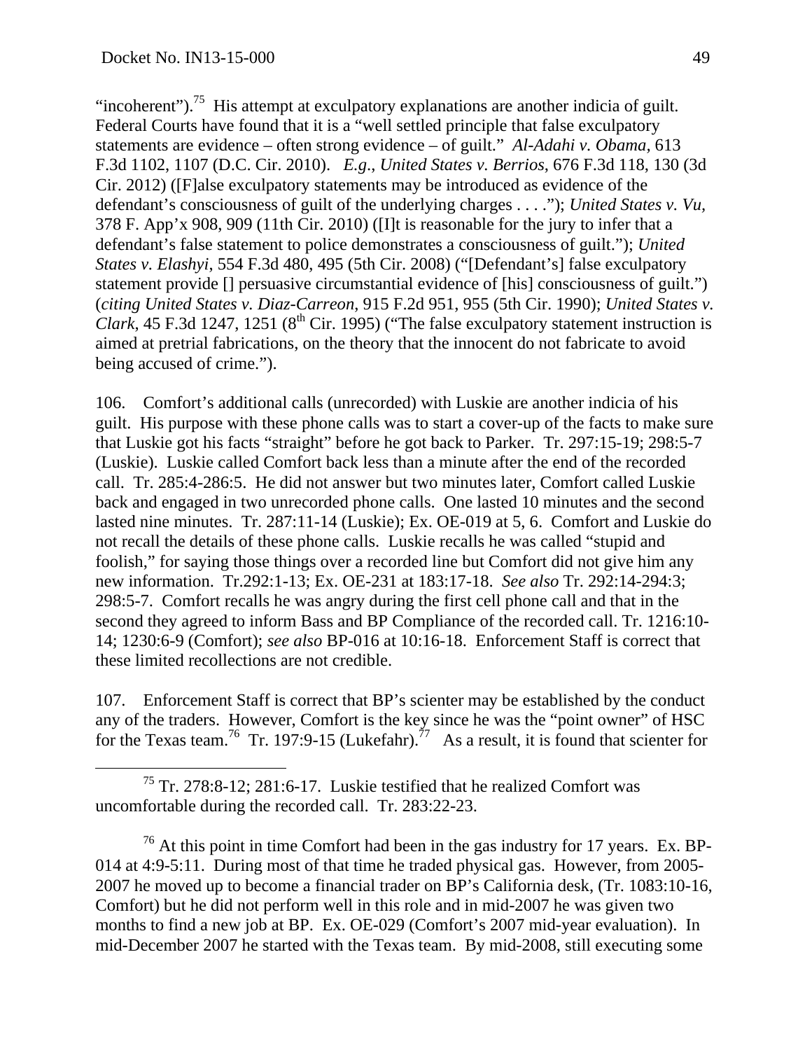"incoherent").[75] His attempt at exculpatory explanations are another indicia of guilt. Federal Courts have found that it is a "well settled principle that false exculpatory statements are evidence – often strong evidence – of guilt." *Al-Adahi v. Obama*, 613 F.3d 1102, 1107 (D.C. Cir. 2010). *E.g.*, *United States v. Berrios*, 676 F.3d 118, 130 (3d Cir. 2012) ([F]alse exculpatory statements may be introduced as evidence of the defendant's consciousness of guilt of the underlying charges . . . ."); *United States v. Vu,* 378 F. App'x 908, 909 (11th Cir. 2010) ([I]t is reasonable for the jury to infer that a defendant's false statement to police demonstrates a consciousness of guilt."); *United States v. Elashyi*, 554 F.3d 480, 495 (5th Cir. 2008) ("[Defendant's] false exculpatory statement provide [] persuasive circumstantial evidence of [his] consciousness of guilt.") (*citing United States v. Diaz-Carreon*, 915 F.2d 951, 955 (5th Cir. 1990); *United States v. Clark*, 45 F.3d 1247, 1251 (8th Cir. 1995) ("The false exculpatory statement instruction is aimed at pretrial fabrications, on the theory that the innocent do not fabricate to avoid being accused of crime.").

106. Comfort's additional calls (unrecorded) with Luskie are another indicia of his guilt. His purpose with these phone calls was to start a cover-up of the facts to make sure that Luskie got his facts "straight" before he got back to Parker. Tr. 297:15-19; 298:5-7 (Luskie). Luskie called Comfort back less than a minute after the end of the recorded call. Tr. 285:4-286:5. He did not answer but two minutes later, Comfort called Luskie back and engaged in two unrecorded phone calls. One lasted 10 minutes and the second lasted nine minutes. Tr. 287:11-14 (Luskie); Ex. OE-019 at 5, 6. Comfort and Luskie do not recall the details of these phone calls. Luskie recalls he was called "stupid and foolish," for saying those things over a recorded line but Comfort did not give him any new information. Tr.292:1-13; Ex. OE-231 at 183:17-18. *See also* Tr. 292:14-294:3; 298:5-7. Comfort recalls he was angry during the first cell phone call and that in the second they agreed to inform Bass and BP Compliance of the recorded call. Tr. 1216:10-14; 1230:6-9 (Comfort); *see also* BP-016 at 10:16-18. Enforcement Staff is correct that these limited recollections are not credible.

107. Enforcement Staff is correct that BP's scienter may be established by the conduct any of the traders. However, Comfort is the key since he was the "point owner" of HSC for the Texas team.[76] Tr. 197:9-15 (Lukefahr).[77] As a result, it is found that scienter for

---

[75] Tr. 278:8-12; 281:6-17. Luskie testified that he realized Comfort was uncomfortable during the recorded call. Tr. 283:22-23.

[76] At this point in time Comfort had been in the gas industry for 17 years. Ex. BP-014 at 4:9-5:11. During most of that time he traded physical gas. However, from 2005-2007 he moved up to become a financial trader on BP's California desk, (Tr. 1083:10-16, Comfort) but he did not perform well in this role and in mid-2007 he was given two months to find a new job at BP. Ex. OE-029 (Comfort's 2007 mid-year evaluation). In mid-December 2007 he started with the Texas team. By mid-2008, still executing some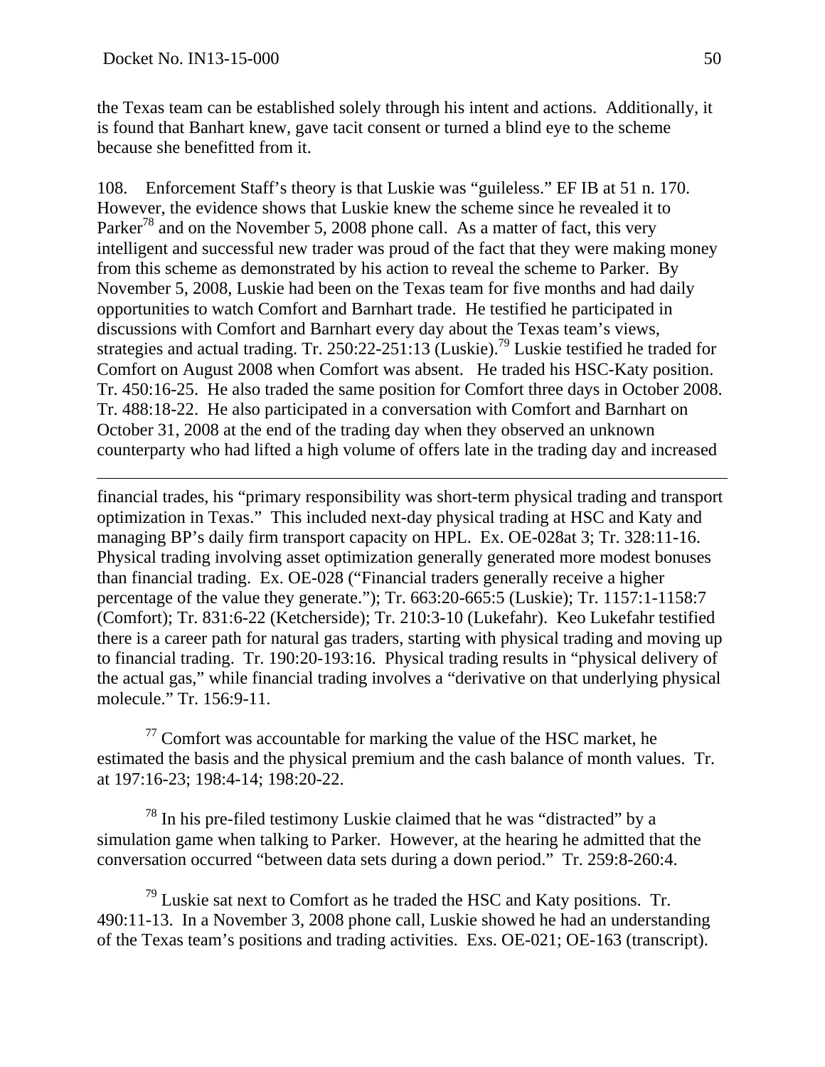the Texas team can be established solely through his intent and actions. Additionally, it is found that Banhart knew, gave tacit consent or turned a blind eye to the scheme because she benefitted from it.

108. Enforcement Staff's theory is that Luskie was "guileless." EF IB at 51 n. 170. However, the evidence shows that Luskie knew the scheme since he revealed it to Parker[78] and on the November 5, 2008 phone call. As a matter of fact, this very intelligent and successful new trader was proud of the fact that they were making money from this scheme as demonstrated by his action to reveal the scheme to Parker. By November 5, 2008, Luskie had been on the Texas team for five months and had daily opportunities to watch Comfort and Barnhart trade. He testified he participated in discussions with Comfort and Barnhart every day about the Texas team's views, strategies and actual trading. Tr. 250:22-251:13 (Luskie).[79] Luskie testified he traded for Comfort on August 2008 when Comfort was absent. He traded his HSC-Katy position. Tr. 450:16-25. He also traded the same position for Comfort three days in October 2008. Tr. 488:18-22. He also participated in a conversation with Comfort and Barnhart on October 31, 2008 at the end of the trading day when they observed an unknown counterparty who had lifted a high volume of offers late in the trading day and increased

---

financial trades, his "primary responsibility was short-term physical trading and transport optimization in Texas." This included next-day physical trading at HSC and Katy and managing BP's daily firm transport capacity on HPL. Ex. OE-028at 3; Tr. 328:11-16. Physical trading involving asset optimization generally generated more modest bonuses than financial trading. Ex. OE-028 ("Financial traders generally receive a higher percentage of the value they generate."); Tr. 663:20-665:5 (Luskie); Tr. 1157:1-1158:7 (Comfort); Tr. 831:6-22 (Ketcherside); Tr. 210:3-10 (Lukefahr). Keo Lukefahr testified there is a career path for natural gas traders, starting with physical trading and moving up to financial trading. Tr. 190:20-193:16. Physical trading results in "physical delivery of the actual gas," while financial trading involves a "derivative on that underlying physical molecule." Tr. 156:9-11.

[77] Comfort was accountable for marking the value of the HSC market, he estimated the basis and the physical premium and the cash balance of month values. Tr. at 197:16-23; 198:4-14; 198:20-22.

[78] In his pre-filed testimony Luskie claimed that he was "distracted" by a simulation game when talking to Parker. However, at the hearing he admitted that the conversation occurred "between data sets during a down period." Tr. 259:8-260:4.

[79] Luskie sat next to Comfort as he traded the HSC and Katy positions. Tr. 490:11-13. In a November 3, 2008 phone call, Luskie showed he had an understanding of the Texas team's positions and trading activities. Exs. OE-021; OE-163 (transcript).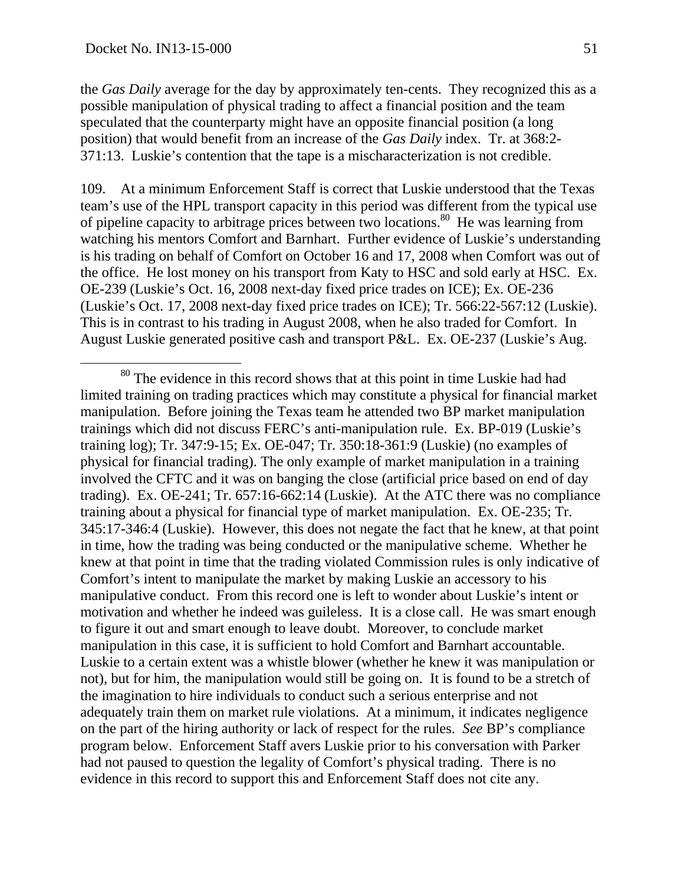the *Gas Daily* average for the day by approximately ten-cents. They recognized this as a possible manipulation of physical trading to affect a financial position and the team speculated that the counterparty might have an opposite financial position (a long position) that would benefit from an increase of the *Gas Daily* index. Tr. at 368:2-371:13. Luskie's contention that the tape is a mischaracterization is not credible.

109. At a minimum Enforcement Staff is correct that Luskie understood that the Texas team's use of the HPL transport capacity in this period was different from the typical use of pipeline capacity to arbitrage prices between two locations.[80] He was learning from watching his mentors Comfort and Barnhart. Further evidence of Luskie's understanding is his trading on behalf of Comfort on October 16 and 17, 2008 when Comfort was out of the office. He lost money on his transport from Katy to HSC and sold early at HSC. Ex. OE-239 (Luskie's Oct. 16, 2008 next-day fixed price trades on ICE); Ex. OE-236 (Luskie's Oct. 17, 2008 next-day fixed price trades on ICE); Tr. 566:22-567:12 (Luskie). This is in contrast to his trading in August 2008, when he also traded for Comfort. In August Luskie generated positive cash and transport P&L. Ex. OE-237 (Luskie's Aug.

[80] The evidence in this record shows that at this point in time Luskie had had limited training on trading practices which may constitute a physical for financial market manipulation. Before joining the Texas team he attended two BP market manipulation trainings which did not discuss FERC's anti-manipulation rule. Ex. BP-019 (Luskie's training log); Tr. 347:9-15; Ex. OE-047; Tr. 350:18-361:9 (Luskie) (no examples of physical for financial trading). The only example of market manipulation in a training involved the CFTC and it was on banging the close (artificial price based on end of day trading). Ex. OE-241; Tr. 657:16-662:14 (Luskie). At the ATC there was no compliance training about a physical for financial type of market manipulation. Ex. OE-235; Tr. 345:17-346:4 (Luskie). However, this does not negate the fact that he knew, at that point in time, how the trading was being conducted or the manipulative scheme. Whether he knew at that point in time that the trading violated Commission rules is only indicative of Comfort's intent to manipulate the market by making Luskie an accessory to his manipulative conduct. From this record one is left to wonder about Luskie's intent or motivation and whether he indeed was guileless. It is a close call. He was smart enough to figure it out and smart enough to leave doubt. Moreover, to conclude market manipulation in this case, it is sufficient to hold Comfort and Barnhart accountable. Luskie to a certain extent was a whistle blower (whether he knew it was manipulation or not), but for him, the manipulation would still be going on. It is found to be a stretch of the imagination to hire individuals to conduct such a serious enterprise and not adequately train them on market rule violations. At a minimum, it indicates negligence on the part of the hiring authority or lack of respect for the rules. *See* BP's compliance program below. Enforcement Staff avers Luskie prior to his conversation with Parker had not paused to question the legality of Comfort's physical trading. There is no evidence in this record to support this and Enforcement Staff does not cite any.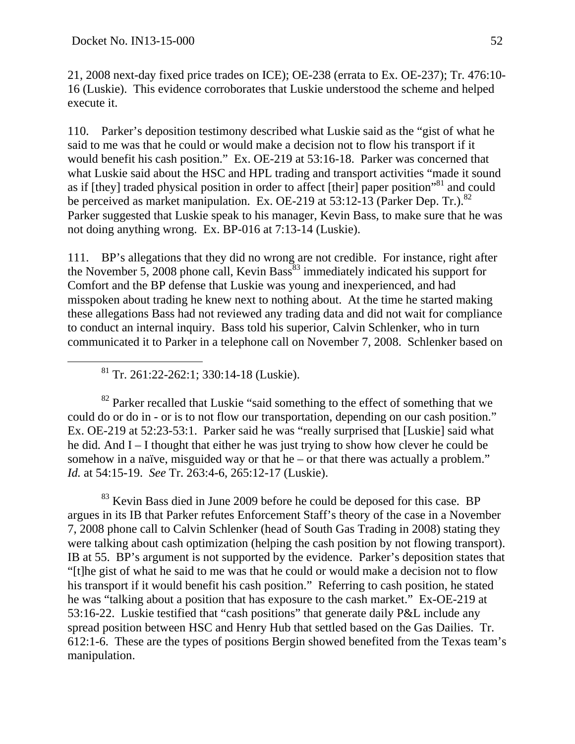21, 2008 next-day fixed price trades on ICE); OE-238 (errata to Ex. OE-237); Tr. 476:10-16 (Luskie). This evidence corroborates that Luskie understood the scheme and helped execute it.

110. Parker's deposition testimony described what Luskie said as the "gist of what he said to me was that he could or would make a decision not to flow his transport if it would benefit his cash position." Ex. OE-219 at 53:16-18. Parker was concerned that what Luskie said about the HSC and HPL trading and transport activities "made it sound as if [they] traded physical position in order to affect [their] paper position"[81] and could be perceived as market manipulation. Ex. OE-219 at 53:12-13 (Parker Dep. Tr.).[82] Parker suggested that Luskie speak to his manager, Kevin Bass, to make sure that he was not doing anything wrong. Ex. BP-016 at 7:13-14 (Luskie).

111. BP's allegations that they did no wrong are not credible. For instance, right after the November 5, 2008 phone call, Kevin Bass[83] immediately indicated his support for Comfort and the BP defense that Luskie was young and inexperienced, and had misspoken about trading he knew next to nothing about. At the time he started making these allegations Bass had not reviewed any trading data and did not wait for compliance to conduct an internal inquiry. Bass told his superior, Calvin Schlenker, who in turn communicated it to Parker in a telephone call on November 7, 2008. Schlenker based on

---

[81] Tr. 261:22-262:1; 330:14-18 (Luskie).

[82] Parker recalled that Luskie "said something to the effect of something that we could do or do in - or is to not flow our transportation, depending on our cash position." Ex. OE-219 at 52:23-53:1. Parker said he was "really surprised that [Luskie] said what he did. And I – I thought that either he was just trying to show how clever he could be somehow in a naïve, misguided way or that he – or that there was actually a problem." *Id.* at 54:15-19. *See* Tr. 263:4-6, 265:12-17 (Luskie).

[83] Kevin Bass died in June 2009 before he could be deposed for this case. BP argues in its IB that Parker refutes Enforcement Staff's theory of the case in a November 7, 2008 phone call to Calvin Schlenker (head of South Gas Trading in 2008) stating they were talking about cash optimization (helping the cash position by not flowing transport). IB at 55. BP's argument is not supported by the evidence. Parker's deposition states that "[t]he gist of what he said to me was that he could or would make a decision not to flow his transport if it would benefit his cash position." Referring to cash position, he stated he was "talking about a position that has exposure to the cash market." Ex-OE-219 at 53:16-22. Luskie testified that "cash positions" that generate daily P&L include any spread position between HSC and Henry Hub that settled based on the Gas Dailies. Tr. 612:1-6. These are the types of positions Bergin showed benefited from the Texas team's manipulation.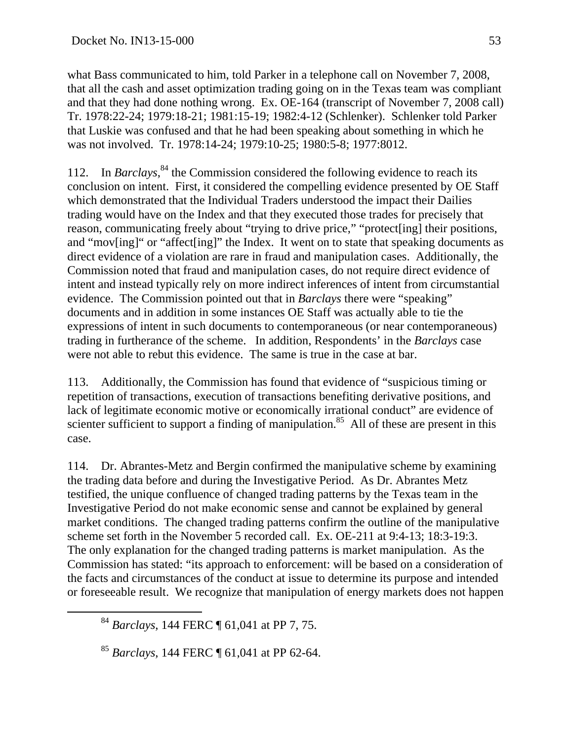what Bass communicated to him, told Parker in a telephone call on November 7, 2008, that all the cash and asset optimization trading going on in the Texas team was compliant and that they had done nothing wrong. Ex. OE-164 (transcript of November 7, 2008 call) Tr. 1978:22-24; 1979:18-21; 1981:15-19; 1982:4-12 (Schlenker). Schlenker told Parker that Luskie was confused and that he had been speaking about something in which he was not involved. Tr. 1978:14-24; 1979:10-25; 1980:5-8; 1977:8012.

112. In *Barclays*,[84] the Commission considered the following evidence to reach its conclusion on intent. First, it considered the compelling evidence presented by OE Staff which demonstrated that the Individual Traders understood the impact their Dailies trading would have on the Index and that they executed those trades for precisely that reason, communicating freely about "trying to drive price," "protect[ing] their positions, and "mov[ing]" or "affect[ing]" the Index. It went on to state that speaking documents as direct evidence of a violation are rare in fraud and manipulation cases. Additionally, the Commission noted that fraud and manipulation cases, do not require direct evidence of intent and instead typically rely on more indirect inferences of intent from circumstantial evidence. The Commission pointed out that in *Barclays* there were "speaking" documents and in addition in some instances OE Staff was actually able to tie the expressions of intent in such documents to contemporaneous (or near contemporaneous) trading in furtherance of the scheme. In addition, Respondents' in the *Barclays* case were not able to rebut this evidence. The same is true in the case at bar.

113. Additionally, the Commission has found that evidence of "suspicious timing or repetition of transactions, execution of transactions benefiting derivative positions, and lack of legitimate economic motive or economically irrational conduct" are evidence of scienter sufficient to support a finding of manipulation.[85] All of these are present in this case.

114. Dr. Abrantes-Metz and Bergin confirmed the manipulative scheme by examining the trading data before and during the Investigative Period. As Dr. Abrantes Metz testified, the unique confluence of changed trading patterns by the Texas team in the Investigative Period do not make economic sense and cannot be explained by general market conditions. The changed trading patterns confirm the outline of the manipulative scheme set forth in the November 5 recorded call. Ex. OE-211 at 9:4-13; 18:3-19:3. The only explanation for the changed trading patterns is market manipulation. As the Commission has stated: "its approach to enforcement: will be based on a consideration of the facts and circumstances of the conduct at issue to determine its purpose and intended or foreseeable result. We recognize that manipulation of energy markets does not happen

---

[84] *Barclays*, 144 FERC ¶ 61,041 at PP 7, 75.

[85] *Barclays*, 144 FERC ¶ 61,041 at PP 62-64.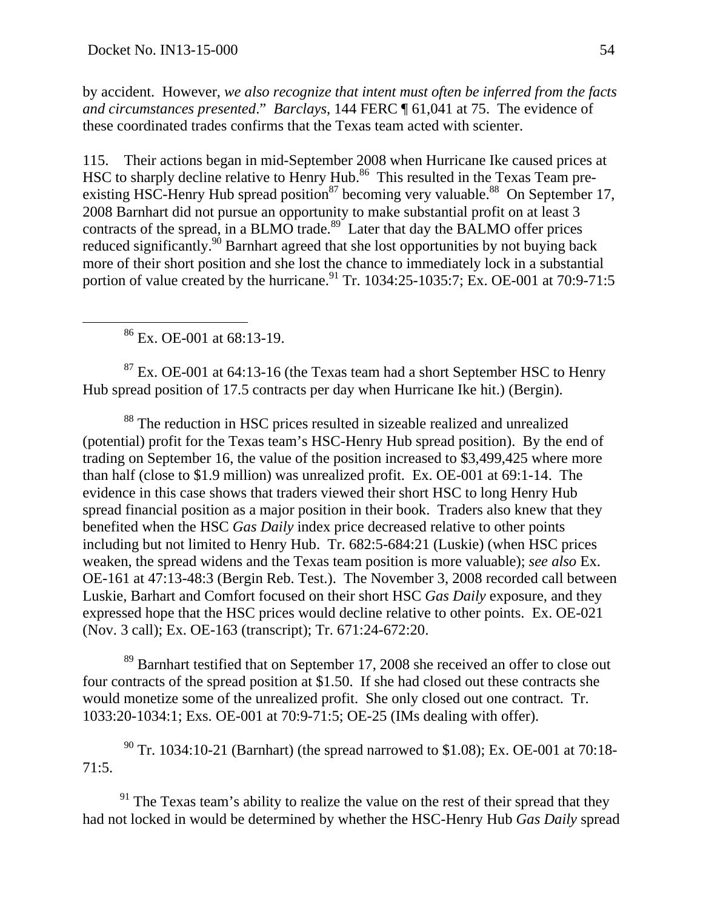by accident. However, *we also recognize that intent must often be inferred from the facts and circumstances presented*." *Barclays*, 144 FERC ¶ 61,041 at 75. The evidence of these coordinated trades confirms that the Texas team acted with scienter.

115. Their actions began in mid-September 2008 when Hurricane Ike caused prices at HSC to sharply decline relative to Henry Hub.[86] This resulted in the Texas Team pre-existing HSC-Henry Hub spread position[87] becoming very valuable.[88] On September 17, 2008 Barnhart did not pursue an opportunity to make substantial profit on at least 3 contracts of the spread, in a BLMO trade.[89] Later that day the BALMO offer prices reduced significantly.[90] Barnhart agreed that she lost opportunities by not buying back more of their short position and she lost the chance to immediately lock in a substantial portion of value created by the hurricane.[91] Tr. 1034:25-1035:7; Ex. OE-001 at 70:9-71:5

---

[86] Ex. OE-001 at 68:13-19.

[87] Ex. OE-001 at 64:13-16 (the Texas team had a short September HSC to Henry Hub spread position of 17.5 contracts per day when Hurricane Ike hit.) (Bergin).

[88] The reduction in HSC prices resulted in sizeable realized and unrealized (potential) profit for the Texas team's HSC-Henry Hub spread position). By the end of trading on September 16, the value of the position increased to $3,499,425 where more than half (close to $1.9 million) was unrealized profit. Ex. OE-001 at 69:1-14. The evidence in this case shows that traders viewed their short HSC to long Henry Hub spread financial position as a major position in their book. Traders also knew that they benefited when the HSC *Gas Daily* index price decreased relative to other points including but not limited to Henry Hub. Tr. 682:5-684:21 (Luskie) (when HSC prices weaken, the spread widens and the Texas team position is more valuable); *see also* Ex. OE-161 at 47:13-48:3 (Bergin Reb. Test.). The November 3, 2008 recorded call between Luskie, Barhart and Comfort focused on their short HSC *Gas Daily* exposure, and they expressed hope that the HSC prices would decline relative to other points. Ex. OE-021 (Nov. 3 call); Ex. OE-163 (transcript); Tr. 671:24-672:20.

[89] Barnhart testified that on September 17, 2008 she received an offer to close out four contracts of the spread position at $1.50. If she had closed out these contracts she would monetize some of the unrealized profit. She only closed out one contract. Tr. 1033:20-1034:1; Exs. OE-001 at 70:9-71:5; OE-25 (IMs dealing with offer).

[90] Tr. 1034:10-21 (Barnhart) (the spread narrowed to $1.08); Ex. OE-001 at 70:18-71:5.

[91] The Texas team's ability to realize the value on the rest of their spread that they had not locked in would be determined by whether the HSC-Henry Hub *Gas Daily* spread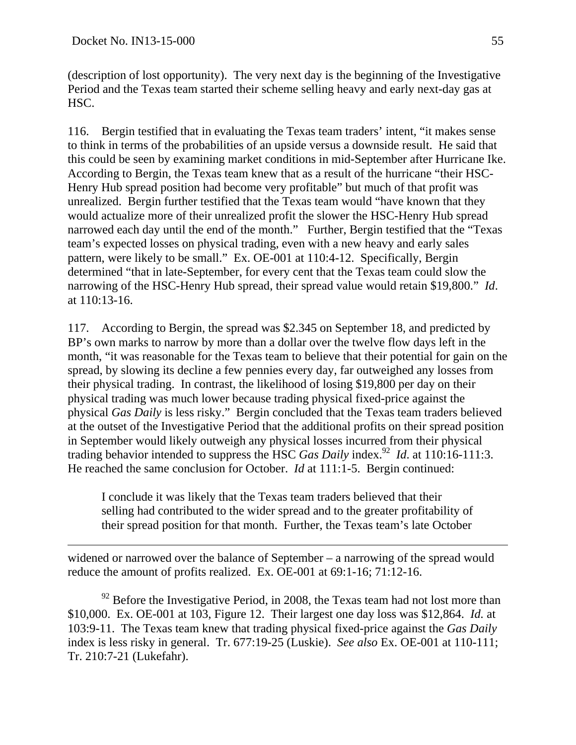(description of lost opportunity). The very next day is the beginning of the Investigative Period and the Texas team started their scheme selling heavy and early next-day gas at HSC.

116. Bergin testified that in evaluating the Texas team traders' intent, "it makes sense to think in terms of the probabilities of an upside versus a downside result. He said that this could be seen by examining market conditions in mid-September after Hurricane Ike. According to Bergin, the Texas team knew that as a result of the hurricane "their HSC-Henry Hub spread position had become very profitable" but much of that profit was unrealized. Bergin further testified that the Texas team would "have known that they would actualize more of their unrealized profit the slower the HSC-Henry Hub spread narrowed each day until the end of the month." Further, Bergin testified that the "Texas team's expected losses on physical trading, even with a new heavy and early sales pattern, were likely to be small." Ex. OE-001 at 110:4-12. Specifically, Bergin determined "that in late-September, for every cent that the Texas team could slow the narrowing of the HSC-Henry Hub spread, their spread value would retain $19,800." *Id*. at 110:13-16.

117. According to Bergin, the spread was $2.345 on September 18, and predicted by BP's own marks to narrow by more than a dollar over the twelve flow days left in the month, "it was reasonable for the Texas team to believe that their potential for gain on the spread, by slowing its decline a few pennies every day, far outweighed any losses from their physical trading. In contrast, the likelihood of losing $19,800 per day on their physical trading was much lower because trading physical fixed-price against the physical *Gas Daily* is less risky." Bergin concluded that the Texas team traders believed at the outset of the Investigative Period that the additional profits on their spread position in September would likely outweigh any physical losses incurred from their physical trading behavior intended to suppress the HSC *Gas Daily* index.[92] *Id*. at 110:16-111:3. He reached the same conclusion for October. *Id* at 111:1-5. Bergin continued:

> I conclude it was likely that the Texas team traders believed that their selling had contributed to the wider spread and to the greater profitability of their spread position for that month. Further, the Texas team's late October

---

widened or narrowed over the balance of September – a narrowing of the spread would reduce the amount of profits realized. Ex. OE-001 at 69:1-16; 71:12-16.

[92] Before the Investigative Period, in 2008, the Texas team had not lost more than $10,000. Ex. OE-001 at 103, Figure 12. Their largest one day loss was $12,864. *Id.* at 103:9-11. The Texas team knew that trading physical fixed-price against the *Gas Daily* index is less risky in general. Tr. 677:19-25 (Luskie). *See also* Ex. OE-001 at 110-111; Tr. 210:7-21 (Lukefahr).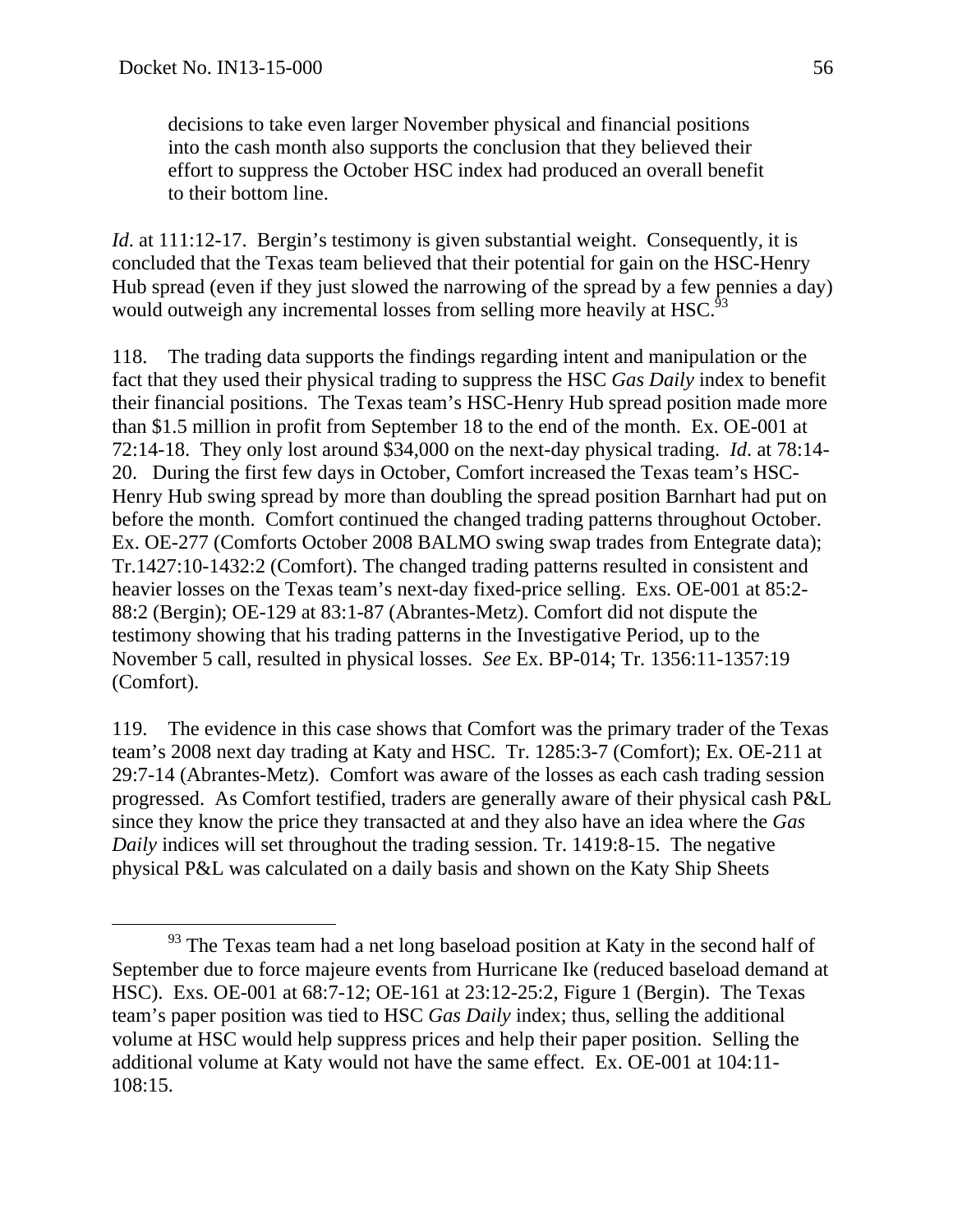> decisions to take even larger November physical and financial positions into the cash month also supports the conclusion that they believed their effort to suppress the October HSC index had produced an overall benefit to their bottom line.

*Id*. at 111:12-17. Bergin's testimony is given substantial weight. Consequently, it is concluded that the Texas team believed that their potential for gain on the HSC-Henry Hub spread (even if they just slowed the narrowing of the spread by a few pennies a day) would outweigh any incremental losses from selling more heavily at HSC.[93]

118. The trading data supports the findings regarding intent and manipulation or the fact that they used their physical trading to suppress the HSC *Gas Daily* index to benefit their financial positions. The Texas team's HSC-Henry Hub spread position made more than $1.5 million in profit from September 18 to the end of the month. Ex. OE-001 at 72:14-18. They only lost around $34,000 on the next-day physical trading. *Id*. at 78:14-20. During the first few days in October, Comfort increased the Texas team's HSC-Henry Hub swing spread by more than doubling the spread position Barnhart had put on before the month. Comfort continued the changed trading patterns throughout October. Ex. OE-277 (Comforts October 2008 BALMO swing swap trades from Entegrate data); Tr.1427:10-1432:2 (Comfort). The changed trading patterns resulted in consistent and heavier losses on the Texas team's next-day fixed-price selling. Exs. OE-001 at 85:2-88:2 (Bergin); OE-129 at 83:1-87 (Abrantes-Metz). Comfort did not dispute the testimony showing that his trading patterns in the Investigative Period, up to the November 5 call, resulted in physical losses. *See* Ex. BP-014; Tr. 1356:11-1357:19 (Comfort).

119. The evidence in this case shows that Comfort was the primary trader of the Texas team's 2008 next day trading at Katy and HSC. Tr. 1285:3-7 (Comfort); Ex. OE-211 at 29:7-14 (Abrantes-Metz). Comfort was aware of the losses as each cash trading session progressed. As Comfort testified, traders are generally aware of their physical cash P&L since they know the price they transacted at and they also have an idea where the *Gas Daily* indices will set throughout the trading session. Tr. 1419:8-15. The negative physical P&L was calculated on a daily basis and shown on the Katy Ship Sheets

---

[93] The Texas team had a net long baseload position at Katy in the second half of September due to force majeure events from Hurricane Ike (reduced baseload demand at HSC). Exs. OE-001 at 68:7-12; OE-161 at 23:12-25:2, Figure 1 (Bergin). The Texas team's paper position was tied to HSC *Gas Daily* index; thus, selling the additional volume at HSC would help suppress prices and help their paper position. Selling the additional volume at Katy would not have the same effect. Ex. OE-001 at 104:11-108:15.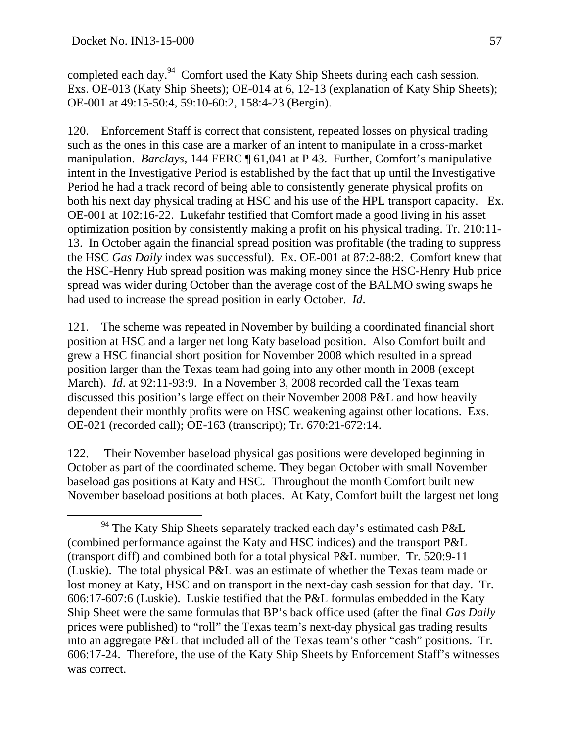completed each day.[94] Comfort used the Katy Ship Sheets during each cash session. Exs. OE-013 (Katy Ship Sheets); OE-014 at 6, 12-13 (explanation of Katy Ship Sheets); OE-001 at 49:15-50:4, 59:10-60:2, 158:4-23 (Bergin).

120. Enforcement Staff is correct that consistent, repeated losses on physical trading such as the ones in this case are a marker of an intent to manipulate in a cross-market manipulation. *Barclays*, 144 FERC ¶ 61,041 at P 43. Further, Comfort's manipulative intent in the Investigative Period is established by the fact that up until the Investigative Period he had a track record of being able to consistently generate physical profits on both his next day physical trading at HSC and his use of the HPL transport capacity. Ex. OE-001 at 102:16-22. Lukefahr testified that Comfort made a good living in his asset optimization position by consistently making a profit on his physical trading. Tr. 210:11-13. In October again the financial spread position was profitable (the trading to suppress the HSC *Gas Daily* index was successful). Ex. OE-001 at 87:2-88:2. Comfort knew that the HSC-Henry Hub spread position was making money since the HSC-Henry Hub price spread was wider during October than the average cost of the BALMO swing swaps he had used to increase the spread position in early October. *Id*.

121. The scheme was repeated in November by building a coordinated financial short position at HSC and a larger net long Katy baseload position. Also Comfort built and grew a HSC financial short position for November 2008 which resulted in a spread position larger than the Texas team had going into any other month in 2008 (except March). *Id*. at 92:11-93:9. In a November 3, 2008 recorded call the Texas team discussed this position's large effect on their November 2008 P&L and how heavily dependent their monthly profits were on HSC weakening against other locations. Exs. OE-021 (recorded call); OE-163 (transcript); Tr. 670:21-672:14.

122. Their November baseload physical gas positions were developed beginning in October as part of the coordinated scheme. They began October with small November baseload gas positions at Katy and HSC. Throughout the month Comfort built new November baseload positions at both places. At Katy, Comfort built the largest net long

[94] The Katy Ship Sheets separately tracked each day's estimated cash P&L (combined performance against the Katy and HSC indices) and the transport P&L (transport diff) and combined both for a total physical P&L number. Tr. 520:9-11 (Luskie). The total physical P&L was an estimate of whether the Texas team made or lost money at Katy, HSC and on transport in the next-day cash session for that day. Tr. 606:17-607:6 (Luskie). Luskie testified that the P&L formulas embedded in the Katy Ship Sheet were the same formulas that BP's back office used (after the final *Gas Daily* prices were published) to "roll" the Texas team's next-day physical gas trading results into an aggregate P&L that included all of the Texas team's other "cash" positions. Tr. 606:17-24. Therefore, the use of the Katy Ship Sheets by Enforcement Staff's witnesses was correct.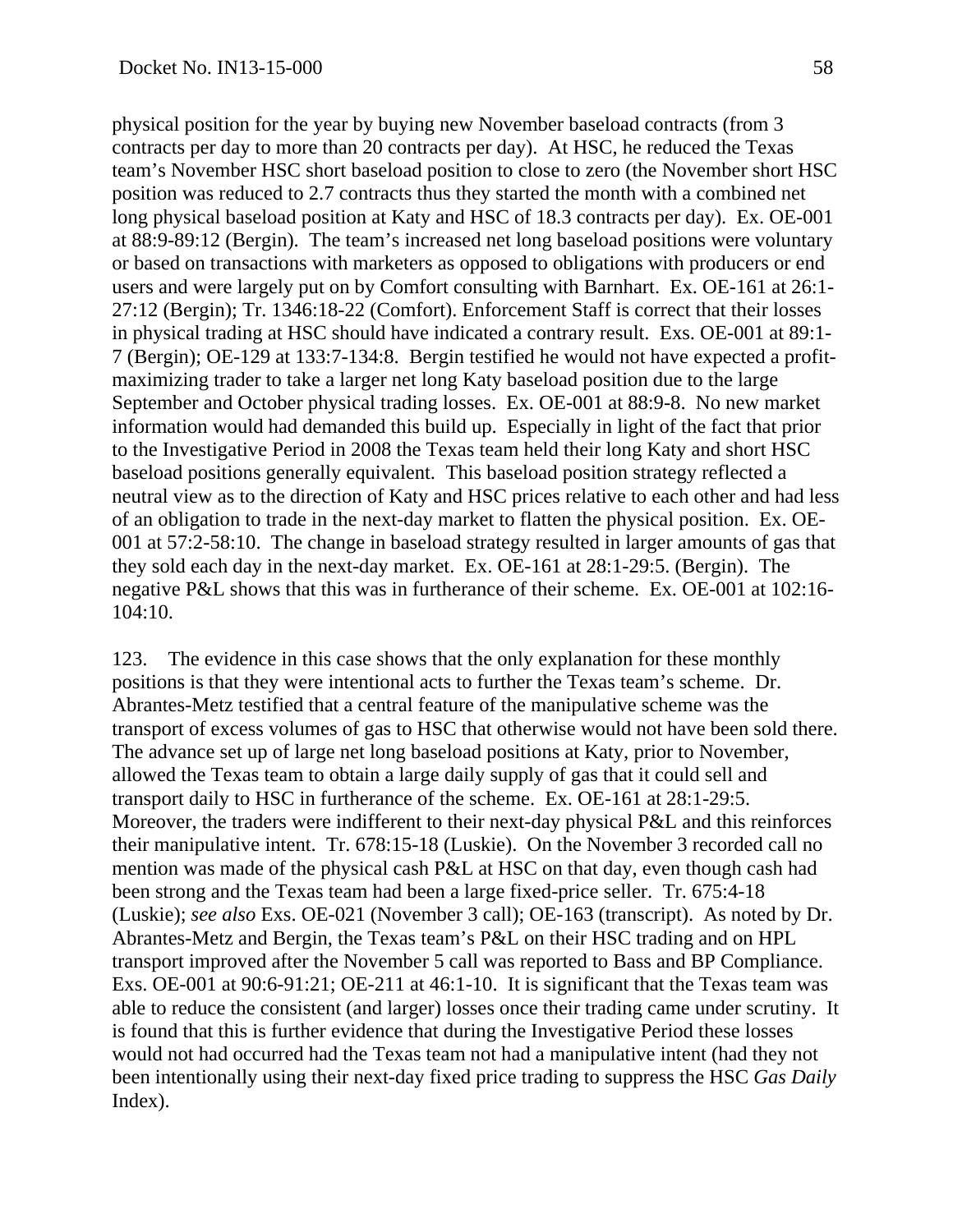physical position for the year by buying new November baseload contracts (from 3 contracts per day to more than 20 contracts per day). At HSC, he reduced the Texas team's November HSC short baseload position to close to zero (the November short HSC position was reduced to 2.7 contracts thus they started the month with a combined net long physical baseload position at Katy and HSC of 18.3 contracts per day). Ex. OE-001 at 88:9-89:12 (Bergin). The team's increased net long baseload positions were voluntary or based on transactions with marketers as opposed to obligations with producers or end users and were largely put on by Comfort consulting with Barnhart. Ex. OE-161 at 26:1-27:12 (Bergin); Tr. 1346:18-22 (Comfort). Enforcement Staff is correct that their losses in physical trading at HSC should have indicated a contrary result. Exs. OE-001 at 89:1-7 (Bergin); OE-129 at 133:7-134:8. Bergin testified he would not have expected a profit-maximizing trader to take a larger net long Katy baseload position due to the large September and October physical trading losses. Ex. OE-001 at 88:9-8. No new market information would had demanded this build up. Especially in light of the fact that prior to the Investigative Period in 2008 the Texas team held their long Katy and short HSC baseload positions generally equivalent. This baseload position strategy reflected a neutral view as to the direction of Katy and HSC prices relative to each other and had less of an obligation to trade in the next-day market to flatten the physical position. Ex. OE-001 at 57:2-58:10. The change in baseload strategy resulted in larger amounts of gas that they sold each day in the next-day market. Ex. OE-161 at 28:1-29:5. (Bergin). The negative P&L shows that this was in furtherance of their scheme. Ex. OE-001 at 102:16-104:10.

123. The evidence in this case shows that the only explanation for these monthly positions is that they were intentional acts to further the Texas team's scheme. Dr. Abrantes-Metz testified that a central feature of the manipulative scheme was the transport of excess volumes of gas to HSC that otherwise would not have been sold there. The advance set up of large net long baseload positions at Katy, prior to November, allowed the Texas team to obtain a large daily supply of gas that it could sell and transport daily to HSC in furtherance of the scheme. Ex. OE-161 at 28:1-29:5. Moreover, the traders were indifferent to their next-day physical P&L and this reinforces their manipulative intent. Tr. 678:15-18 (Luskie). On the November 3 recorded call no mention was made of the physical cash P&L at HSC on that day, even though cash had been strong and the Texas team had been a large fixed-price seller. Tr. 675:4-18 (Luskie); *see also* Exs. OE-021 (November 3 call); OE-163 (transcript). As noted by Dr. Abrantes-Metz and Bergin, the Texas team's P&L on their HSC trading and on HPL transport improved after the November 5 call was reported to Bass and BP Compliance. Exs. OE-001 at 90:6-91:21; OE-211 at 46:1-10. It is significant that the Texas team was able to reduce the consistent (and larger) losses once their trading came under scrutiny. It is found that this is further evidence that during the Investigative Period these losses would not had occurred had the Texas team not had a manipulative intent (had they not been intentionally using their next-day fixed price trading to suppress the HSC *Gas Daily* Index).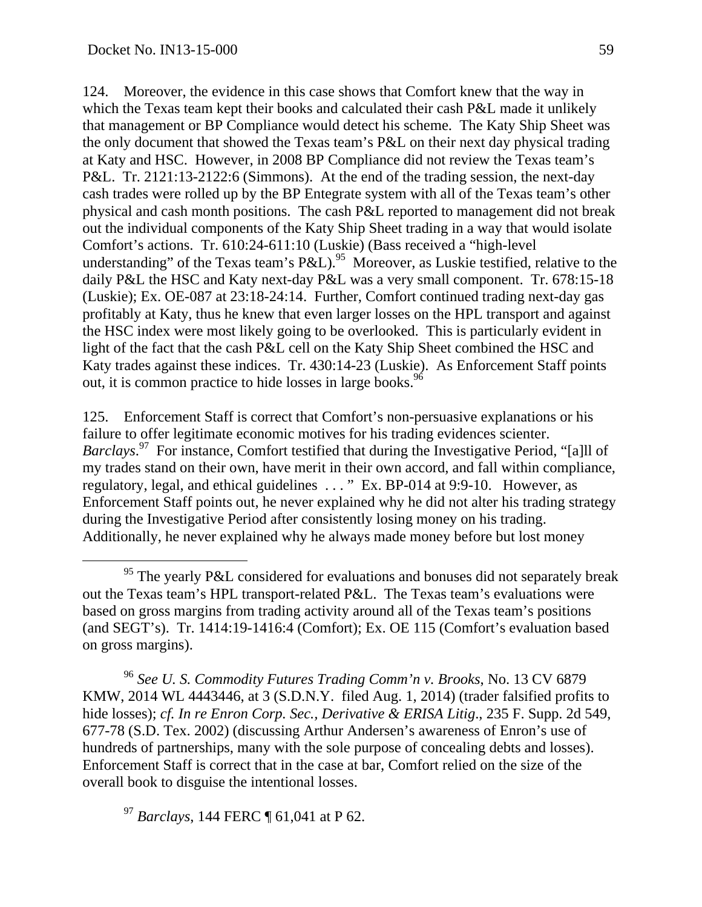124. Moreover, the evidence in this case shows that Comfort knew that the way in which the Texas team kept their books and calculated their cash P&L made it unlikely that management or BP Compliance would detect his scheme. The Katy Ship Sheet was the only document that showed the Texas team's P&L on their next day physical trading at Katy and HSC. However, in 2008 BP Compliance did not review the Texas team's P&L. Tr. 2121:13-2122:6 (Simmons). At the end of the trading session, the next-day cash trades were rolled up by the BP Entegrate system with all of the Texas team's other physical and cash month positions. The cash P&L reported to management did not break out the individual components of the Katy Ship Sheet trading in a way that would isolate Comfort's actions. Tr. 610:24-611:10 (Luskie) (Bass received a "high-level understanding" of the Texas team's P&L).[95] Moreover, as Luskie testified, relative to the daily P&L the HSC and Katy next-day P&L was a very small component. Tr. 678:15-18 (Luskie); Ex. OE-087 at 23:18-24:14. Further, Comfort continued trading next-day gas profitably at Katy, thus he knew that even larger losses on the HPL transport and against the HSC index were most likely going to be overlooked. This is particularly evident in light of the fact that the cash P&L cell on the Katy Ship Sheet combined the HSC and Katy trades against these indices. Tr. 430:14-23 (Luskie). As Enforcement Staff points out, it is common practice to hide losses in large books.[96]

125. Enforcement Staff is correct that Comfort's non-persuasive explanations or his failure to offer legitimate economic motives for his trading evidences scienter. *Barclays*.[97] For instance, Comfort testified that during the Investigative Period, "[a]ll of my trades stand on their own, have merit in their own accord, and fall within compliance, regulatory, legal, and ethical guidelines . . . " Ex. BP-014 at 9:9-10. However, as Enforcement Staff points out, he never explained why he did not alter his trading strategy during the Investigative Period after consistently losing money on his trading. Additionally, he never explained why he always made money before but lost money

---

[95] The yearly P&L considered for evaluations and bonuses did not separately break out the Texas team's HPL transport-related P&L. The Texas team's evaluations were based on gross margins from trading activity around all of the Texas team's positions (and SEGT's). Tr. 1414:19-1416:4 (Comfort); Ex. OE 115 (Comfort's evaluation based on gross margins).

[96] *See U. S. Commodity Futures Trading Comm'n v. Brooks*, No. 13 CV 6879 KMW, 2014 WL 4443446, at 3 (S.D.N.Y. filed Aug. 1, 2014) (trader falsified profits to hide losses); *cf. In re Enron Corp. Sec., Derivative & ERISA Litig*., 235 F. Supp. 2d 549, 677-78 (S.D. Tex. 2002) (discussing Arthur Andersen's awareness of Enron's use of hundreds of partnerships, many with the sole purpose of concealing debts and losses). Enforcement Staff is correct that in the case at bar, Comfort relied on the size of the overall book to disguise the intentional losses.

[97] *Barclays,* 144 FERC ¶ 61,041 at P 62.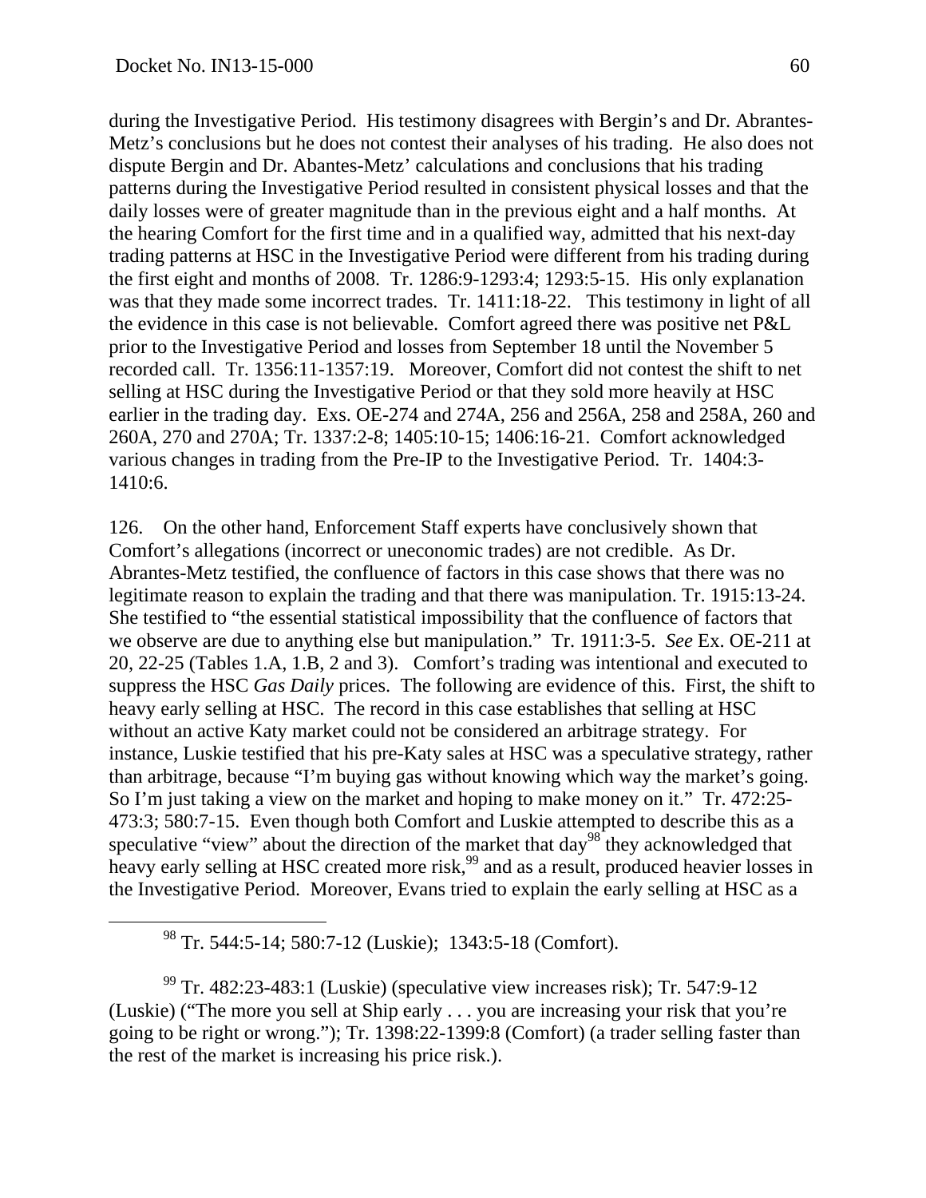during the Investigative Period. His testimony disagrees with Bergin's and Dr. Abrantes-Metz's conclusions but he does not contest their analyses of his trading. He also does not dispute Bergin and Dr. Abantes-Metz' calculations and conclusions that his trading patterns during the Investigative Period resulted in consistent physical losses and that the daily losses were of greater magnitude than in the previous eight and a half months. At the hearing Comfort for the first time and in a qualified way, admitted that his next-day trading patterns at HSC in the Investigative Period were different from his trading during the first eight and months of 2008. Tr. 1286:9-1293:4; 1293:5-15. His only explanation was that they made some incorrect trades. Tr. 1411:18-22. This testimony in light of all the evidence in this case is not believable. Comfort agreed there was positive net P&L prior to the Investigative Period and losses from September 18 until the November 5 recorded call. Tr. 1356:11-1357:19. Moreover, Comfort did not contest the shift to net selling at HSC during the Investigative Period or that they sold more heavily at HSC earlier in the trading day. Exs. OE-274 and 274A, 256 and 256A, 258 and 258A, 260 and 260A, 270 and 270A; Tr. 1337:2-8; 1405:10-15; 1406:16-21. Comfort acknowledged various changes in trading from the Pre-IP to the Investigative Period. Tr. 1404:3-1410:6.

126. On the other hand, Enforcement Staff experts have conclusively shown that Comfort's allegations (incorrect or uneconomic trades) are not credible. As Dr. Abrantes-Metz testified, the confluence of factors in this case shows that there was no legitimate reason to explain the trading and that there was manipulation. Tr. 1915:13-24. She testified to "the essential statistical impossibility that the confluence of factors that we observe are due to anything else but manipulation." Tr. 1911:3-5. *See* Ex. OE-211 at 20, 22-25 (Tables 1.A, 1.B, 2 and 3). Comfort's trading was intentional and executed to suppress the HSC *Gas Daily* prices. The following are evidence of this. First, the shift to heavy early selling at HSC. The record in this case establishes that selling at HSC without an active Katy market could not be considered an arbitrage strategy. For instance, Luskie testified that his pre-Katy sales at HSC was a speculative strategy, rather than arbitrage, because "I'm buying gas without knowing which way the market's going. So I'm just taking a view on the market and hoping to make money on it." Tr. 472:25-473:3; 580:7-15. Even though both Comfort and Luskie attempted to describe this as a speculative "view" about the direction of the market that day[98] they acknowledged that heavy early selling at HSC created more risk,[99] and as a result, produced heavier losses in the Investigative Period. Moreover, Evans tried to explain the early selling at HSC as a

---

[98] Tr. 544:5-14; 580:7-12 (Luskie); 1343:5-18 (Comfort).

[99] Tr. 482:23-483:1 (Luskie) (speculative view increases risk); Tr. 547:9-12 (Luskie) ("The more you sell at Ship early . . . you are increasing your risk that you're going to be right or wrong."); Tr. 1398:22-1399:8 (Comfort) (a trader selling faster than the rest of the market is increasing his price risk.).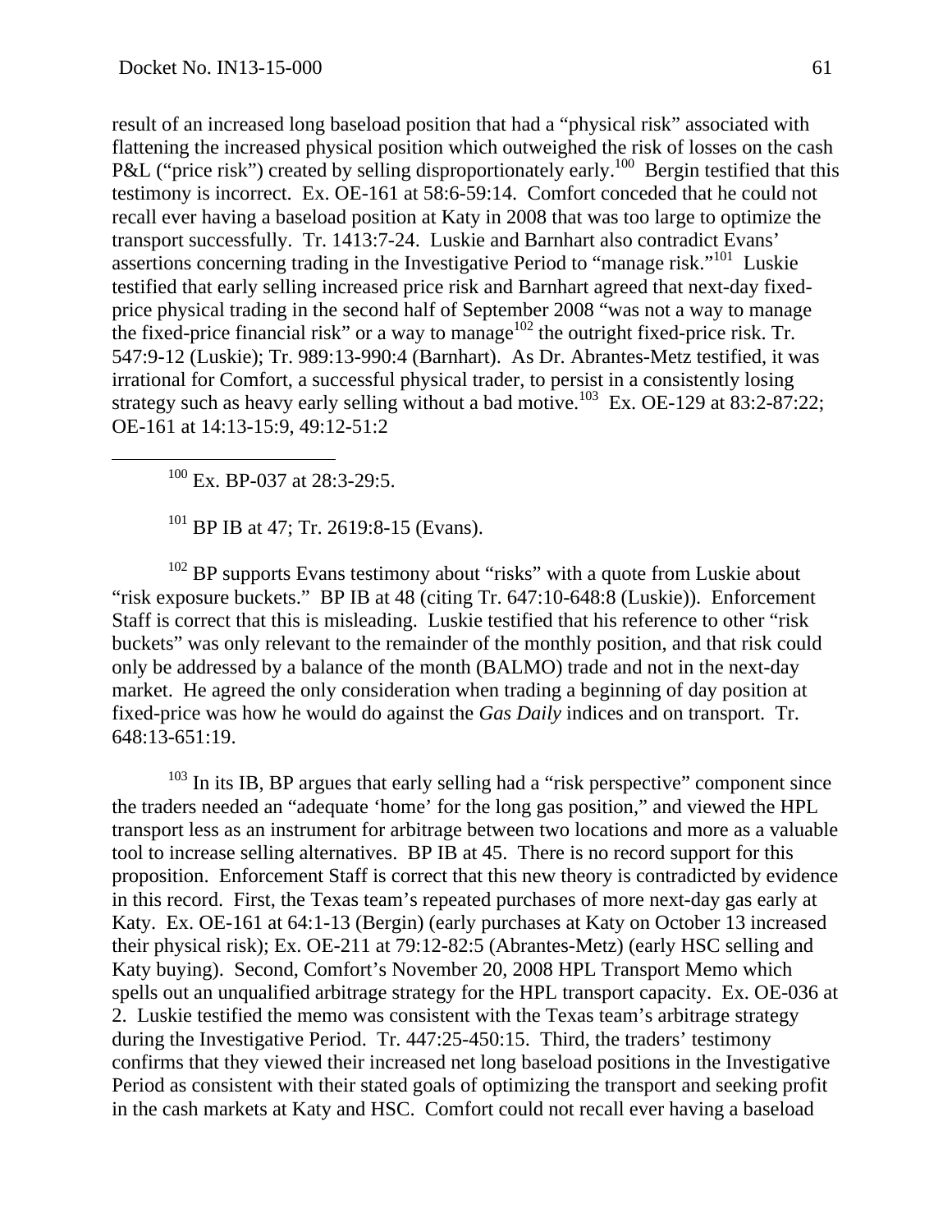result of an increased long baseload position that had a "physical risk" associated with flattening the increased physical position which outweighed the risk of losses on the cash P&L ("price risk") created by selling disproportionately early.[100] Bergin testified that this testimony is incorrect. Ex. OE-161 at 58:6-59:14. Comfort conceded that he could not recall ever having a baseload position at Katy in 2008 that was too large to optimize the transport successfully. Tr. 1413:7-24. Luskie and Barnhart also contradict Evans' assertions concerning trading in the Investigative Period to "manage risk."[101] Luskie testified that early selling increased price risk and Barnhart agreed that next-day fixed-price physical trading in the second half of September 2008 "was not a way to manage the fixed-price financial risk" or a way to manage[102] the outright fixed-price risk. Tr. 547:9-12 (Luskie); Tr. 989:13-990:4 (Barnhart). As Dr. Abrantes-Metz testified, it was irrational for Comfort, a successful physical trader, to persist in a consistently losing strategy such as heavy early selling without a bad motive.[103] Ex. OE-129 at 83:2-87:22; OE-161 at 14:13-15:9, 49:12-51:2

---

[100] Ex. BP-037 at 28:3-29:5.

[101] BP IB at 47; Tr. 2619:8-15 (Evans).

[102] BP supports Evans testimony about "risks" with a quote from Luskie about "risk exposure buckets." BP IB at 48 (citing Tr. 647:10-648:8 (Luskie)). Enforcement Staff is correct that this is misleading. Luskie testified that his reference to other "risk buckets" was only relevant to the remainder of the monthly position, and that risk could only be addressed by a balance of the month (BALMO) trade and not in the next-day market. He agreed the only consideration when trading a beginning of day position at fixed-price was how he would do against the *Gas Daily* indices and on transport. Tr. 648:13-651:19.

[103] In its IB, BP argues that early selling had a "risk perspective" component since the traders needed an "adequate 'home' for the long gas position," and viewed the HPL transport less as an instrument for arbitrage between two locations and more as a valuable tool to increase selling alternatives. BP IB at 45. There is no record support for this proposition. Enforcement Staff is correct that this new theory is contradicted by evidence in this record. First, the Texas team's repeated purchases of more next-day gas early at Katy. Ex. OE-161 at 64:1-13 (Bergin) (early purchases at Katy on October 13 increased their physical risk); Ex. OE-211 at 79:12-82:5 (Abrantes-Metz) (early HSC selling and Katy buying). Second, Comfort's November 20, 2008 HPL Transport Memo which spells out an unqualified arbitrage strategy for the HPL transport capacity. Ex. OE-036 at 2. Luskie testified the memo was consistent with the Texas team's arbitrage strategy during the Investigative Period. Tr. 447:25-450:15. Third, the traders' testimony confirms that they viewed their increased net long baseload positions in the Investigative Period as consistent with their stated goals of optimizing the transport and seeking profit in the cash markets at Katy and HSC. Comfort could not recall ever having a baseload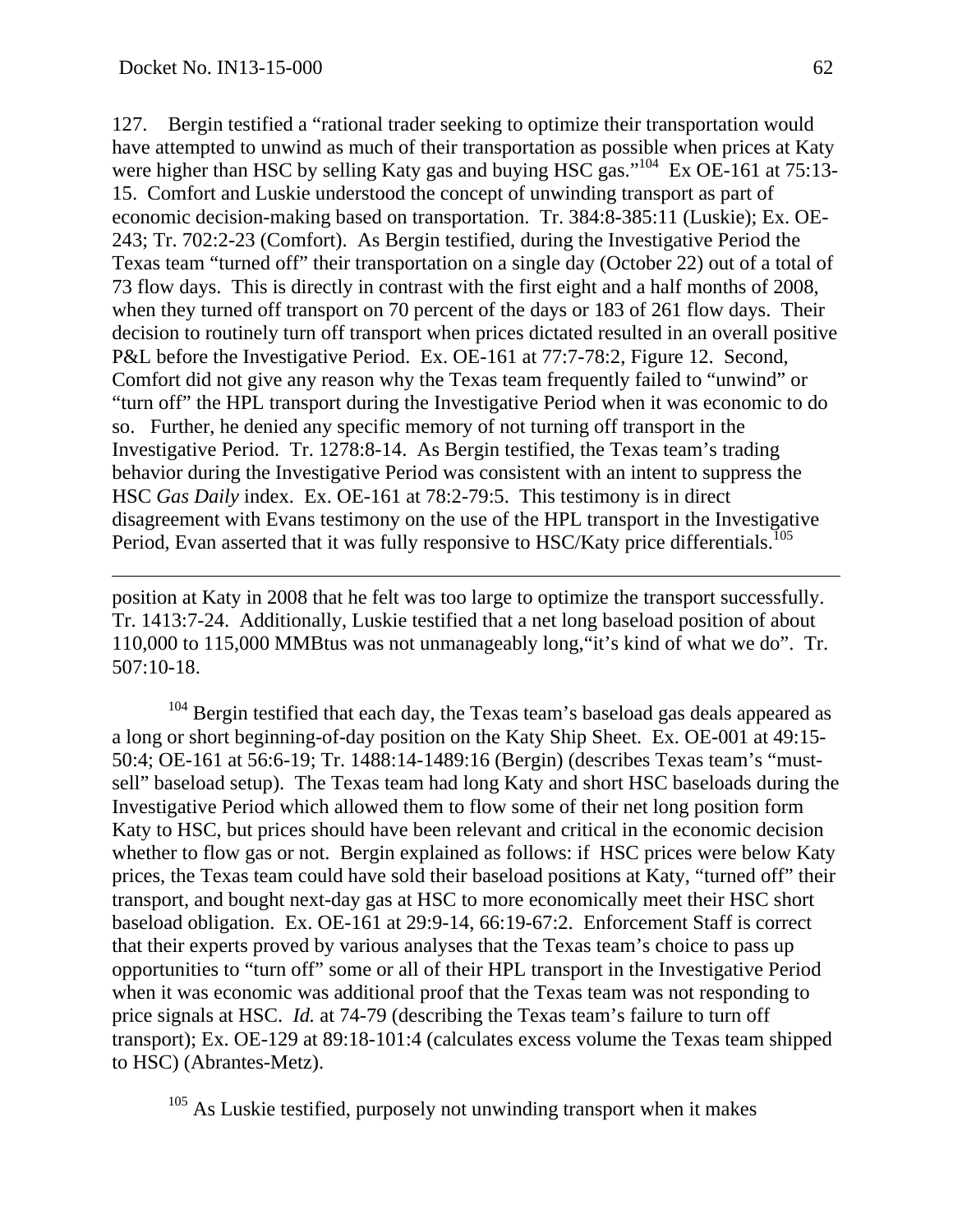127. Bergin testified a "rational trader seeking to optimize their transportation would have attempted to unwind as much of their transportation as possible when prices at Katy were higher than HSC by selling Katy gas and buying HSC gas."[104] Ex OE-161 at 75:13-15. Comfort and Luskie understood the concept of unwinding transport as part of economic decision-making based on transportation. Tr. 384:8-385:11 (Luskie); Ex. OE-243; Tr. 702:2-23 (Comfort). As Bergin testified, during the Investigative Period the Texas team "turned off" their transportation on a single day (October 22) out of a total of 73 flow days. This is directly in contrast with the first eight and a half months of 2008, when they turned off transport on 70 percent of the days or 183 of 261 flow days. Their decision to routinely turn off transport when prices dictated resulted in an overall positive P&L before the Investigative Period. Ex. OE-161 at 77:7-78:2, Figure 12. Second, Comfort did not give any reason why the Texas team frequently failed to "unwind" or "turn off" the HPL transport during the Investigative Period when it was economic to do so. Further, he denied any specific memory of not turning off transport in the Investigative Period. Tr. 1278:8-14. As Bergin testified, the Texas team's trading behavior during the Investigative Period was consistent with an intent to suppress the HSC *Gas Daily* index. Ex. OE-161 at 78:2-79:5. This testimony is in direct disagreement with Evans testimony on the use of the HPL transport in the Investigative Period, Evan asserted that it was fully responsive to HSC/Katy price differentials.[105]

---

position at Katy in 2008 that he felt was too large to optimize the transport successfully. Tr. 1413:7-24. Additionally, Luskie testified that a net long baseload position of about 110,000 to 115,000 MMBtus was not unmanageably long,"it's kind of what we do". Tr. 507:10-18.

[104] Bergin testified that each day, the Texas team's baseload gas deals appeared as a long or short beginning-of-day position on the Katy Ship Sheet. Ex. OE-001 at 49:15-50:4; OE-161 at 56:6-19; Tr. 1488:14-1489:16 (Bergin) (describes Texas team's "must-sell" baseload setup). The Texas team had long Katy and short HSC baseloads during the Investigative Period which allowed them to flow some of their net long position form Katy to HSC, but prices should have been relevant and critical in the economic decision whether to flow gas or not. Bergin explained as follows: if HSC prices were below Katy prices, the Texas team could have sold their baseload positions at Katy, "turned off" their transport, and bought next-day gas at HSC to more economically meet their HSC short baseload obligation. Ex. OE-161 at 29:9-14, 66:19-67:2. Enforcement Staff is correct that their experts proved by various analyses that the Texas team's choice to pass up opportunities to "turn off" some or all of their HPL transport in the Investigative Period when it was economic was additional proof that the Texas team was not responding to price signals at HSC. *Id.* at 74-79 (describing the Texas team's failure to turn off transport); Ex. OE-129 at 89:18-101:4 (calculates excess volume the Texas team shipped to HSC) (Abrantes-Metz).

[105] As Luskie testified, purposely not unwinding transport when it makes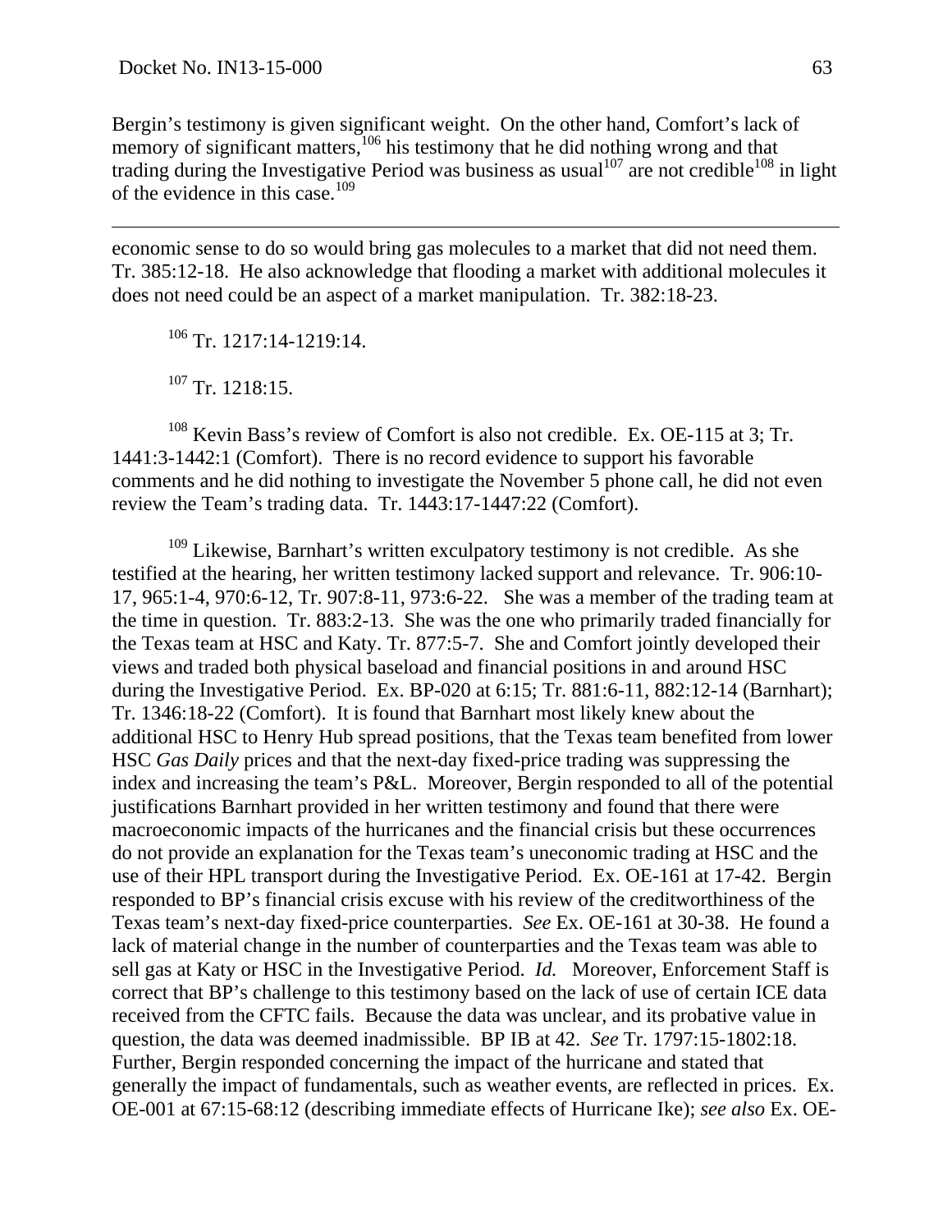Bergin's testimony is given significant weight. On the other hand, Comfort's lack of memory of significant matters,[106] his testimony that he did nothing wrong and that trading during the Investigative Period was business as usual[107] are not credible[108] in light of the evidence in this case.[109]

---

economic sense to do so would bring gas molecules to a market that did not need them. Tr. 385:12-18. He also acknowledge that flooding a market with additional molecules it does not need could be an aspect of a market manipulation. Tr. 382:18-23.

[106] Tr. 1217:14-1219:14.

[107] Tr. 1218:15.

[108] Kevin Bass's review of Comfort is also not credible. Ex. OE-115 at 3; Tr. 1441:3-1442:1 (Comfort). There is no record evidence to support his favorable comments and he did nothing to investigate the November 5 phone call, he did not even review the Team's trading data. Tr. 1443:17-1447:22 (Comfort).

[109] Likewise, Barnhart's written exculpatory testimony is not credible. As she testified at the hearing, her written testimony lacked support and relevance. Tr. 906:10-17, 965:1-4, 970:6-12, Tr. 907:8-11, 973:6-22. She was a member of the trading team at the time in question. Tr. 883:2-13. She was the one who primarily traded financially for the Texas team at HSC and Katy. Tr. 877:5-7. She and Comfort jointly developed their views and traded both physical baseload and financial positions in and around HSC during the Investigative Period. Ex. BP-020 at 6:15; Tr. 881:6-11, 882:12-14 (Barnhart); Tr. 1346:18-22 (Comfort). It is found that Barnhart most likely knew about the additional HSC to Henry Hub spread positions, that the Texas team benefited from lower HSC *Gas Daily* prices and that the next-day fixed-price trading was suppressing the index and increasing the team's P&L. Moreover, Bergin responded to all of the potential justifications Barnhart provided in her written testimony and found that there were macroeconomic impacts of the hurricanes and the financial crisis but these occurrences do not provide an explanation for the Texas team's uneconomic trading at HSC and the use of their HPL transport during the Investigative Period. Ex. OE-161 at 17-42. Bergin responded to BP's financial crisis excuse with his review of the creditworthiness of the Texas team's next-day fixed-price counterparties. *See* Ex. OE-161 at 30-38. He found a lack of material change in the number of counterparties and the Texas team was able to sell gas at Katy or HSC in the Investigative Period. *Id.* Moreover, Enforcement Staff is correct that BP's challenge to this testimony based on the lack of use of certain ICE data received from the CFTC fails. Because the data was unclear, and its probative value in question, the data was deemed inadmissible. BP IB at 42. *See* Tr. 1797:15-1802:18. Further, Bergin responded concerning the impact of the hurricane and stated that generally the impact of fundamentals, such as weather events, are reflected in prices. Ex. OE-001 at 67:15-68:12 (describing immediate effects of Hurricane Ike); *see also* Ex. OE-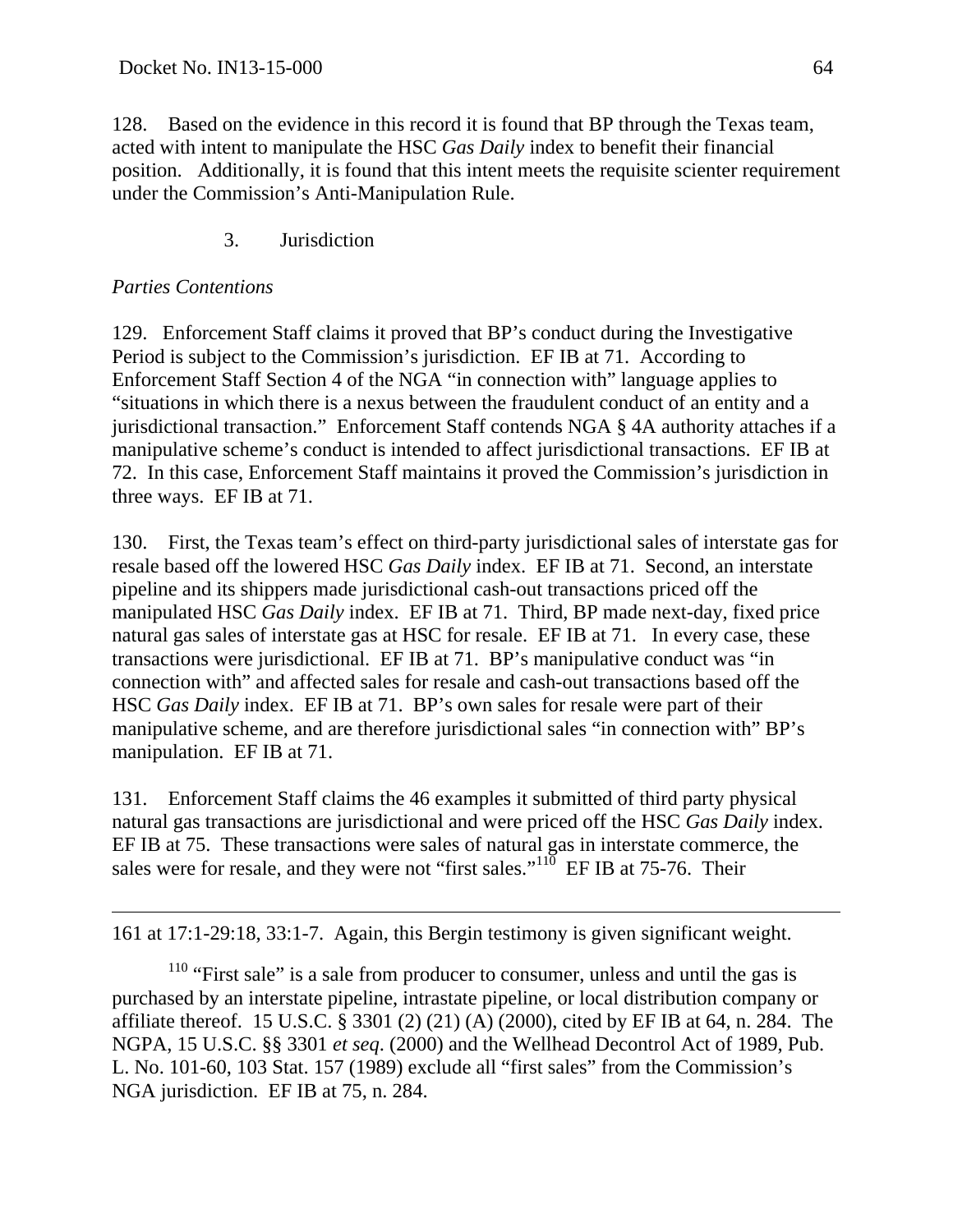128. Based on the evidence in this record it is found that BP through the Texas team, acted with intent to manipulate the HSC *Gas Daily* index to benefit their financial position. Additionally, it is found that this intent meets the requisite scienter requirement under the Commission's Anti-Manipulation Rule.

### 3. Jurisdiction

*Parties Contentions*

129. Enforcement Staff claims it proved that BP's conduct during the Investigative Period is subject to the Commission's jurisdiction. EF IB at 71. According to Enforcement Staff Section 4 of the NGA "in connection with" language applies to "situations in which there is a nexus between the fraudulent conduct of an entity and a jurisdictional transaction." Enforcement Staff contends NGA § 4A authority attaches if a manipulative scheme's conduct is intended to affect jurisdictional transactions. EF IB at 72. In this case, Enforcement Staff maintains it proved the Commission's jurisdiction in three ways. EF IB at 71.

130. First, the Texas team's effect on third-party jurisdictional sales of interstate gas for resale based off the lowered HSC *Gas Daily* index. EF IB at 71. Second, an interstate pipeline and its shippers made jurisdictional cash-out transactions priced off the manipulated HSC *Gas Daily* index. EF IB at 71. Third, BP made next-day, fixed price natural gas sales of interstate gas at HSC for resale. EF IB at 71. In every case, these transactions were jurisdictional. EF IB at 71. BP's manipulative conduct was "in connection with" and affected sales for resale and cash-out transactions based off the HSC *Gas Daily* index. EF IB at 71. BP's own sales for resale were part of their manipulative scheme, and are therefore jurisdictional sales "in connection with" BP's manipulation. EF IB at 71.

131. Enforcement Staff claims the 46 examples it submitted of third party physical natural gas transactions are jurisdictional and were priced off the HSC *Gas Daily* index. EF IB at 75. These transactions were sales of natural gas in interstate commerce, the sales were for resale, and they were not "first sales."[110] EF IB at 75-76. Their

---

161 at 17:1-29:18, 33:1-7. Again, this Bergin testimony is given significant weight.

[110] "First sale" is a sale from producer to consumer, unless and until the gas is purchased by an interstate pipeline, intrastate pipeline, or local distribution company or affiliate thereof. 15 U.S.C. § 3301 (2) (21) (A) (2000), cited by EF IB at 64, n. 284. The NGPA, 15 U.S.C. §§ 3301 *et seq*. (2000) and the Wellhead Decontrol Act of 1989, Pub. L. No. 101-60, 103 Stat. 157 (1989) exclude all "first sales" from the Commission's NGA jurisdiction. EF IB at 75, n. 284.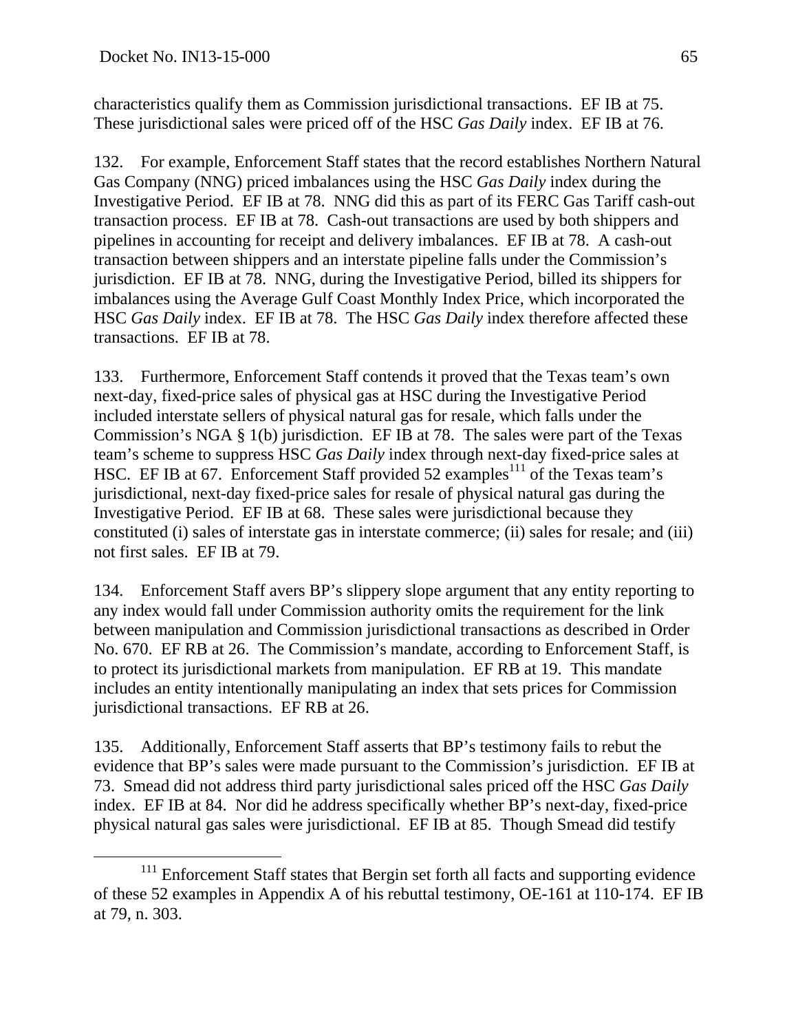characteristics qualify them as Commission jurisdictional transactions. EF IB at 75. These jurisdictional sales were priced off of the HSC *Gas Daily* index. EF IB at 76.

132. For example, Enforcement Staff states that the record establishes Northern Natural Gas Company (NNG) priced imbalances using the HSC *Gas Daily* index during the Investigative Period. EF IB at 78. NNG did this as part of its FERC Gas Tariff cash-out transaction process. EF IB at 78. Cash-out transactions are used by both shippers and pipelines in accounting for receipt and delivery imbalances. EF IB at 78. A cash-out transaction between shippers and an interstate pipeline falls under the Commission's jurisdiction. EF IB at 78. NNG, during the Investigative Period, billed its shippers for imbalances using the Average Gulf Coast Monthly Index Price, which incorporated the HSC *Gas Daily* index. EF IB at 78. The HSC *Gas Daily* index therefore affected these transactions. EF IB at 78.

133. Furthermore, Enforcement Staff contends it proved that the Texas team's own next-day, fixed-price sales of physical gas at HSC during the Investigative Period included interstate sellers of physical natural gas for resale, which falls under the Commission's NGA § 1(b) jurisdiction. EF IB at 78. The sales were part of the Texas team's scheme to suppress HSC *Gas Daily* index through next-day fixed-price sales at HSC. EF IB at 67. Enforcement Staff provided 52 examples[111] of the Texas team's jurisdictional, next-day fixed-price sales for resale of physical natural gas during the Investigative Period. EF IB at 68. These sales were jurisdictional because they constituted (i) sales of interstate gas in interstate commerce; (ii) sales for resale; and (iii) not first sales. EF IB at 79.

134. Enforcement Staff avers BP's slippery slope argument that any entity reporting to any index would fall under Commission authority omits the requirement for the link between manipulation and Commission jurisdictional transactions as described in Order No. 670. EF RB at 26. The Commission's mandate, according to Enforcement Staff, is to protect its jurisdictional markets from manipulation. EF RB at 19. This mandate includes an entity intentionally manipulating an index that sets prices for Commission jurisdictional transactions. EF RB at 26.

135. Additionally, Enforcement Staff asserts that BP's testimony fails to rebut the evidence that BP's sales were made pursuant to the Commission's jurisdiction. EF IB at 73. Smead did not address third party jurisdictional sales priced off the HSC *Gas Daily* index. EF IB at 84. Nor did he address specifically whether BP's next-day, fixed-price physical natural gas sales were jurisdictional. EF IB at 85. Though Smead did testify

---

[111] Enforcement Staff states that Bergin set forth all facts and supporting evidence of these 52 examples in Appendix A of his rebuttal testimony, OE-161 at 110-174. EF IB at 79, n. 303.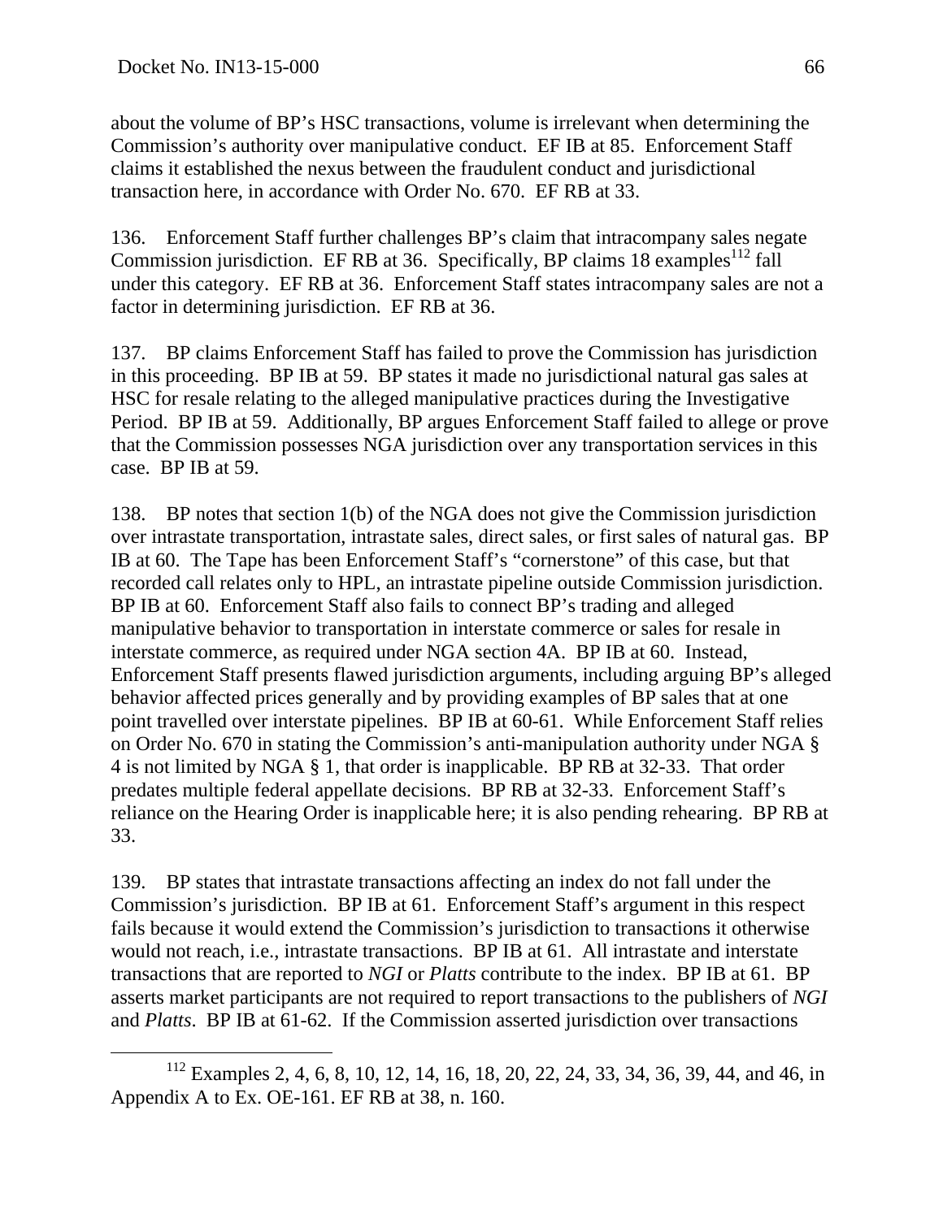about the volume of BP's HSC transactions, volume is irrelevant when determining the Commission's authority over manipulative conduct. EF IB at 85. Enforcement Staff claims it established the nexus between the fraudulent conduct and jurisdictional transaction here, in accordance with Order No. 670. EF RB at 33.

136. Enforcement Staff further challenges BP's claim that intracompany sales negate Commission jurisdiction. EF RB at 36. Specifically, BP claims 18 examples[112] fall under this category. EF RB at 36. Enforcement Staff states intracompany sales are not a factor in determining jurisdiction. EF RB at 36.

137. BP claims Enforcement Staff has failed to prove the Commission has jurisdiction in this proceeding. BP IB at 59. BP states it made no jurisdictional natural gas sales at HSC for resale relating to the alleged manipulative practices during the Investigative Period. BP IB at 59. Additionally, BP argues Enforcement Staff failed to allege or prove that the Commission possesses NGA jurisdiction over any transportation services in this case. BP IB at 59.

138. BP notes that section 1(b) of the NGA does not give the Commission jurisdiction over intrastate transportation, intrastate sales, direct sales, or first sales of natural gas. BP IB at 60. The Tape has been Enforcement Staff's "cornerstone" of this case, but that recorded call relates only to HPL, an intrastate pipeline outside Commission jurisdiction. BP IB at 60. Enforcement Staff also fails to connect BP's trading and alleged manipulative behavior to transportation in interstate commerce or sales for resale in interstate commerce, as required under NGA section 4A. BP IB at 60. Instead, Enforcement Staff presents flawed jurisdiction arguments, including arguing BP's alleged behavior affected prices generally and by providing examples of BP sales that at one point travelled over interstate pipelines. BP IB at 60-61. While Enforcement Staff relies on Order No. 670 in stating the Commission's anti-manipulation authority under NGA § 4 is not limited by NGA § 1, that order is inapplicable. BP RB at 32-33. That order predates multiple federal appellate decisions. BP RB at 32-33. Enforcement Staff's reliance on the Hearing Order is inapplicable here; it is also pending rehearing. BP RB at 33.

139. BP states that intrastate transactions affecting an index do not fall under the Commission's jurisdiction. BP IB at 61. Enforcement Staff's argument in this respect fails because it would extend the Commission's jurisdiction to transactions it otherwise would not reach, i.e., intrastate transactions. BP IB at 61. All intrastate and interstate transactions that are reported to *NGI* or *Platts* contribute to the index. BP IB at 61. BP asserts market participants are not required to report transactions to the publishers of *NGI* and *Platts*. BP IB at 61-62. If the Commission asserted jurisdiction over transactions

---

[112] Examples 2, 4, 6, 8, 10, 12, 14, 16, 18, 20, 22, 24, 33, 34, 36, 39, 44, and 46, in Appendix A to Ex. OE-161. EF RB at 38, n. 160.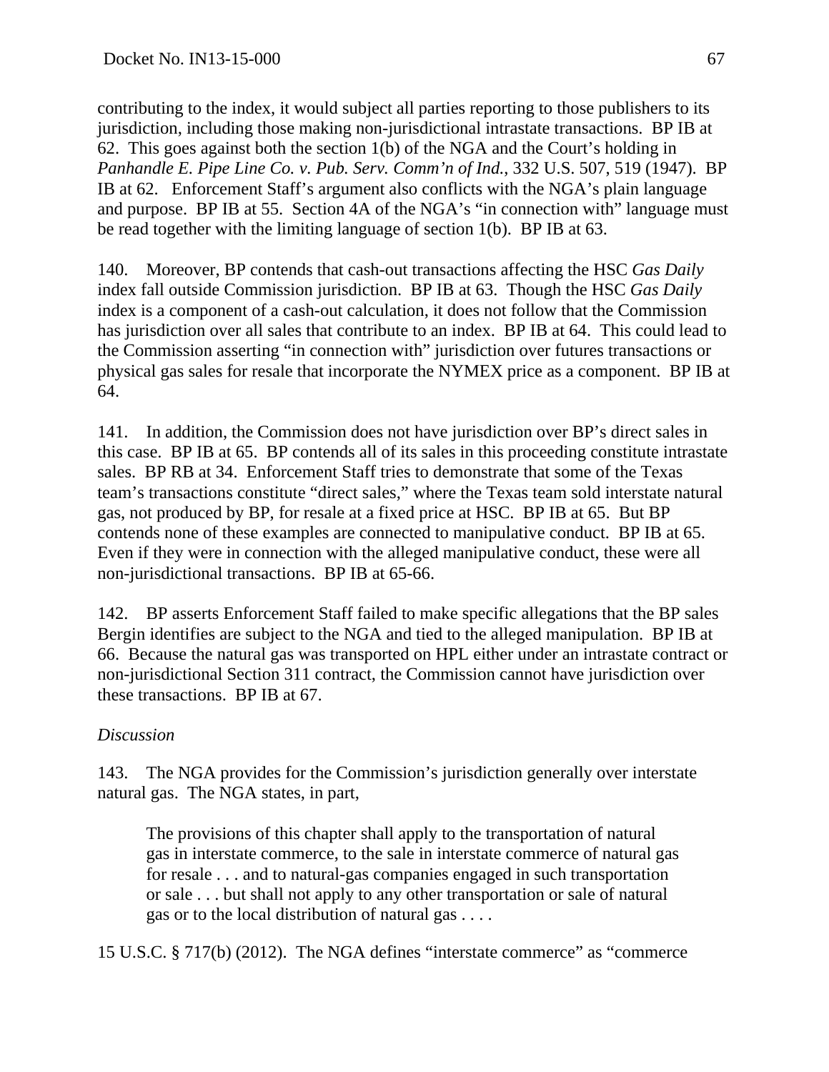contributing to the index, it would subject all parties reporting to those publishers to its jurisdiction, including those making non-jurisdictional intrastate transactions. BP IB at 62. This goes against both the section 1(b) of the NGA and the Court's holding in *Panhandle E. Pipe Line Co. v. Pub. Serv. Comm'n of Ind.*, 332 U.S. 507, 519 (1947). BP IB at 62. Enforcement Staff's argument also conflicts with the NGA's plain language and purpose. BP IB at 55. Section 4A of the NGA's "in connection with" language must be read together with the limiting language of section 1(b). BP IB at 63.

140. Moreover, BP contends that cash-out transactions affecting the HSC *Gas Daily* index fall outside Commission jurisdiction. BP IB at 63. Though the HSC *Gas Daily* index is a component of a cash-out calculation, it does not follow that the Commission has jurisdiction over all sales that contribute to an index. BP IB at 64. This could lead to the Commission asserting "in connection with" jurisdiction over futures transactions or physical gas sales for resale that incorporate the NYMEX price as a component. BP IB at 64.

141. In addition, the Commission does not have jurisdiction over BP's direct sales in this case. BP IB at 65. BP contends all of its sales in this proceeding constitute intrastate sales. BP RB at 34. Enforcement Staff tries to demonstrate that some of the Texas team's transactions constitute "direct sales," where the Texas team sold interstate natural gas, not produced by BP, for resale at a fixed price at HSC. BP IB at 65. But BP contends none of these examples are connected to manipulative conduct. BP IB at 65. Even if they were in connection with the alleged manipulative conduct, these were all non-jurisdictional transactions. BP IB at 65-66.

142. BP asserts Enforcement Staff failed to make specific allegations that the BP sales Bergin identifies are subject to the NGA and tied to the alleged manipulation. BP IB at 66. Because the natural gas was transported on HPL either under an intrastate contract or non-jurisdictional Section 311 contract, the Commission cannot have jurisdiction over these transactions. BP IB at 67.

*Discussion*

143. The NGA provides for the Commission's jurisdiction generally over interstate natural gas. The NGA states, in part,

> The provisions of this chapter shall apply to the transportation of natural gas in interstate commerce, to the sale in interstate commerce of natural gas for resale . . . and to natural-gas companies engaged in such transportation or sale . . . but shall not apply to any other transportation or sale of natural gas or to the local distribution of natural gas . . . .

15 U.S.C. § 717(b) (2012). The NGA defines "interstate commerce" as "commerce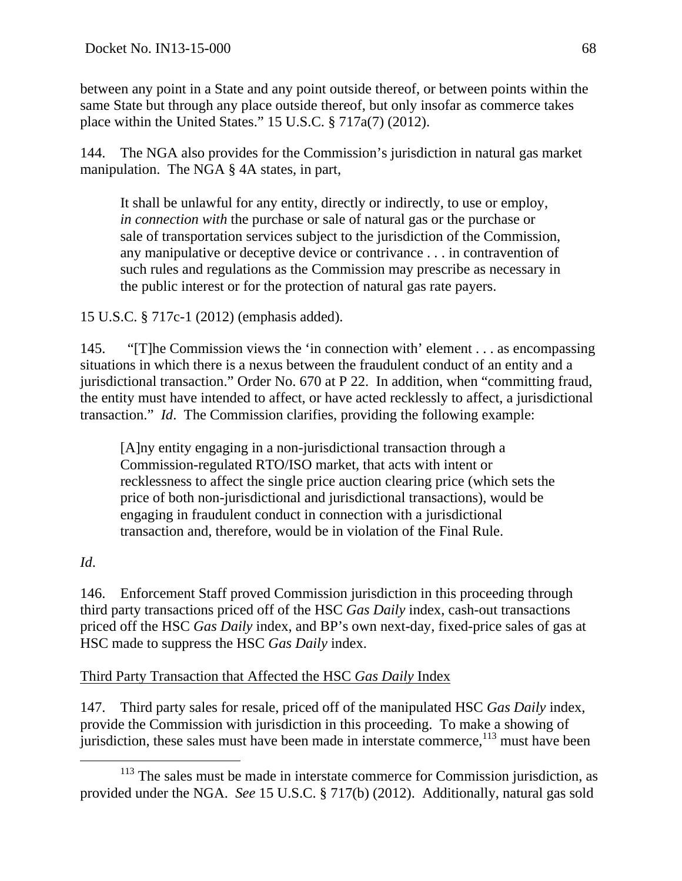between any point in a State and any point outside thereof, or between points within the same State but through any place outside thereof, but only insofar as commerce takes place within the United States." 15 U.S.C. § 717a(7) (2012).

144. The NGA also provides for the Commission's jurisdiction in natural gas market manipulation. The NGA § 4A states, in part,

> It shall be unlawful for any entity, directly or indirectly, to use or employ, *in connection with* the purchase or sale of natural gas or the purchase or sale of transportation services subject to the jurisdiction of the Commission, any manipulative or deceptive device or contrivance . . . in contravention of such rules and regulations as the Commission may prescribe as necessary in the public interest or for the protection of natural gas rate payers.

15 U.S.C. § 717c-1 (2012) (emphasis added).

145. "[T]he Commission views the 'in connection with' element . . . as encompassing situations in which there is a nexus between the fraudulent conduct of an entity and a jurisdictional transaction." Order No. 670 at P 22. In addition, when "committing fraud, the entity must have intended to affect, or have acted recklessly to affect, a jurisdictional transaction." *Id*. The Commission clarifies, providing the following example:

> [A]ny entity engaging in a non-jurisdictional transaction through a Commission-regulated RTO/ISO market, that acts with intent or recklessness to affect the single price auction clearing price (which sets the price of both non-jurisdictional and jurisdictional transactions), would be engaging in fraudulent conduct in connection with a jurisdictional transaction and, therefore, would be in violation of the Final Rule.

*Id*.

146. Enforcement Staff proved Commission jurisdiction in this proceeding through third party transactions priced off of the HSC *Gas Daily* index, cash-out transactions priced off the HSC *Gas Daily* index, and BP's own next-day, fixed-price sales of gas at HSC made to suppress the HSC *Gas Daily* index.

Third Party Transaction that Affected the HSC *Gas Daily* Index

147. Third party sales for resale, priced off of the manipulated HSC *Gas Daily* index, provide the Commission with jurisdiction in this proceeding. To make a showing of jurisdiction, these sales must have been made in interstate commerce,[113] must have been

[113] The sales must be made in interstate commerce for Commission jurisdiction, as provided under the NGA. *See* 15 U.S.C. § 717(b) (2012). Additionally, natural gas sold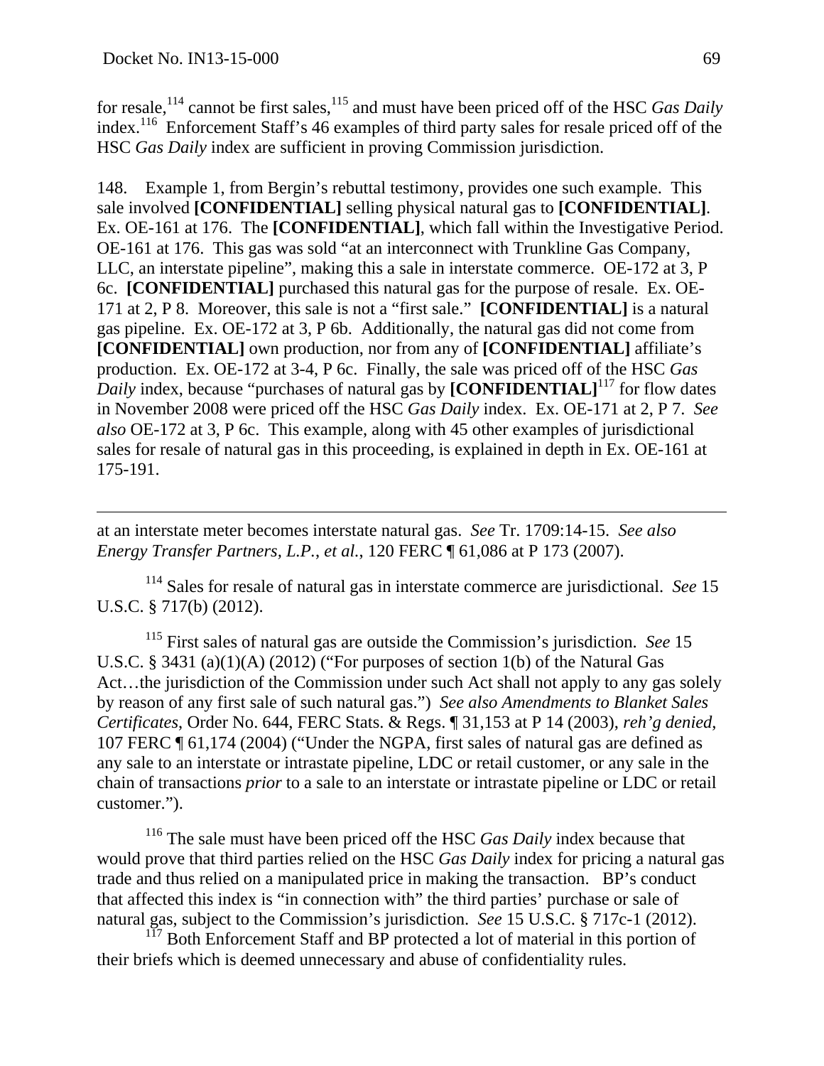for resale,[114] cannot be first sales,[115] and must have been priced off of the HSC *Gas Daily* index.[116] Enforcement Staff's 46 examples of third party sales for resale priced off of the HSC *Gas Daily* index are sufficient in proving Commission jurisdiction.

148. Example 1, from Bergin's rebuttal testimony, provides one such example. This sale involved **[CONFIDENTIAL]** selling physical natural gas to **[CONFIDENTIAL]**. Ex. OE-161 at 176. The **[CONFIDENTIAL]**, which fall within the Investigative Period. OE-161 at 176. This gas was sold "at an interconnect with Trunkline Gas Company, LLC, an interstate pipeline", making this a sale in interstate commerce. OE-172 at 3, P 6c. **[CONFIDENTIAL]** purchased this natural gas for the purpose of resale. Ex. OE-171 at 2, P 8. Moreover, this sale is not a "first sale." **[CONFIDENTIAL]** is a natural gas pipeline. Ex. OE-172 at 3, P 6b. Additionally, the natural gas did not come from **[CONFIDENTIAL]** own production, nor from any of **[CONFIDENTIAL]** affiliate's production. Ex. OE-172 at 3-4, P 6c. Finally, the sale was priced off of the HSC *Gas Daily* index, because "purchases of natural gas by **[CONFIDENTIAL]**[117] for flow dates in November 2008 were priced off the HSC *Gas Daily* index. Ex. OE-171 at 2, P 7. *See also* OE-172 at 3, P 6c. This example, along with 45 other examples of jurisdictional sales for resale of natural gas in this proceeding, is explained in depth in Ex. OE-161 at 175-191.

---

at an interstate meter becomes interstate natural gas. *See* Tr. 1709:14-15. *See also Energy Transfer Partners, L.P., et al.*, 120 FERC ¶ 61,086 at P 173 (2007).

[114] Sales for resale of natural gas in interstate commerce are jurisdictional. *See* 15 U.S.C. § 717(b) (2012).

[115] First sales of natural gas are outside the Commission's jurisdiction. *See* 15 U.S.C. § 3431 (a)(1)(A) (2012) ("For purposes of section 1(b) of the Natural Gas Act…the jurisdiction of the Commission under such Act shall not apply to any gas solely by reason of any first sale of such natural gas.") *See also Amendments to Blanket Sales Certificates*, Order No. 644, FERC Stats. & Regs. ¶ 31,153 at P 14 (2003), *reh'g denied*, 107 FERC ¶ 61,174 (2004) ("Under the NGPA, first sales of natural gas are defined as any sale to an interstate or intrastate pipeline, LDC or retail customer, or any sale in the chain of transactions *prior* to a sale to an interstate or intrastate pipeline or LDC or retail customer.").

[116] The sale must have been priced off the HSC *Gas Daily* index because that would prove that third parties relied on the HSC *Gas Daily* index for pricing a natural gas trade and thus relied on a manipulated price in making the transaction. BP's conduct that affected this index is "in connection with" the third parties' purchase or sale of natural gas, subject to the Commission's jurisdiction. *See* 15 U.S.C. § 717c-1 (2012).

[117] Both Enforcement Staff and BP protected a lot of material in this portion of their briefs which is deemed unnecessary and abuse of confidentiality rules.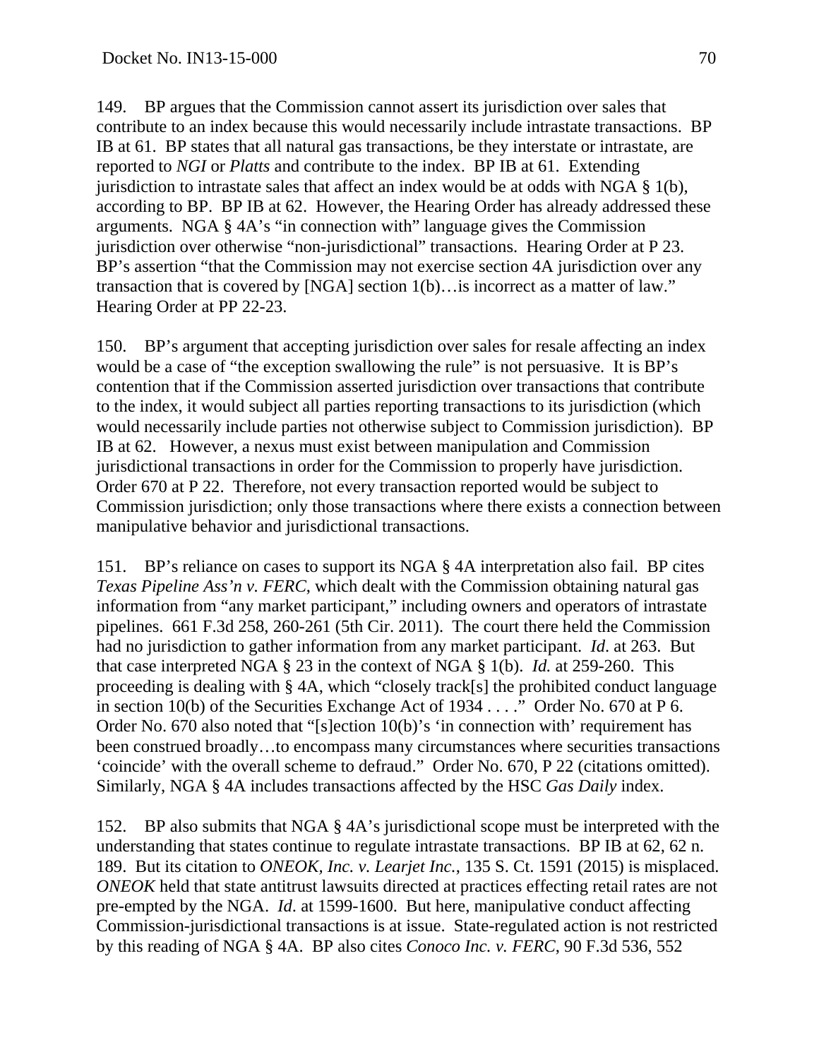149. BP argues that the Commission cannot assert its jurisdiction over sales that contribute to an index because this would necessarily include intrastate transactions. BP IB at 61. BP states that all natural gas transactions, be they interstate or intrastate, are reported to *NGI* or *Platts* and contribute to the index. BP IB at 61. Extending jurisdiction to intrastate sales that affect an index would be at odds with NGA § 1(b), according to BP. BP IB at 62. However, the Hearing Order has already addressed these arguments. NGA § 4A's "in connection with" language gives the Commission jurisdiction over otherwise "non-jurisdictional" transactions. Hearing Order at P 23. BP's assertion "that the Commission may not exercise section 4A jurisdiction over any transaction that is covered by [NGA] section 1(b)…is incorrect as a matter of law." Hearing Order at PP 22-23.

150. BP's argument that accepting jurisdiction over sales for resale affecting an index would be a case of "the exception swallowing the rule" is not persuasive. It is BP's contention that if the Commission asserted jurisdiction over transactions that contribute to the index, it would subject all parties reporting transactions to its jurisdiction (which would necessarily include parties not otherwise subject to Commission jurisdiction). BP IB at 62. However, a nexus must exist between manipulation and Commission jurisdictional transactions in order for the Commission to properly have jurisdiction. Order 670 at P 22. Therefore, not every transaction reported would be subject to Commission jurisdiction; only those transactions where there exists a connection between manipulative behavior and jurisdictional transactions.

151. BP's reliance on cases to support its NGA § 4A interpretation also fail. BP cites *Texas Pipeline Ass'n v. FERC*, which dealt with the Commission obtaining natural gas information from "any market participant," including owners and operators of intrastate pipelines. 661 F.3d 258, 260-261 (5th Cir. 2011). The court there held the Commission had no jurisdiction to gather information from any market participant. *Id*. at 263. But that case interpreted NGA § 23 in the context of NGA § 1(b). *Id.* at 259-260. This proceeding is dealing with § 4A, which "closely track[s] the prohibited conduct language in section 10(b) of the Securities Exchange Act of 1934 . . . ." Order No. 670 at P 6. Order No. 670 also noted that "[s]ection 10(b)'s 'in connection with' requirement has been construed broadly…to encompass many circumstances where securities transactions 'coincide' with the overall scheme to defraud." Order No. 670, P 22 (citations omitted). Similarly, NGA § 4A includes transactions affected by the HSC *Gas Daily* index.

152. BP also submits that NGA § 4A's jurisdictional scope must be interpreted with the understanding that states continue to regulate intrastate transactions. BP IB at 62, 62 n. 189. But its citation to *ONEOK, Inc. v. Learjet Inc.*, 135 S. Ct. 1591 (2015) is misplaced. *ONEOK* held that state antitrust lawsuits directed at practices effecting retail rates are not pre-empted by the NGA. *Id*. at 1599-1600. But here, manipulative conduct affecting Commission-jurisdictional transactions is at issue. State-regulated action is not restricted by this reading of NGA § 4A. BP also cites *Conoco Inc. v. FERC*, 90 F.3d 536, 552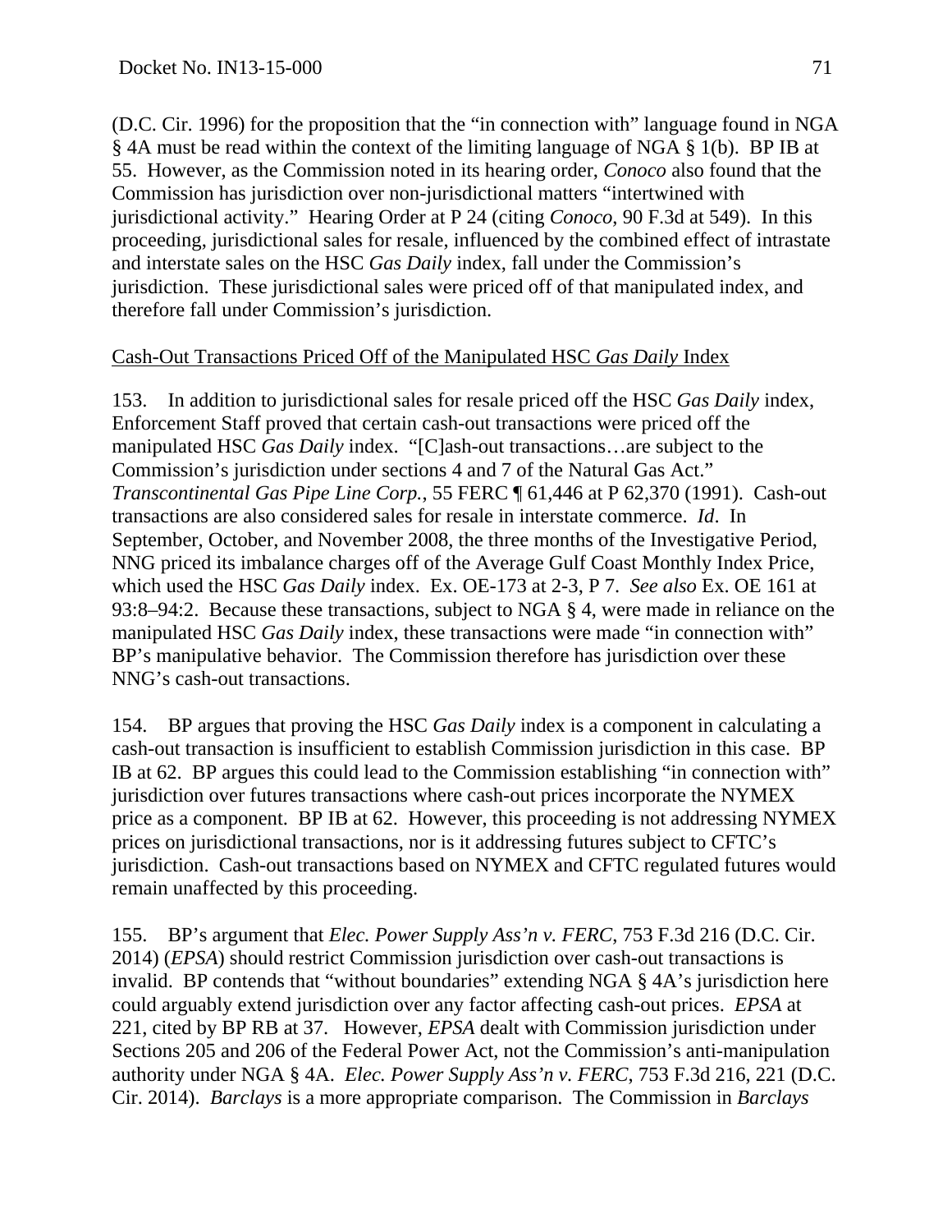(D.C. Cir. 1996) for the proposition that the "in connection with" language found in NGA § 4A must be read within the context of the limiting language of NGA § 1(b). BP IB at 55. However, as the Commission noted in its hearing order, *Conoco* also found that the Commission has jurisdiction over non-jurisdictional matters "intertwined with jurisdictional activity." Hearing Order at P 24 (citing *Conoco*, 90 F.3d at 549). In this proceeding, jurisdictional sales for resale, influenced by the combined effect of intrastate and interstate sales on the HSC *Gas Daily* index, fall under the Commission's jurisdiction. These jurisdictional sales were priced off of that manipulated index, and therefore fall under Commission's jurisdiction.

<u>Cash-Out Transactions Priced Off of the Manipulated HSC *Gas Daily* Index</u>

153. In addition to jurisdictional sales for resale priced off the HSC *Gas Daily* index, Enforcement Staff proved that certain cash-out transactions were priced off the manipulated HSC *Gas Daily* index. "[C]ash-out transactions…are subject to the Commission's jurisdiction under sections 4 and 7 of the Natural Gas Act." *Transcontinental Gas Pipe Line Corp.*, 55 FERC ¶ 61,446 at P 62,370 (1991). Cash-out transactions are also considered sales for resale in interstate commerce. *Id*. In September, October, and November 2008, the three months of the Investigative Period, NNG priced its imbalance charges off of the Average Gulf Coast Monthly Index Price, which used the HSC *Gas Daily* index. Ex. OE-173 at 2-3, P 7. *See also* Ex. OE 161 at 93:8–94:2. Because these transactions, subject to NGA § 4, were made in reliance on the manipulated HSC *Gas Daily* index, these transactions were made "in connection with" BP's manipulative behavior. The Commission therefore has jurisdiction over these NNG's cash-out transactions.

154. BP argues that proving the HSC *Gas Daily* index is a component in calculating a cash-out transaction is insufficient to establish Commission jurisdiction in this case. BP IB at 62. BP argues this could lead to the Commission establishing "in connection with" jurisdiction over futures transactions where cash-out prices incorporate the NYMEX price as a component. BP IB at 62. However, this proceeding is not addressing NYMEX prices on jurisdictional transactions, nor is it addressing futures subject to CFTC's jurisdiction. Cash-out transactions based on NYMEX and CFTC regulated futures would remain unaffected by this proceeding.

155. BP's argument that *Elec. Power Supply Ass'n v. FERC*, 753 F.3d 216 (D.C. Cir. 2014) (*EPSA*) should restrict Commission jurisdiction over cash-out transactions is invalid. BP contends that "without boundaries" extending NGA § 4A's jurisdiction here could arguably extend jurisdiction over any factor affecting cash-out prices. *EPSA* at 221, cited by BP RB at 37. However, *EPSA* dealt with Commission jurisdiction under Sections 205 and 206 of the Federal Power Act, not the Commission's anti-manipulation authority under NGA § 4A. *Elec. Power Supply Ass'n v. FERC*, 753 F.3d 216, 221 (D.C. Cir. 2014). *Barclays* is a more appropriate comparison. The Commission in *Barclays*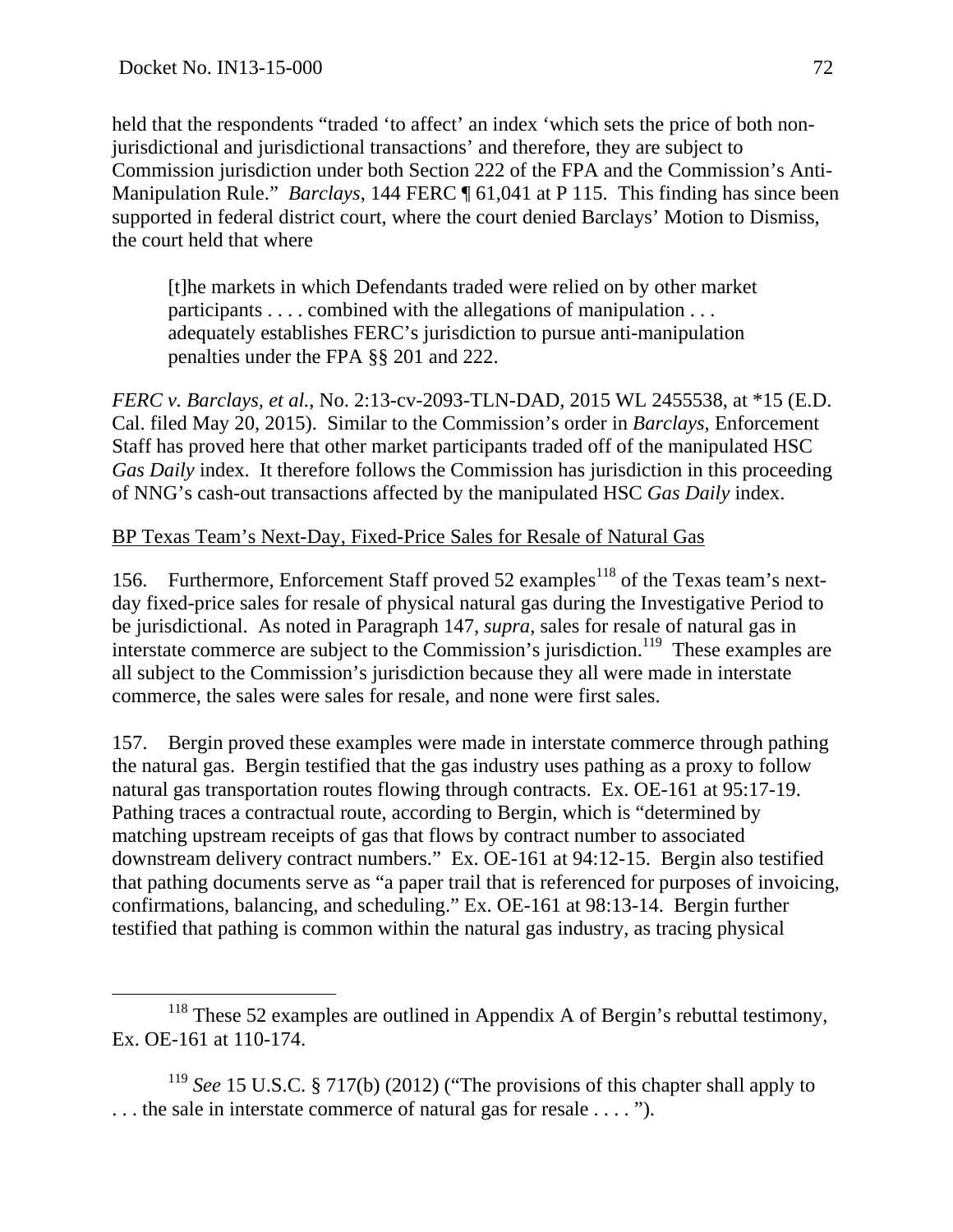held that the respondents "traded 'to affect' an index 'which sets the price of both non-jurisdictional and jurisdictional transactions' and therefore, they are subject to Commission jurisdiction under both Section 222 of the FPA and the Commission's Anti-Manipulation Rule." *Barclays*, 144 FERC ¶ 61,041 at P 115. This finding has since been supported in federal district court, where the court denied Barclays' Motion to Dismiss, the court held that where

> [t]he markets in which Defendants traded were relied on by other market participants . . . . combined with the allegations of manipulation . . . adequately establishes FERC's jurisdiction to pursue anti-manipulation penalties under the FPA §§ 201 and 222.

*FERC v. Barclays, et al.*, No. 2:13-cv-2093-TLN-DAD, 2015 WL 2455538, at *15 (E.D. Cal. filed May 20, 2015). Similar to the Commission's order in *Barclays*, Enforcement Staff has proved here that other market participants traded off of the manipulated HSC *Gas Daily* index. It therefore follows the Commission has jurisdiction in this proceeding of NNG's cash-out transactions affected by the manipulated HSC *Gas Daily* index.

<u>BP Texas Team's Next-Day, Fixed-Price Sales for Resale of Natural Gas</u>

156. Furthermore, Enforcement Staff proved 52 examples[118] of the Texas team's next-day fixed-price sales for resale of physical natural gas during the Investigative Period to be jurisdictional. As noted in Paragraph 147, *supra*, sales for resale of natural gas in interstate commerce are subject to the Commission's jurisdiction.[119] These examples are all subject to the Commission's jurisdiction because they all were made in interstate commerce, the sales were sales for resale, and none were first sales.

157. Bergin proved these examples were made in interstate commerce through pathing the natural gas. Bergin testified that the gas industry uses pathing as a proxy to follow natural gas transportation routes flowing through contracts. Ex. OE-161 at 95:17-19. Pathing traces a contractual route, according to Bergin, which is "determined by matching upstream receipts of gas that flows by contract number to associated downstream delivery contract numbers." Ex. OE-161 at 94:12-15. Bergin also testified that pathing documents serve as "a paper trail that is referenced for purposes of invoicing, confirmations, balancing, and scheduling." Ex. OE-161 at 98:13-14. Bergin further testified that pathing is common within the natural gas industry, as tracing physical

---

[118] These 52 examples are outlined in Appendix A of Bergin's rebuttal testimony, Ex. OE-161 at 110-174.

[119] *See* 15 U.S.C. § 717(b) (2012) ("The provisions of this chapter shall apply to . . . the sale in interstate commerce of natural gas for resale . . . . ").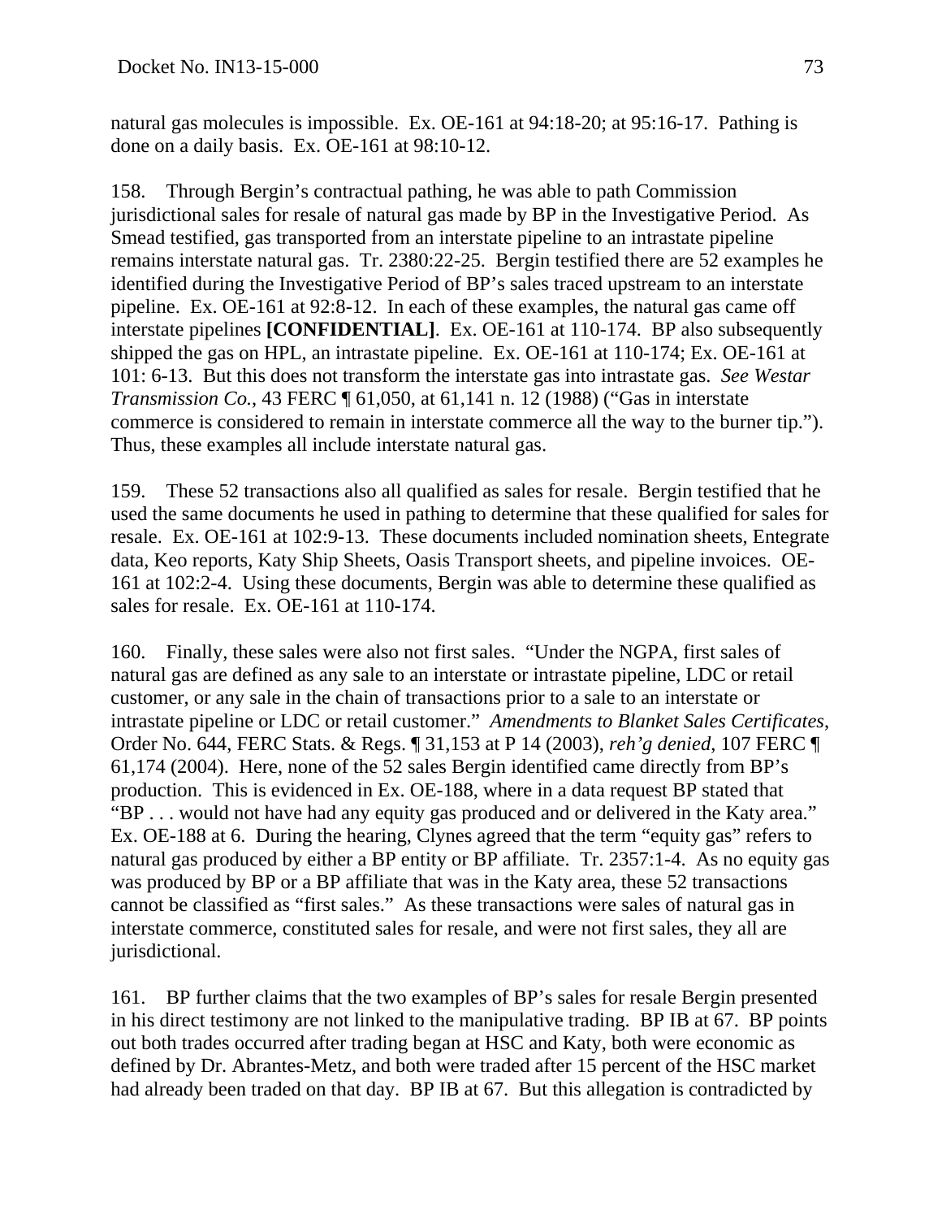natural gas molecules is impossible. Ex. OE-161 at 94:18-20; at 95:16-17. Pathing is done on a daily basis. Ex. OE-161 at 98:10-12.

158. Through Bergin's contractual pathing, he was able to path Commission jurisdictional sales for resale of natural gas made by BP in the Investigative Period. As Smead testified, gas transported from an interstate pipeline to an intrastate pipeline remains interstate natural gas. Tr. 2380:22-25. Bergin testified there are 52 examples he identified during the Investigative Period of BP's sales traced upstream to an interstate pipeline. Ex. OE-161 at 92:8-12. In each of these examples, the natural gas came off interstate pipelines **[CONFIDENTIAL]**. Ex. OE-161 at 110-174. BP also subsequently shipped the gas on HPL, an intrastate pipeline. Ex. OE-161 at 110-174; Ex. OE-161 at 101: 6-13. But this does not transform the interstate gas into intrastate gas. *See Westar Transmission Co.*, 43 FERC ¶ 61,050, at 61,141 n. 12 (1988) ("Gas in interstate commerce is considered to remain in interstate commerce all the way to the burner tip."). Thus, these examples all include interstate natural gas.

159. These 52 transactions also all qualified as sales for resale. Bergin testified that he used the same documents he used in pathing to determine that these qualified for sales for resale. Ex. OE-161 at 102:9-13. These documents included nomination sheets, Entegrate data, Keo reports, Katy Ship Sheets, Oasis Transport sheets, and pipeline invoices. OE-161 at 102:2-4. Using these documents, Bergin was able to determine these qualified as sales for resale. Ex. OE-161 at 110-174.

160. Finally, these sales were also not first sales. "Under the NGPA, first sales of natural gas are defined as any sale to an interstate or intrastate pipeline, LDC or retail customer, or any sale in the chain of transactions prior to a sale to an interstate or intrastate pipeline or LDC or retail customer." *Amendments to Blanket Sales Certificates*, Order No. 644, FERC Stats. & Regs. ¶ 31,153 at P 14 (2003), *reh'g denied*, 107 FERC ¶ 61,174 (2004). Here, none of the 52 sales Bergin identified came directly from BP's production. This is evidenced in Ex. OE-188, where in a data request BP stated that "BP . . . would not have had any equity gas produced and or delivered in the Katy area." Ex. OE-188 at 6. During the hearing, Clynes agreed that the term "equity gas" refers to natural gas produced by either a BP entity or BP affiliate. Tr. 2357:1-4. As no equity gas was produced by BP or a BP affiliate that was in the Katy area, these 52 transactions cannot be classified as "first sales." As these transactions were sales of natural gas in interstate commerce, constituted sales for resale, and were not first sales, they all are jurisdictional.

161. BP further claims that the two examples of BP's sales for resale Bergin presented in his direct testimony are not linked to the manipulative trading. BP IB at 67. BP points out both trades occurred after trading began at HSC and Katy, both were economic as defined by Dr. Abrantes-Metz, and both were traded after 15 percent of the HSC market had already been traded on that day. BP IB at 67. But this allegation is contradicted by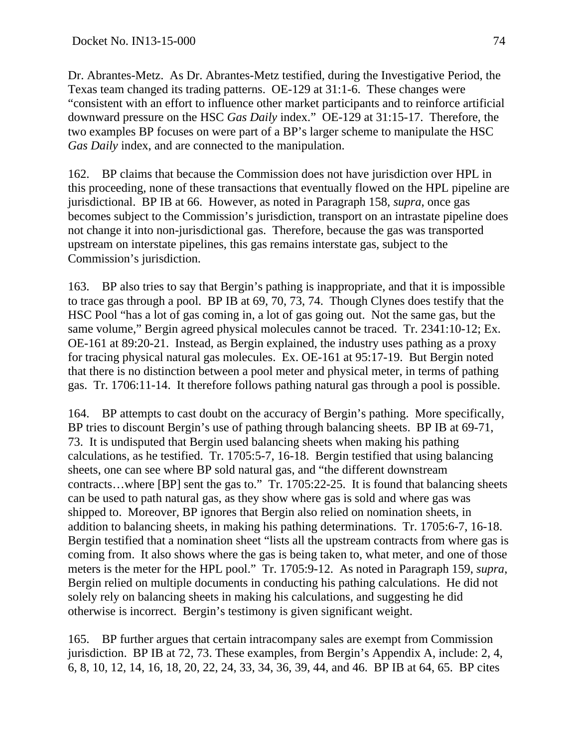Dr. Abrantes-Metz. As Dr. Abrantes-Metz testified, during the Investigative Period, the Texas team changed its trading patterns. OE-129 at 31:1-6. These changes were "consistent with an effort to influence other market participants and to reinforce artificial downward pressure on the HSC *Gas Daily* index." OE-129 at 31:15-17. Therefore, the two examples BP focuses on were part of a BP's larger scheme to manipulate the HSC *Gas Daily* index, and are connected to the manipulation.

162. BP claims that because the Commission does not have jurisdiction over HPL in this proceeding, none of these transactions that eventually flowed on the HPL pipeline are jurisdictional. BP IB at 66. However, as noted in Paragraph 158, *supra*, once gas becomes subject to the Commission's jurisdiction, transport on an intrastate pipeline does not change it into non-jurisdictional gas. Therefore, because the gas was transported upstream on interstate pipelines, this gas remains interstate gas, subject to the Commission's jurisdiction.

163. BP also tries to say that Bergin's pathing is inappropriate, and that it is impossible to trace gas through a pool. BP IB at 69, 70, 73, 74. Though Clynes does testify that the HSC Pool "has a lot of gas coming in, a lot of gas going out. Not the same gas, but the same volume," Bergin agreed physical molecules cannot be traced. Tr. 2341:10-12; Ex. OE-161 at 89:20-21. Instead, as Bergin explained, the industry uses pathing as a proxy for tracing physical natural gas molecules. Ex. OE-161 at 95:17-19. But Bergin noted that there is no distinction between a pool meter and physical meter, in terms of pathing gas. Tr. 1706:11-14. It therefore follows pathing natural gas through a pool is possible.

164. BP attempts to cast doubt on the accuracy of Bergin's pathing. More specifically, BP tries to discount Bergin's use of pathing through balancing sheets. BP IB at 69-71, 73. It is undisputed that Bergin used balancing sheets when making his pathing calculations, as he testified. Tr. 1705:5-7, 16-18. Bergin testified that using balancing sheets, one can see where BP sold natural gas, and "the different downstream contracts…where [BP] sent the gas to." Tr. 1705:22-25. It is found that balancing sheets can be used to path natural gas, as they show where gas is sold and where gas was shipped to. Moreover, BP ignores that Bergin also relied on nomination sheets, in addition to balancing sheets, in making his pathing determinations. Tr. 1705:6-7, 16-18. Bergin testified that a nomination sheet "lists all the upstream contracts from where gas is coming from. It also shows where the gas is being taken to, what meter, and one of those meters is the meter for the HPL pool." Tr. 1705:9-12. As noted in Paragraph 159, *supra*, Bergin relied on multiple documents in conducting his pathing calculations. He did not solely rely on balancing sheets in making his calculations, and suggesting he did otherwise is incorrect. Bergin's testimony is given significant weight.

165. BP further argues that certain intracompany sales are exempt from Commission jurisdiction. BP IB at 72, 73. These examples, from Bergin's Appendix A, include: 2, 4, 6, 8, 10, 12, 14, 16, 18, 20, 22, 24, 33, 34, 36, 39, 44, and 46. BP IB at 64, 65. BP cites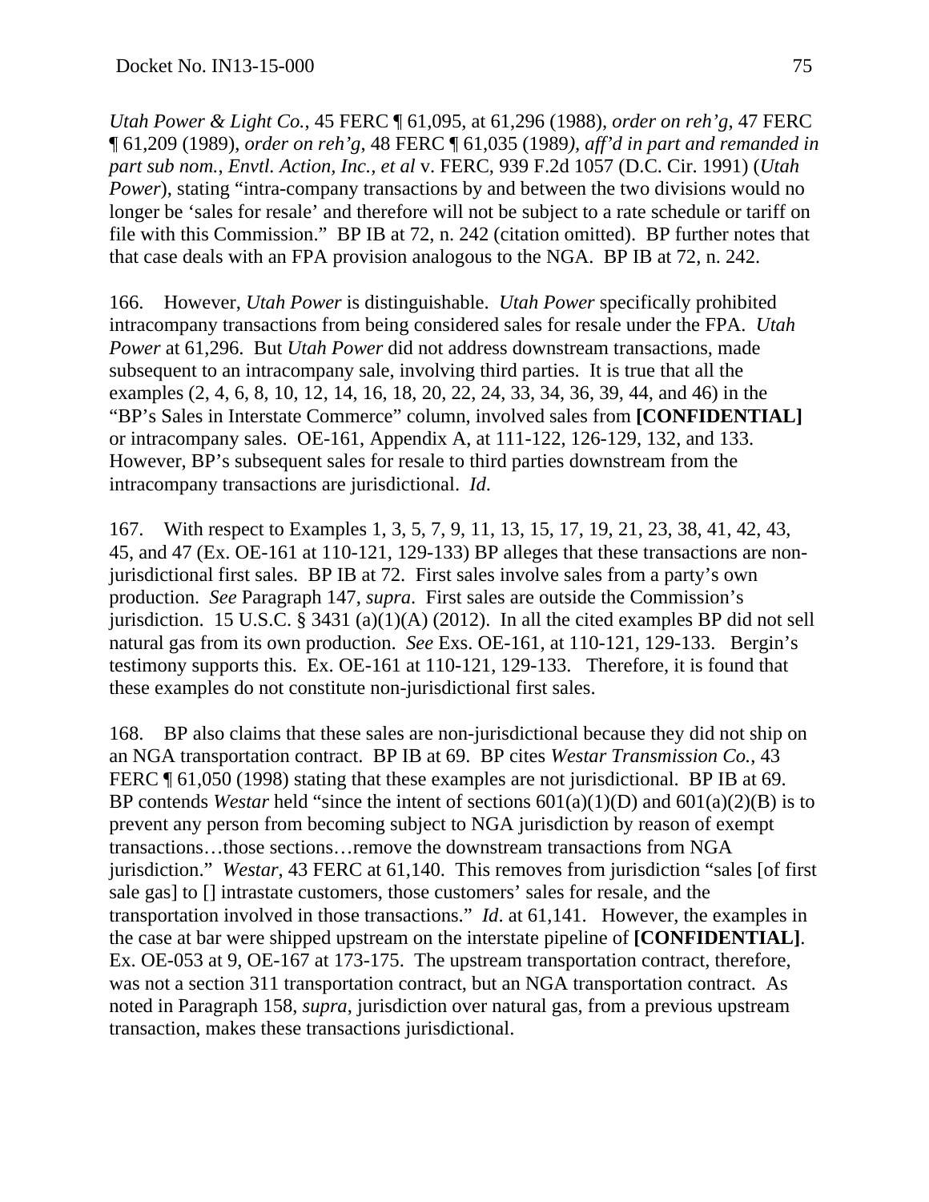*Utah Power & Light Co.*, 45 FERC ¶ 61,095, at 61,296 (1988), *order on reh'g*, 47 FERC ¶ 61,209 (1989), *order on reh'g*, 48 FERC ¶ 61,035 (1989), *aff'd in part and remanded in part sub nom., Envtl. Action, Inc., et al* v. FERC, 939 F.2d 1057 (D.C. Cir. 1991) (*Utah Power*), stating "intra-company transactions by and between the two divisions would no longer be 'sales for resale' and therefore will not be subject to a rate schedule or tariff on file with this Commission." BP IB at 72, n. 242 (citation omitted). BP further notes that that case deals with an FPA provision analogous to the NGA. BP IB at 72, n. 242.

166. However, *Utah Power* is distinguishable. *Utah Power* specifically prohibited intracompany transactions from being considered sales for resale under the FPA. *Utah Power* at 61,296. But *Utah Power* did not address downstream transactions, made subsequent to an intracompany sale, involving third parties. It is true that all the examples (2, 4, 6, 8, 10, 12, 14, 16, 18, 20, 22, 24, 33, 34, 36, 39, 44, and 46) in the "BP's Sales in Interstate Commerce" column, involved sales from **[CONFIDENTIAL]** or intracompany sales. OE-161, Appendix A, at 111-122, 126-129, 132, and 133. However, BP's subsequent sales for resale to third parties downstream from the intracompany transactions are jurisdictional. *Id*.

167. With respect to Examples 1, 3, 5, 7, 9, 11, 13, 15, 17, 19, 21, 23, 38, 41, 42, 43, 45, and 47 (Ex. OE-161 at 110-121, 129-133) BP alleges that these transactions are non-jurisdictional first sales. BP IB at 72. First sales involve sales from a party's own production. *See* Paragraph 147, *supra*. First sales are outside the Commission's jurisdiction. 15 U.S.C. § 3431 (a)(1)(A) (2012). In all the cited examples BP did not sell natural gas from its own production. *See* Exs. OE-161, at 110-121, 129-133. Bergin's testimony supports this. Ex. OE-161 at 110-121, 129-133. Therefore, it is found that these examples do not constitute non-jurisdictional first sales.

168. BP also claims that these sales are non-jurisdictional because they did not ship on an NGA transportation contract. BP IB at 69. BP cites *Westar Transmission Co.*, 43 FERC ¶ 61,050 (1998) stating that these examples are not jurisdictional. BP IB at 69. BP contends *Westar* held "since the intent of sections 601(a)(1)(D) and 601(a)(2)(B) is to prevent any person from becoming subject to NGA jurisdiction by reason of exempt transactions…those sections…remove the downstream transactions from NGA jurisdiction." *Westar*, 43 FERC at 61,140. This removes from jurisdiction "sales [of first sale gas] to [] intrastate customers, those customers' sales for resale, and the transportation involved in those transactions." *Id*. at 61,141. However, the examples in the case at bar were shipped upstream on the interstate pipeline of **[CONFIDENTIAL]**. Ex. OE-053 at 9, OE-167 at 173-175. The upstream transportation contract, therefore, was not a section 311 transportation contract, but an NGA transportation contract. As noted in Paragraph 158, *supra*, jurisdiction over natural gas, from a previous upstream transaction, makes these transactions jurisdictional.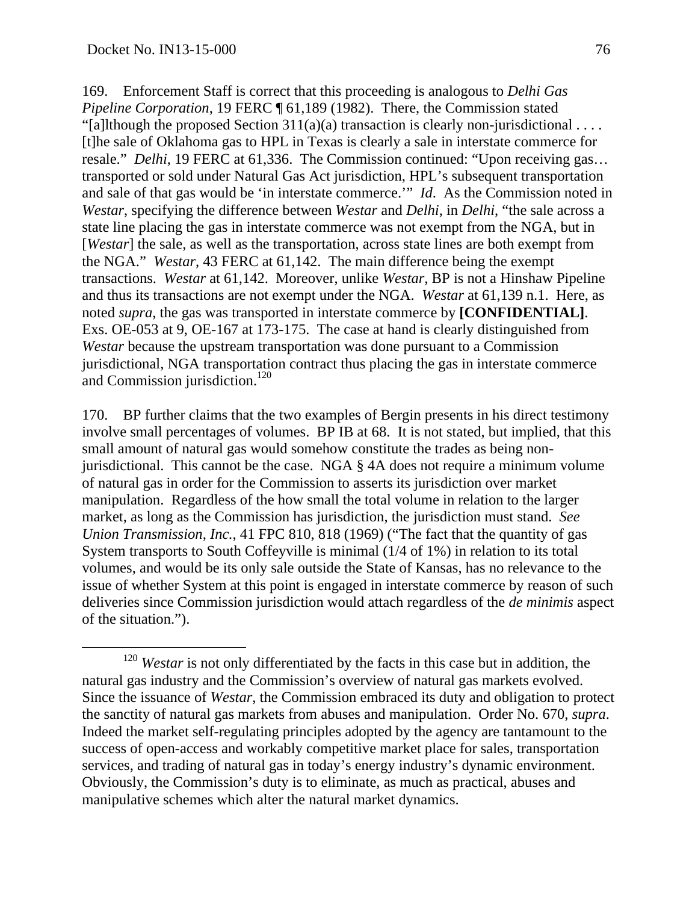169. Enforcement Staff is correct that this proceeding is analogous to *Delhi Gas Pipeline Corporation*, 19 FERC ¶ 61,189 (1982). There, the Commission stated "[a]lthough the proposed Section 311(a)(a) transaction is clearly non-jurisdictional . . . . [t]he sale of Oklahoma gas to HPL in Texas is clearly a sale in interstate commerce for resale." *Delhi*, 19 FERC at 61,336. The Commission continued: "Upon receiving gas… transported or sold under Natural Gas Act jurisdiction, HPL's subsequent transportation and sale of that gas would be 'in interstate commerce.'" *Id*. As the Commission noted in *Westar*, specifying the difference between *Westar* and *Delhi*, in *Delhi*, "the sale across a state line placing the gas in interstate commerce was not exempt from the NGA, but in [*Westar*] the sale, as well as the transportation, across state lines are both exempt from the NGA." *Westar*, 43 FERC at 61,142. The main difference being the exempt transactions. *Westar* at 61,142. Moreover, unlike *Westar*, BP is not a Hinshaw Pipeline and thus its transactions are not exempt under the NGA. *Westar* at 61,139 n.1. Here, as noted *supra*, the gas was transported in interstate commerce by **[CONFIDENTIAL]**. Exs. OE-053 at 9, OE-167 at 173-175. The case at hand is clearly distinguished from *Westar* because the upstream transportation was done pursuant to a Commission jurisdictional, NGA transportation contract thus placing the gas in interstate commerce and Commission jurisdiction.[120]

170. BP further claims that the two examples of Bergin presents in his direct testimony involve small percentages of volumes. BP IB at 68. It is not stated, but implied, that this small amount of natural gas would somehow constitute the trades as being non-jurisdictional. This cannot be the case. NGA § 4A does not require a minimum volume of natural gas in order for the Commission to asserts its jurisdiction over market manipulation. Regardless of the how small the total volume in relation to the larger market, as long as the Commission has jurisdiction, the jurisdiction must stand. *See Union Transmission, Inc.*, 41 FPC 810, 818 (1969) ("The fact that the quantity of gas System transports to South Coffeyville is minimal (1/4 of 1%) in relation to its total volumes, and would be its only sale outside the State of Kansas, has no relevance to the issue of whether System at this point is engaged in interstate commerce by reason of such deliveries since Commission jurisdiction would attach regardless of the *de minimis* aspect of the situation.").

---

[120] *Westar* is not only differentiated by the facts in this case but in addition, the natural gas industry and the Commission's overview of natural gas markets evolved. Since the issuance of *Westar*, the Commission embraced its duty and obligation to protect the sanctity of natural gas markets from abuses and manipulation. Order No. 670, *supra*. Indeed the market self-regulating principles adopted by the agency are tantamount to the success of open-access and workably competitive market place for sales, transportation services, and trading of natural gas in today's energy industry's dynamic environment. Obviously, the Commission's duty is to eliminate, as much as practical, abuses and manipulative schemes which alter the natural market dynamics.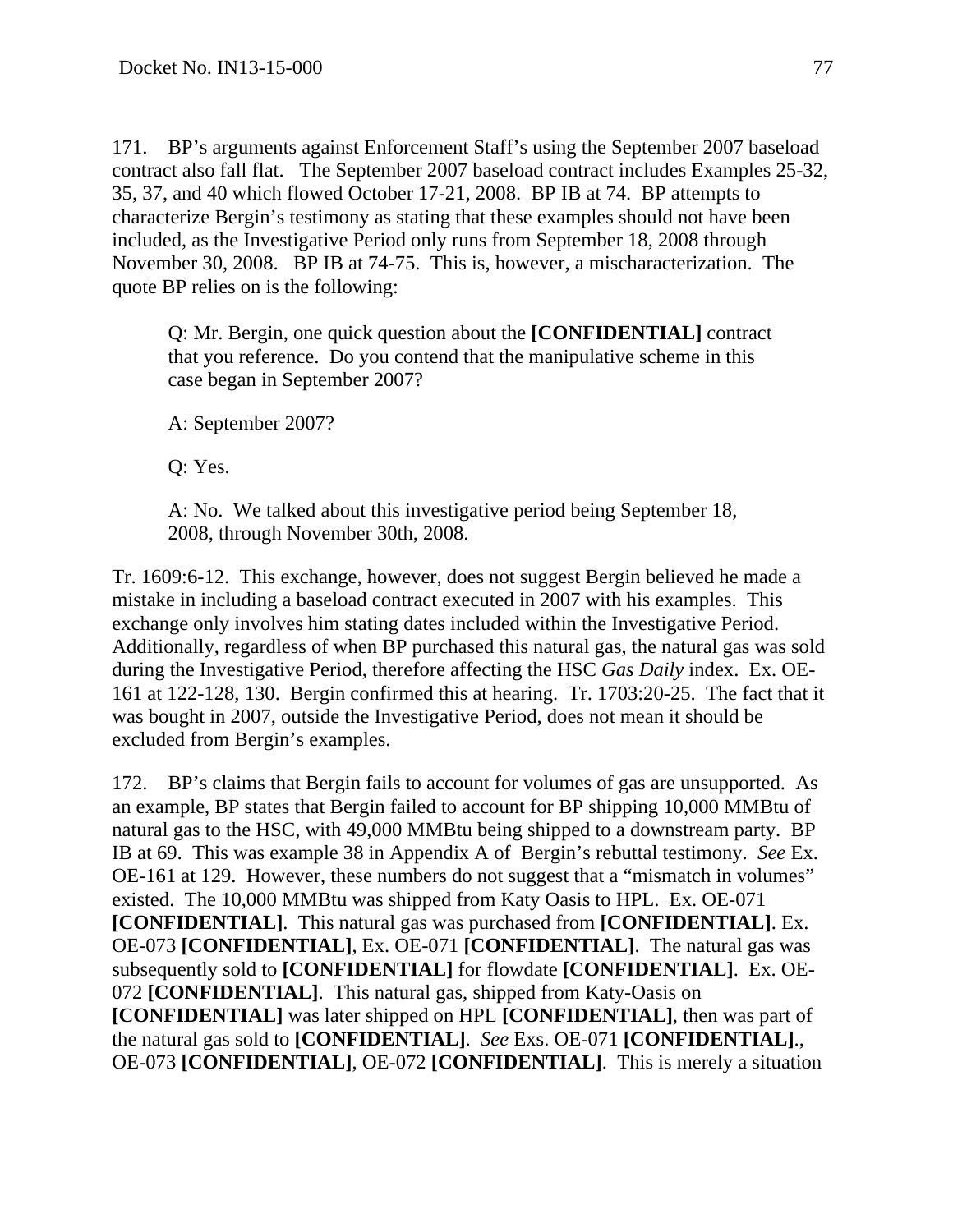171. BP's arguments against Enforcement Staff's using the September 2007 baseload contract also fall flat. The September 2007 baseload contract includes Examples 25-32, 35, 37, and 40 which flowed October 17-21, 2008. BP IB at 74. BP attempts to characterize Bergin's testimony as stating that these examples should not have been included, as the Investigative Period only runs from September 18, 2008 through November 30, 2008. BP IB at 74-75. This is, however, a mischaracterization. The quote BP relies on is the following:

> Q: Mr. Bergin, one quick question about the **[CONFIDENTIAL]** contract that you reference. Do you contend that the manipulative scheme in this case began in September 2007?
>
> A: September 2007?
>
> Q: Yes.
>
> A: No. We talked about this investigative period being September 18, 2008, through November 30th, 2008.

Tr. 1609:6-12. This exchange, however, does not suggest Bergin believed he made a mistake in including a baseload contract executed in 2007 with his examples. This exchange only involves him stating dates included within the Investigative Period. Additionally, regardless of when BP purchased this natural gas, the natural gas was sold during the Investigative Period, therefore affecting the HSC *Gas Daily* index. Ex. OE-161 at 122-128, 130. Bergin confirmed this at hearing. Tr. 1703:20-25. The fact that it was bought in 2007, outside the Investigative Period, does not mean it should be excluded from Bergin's examples.

172. BP's claims that Bergin fails to account for volumes of gas are unsupported. As an example, BP states that Bergin failed to account for BP shipping 10,000 MMBtu of natural gas to the HSC, with 49,000 MMBtu being shipped to a downstream party. BP IB at 69. This was example 38 in Appendix A of Bergin's rebuttal testimony. *See* Ex. OE-161 at 129. However, these numbers do not suggest that a "mismatch in volumes" existed. The 10,000 MMBtu was shipped from Katy Oasis to HPL. Ex. OE-071 **[CONFIDENTIAL]**. This natural gas was purchased from **[CONFIDENTIAL]**. Ex. OE-073 **[CONFIDENTIAL]**, Ex. OE-071 **[CONFIDENTIAL]**. The natural gas was subsequently sold to **[CONFIDENTIAL]** for flowdate **[CONFIDENTIAL]**. Ex. OE-072 **[CONFIDENTIAL]**. This natural gas, shipped from Katy-Oasis on **[CONFIDENTIAL]** was later shipped on HPL **[CONFIDENTIAL]**, then was part of the natural gas sold to **[CONFIDENTIAL]**. *See* Exs. OE-071 **[CONFIDENTIAL]**., OE-073 **[CONFIDENTIAL]**, OE-072 **[CONFIDENTIAL]**. This is merely a situation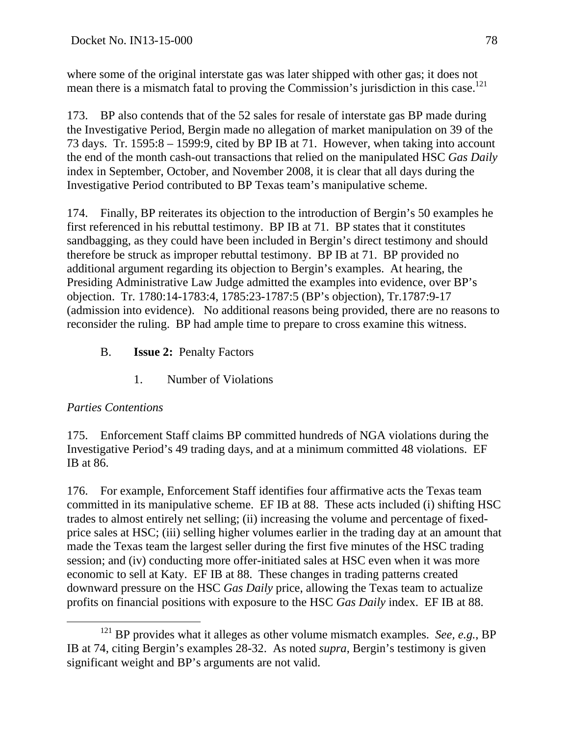where some of the original interstate gas was later shipped with other gas; it does not mean there is a mismatch fatal to proving the Commission's jurisdiction in this case.[121]

173. BP also contends that of the 52 sales for resale of interstate gas BP made during the Investigative Period, Bergin made no allegation of market manipulation on 39 of the 73 days. Tr. 1595:8 – 1599:9, cited by BP IB at 71. However, when taking into account the end of the month cash-out transactions that relied on the manipulated HSC *Gas Daily* index in September, October, and November 2008, it is clear that all days during the Investigative Period contributed to BP Texas team's manipulative scheme.

174. Finally, BP reiterates its objection to the introduction of Bergin's 50 examples he first referenced in his rebuttal testimony. BP IB at 71. BP states that it constitutes sandbagging, as they could have been included in Bergin's direct testimony and should therefore be struck as improper rebuttal testimony. BP IB at 71. BP provided no additional argument regarding its objection to Bergin's examples. At hearing, the Presiding Administrative Law Judge admitted the examples into evidence, over BP's objection. Tr. 1780:14-1783:4, 1785:23-1787:5 (BP's objection), Tr.1787:9-17 (admission into evidence). No additional reasons being provided, there are no reasons to reconsider the ruling. BP had ample time to prepare to cross examine this witness.

## B. **Issue 2:** Penalty Factors

### 1. Number of Violations

*Parties Contentions*

175. Enforcement Staff claims BP committed hundreds of NGA violations during the Investigative Period's 49 trading days, and at a minimum committed 48 violations. EF IB at 86.

176. For example, Enforcement Staff identifies four affirmative acts the Texas team committed in its manipulative scheme. EF IB at 88. These acts included (i) shifting HSC trades to almost entirely net selling; (ii) increasing the volume and percentage of fixed-price sales at HSC; (iii) selling higher volumes earlier in the trading day at an amount that made the Texas team the largest seller during the first five minutes of the HSC trading session; and (iv) conducting more offer-initiated sales at HSC even when it was more economic to sell at Katy. EF IB at 88. These changes in trading patterns created downward pressure on the HSC *Gas Daily* price, allowing the Texas team to actualize profits on financial positions with exposure to the HSC *Gas Daily* index. EF IB at 88.

---

[121] BP provides what it alleges as other volume mismatch examples. *See, e.g.*, BP IB at 74, citing Bergin's examples 28-32. As noted *supra*, Bergin's testimony is given significant weight and BP's arguments are not valid.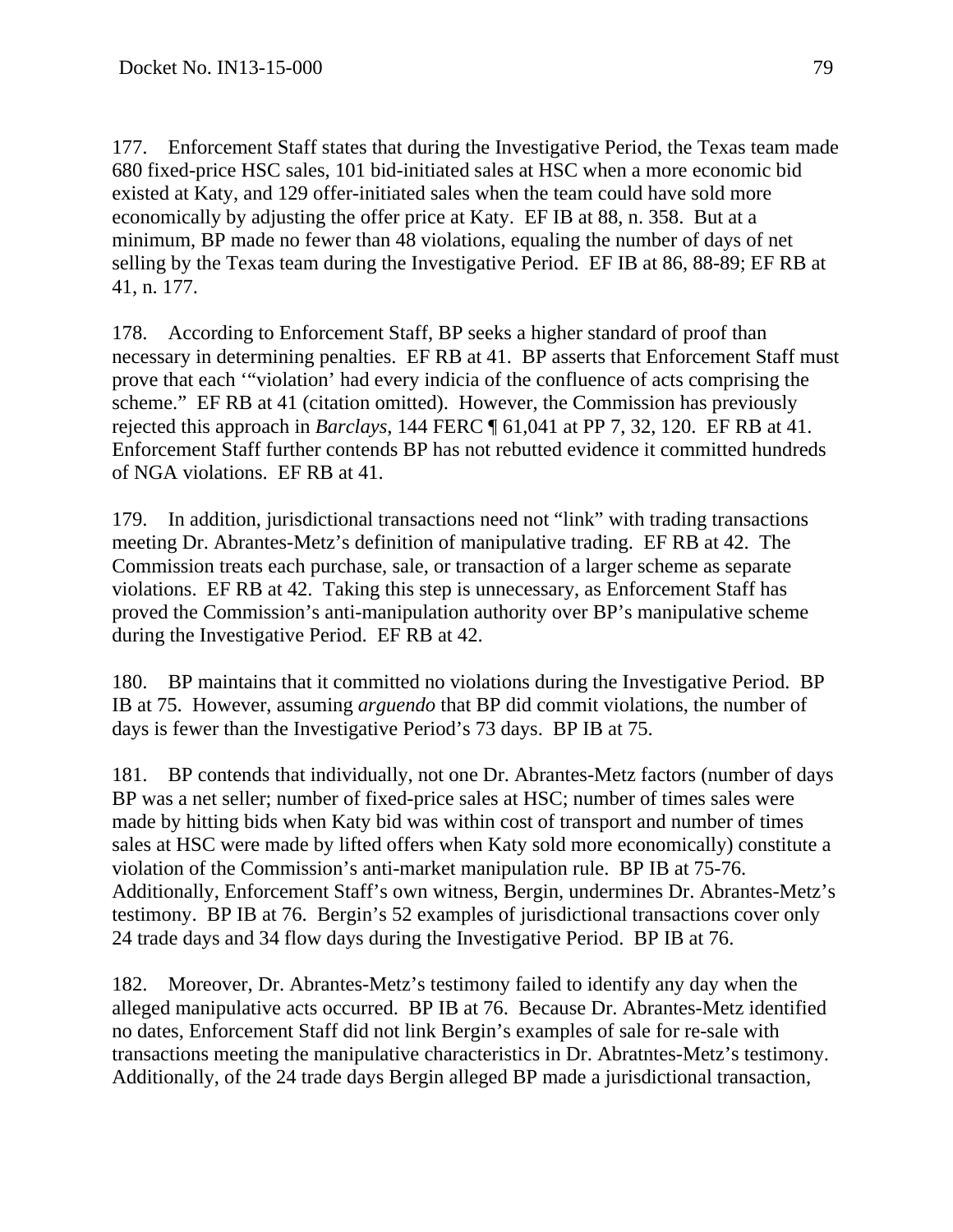177. Enforcement Staff states that during the Investigative Period, the Texas team made 680 fixed-price HSC sales, 101 bid-initiated sales at HSC when a more economic bid existed at Katy, and 129 offer-initiated sales when the team could have sold more economically by adjusting the offer price at Katy. EF IB at 88, n. 358. But at a minimum, BP made no fewer than 48 violations, equaling the number of days of net selling by the Texas team during the Investigative Period. EF IB at 86, 88-89; EF RB at 41, n. 177.

178. According to Enforcement Staff, BP seeks a higher standard of proof than necessary in determining penalties. EF RB at 41. BP asserts that Enforcement Staff must prove that each '"violation' had every indicia of the confluence of acts comprising the scheme." EF RB at 41 (citation omitted). However, the Commission has previously rejected this approach in *Barclays*, 144 FERC ¶ 61,041 at PP 7, 32, 120. EF RB at 41. Enforcement Staff further contends BP has not rebutted evidence it committed hundreds of NGA violations. EF RB at 41.

179. In addition, jurisdictional transactions need not "link" with trading transactions meeting Dr. Abrantes-Metz's definition of manipulative trading. EF RB at 42. The Commission treats each purchase, sale, or transaction of a larger scheme as separate violations. EF RB at 42. Taking this step is unnecessary, as Enforcement Staff has proved the Commission's anti-manipulation authority over BP's manipulative scheme during the Investigative Period. EF RB at 42.

180. BP maintains that it committed no violations during the Investigative Period. BP IB at 75. However, assuming *arguendo* that BP did commit violations, the number of days is fewer than the Investigative Period's 73 days. BP IB at 75.

181. BP contends that individually, not one Dr. Abrantes-Metz factors (number of days BP was a net seller; number of fixed-price sales at HSC; number of times sales were made by hitting bids when Katy bid was within cost of transport and number of times sales at HSC were made by lifted offers when Katy sold more economically) constitute a violation of the Commission's anti-market manipulation rule. BP IB at 75-76. Additionally, Enforcement Staff's own witness, Bergin, undermines Dr. Abrantes-Metz's testimony. BP IB at 76. Bergin's 52 examples of jurisdictional transactions cover only 24 trade days and 34 flow days during the Investigative Period. BP IB at 76.

182. Moreover, Dr. Abrantes-Metz's testimony failed to identify any day when the alleged manipulative acts occurred. BP IB at 76. Because Dr. Abrantes-Metz identified no dates, Enforcement Staff did not link Bergin's examples of sale for re-sale with transactions meeting the manipulative characteristics in Dr. Abratntes-Metz's testimony. Additionally, of the 24 trade days Bergin alleged BP made a jurisdictional transaction,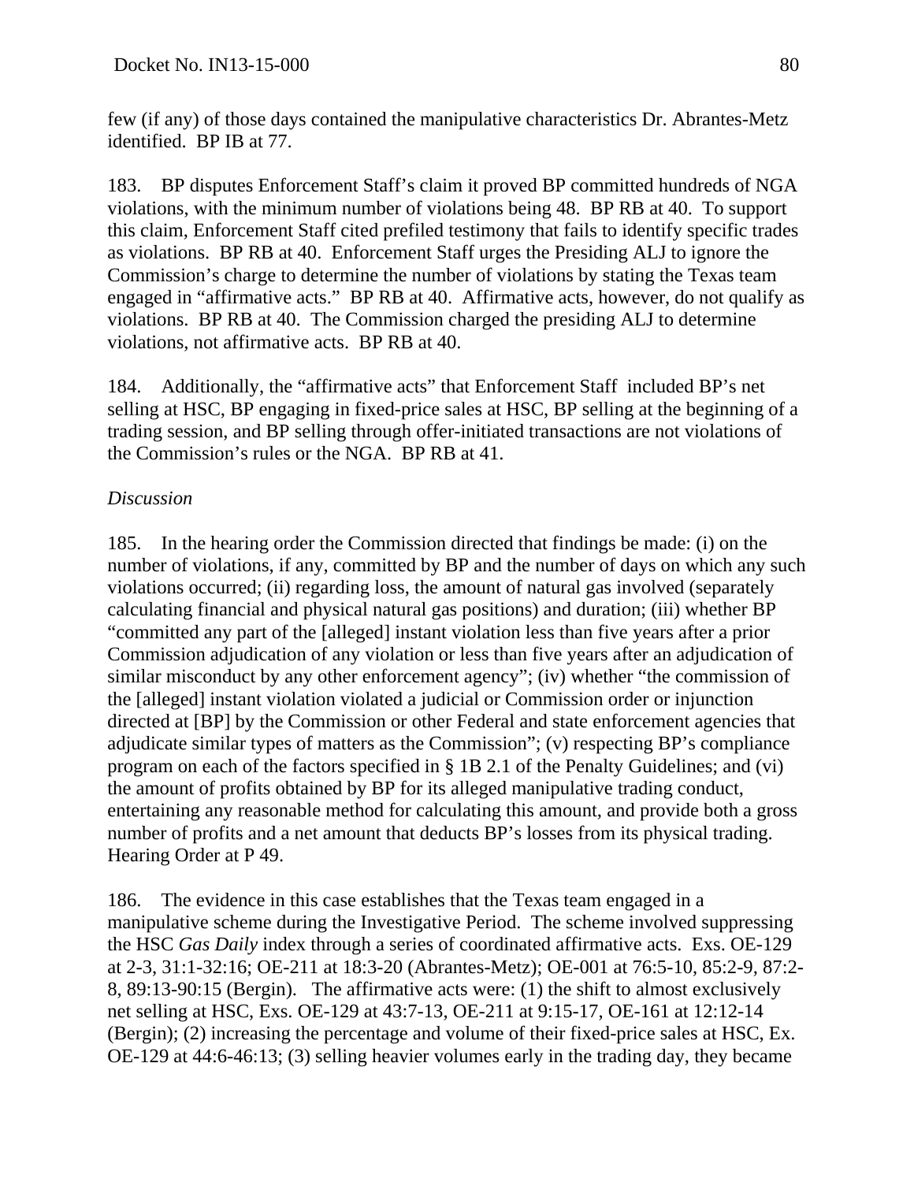few (if any) of those days contained the manipulative characteristics Dr. Abrantes-Metz identified. BP IB at 77.

183. BP disputes Enforcement Staff's claim it proved BP committed hundreds of NGA violations, with the minimum number of violations being 48. BP RB at 40. To support this claim, Enforcement Staff cited prefiled testimony that fails to identify specific trades as violations. BP RB at 40. Enforcement Staff urges the Presiding ALJ to ignore the Commission's charge to determine the number of violations by stating the Texas team engaged in "affirmative acts." BP RB at 40. Affirmative acts, however, do not qualify as violations. BP RB at 40. The Commission charged the presiding ALJ to determine violations, not affirmative acts. BP RB at 40.

184. Additionally, the "affirmative acts" that Enforcement Staff included BP's net selling at HSC, BP engaging in fixed-price sales at HSC, BP selling at the beginning of a trading session, and BP selling through offer-initiated transactions are not violations of the Commission's rules or the NGA. BP RB at 41.

*Discussion*

185. In the hearing order the Commission directed that findings be made: (i) on the number of violations, if any, committed by BP and the number of days on which any such violations occurred; (ii) regarding loss, the amount of natural gas involved (separately calculating financial and physical natural gas positions) and duration; (iii) whether BP "committed any part of the [alleged] instant violation less than five years after a prior Commission adjudication of any violation or less than five years after an adjudication of similar misconduct by any other enforcement agency"; (iv) whether "the commission of the [alleged] instant violation violated a judicial or Commission order or injunction directed at [BP] by the Commission or other Federal and state enforcement agencies that adjudicate similar types of matters as the Commission"; (v) respecting BP's compliance program on each of the factors specified in § 1B 2.1 of the Penalty Guidelines; and (vi) the amount of profits obtained by BP for its alleged manipulative trading conduct, entertaining any reasonable method for calculating this amount, and provide both a gross number of profits and a net amount that deducts BP's losses from its physical trading. Hearing Order at P 49.

186. The evidence in this case establishes that the Texas team engaged in a manipulative scheme during the Investigative Period. The scheme involved suppressing the HSC *Gas Daily* index through a series of coordinated affirmative acts. Exs. OE-129 at 2-3, 31:1-32:16; OE-211 at 18:3-20 (Abrantes-Metz); OE-001 at 76:5-10, 85:2-9, 87:2-8, 89:13-90:15 (Bergin). The affirmative acts were: (1) the shift to almost exclusively net selling at HSC, Exs. OE-129 at 43:7-13, OE-211 at 9:15-17, OE-161 at 12:12-14 (Bergin); (2) increasing the percentage and volume of their fixed-price sales at HSC, Ex. OE-129 at 44:6-46:13; (3) selling heavier volumes early in the trading day, they became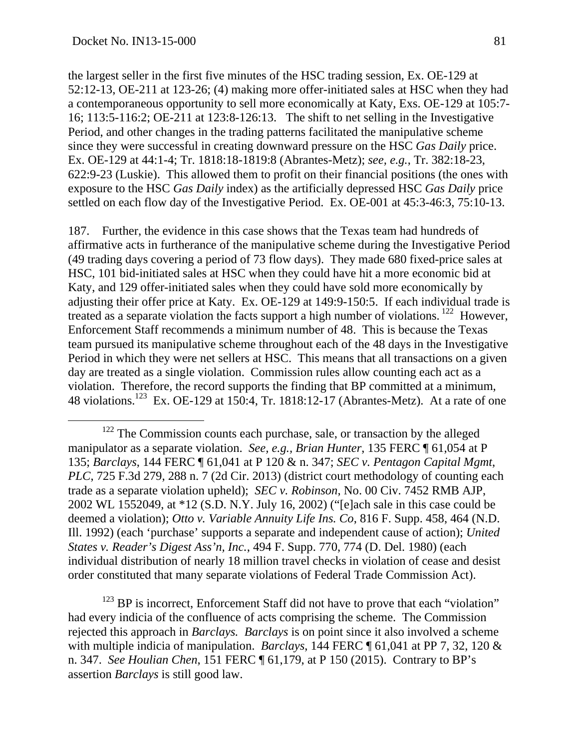the largest seller in the first five minutes of the HSC trading session, Ex. OE-129 at 52:12-13, OE-211 at 123-26; (4) making more offer-initiated sales at HSC when they had a contemporaneous opportunity to sell more economically at Katy, Exs. OE-129 at 105:7-16; 113:5-116:2; OE-211 at 123:8-126:13. The shift to net selling in the Investigative Period, and other changes in the trading patterns facilitated the manipulative scheme since they were successful in creating downward pressure on the HSC *Gas Daily* price. Ex. OE-129 at 44:1-4; Tr. 1818:18-1819:8 (Abrantes-Metz); *see, e.g.*, Tr. 382:18-23, 622:9-23 (Luskie). This allowed them to profit on their financial positions (the ones with exposure to the HSC *Gas Daily* index) as the artificially depressed HSC *Gas Daily* price settled on each flow day of the Investigative Period. Ex. OE-001 at 45:3-46:3, 75:10-13.

187. Further, the evidence in this case shows that the Texas team had hundreds of affirmative acts in furtherance of the manipulative scheme during the Investigative Period (49 trading days covering a period of 73 flow days). They made 680 fixed-price sales at HSC, 101 bid-initiated sales at HSC when they could have hit a more economic bid at Katy, and 129 offer-initiated sales when they could have sold more economically by adjusting their offer price at Katy. Ex. OE-129 at 149:9-150:5. If each individual trade is treated as a separate violation the facts support a high number of violations.[122] However, Enforcement Staff recommends a minimum number of 48. This is because the Texas team pursued its manipulative scheme throughout each of the 48 days in the Investigative Period in which they were net sellers at HSC. This means that all transactions on a given day are treated as a single violation. Commission rules allow counting each act as a violation. Therefore, the record supports the finding that BP committed at a minimum, 48 violations.[123] Ex. OE-129 at 150:4, Tr. 1818:12-17 (Abrantes-Metz). At a rate of one

[122] The Commission counts each purchase, sale, or transaction by the alleged manipulator as a separate violation. *See, e.g., Brian Hunter*, 135 FERC ¶ 61,054 at P 135; *Barclays*, 144 FERC ¶ 61,041 at P 120 & n. 347; *SEC v. Pentagon Capital Mgmt, PLC*, 725 F.3d 279, 288 n. 7 (2d Cir. 2013) (district court methodology of counting each trade as a separate violation upheld); *SEC v. Robinson*, No. 00 Civ. 7452 RMB AJP, 2002 WL 1552049, at *12 (S.D. N.Y. July 16, 2002) ("[e]ach sale in this case could be deemed a violation); *Otto v. Variable Annuity Life Ins. Co*, 816 F. Supp. 458, 464 (N.D. Ill. 1992) (each 'purchase' supports a separate and independent cause of action); *United States v. Reader's Digest Ass'n, Inc.*, 494 F. Supp. 770, 774 (D. Del. 1980) (each individual distribution of nearly 18 million travel checks in violation of cease and desist order constituted that many separate violations of Federal Trade Commission Act).

[123] BP is incorrect, Enforcement Staff did not have to prove that each "violation" had every indicia of the confluence of acts comprising the scheme. The Commission rejected this approach in *Barclays*. *Barclays* is on point since it also involved a scheme with multiple indicia of manipulation. *Barclays*, 144 FERC ¶ 61,041 at PP 7, 32, 120 & n. 347. *See Houlian Chen*, 151 FERC ¶ 61,179, at P 150 (2015). Contrary to BP's assertion *Barclays* is still good law.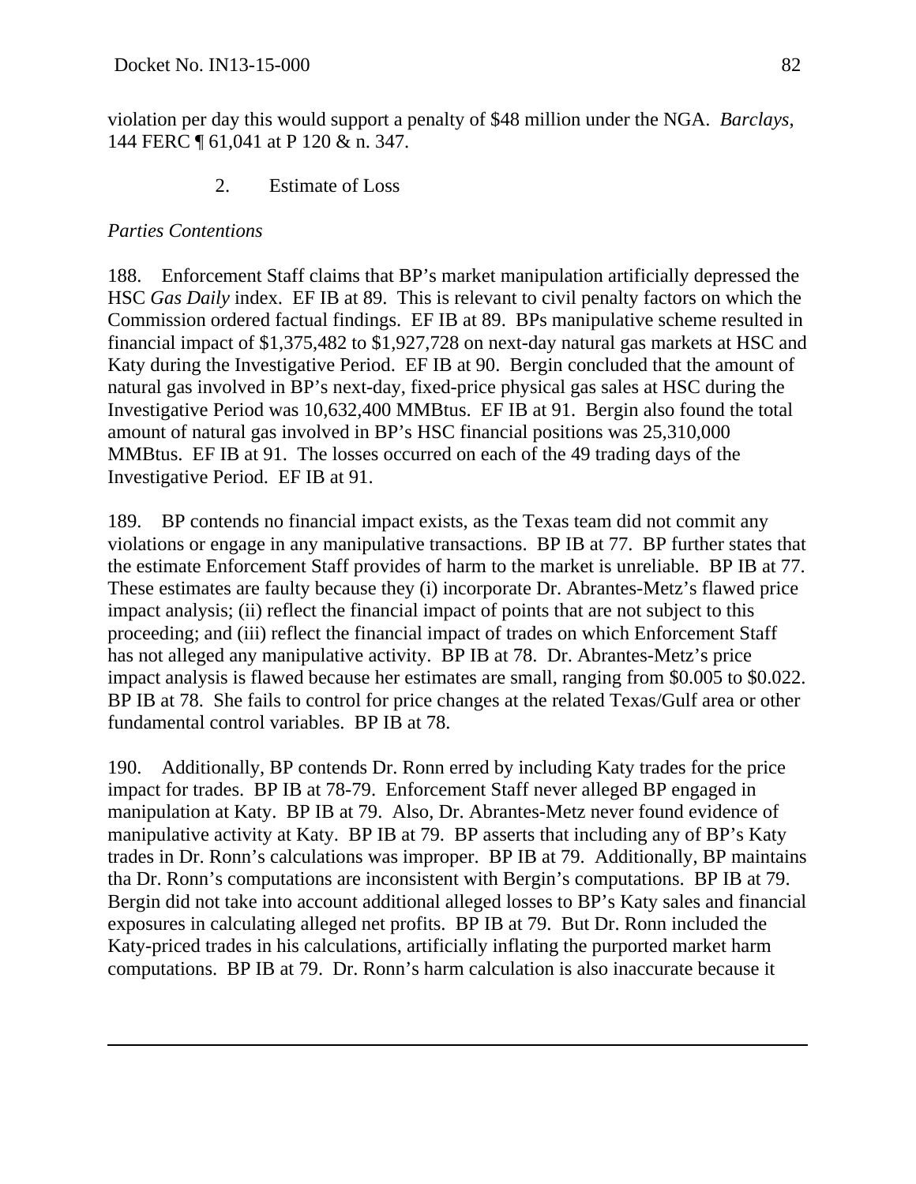violation per day this would support a penalty of $48 million under the NGA. *Barclays*, 144 FERC ¶ 61,041 at P 120 & n. 347.

2. Estimate of Loss

*Parties Contentions*

188. Enforcement Staff claims that BP's market manipulation artificially depressed the HSC *Gas Daily* index. EF IB at 89. This is relevant to civil penalty factors on which the Commission ordered factual findings. EF IB at 89. BPs manipulative scheme resulted in financial impact of $1,375,482 to $1,927,728 on next-day natural gas markets at HSC and Katy during the Investigative Period. EF IB at 90. Bergin concluded that the amount of natural gas involved in BP's next-day, fixed-price physical gas sales at HSC during the Investigative Period was 10,632,400 MMBtus. EF IB at 91. Bergin also found the total amount of natural gas involved in BP's HSC financial positions was 25,310,000 MMBtus. EF IB at 91. The losses occurred on each of the 49 trading days of the Investigative Period. EF IB at 91.

189. BP contends no financial impact exists, as the Texas team did not commit any violations or engage in any manipulative transactions. BP IB at 77. BP further states that the estimate Enforcement Staff provides of harm to the market is unreliable. BP IB at 77. These estimates are faulty because they (i) incorporate Dr. Abrantes-Metz's flawed price impact analysis; (ii) reflect the financial impact of points that are not subject to this proceeding; and (iii) reflect the financial impact of trades on which Enforcement Staff has not alleged any manipulative activity. BP IB at 78. Dr. Abrantes-Metz's price impact analysis is flawed because her estimates are small, ranging from $0.005 to $0.022. BP IB at 78. She fails to control for price changes at the related Texas/Gulf area or other fundamental control variables. BP IB at 78.

190. Additionally, BP contends Dr. Ronn erred by including Katy trades for the price impact for trades. BP IB at 78-79. Enforcement Staff never alleged BP engaged in manipulation at Katy. BP IB at 79. Also, Dr. Abrantes-Metz never found evidence of manipulative activity at Katy. BP IB at 79. BP asserts that including any of BP's Katy trades in Dr. Ronn's calculations was improper. BP IB at 79. Additionally, BP maintains tha Dr. Ronn's computations are inconsistent with Bergin's computations. BP IB at 79. Bergin did not take into account additional alleged losses to BP's Katy sales and financial exposures in calculating alleged net profits. BP IB at 79. But Dr. Ronn included the Katy-priced trades in his calculations, artificially inflating the purported market harm computations. BP IB at 79. Dr. Ronn's harm calculation is also inaccurate because it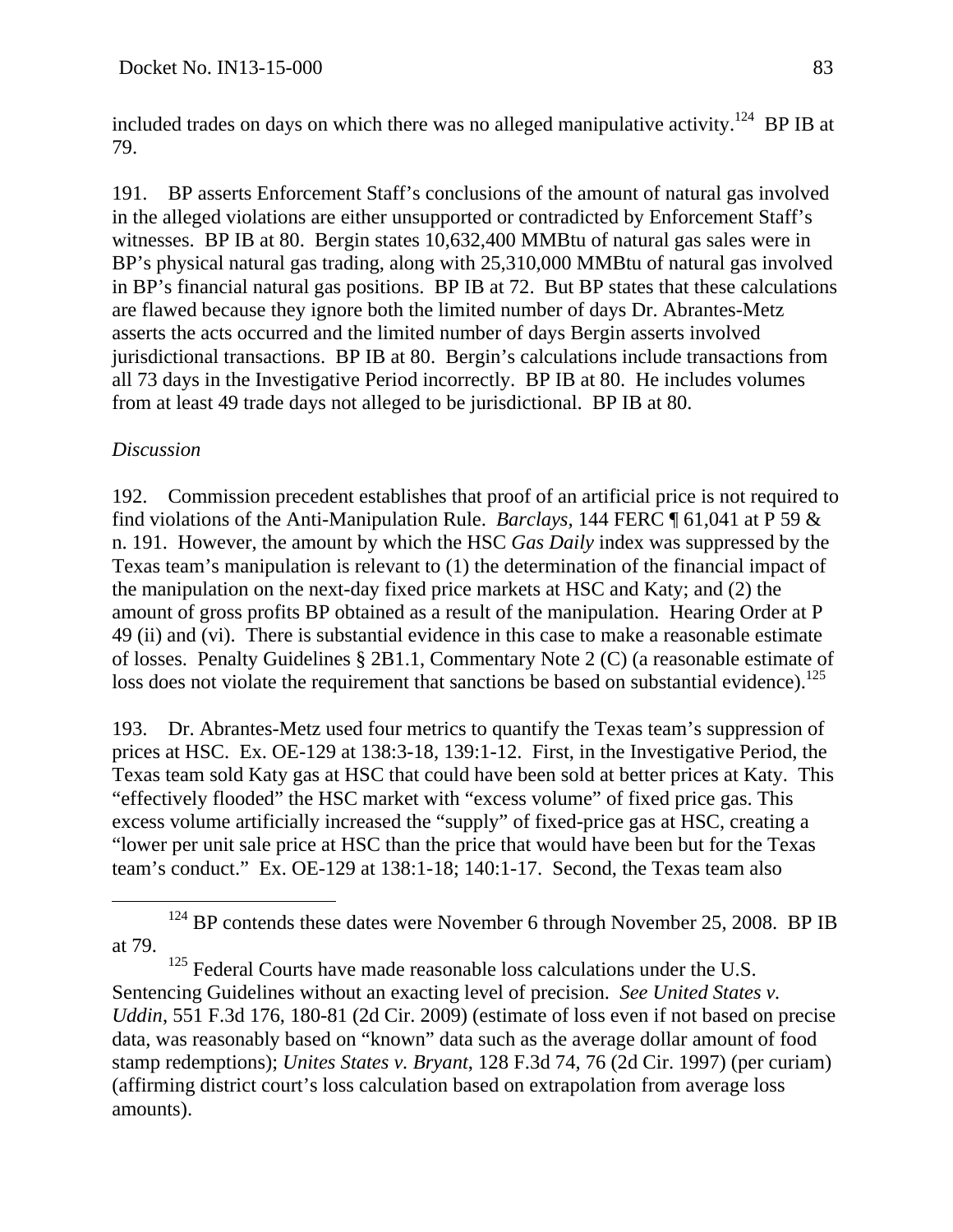included trades on days on which there was no alleged manipulative activity.[124] BP IB at 79.

191. BP asserts Enforcement Staff's conclusions of the amount of natural gas involved in the alleged violations are either unsupported or contradicted by Enforcement Staff's witnesses. BP IB at 80. Bergin states 10,632,400 MMBtu of natural gas sales were in BP's physical natural gas trading, along with 25,310,000 MMBtu of natural gas involved in BP's financial natural gas positions. BP IB at 72. But BP states that these calculations are flawed because they ignore both the limited number of days Dr. Abrantes-Metz asserts the acts occurred and the limited number of days Bergin asserts involved jurisdictional transactions. BP IB at 80. Bergin's calculations include transactions from all 73 days in the Investigative Period incorrectly. BP IB at 80. He includes volumes from at least 49 trade days not alleged to be jurisdictional. BP IB at 80.

*Discussion*

192. Commission precedent establishes that proof of an artificial price is not required to find violations of the Anti-Manipulation Rule. *Barclays*, 144 FERC ¶ 61,041 at P 59 & n. 191. However, the amount by which the HSC *Gas Daily* index was suppressed by the Texas team's manipulation is relevant to (1) the determination of the financial impact of the manipulation on the next-day fixed price markets at HSC and Katy; and (2) the amount of gross profits BP obtained as a result of the manipulation. Hearing Order at P 49 (ii) and (vi). There is substantial evidence in this case to make a reasonable estimate of losses. Penalty Guidelines § 2B1.1, Commentary Note 2 (C) (a reasonable estimate of loss does not violate the requirement that sanctions be based on substantial evidence).[125]

193. Dr. Abrantes-Metz used four metrics to quantify the Texas team's suppression of prices at HSC. Ex. OE-129 at 138:3-18, 139:1-12. First, in the Investigative Period, the Texas team sold Katy gas at HSC that could have been sold at better prices at Katy. This "effectively flooded" the HSC market with "excess volume" of fixed price gas. This excess volume artificially increased the "supply" of fixed-price gas at HSC, creating a "lower per unit sale price at HSC than the price that would have been but for the Texas team's conduct." Ex. OE-129 at 138:1-18; 140:1-17. Second, the Texas team also

---

[124] BP contends these dates were November 6 through November 25, 2008. BP IB at 79.

[125] Federal Courts have made reasonable loss calculations under the U.S. Sentencing Guidelines without an exacting level of precision. *See United States v. Uddin*, 551 F.3d 176, 180-81 (2d Cir. 2009) (estimate of loss even if not based on precise data, was reasonably based on "known" data such as the average dollar amount of food stamp redemptions); *Unites States v. Bryant*, 128 F.3d 74, 76 (2d Cir. 1997) (per curiam) (affirming district court's loss calculation based on extrapolation from average loss amounts).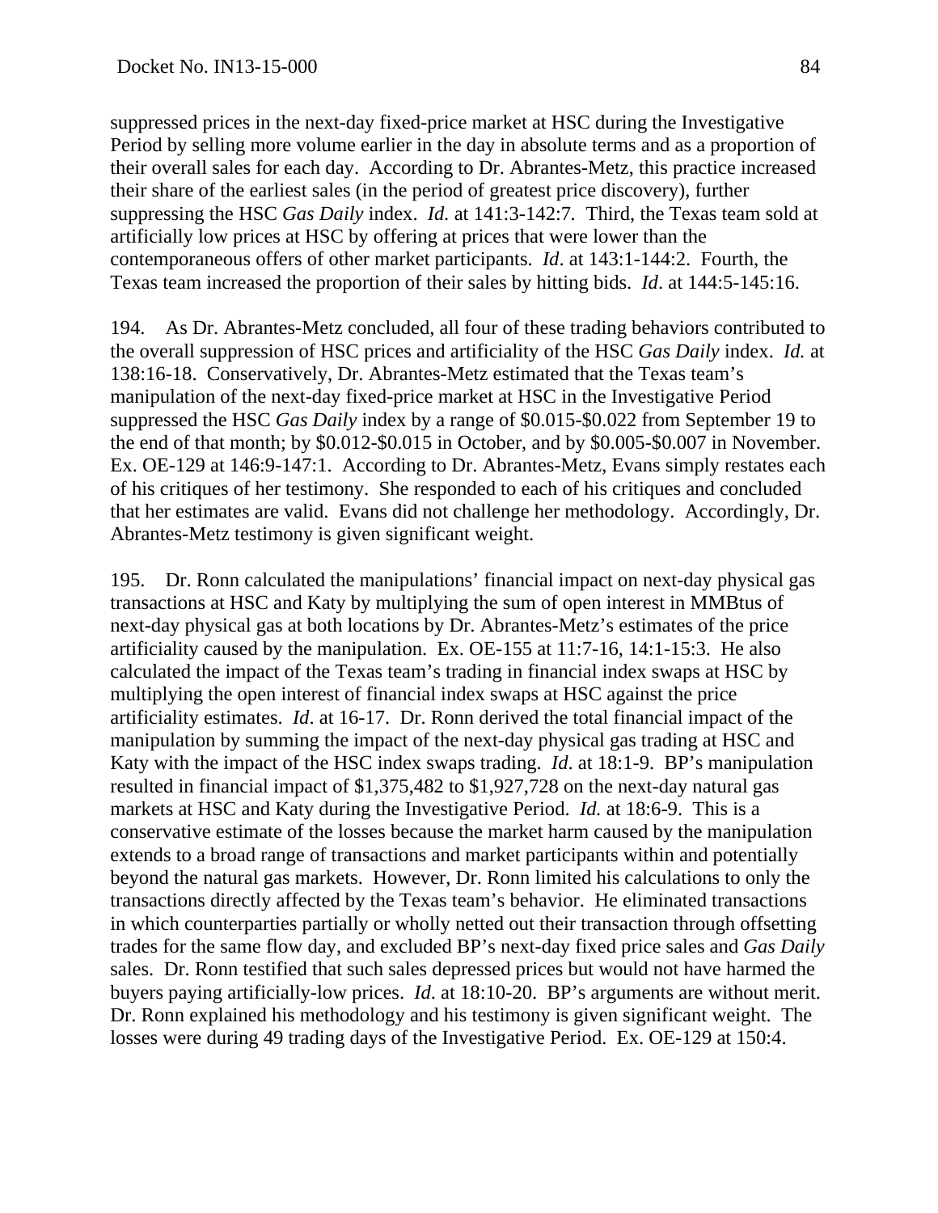suppressed prices in the next-day fixed-price market at HSC during the Investigative Period by selling more volume earlier in the day in absolute terms and as a proportion of their overall sales for each day. According to Dr. Abrantes-Metz, this practice increased their share of the earliest sales (in the period of greatest price discovery), further suppressing the HSC *Gas Daily* index. *Id.* at 141:3-142:7. Third, the Texas team sold at artificially low prices at HSC by offering at prices that were lower than the contemporaneous offers of other market participants. *Id*. at 143:1-144:2. Fourth, the Texas team increased the proportion of their sales by hitting bids. *Id*. at 144:5-145:16.

194. As Dr. Abrantes-Metz concluded, all four of these trading behaviors contributed to the overall suppression of HSC prices and artificiality of the HSC *Gas Daily* index. *Id.* at 138:16-18. Conservatively, Dr. Abrantes-Metz estimated that the Texas team's manipulation of the next-day fixed-price market at HSC in the Investigative Period suppressed the HSC *Gas Daily* index by a range of $0.015-$0.022 from September 19 to the end of that month; by $0.012-$0.015 in October, and by $0.005-$0.007 in November. Ex. OE-129 at 146:9-147:1. According to Dr. Abrantes-Metz, Evans simply restates each of his critiques of her testimony. She responded to each of his critiques and concluded that her estimates are valid. Evans did not challenge her methodology. Accordingly, Dr. Abrantes-Metz testimony is given significant weight.

195. Dr. Ronn calculated the manipulations' financial impact on next-day physical gas transactions at HSC and Katy by multiplying the sum of open interest in MMBtus of next-day physical gas at both locations by Dr. Abrantes-Metz's estimates of the price artificiality caused by the manipulation. Ex. OE-155 at 11:7-16, 14:1-15:3. He also calculated the impact of the Texas team's trading in financial index swaps at HSC by multiplying the open interest of financial index swaps at HSC against the price artificiality estimates. *Id*. at 16-17. Dr. Ronn derived the total financial impact of the manipulation by summing the impact of the next-day physical gas trading at HSC and Katy with the impact of the HSC index swaps trading. *Id*. at 18:1-9. BP's manipulation resulted in financial impact of $1,375,482 to $1,927,728 on the next-day natural gas markets at HSC and Katy during the Investigative Period. *Id.* at 18:6-9. This is a conservative estimate of the losses because the market harm caused by the manipulation extends to a broad range of transactions and market participants within and potentially beyond the natural gas markets. However, Dr. Ronn limited his calculations to only the transactions directly affected by the Texas team's behavior. He eliminated transactions in which counterparties partially or wholly netted out their transaction through offsetting trades for the same flow day, and excluded BP's next-day fixed price sales and *Gas Daily* sales. Dr. Ronn testified that such sales depressed prices but would not have harmed the buyers paying artificially-low prices. *Id*. at 18:10-20. BP's arguments are without merit. Dr. Ronn explained his methodology and his testimony is given significant weight. The losses were during 49 trading days of the Investigative Period. Ex. OE-129 at 150:4.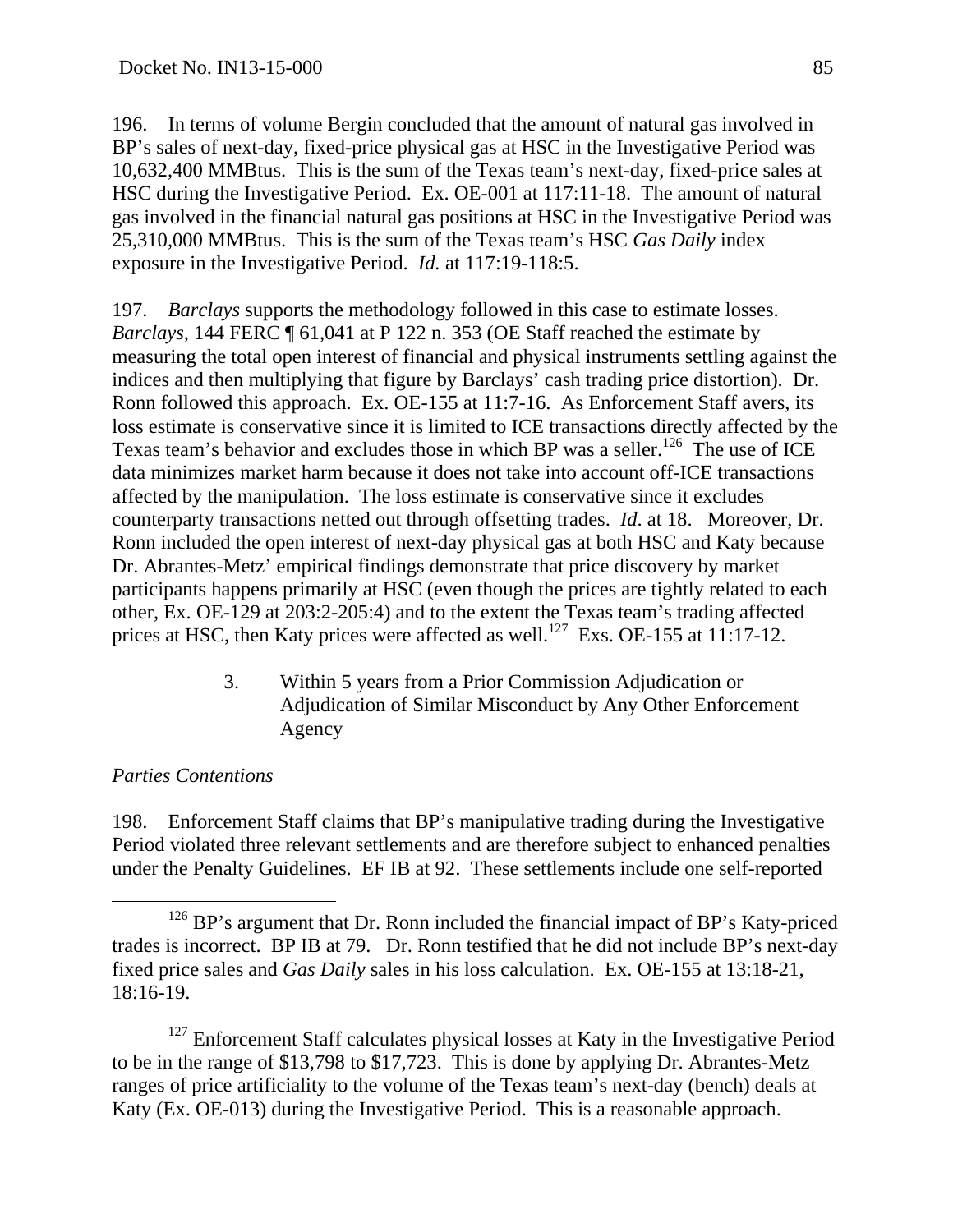196. In terms of volume Bergin concluded that the amount of natural gas involved in BP's sales of next-day, fixed-price physical gas at HSC in the Investigative Period was 10,632,400 MMBtus. This is the sum of the Texas team's next-day, fixed-price sales at HSC during the Investigative Period. Ex. OE-001 at 117:11-18. The amount of natural gas involved in the financial natural gas positions at HSC in the Investigative Period was 25,310,000 MMBtus. This is the sum of the Texas team's HSC *Gas Daily* index exposure in the Investigative Period. *Id.* at 117:19-118:5.

197. *Barclays* supports the methodology followed in this case to estimate losses. *Barclays*, 144 FERC ¶ 61,041 at P 122 n. 353 (OE Staff reached the estimate by measuring the total open interest of financial and physical instruments settling against the indices and then multiplying that figure by Barclays' cash trading price distortion). Dr. Ronn followed this approach. Ex. OE-155 at 11:7-16. As Enforcement Staff avers, its loss estimate is conservative since it is limited to ICE transactions directly affected by the Texas team's behavior and excludes those in which BP was a seller.[126] The use of ICE data minimizes market harm because it does not take into account off-ICE transactions affected by the manipulation. The loss estimate is conservative since it excludes counterparty transactions netted out through offsetting trades. *Id*. at 18. Moreover, Dr. Ronn included the open interest of next-day physical gas at both HSC and Katy because Dr. Abrantes-Metz' empirical findings demonstrate that price discovery by market participants happens primarily at HSC (even though the prices are tightly related to each other, Ex. OE-129 at 203:2-205:4) and to the extent the Texas team's trading affected prices at HSC, then Katy prices were affected as well.[127] Exs. OE-155 at 11:17-12.

### 3. Within 5 years from a Prior Commission Adjudication or Adjudication of Similar Misconduct by Any Other Enforcement Agency

*Parties Contentions*

198. Enforcement Staff claims that BP's manipulative trading during the Investigative Period violated three relevant settlements and are therefore subject to enhanced penalties under the Penalty Guidelines. EF IB at 92. These settlements include one self-reported

[126] BP's argument that Dr. Ronn included the financial impact of BP's Katy-priced trades is incorrect. BP IB at 79. Dr. Ronn testified that he did not include BP's next-day fixed price sales and *Gas Daily* sales in his loss calculation. Ex. OE-155 at 13:18-21, 18:16-19.

[127] Enforcement Staff calculates physical losses at Katy in the Investigative Period to be in the range of \$13,798 to \$17,723. This is done by applying Dr. Abrantes-Metz ranges of price artificiality to the volume of the Texas team's next-day (bench) deals at Katy (Ex. OE-013) during the Investigative Period. This is a reasonable approach.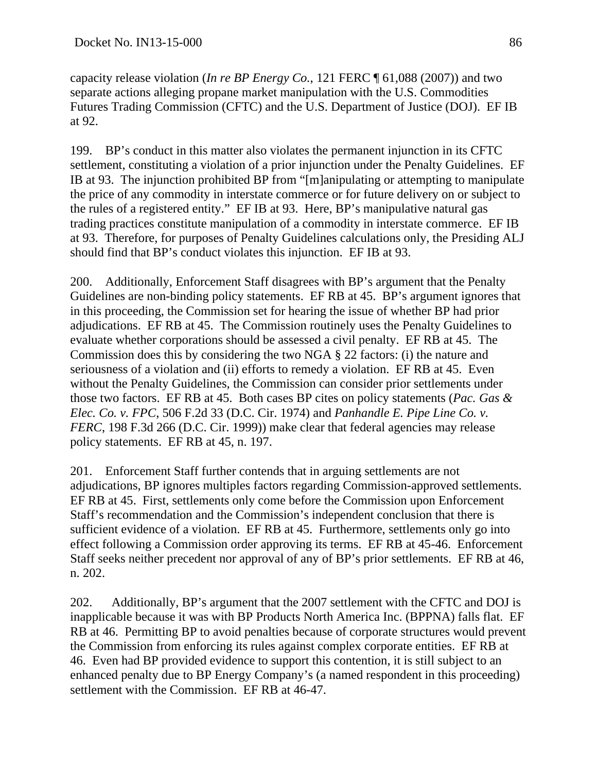capacity release violation (*In re BP Energy Co.*, 121 FERC ¶ 61,088 (2007)) and two separate actions alleging propane market manipulation with the U.S. Commodities Futures Trading Commission (CFTC) and the U.S. Department of Justice (DOJ). EF IB at 92.

199. BP's conduct in this matter also violates the permanent injunction in its CFTC settlement, constituting a violation of a prior injunction under the Penalty Guidelines. EF IB at 93. The injunction prohibited BP from "[m]anipulating or attempting to manipulate the price of any commodity in interstate commerce or for future delivery on or subject to the rules of a registered entity." EF IB at 93. Here, BP's manipulative natural gas trading practices constitute manipulation of a commodity in interstate commerce. EF IB at 93. Therefore, for purposes of Penalty Guidelines calculations only, the Presiding ALJ should find that BP's conduct violates this injunction. EF IB at 93.

200. Additionally, Enforcement Staff disagrees with BP's argument that the Penalty Guidelines are non-binding policy statements. EF RB at 45. BP's argument ignores that in this proceeding, the Commission set for hearing the issue of whether BP had prior adjudications. EF RB at 45. The Commission routinely uses the Penalty Guidelines to evaluate whether corporations should be assessed a civil penalty. EF RB at 45. The Commission does this by considering the two NGA § 22 factors: (i) the nature and seriousness of a violation and (ii) efforts to remedy a violation. EF RB at 45. Even without the Penalty Guidelines, the Commission can consider prior settlements under those two factors. EF RB at 45. Both cases BP cites on policy statements (*Pac. Gas & Elec. Co. v. FPC*, 506 F.2d 33 (D.C. Cir. 1974) and *Panhandle E. Pipe Line Co. v. FERC*, 198 F.3d 266 (D.C. Cir. 1999)) make clear that federal agencies may release policy statements. EF RB at 45, n. 197.

201. Enforcement Staff further contends that in arguing settlements are not adjudications, BP ignores multiples factors regarding Commission-approved settlements. EF RB at 45. First, settlements only come before the Commission upon Enforcement Staff's recommendation and the Commission's independent conclusion that there is sufficient evidence of a violation. EF RB at 45. Furthermore, settlements only go into effect following a Commission order approving its terms. EF RB at 45-46. Enforcement Staff seeks neither precedent nor approval of any of BP's prior settlements. EF RB at 46, n. 202.

202. Additionally, BP's argument that the 2007 settlement with the CFTC and DOJ is inapplicable because it was with BP Products North America Inc. (BPPNA) falls flat. EF RB at 46. Permitting BP to avoid penalties because of corporate structures would prevent the Commission from enforcing its rules against complex corporate entities. EF RB at 46. Even had BP provided evidence to support this contention, it is still subject to an enhanced penalty due to BP Energy Company's (a named respondent in this proceeding) settlement with the Commission. EF RB at 46-47.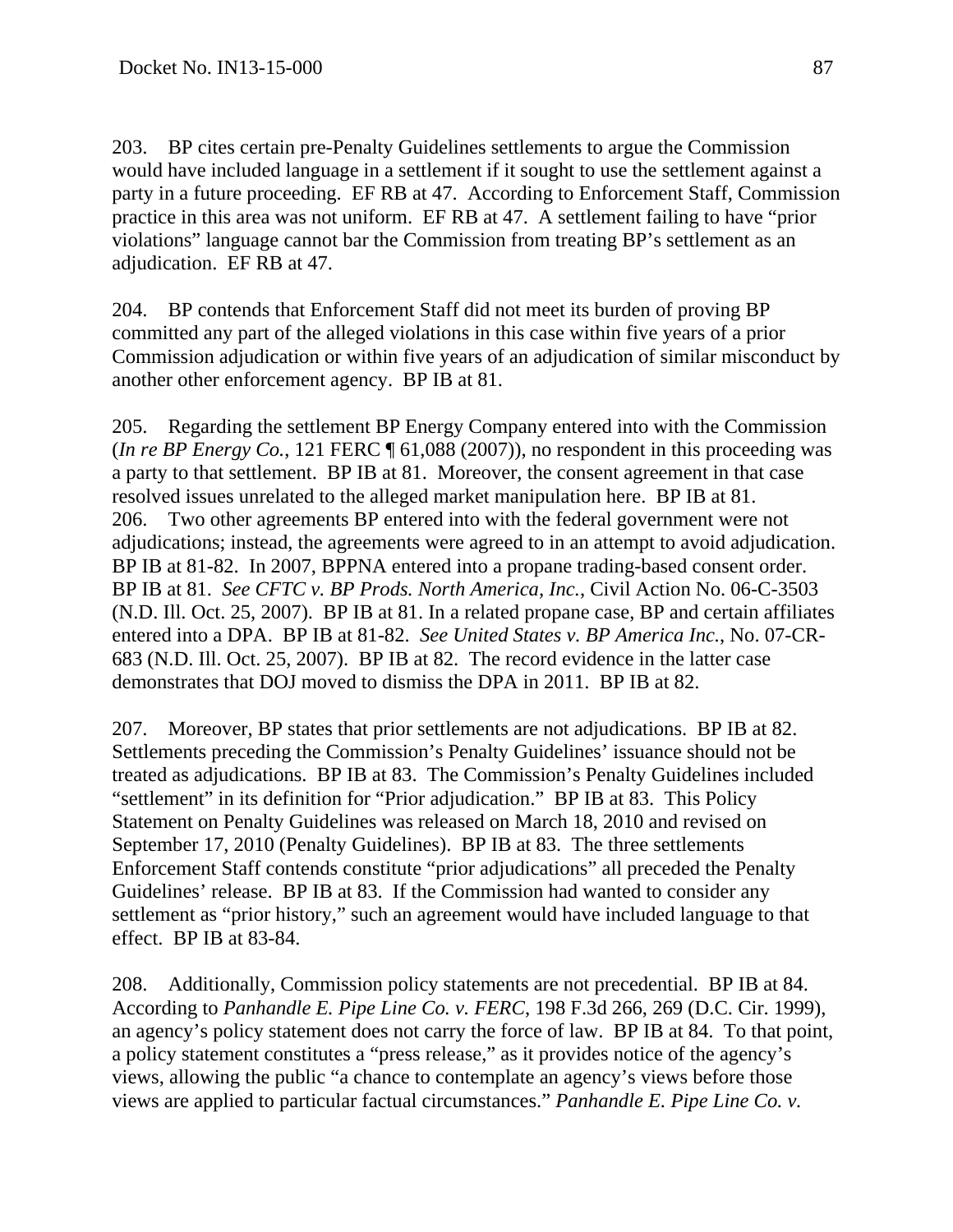203. BP cites certain pre-Penalty Guidelines settlements to argue the Commission would have included language in a settlement if it sought to use the settlement against a party in a future proceeding. EF RB at 47. According to Enforcement Staff, Commission practice in this area was not uniform. EF RB at 47. A settlement failing to have "prior violations" language cannot bar the Commission from treating BP's settlement as an adjudication. EF RB at 47.

204. BP contends that Enforcement Staff did not meet its burden of proving BP committed any part of the alleged violations in this case within five years of a prior Commission adjudication or within five years of an adjudication of similar misconduct by another other enforcement agency. BP IB at 81.

205. Regarding the settlement BP Energy Company entered into with the Commission (*In re BP Energy Co.*, 121 FERC ¶ 61,088 (2007)), no respondent in this proceeding was a party to that settlement. BP IB at 81. Moreover, the consent agreement in that case resolved issues unrelated to the alleged market manipulation here. BP IB at 81.

206. Two other agreements BP entered into with the federal government were not adjudications; instead, the agreements were agreed to in an attempt to avoid adjudication. BP IB at 81-82. In 2007, BPPNA entered into a propane trading-based consent order. BP IB at 81. *See CFTC v. BP Prods. North America, Inc.*, Civil Action No. 06-C-3503 (N.D. Ill. Oct. 25, 2007). BP IB at 81. In a related propane case, BP and certain affiliates entered into a DPA. BP IB at 81-82. *See United States v. BP America Inc.*, No. 07-CR-683 (N.D. Ill. Oct. 25, 2007). BP IB at 82. The record evidence in the latter case demonstrates that DOJ moved to dismiss the DPA in 2011. BP IB at 82.

207. Moreover, BP states that prior settlements are not adjudications. BP IB at 82. Settlements preceding the Commission's Penalty Guidelines' issuance should not be treated as adjudications. BP IB at 83. The Commission's Penalty Guidelines included "settlement" in its definition for "Prior adjudication." BP IB at 83. This Policy Statement on Penalty Guidelines was released on March 18, 2010 and revised on September 17, 2010 (Penalty Guidelines). BP IB at 83. The three settlements Enforcement Staff contends constitute "prior adjudications" all preceded the Penalty Guidelines' release. BP IB at 83. If the Commission had wanted to consider any settlement as "prior history," such an agreement would have included language to that effect. BP IB at 83-84.

208. Additionally, Commission policy statements are not precedential. BP IB at 84. According to *Panhandle E. Pipe Line Co. v. FERC*, 198 F.3d 266, 269 (D.C. Cir. 1999), an agency's policy statement does not carry the force of law. BP IB at 84. To that point, a policy statement constitutes a "press release," as it provides notice of the agency's views, allowing the public "a chance to contemplate an agency's views before those views are applied to particular factual circumstances." *Panhandle E. Pipe Line Co. v.*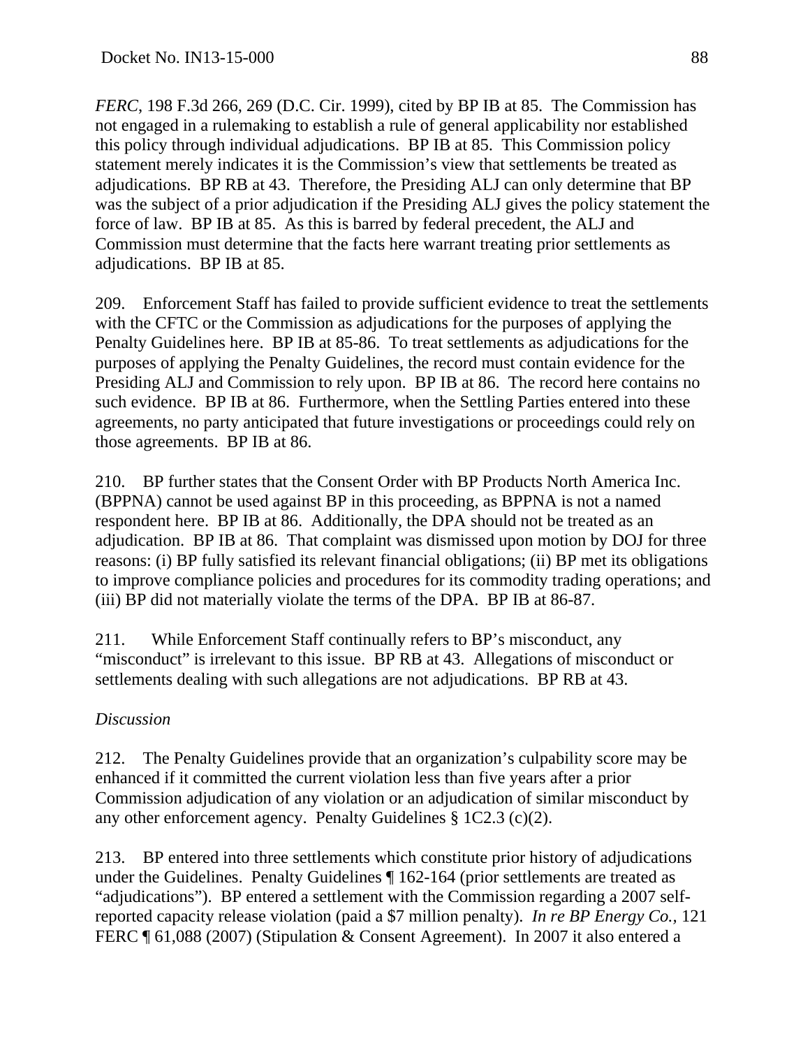*FERC*, 198 F.3d 266, 269 (D.C. Cir. 1999), cited by BP IB at 85. The Commission has not engaged in a rulemaking to establish a rule of general applicability nor established this policy through individual adjudications. BP IB at 85. This Commission policy statement merely indicates it is the Commission's view that settlements be treated as adjudications. BP RB at 43. Therefore, the Presiding ALJ can only determine that BP was the subject of a prior adjudication if the Presiding ALJ gives the policy statement the force of law. BP IB at 85. As this is barred by federal precedent, the ALJ and Commission must determine that the facts here warrant treating prior settlements as adjudications. BP IB at 85.

209. Enforcement Staff has failed to provide sufficient evidence to treat the settlements with the CFTC or the Commission as adjudications for the purposes of applying the Penalty Guidelines here. BP IB at 85-86. To treat settlements as adjudications for the purposes of applying the Penalty Guidelines, the record must contain evidence for the Presiding ALJ and Commission to rely upon. BP IB at 86. The record here contains no such evidence. BP IB at 86. Furthermore, when the Settling Parties entered into these agreements, no party anticipated that future investigations or proceedings could rely on those agreements. BP IB at 86.

210. BP further states that the Consent Order with BP Products North America Inc. (BPPNA) cannot be used against BP in this proceeding, as BPPNA is not a named respondent here. BP IB at 86. Additionally, the DPA should not be treated as an adjudication. BP IB at 86. That complaint was dismissed upon motion by DOJ for three reasons: (i) BP fully satisfied its relevant financial obligations; (ii) BP met its obligations to improve compliance policies and procedures for its commodity trading operations; and (iii) BP did not materially violate the terms of the DPA. BP IB at 86-87.

211. While Enforcement Staff continually refers to BP's misconduct, any "misconduct" is irrelevant to this issue. BP RB at 43. Allegations of misconduct or settlements dealing with such allegations are not adjudications. BP RB at 43.

*Discussion*

212. The Penalty Guidelines provide that an organization's culpability score may be enhanced if it committed the current violation less than five years after a prior Commission adjudication of any violation or an adjudication of similar misconduct by any other enforcement agency. Penalty Guidelines § 1C2.3 (c)(2).

213. BP entered into three settlements which constitute prior history of adjudications under the Guidelines. Penalty Guidelines ¶ 162-164 (prior settlements are treated as "adjudications"). BP entered a settlement with the Commission regarding a 2007 self-reported capacity release violation (paid a $7 million penalty). *In re BP Energy Co.*, 121 FERC ¶ 61,088 (2007) (Stipulation & Consent Agreement). In 2007 it also entered a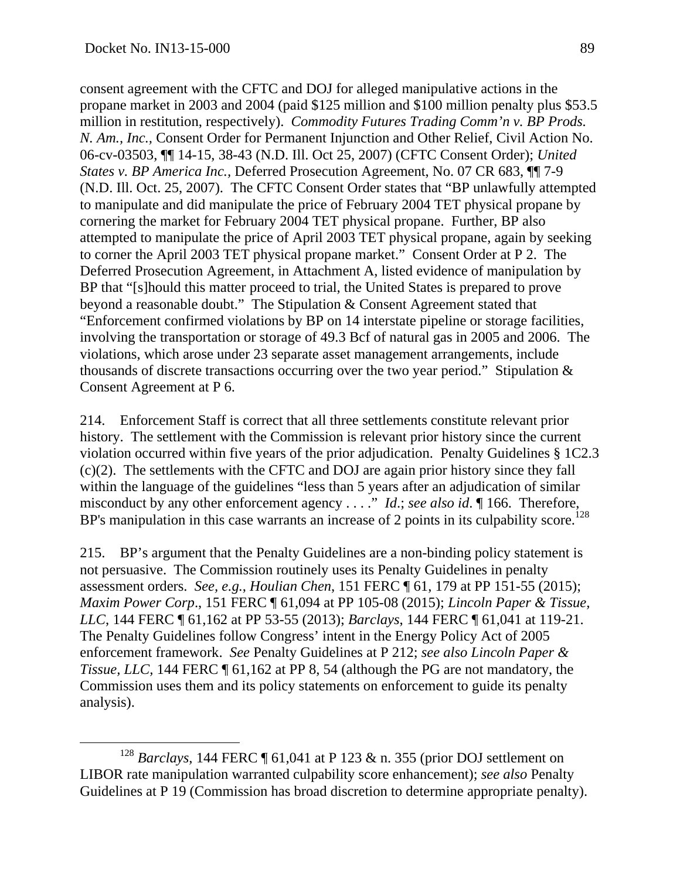consent agreement with the CFTC and DOJ for alleged manipulative actions in the propane market in 2003 and 2004 (paid $125 million and $100 million penalty plus $53.5 million in restitution, respectively). *Commodity Futures Trading Comm'n v. BP Prods. N. Am., Inc.,* Consent Order for Permanent Injunction and Other Relief, Civil Action No. 06-cv-03503, ¶¶ 14-15, 38-43 (N.D. Ill. Oct 25, 2007) (CFTC Consent Order); *United States v. BP America Inc.,* Deferred Prosecution Agreement, No. 07 CR 683, ¶¶ 7-9 (N.D. Ill. Oct. 25, 2007). The CFTC Consent Order states that "BP unlawfully attempted to manipulate and did manipulate the price of February 2004 TET physical propane by cornering the market for February 2004 TET physical propane. Further, BP also attempted to manipulate the price of April 2003 TET physical propane, again by seeking to corner the April 2003 TET physical propane market." Consent Order at P 2. The Deferred Prosecution Agreement, in Attachment A, listed evidence of manipulation by BP that "[s]hould this matter proceed to trial, the United States is prepared to prove beyond a reasonable doubt." The Stipulation & Consent Agreement stated that "Enforcement confirmed violations by BP on 14 interstate pipeline or storage facilities, involving the transportation or storage of 49.3 Bcf of natural gas in 2005 and 2006. The violations, which arose under 23 separate asset management arrangements, include thousands of discrete transactions occurring over the two year period." Stipulation & Consent Agreement at P 6.

214. Enforcement Staff is correct that all three settlements constitute relevant prior history. The settlement with the Commission is relevant prior history since the current violation occurred within five years of the prior adjudication. Penalty Guidelines § 1C2.3 (c)(2). The settlements with the CFTC and DOJ are again prior history since they fall within the language of the guidelines "less than 5 years after an adjudication of similar misconduct by any other enforcement agency . . . ." *Id*.; *see also id*. ¶ 166. Therefore, BP's manipulation in this case warrants an increase of 2 points in its culpability score.[128]

215. BP's argument that the Penalty Guidelines are a non-binding policy statement is not persuasive. The Commission routinely uses its Penalty Guidelines in penalty assessment orders. *See, e.g., Houlian Chen,* 151 FERC ¶ 61, 179 at PP 151-55 (2015); *Maxim Power Corp*., 151 FERC ¶ 61,094 at PP 105-08 (2015); *Lincoln Paper & Tissue, LLC*, 144 FERC ¶ 61,162 at PP 53-55 (2013); *Barclays*, 144 FERC ¶ 61,041 at 119-21. The Penalty Guidelines follow Congress' intent in the Energy Policy Act of 2005 enforcement framework. *See* Penalty Guidelines at P 212; *see also Lincoln Paper & Tissue, LLC*, 144 FERC ¶ 61,162 at PP 8, 54 (although the PG are not mandatory, the Commission uses them and its policy statements on enforcement to guide its penalty analysis).

---

[128] *Barclays*, 144 FERC ¶ 61,041 at P 123 & n. 355 (prior DOJ settlement on LIBOR rate manipulation warranted culpability score enhancement); *see also* Penalty Guidelines at P 19 (Commission has broad discretion to determine appropriate penalty).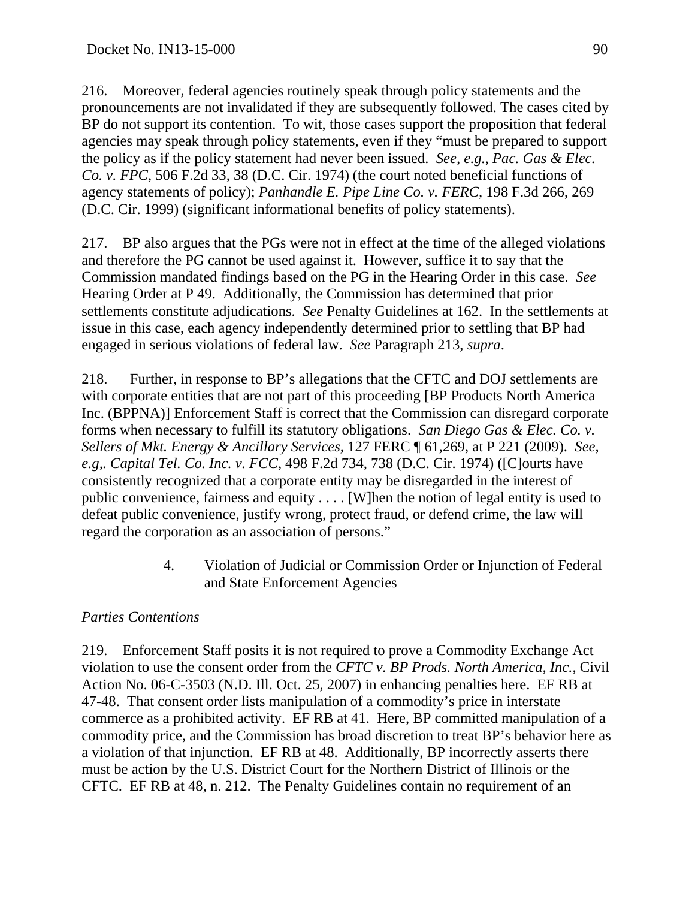216. Moreover, federal agencies routinely speak through policy statements and the pronouncements are not invalidated if they are subsequently followed. The cases cited by BP do not support its contention. To wit, those cases support the proposition that federal agencies may speak through policy statements, even if they "must be prepared to support the policy as if the policy statement had never been issued. *See, e.g., Pac. Gas & Elec. Co. v. FPC*, 506 F.2d 33, 38 (D.C. Cir. 1974) (the court noted beneficial functions of agency statements of policy); *Panhandle E. Pipe Line Co. v. FERC*, 198 F.3d 266, 269 (D.C. Cir. 1999) (significant informational benefits of policy statements).

217. BP also argues that the PGs were not in effect at the time of the alleged violations and therefore the PG cannot be used against it. However, suffice it to say that the Commission mandated findings based on the PG in the Hearing Order in this case. *See* Hearing Order at P 49. Additionally, the Commission has determined that prior settlements constitute adjudications. *See* Penalty Guidelines at 162. In the settlements at issue in this case, each agency independently determined prior to settling that BP had engaged in serious violations of federal law. *See* Paragraph 213, *supra*.

218. Further, in response to BP's allegations that the CFTC and DOJ settlements are with corporate entities that are not part of this proceeding [BP Products North America Inc. (BPPNA)] Enforcement Staff is correct that the Commission can disregard corporate forms when necessary to fulfill its statutory obligations. *San Diego Gas & Elec. Co. v. Sellers of Mkt. Energy & Ancillary Services*, 127 FERC ¶ 61,269, at P 221 (2009). *See, e.g,. Capital Tel. Co. Inc. v. FCC*, 498 F.2d 734, 738 (D.C. Cir. 1974) ([C]ourts have consistently recognized that a corporate entity may be disregarded in the interest of public convenience, fairness and equity . . . . [W]hen the notion of legal entity is used to defeat public convenience, justify wrong, protect fraud, or defend crime, the law will regard the corporation as an association of persons."

### 4. Violation of Judicial or Commission Order or Injunction of Federal and State Enforcement Agencies

*Parties Contentions*

219. Enforcement Staff posits it is not required to prove a Commodity Exchange Act violation to use the consent order from the *CFTC v. BP Prods. North America, Inc.*, Civil Action No. 06-C-3503 (N.D. Ill. Oct. 25, 2007) in enhancing penalties here. EF RB at 47-48. That consent order lists manipulation of a commodity's price in interstate commerce as a prohibited activity. EF RB at 41. Here, BP committed manipulation of a commodity price, and the Commission has broad discretion to treat BP's behavior here as a violation of that injunction. EF RB at 48. Additionally, BP incorrectly asserts there must be action by the U.S. District Court for the Northern District of Illinois or the CFTC. EF RB at 48, n. 212. The Penalty Guidelines contain no requirement of an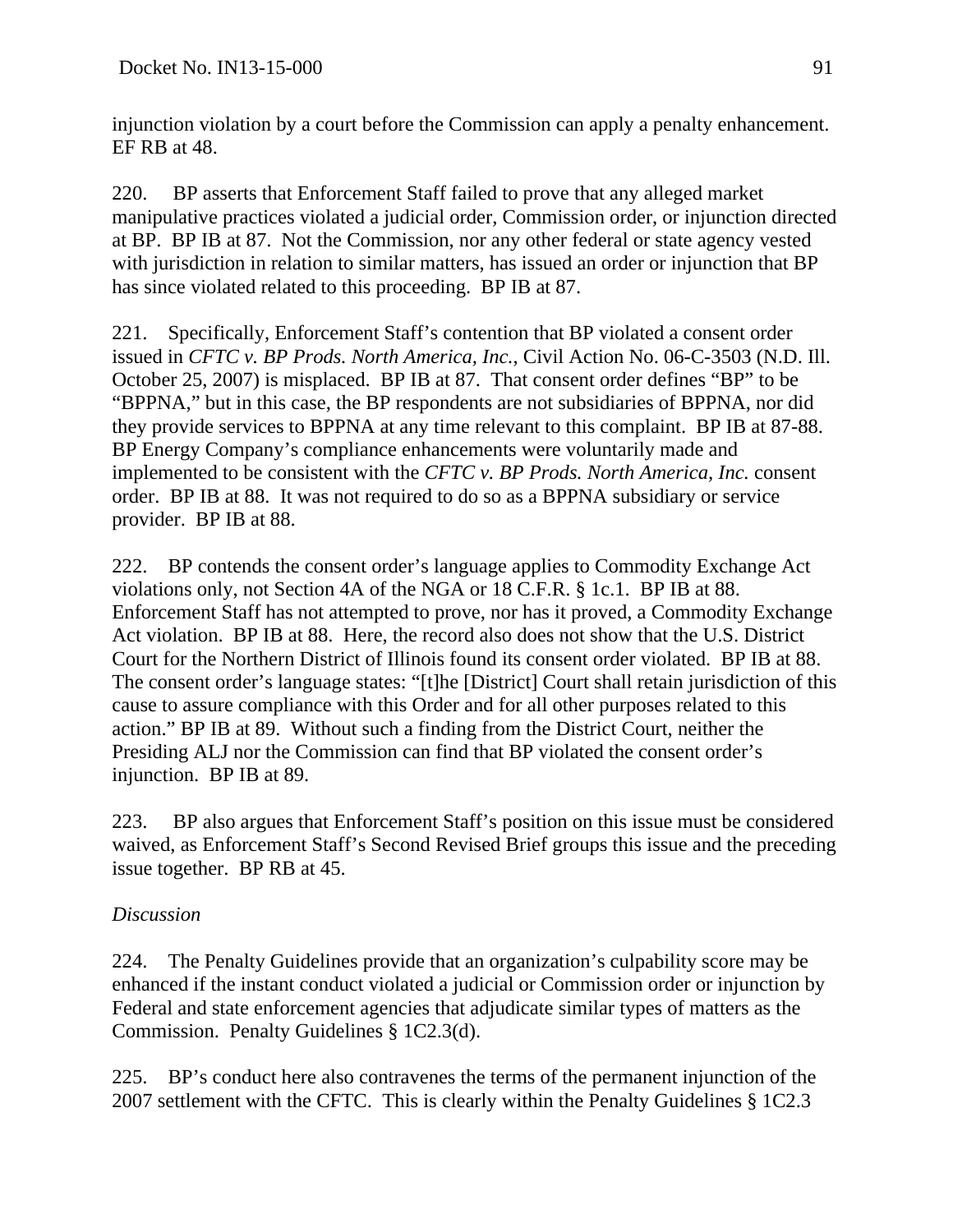injunction violation by a court before the Commission can apply a penalty enhancement. EF RB at 48.

220. BP asserts that Enforcement Staff failed to prove that any alleged market manipulative practices violated a judicial order, Commission order, or injunction directed at BP. BP IB at 87. Not the Commission, nor any other federal or state agency vested with jurisdiction in relation to similar matters, has issued an order or injunction that BP has since violated related to this proceeding. BP IB at 87.

221. Specifically, Enforcement Staff's contention that BP violated a consent order issued in *CFTC v. BP Prods. North America, Inc.*, Civil Action No. 06-C-3503 (N.D. Ill. October 25, 2007) is misplaced. BP IB at 87. That consent order defines "BP" to be "BPPNA," but in this case, the BP respondents are not subsidiaries of BPPNA, nor did they provide services to BPPNA at any time relevant to this complaint. BP IB at 87-88. BP Energy Company's compliance enhancements were voluntarily made and implemented to be consistent with the *CFTC v. BP Prods. North America, Inc.* consent order. BP IB at 88. It was not required to do so as a BPPNA subsidiary or service provider. BP IB at 88.

222. BP contends the consent order's language applies to Commodity Exchange Act violations only, not Section 4A of the NGA or 18 C.F.R. § 1c.1. BP IB at 88. Enforcement Staff has not attempted to prove, nor has it proved, a Commodity Exchange Act violation. BP IB at 88. Here, the record also does not show that the U.S. District Court for the Northern District of Illinois found its consent order violated. BP IB at 88. The consent order's language states: "[t]he [District] Court shall retain jurisdiction of this cause to assure compliance with this Order and for all other purposes related to this action." BP IB at 89. Without such a finding from the District Court, neither the Presiding ALJ nor the Commission can find that BP violated the consent order's injunction. BP IB at 89.

223. BP also argues that Enforcement Staff's position on this issue must be considered waived, as Enforcement Staff's Second Revised Brief groups this issue and the preceding issue together. BP RB at 45.

*Discussion*

224. The Penalty Guidelines provide that an organization's culpability score may be enhanced if the instant conduct violated a judicial or Commission order or injunction by Federal and state enforcement agencies that adjudicate similar types of matters as the Commission. Penalty Guidelines § 1C2.3(d).

225. BP's conduct here also contravenes the terms of the permanent injunction of the 2007 settlement with the CFTC. This is clearly within the Penalty Guidelines § 1C2.3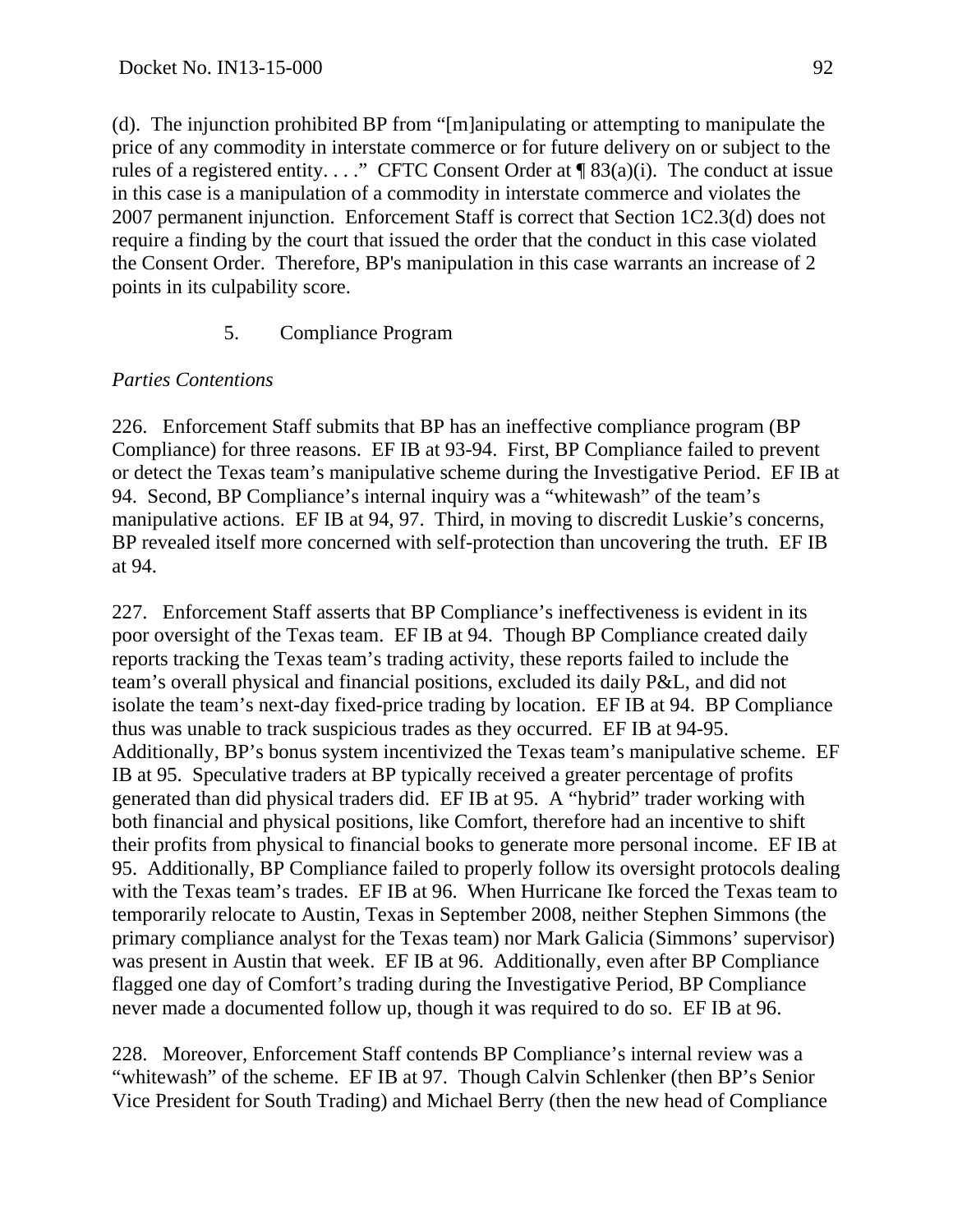(d). The injunction prohibited BP from "[m]anipulating or attempting to manipulate the price of any commodity in interstate commerce or for future delivery on or subject to the rules of a registered entity. . . ." CFTC Consent Order at ¶ 83(a)(i). The conduct at issue in this case is a manipulation of a commodity in interstate commerce and violates the 2007 permanent injunction. Enforcement Staff is correct that Section 1C2.3(d) does not require a finding by the court that issued the order that the conduct in this case violated the Consent Order. Therefore, BP's manipulation in this case warrants an increase of 2 points in its culpability score.

5. Compliance Program

*Parties Contentions*

226. Enforcement Staff submits that BP has an ineffective compliance program (BP Compliance) for three reasons. EF IB at 93-94. First, BP Compliance failed to prevent or detect the Texas team's manipulative scheme during the Investigative Period. EF IB at 94. Second, BP Compliance's internal inquiry was a "whitewash" of the team's manipulative actions. EF IB at 94, 97. Third, in moving to discredit Luskie's concerns, BP revealed itself more concerned with self-protection than uncovering the truth. EF IB at 94.

227. Enforcement Staff asserts that BP Compliance's ineffectiveness is evident in its poor oversight of the Texas team. EF IB at 94. Though BP Compliance created daily reports tracking the Texas team's trading activity, these reports failed to include the team's overall physical and financial positions, excluded its daily P&L, and did not isolate the team's next-day fixed-price trading by location. EF IB at 94. BP Compliance thus was unable to track suspicious trades as they occurred. EF IB at 94-95. Additionally, BP's bonus system incentivized the Texas team's manipulative scheme. EF IB at 95. Speculative traders at BP typically received a greater percentage of profits generated than did physical traders did. EF IB at 95. A "hybrid" trader working with both financial and physical positions, like Comfort, therefore had an incentive to shift their profits from physical to financial books to generate more personal income. EF IB at 95. Additionally, BP Compliance failed to properly follow its oversight protocols dealing with the Texas team's trades. EF IB at 96. When Hurricane Ike forced the Texas team to temporarily relocate to Austin, Texas in September 2008, neither Stephen Simmons (the primary compliance analyst for the Texas team) nor Mark Galicia (Simmons' supervisor) was present in Austin that week. EF IB at 96. Additionally, even after BP Compliance flagged one day of Comfort's trading during the Investigative Period, BP Compliance never made a documented follow up, though it was required to do so. EF IB at 96.

228. Moreover, Enforcement Staff contends BP Compliance's internal review was a "whitewash" of the scheme. EF IB at 97. Though Calvin Schlenker (then BP's Senior Vice President for South Trading) and Michael Berry (then the new head of Compliance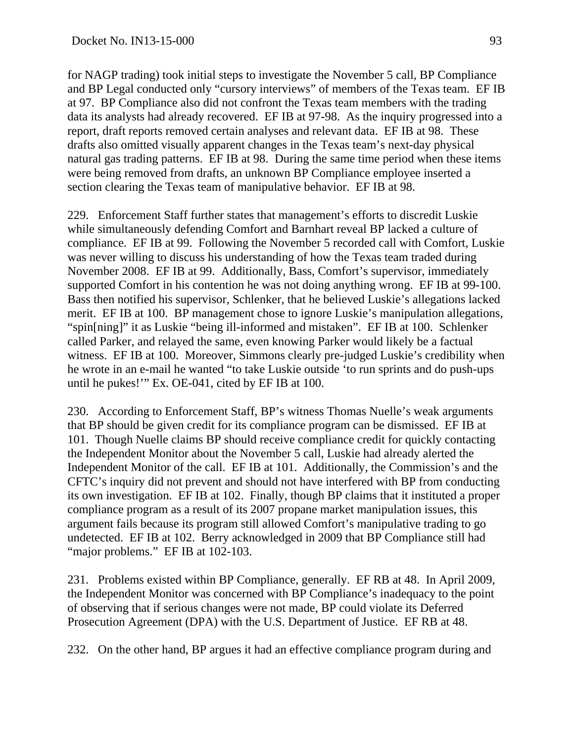for NAGP trading) took initial steps to investigate the November 5 call, BP Compliance and BP Legal conducted only "cursory interviews" of members of the Texas team. EF IB at 97. BP Compliance also did not confront the Texas team members with the trading data its analysts had already recovered. EF IB at 97-98. As the inquiry progressed into a report, draft reports removed certain analyses and relevant data. EF IB at 98. These drafts also omitted visually apparent changes in the Texas team's next-day physical natural gas trading patterns. EF IB at 98. During the same time period when these items were being removed from drafts, an unknown BP Compliance employee inserted a section clearing the Texas team of manipulative behavior. EF IB at 98.

229. Enforcement Staff further states that management's efforts to discredit Luskie while simultaneously defending Comfort and Barnhart reveal BP lacked a culture of compliance. EF IB at 99. Following the November 5 recorded call with Comfort, Luskie was never willing to discuss his understanding of how the Texas team traded during November 2008. EF IB at 99. Additionally, Bass, Comfort's supervisor, immediately supported Comfort in his contention he was not doing anything wrong. EF IB at 99-100. Bass then notified his supervisor, Schlenker, that he believed Luskie's allegations lacked merit. EF IB at 100. BP management chose to ignore Luskie's manipulation allegations, "spin[ning]" it as Luskie "being ill-informed and mistaken". EF IB at 100. Schlenker called Parker, and relayed the same, even knowing Parker would likely be a factual witness. EF IB at 100. Moreover, Simmons clearly pre-judged Luskie's credibility when he wrote in an e-mail he wanted "to take Luskie outside 'to run sprints and do push-ups until he pukes!'" Ex. OE-041, cited by EF IB at 100.

230. According to Enforcement Staff, BP's witness Thomas Nuelle's weak arguments that BP should be given credit for its compliance program can be dismissed. EF IB at 101. Though Nuelle claims BP should receive compliance credit for quickly contacting the Independent Monitor about the November 5 call, Luskie had already alerted the Independent Monitor of the call. EF IB at 101. Additionally, the Commission's and the CFTC's inquiry did not prevent and should not have interfered with BP from conducting its own investigation. EF IB at 102. Finally, though BP claims that it instituted a proper compliance program as a result of its 2007 propane market manipulation issues, this argument fails because its program still allowed Comfort's manipulative trading to go undetected. EF IB at 102. Berry acknowledged in 2009 that BP Compliance still had "major problems." EF IB at 102-103.

231. Problems existed within BP Compliance, generally. EF RB at 48. In April 2009, the Independent Monitor was concerned with BP Compliance's inadequacy to the point of observing that if serious changes were not made, BP could violate its Deferred Prosecution Agreement (DPA) with the U.S. Department of Justice. EF RB at 48.

232. On the other hand, BP argues it had an effective compliance program during and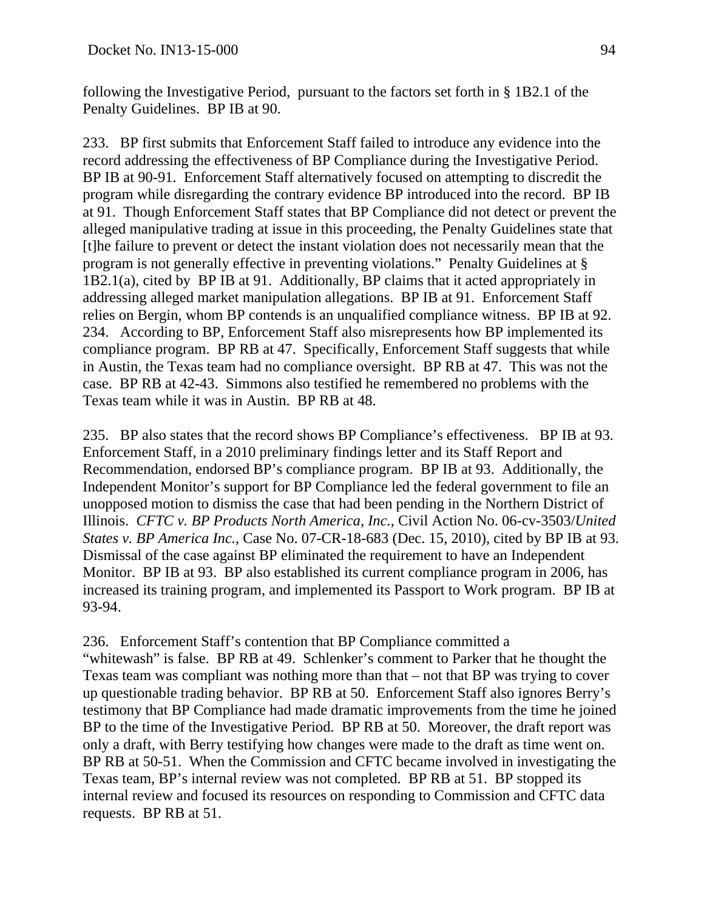following the Investigative Period, pursuant to the factors set forth in § 1B2.1 of the Penalty Guidelines. BP IB at 90.

233. BP first submits that Enforcement Staff failed to introduce any evidence into the record addressing the effectiveness of BP Compliance during the Investigative Period. BP IB at 90-91. Enforcement Staff alternatively focused on attempting to discredit the program while disregarding the contrary evidence BP introduced into the record. BP IB at 91. Though Enforcement Staff states that BP Compliance did not detect or prevent the alleged manipulative trading at issue in this proceeding, the Penalty Guidelines state that [t]he failure to prevent or detect the instant violation does not necessarily mean that the program is not generally effective in preventing violations." Penalty Guidelines at § 1B2.1(a), cited by BP IB at 91. Additionally, BP claims that it acted appropriately in addressing alleged market manipulation allegations. BP IB at 91. Enforcement Staff relies on Bergin, whom BP contends is an unqualified compliance witness. BP IB at 92.

234. According to BP, Enforcement Staff also misrepresents how BP implemented its compliance program. BP RB at 47. Specifically, Enforcement Staff suggests that while in Austin, the Texas team had no compliance oversight. BP RB at 47. This was not the case. BP RB at 42-43. Simmons also testified he remembered no problems with the Texas team while it was in Austin. BP RB at 48.

235. BP also states that the record shows BP Compliance's effectiveness. BP IB at 93. Enforcement Staff, in a 2010 preliminary findings letter and its Staff Report and Recommendation, endorsed BP's compliance program. BP IB at 93. Additionally, the Independent Monitor's support for BP Compliance led the federal government to file an unopposed motion to dismiss the case that had been pending in the Northern District of Illinois. *CFTC v. BP Products North America, Inc.*, Civil Action No. 06-cv-3503/*United States v. BP America Inc.*, Case No. 07-CR-18-683 (Dec. 15, 2010), cited by BP IB at 93. Dismissal of the case against BP eliminated the requirement to have an Independent Monitor. BP IB at 93. BP also established its current compliance program in 2006, has increased its training program, and implemented its Passport to Work program. BP IB at 93-94.

236. Enforcement Staff's contention that BP Compliance committed a "whitewash" is false. BP RB at 49. Schlenker's comment to Parker that he thought the Texas team was compliant was nothing more than that – not that BP was trying to cover up questionable trading behavior. BP RB at 50. Enforcement Staff also ignores Berry's testimony that BP Compliance had made dramatic improvements from the time he joined BP to the time of the Investigative Period. BP RB at 50. Moreover, the draft report was only a draft, with Berry testifying how changes were made to the draft as time went on. BP RB at 50-51. When the Commission and CFTC became involved in investigating the Texas team, BP's internal review was not completed. BP RB at 51. BP stopped its internal review and focused its resources on responding to Commission and CFTC data requests. BP RB at 51.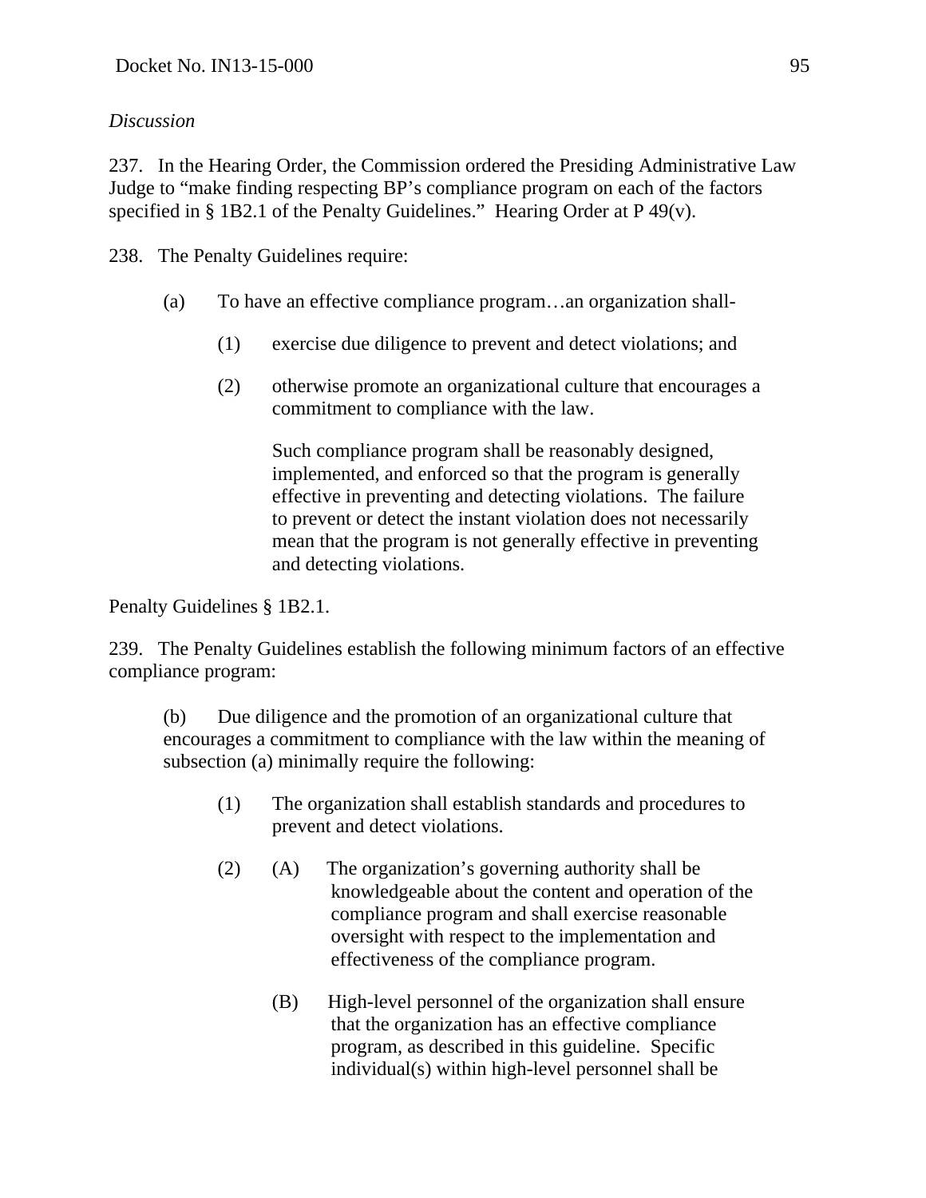*Discussion*

237. In the Hearing Order, the Commission ordered the Presiding Administrative Law Judge to "make finding respecting BP's compliance program on each of the factors specified in § 1B2.1 of the Penalty Guidelines." Hearing Order at P 49(v).

238. The Penalty Guidelines require:

> (a) To have an effective compliance program…an organization shall-
>
> > (1) exercise due diligence to prevent and detect violations; and
> >
> > (2) otherwise promote an organizational culture that encourages a commitment to compliance with the law.
> >
> > Such compliance program shall be reasonably designed, implemented, and enforced so that the program is generally effective in preventing and detecting violations. The failure to prevent or detect the instant violation does not necessarily mean that the program is not generally effective in preventing and detecting violations.

Penalty Guidelines § 1B2.1.

239. The Penalty Guidelines establish the following minimum factors of an effective compliance program:

> (b) Due diligence and the promotion of an organizational culture that encourages a commitment to compliance with the law within the meaning of subsection (a) minimally require the following:
>
> > (1) The organization shall establish standards and procedures to prevent and detect violations.
> >
> > (2) (A) The organization's governing authority shall be knowledgeable about the content and operation of the compliance program and shall exercise reasonable oversight with respect to the implementation and effectiveness of the compliance program.
> >
> > (B) High-level personnel of the organization shall ensure that the organization has an effective compliance program, as described in this guideline. Specific individual(s) within high-level personnel shall be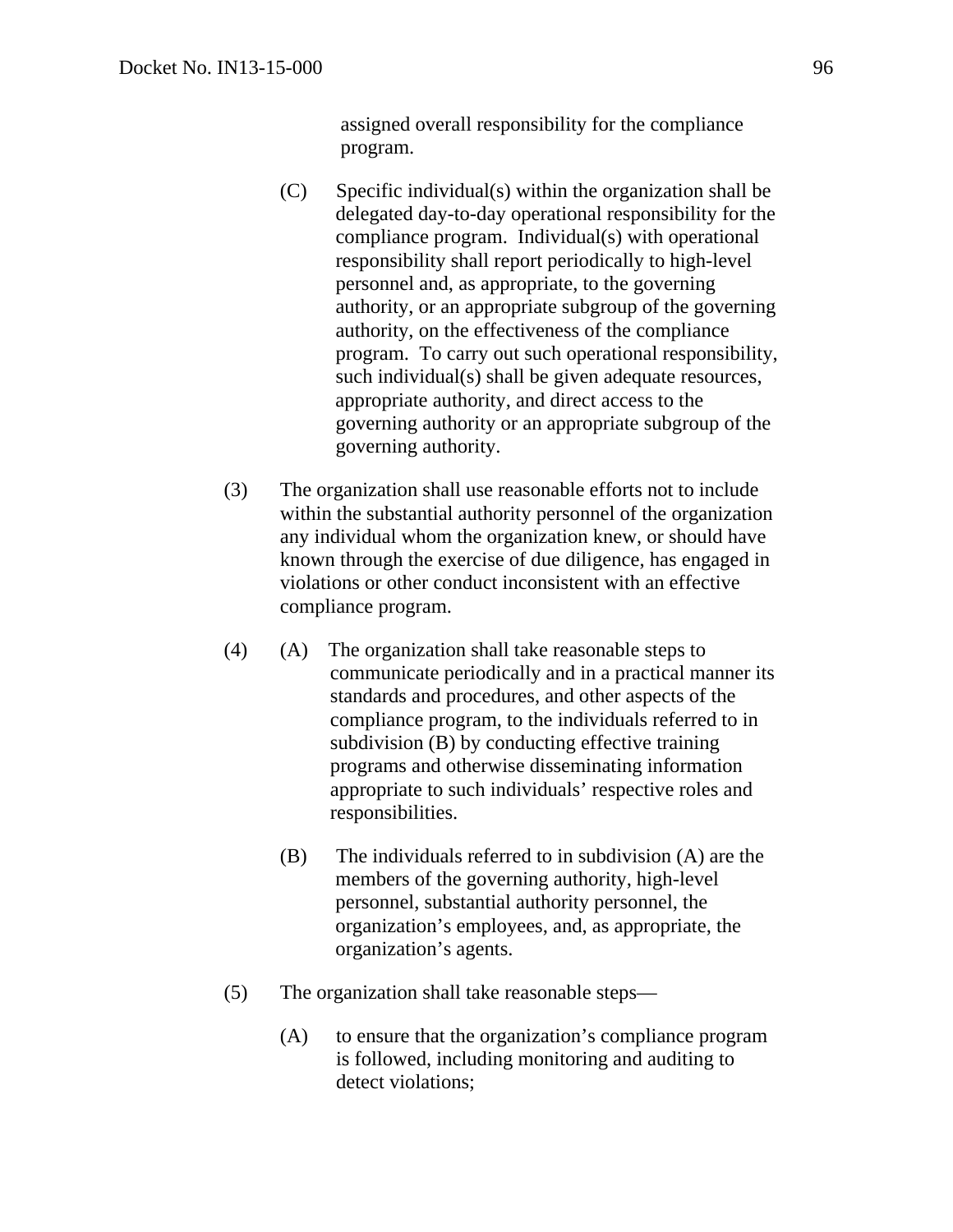assigned overall responsibility for the compliance program.

(C) Specific individual(s) within the organization shall be delegated day-to-day operational responsibility for the compliance program. Individual(s) with operational responsibility shall report periodically to high-level personnel and, as appropriate, to the governing authority, or an appropriate subgroup of the governing authority, on the effectiveness of the compliance program. To carry out such operational responsibility, such individual(s) shall be given adequate resources, appropriate authority, and direct access to the governing authority or an appropriate subgroup of the governing authority.

(3) The organization shall use reasonable efforts not to include within the substantial authority personnel of the organization any individual whom the organization knew, or should have known through the exercise of due diligence, has engaged in violations or other conduct inconsistent with an effective compliance program.

(4) (A) The organization shall take reasonable steps to communicate periodically and in a practical manner its standards and procedures, and other aspects of the compliance program, to the individuals referred to in subdivision (B) by conducting effective training programs and otherwise disseminating information appropriate to such individuals' respective roles and responsibilities.

(B) The individuals referred to in subdivision (A) are the members of the governing authority, high-level personnel, substantial authority personnel, the organization's employees, and, as appropriate, the organization's agents.

(5) The organization shall take reasonable steps—

(A) to ensure that the organization's compliance program is followed, including monitoring and auditing to detect violations;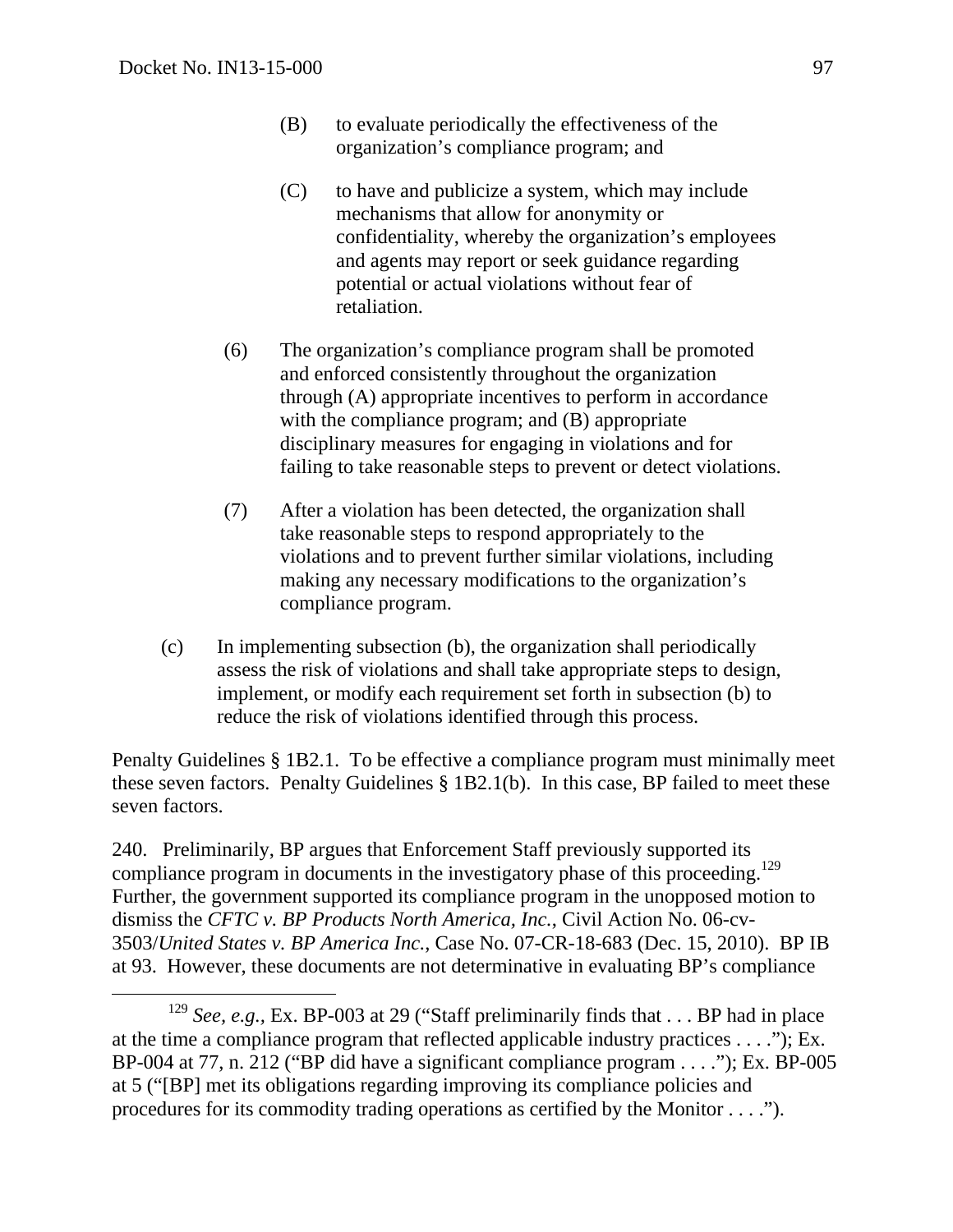(B) to evaluate periodically the effectiveness of the organization's compliance program; and

(C) to have and publicize a system, which may include mechanisms that allow for anonymity or confidentiality, whereby the organization's employees and agents may report or seek guidance regarding potential or actual violations without fear of retaliation.

(6) The organization's compliance program shall be promoted and enforced consistently throughout the organization through (A) appropriate incentives to perform in accordance with the compliance program; and (B) appropriate disciplinary measures for engaging in violations and for failing to take reasonable steps to prevent or detect violations.

(7) After a violation has been detected, the organization shall take reasonable steps to respond appropriately to the violations and to prevent further similar violations, including making any necessary modifications to the organization's compliance program.

(c) In implementing subsection (b), the organization shall periodically assess the risk of violations and shall take appropriate steps to design, implement, or modify each requirement set forth in subsection (b) to reduce the risk of violations identified through this process.

Penalty Guidelines § 1B2.1. To be effective a compliance program must minimally meet these seven factors. Penalty Guidelines § 1B2.1(b). In this case, BP failed to meet these seven factors.

240. Preliminarily, BP argues that Enforcement Staff previously supported its compliance program in documents in the investigatory phase of this proceeding.[129] Further, the government supported its compliance program in the unopposed motion to dismiss the *CFTC v. BP Products North America, Inc.*, Civil Action No. 06-cv-3503/*United States v. BP America Inc.*, Case No. 07-CR-18-683 (Dec. 15, 2010). BP IB at 93. However, these documents are not determinative in evaluating BP's compliance

[129] *See, e.g.*, Ex. BP-003 at 29 ("Staff preliminarily finds that . . . BP had in place at the time a compliance program that reflected applicable industry practices . . . ."); Ex. BP-004 at 77, n. 212 ("BP did have a significant compliance program . . . ."); Ex. BP-005 at 5 ("[BP] met its obligations regarding improving its compliance policies and procedures for its commodity trading operations as certified by the Monitor . . . .").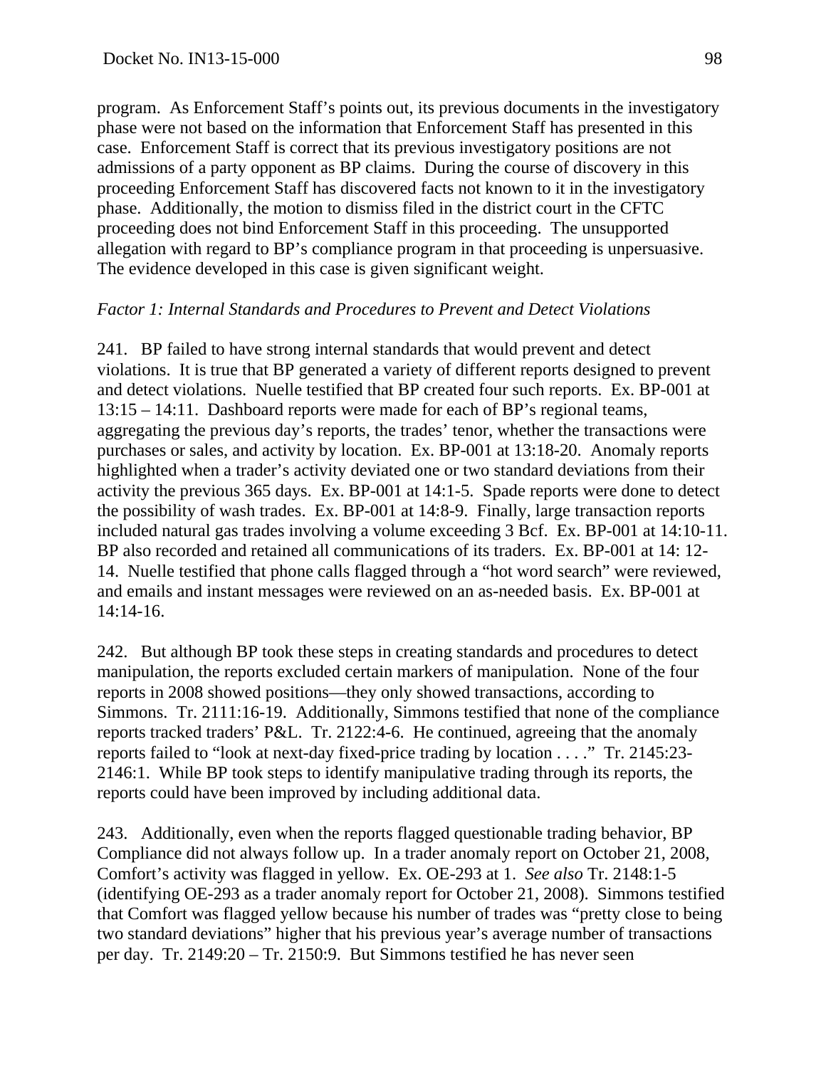program. As Enforcement Staff's points out, its previous documents in the investigatory phase were not based on the information that Enforcement Staff has presented in this case. Enforcement Staff is correct that its previous investigatory positions are not admissions of a party opponent as BP claims. During the course of discovery in this proceeding Enforcement Staff has discovered facts not known to it in the investigatory phase. Additionally, the motion to dismiss filed in the district court in the CFTC proceeding does not bind Enforcement Staff in this proceeding. The unsupported allegation with regard to BP's compliance program in that proceeding is unpersuasive. The evidence developed in this case is given significant weight.

*Factor 1: Internal Standards and Procedures to Prevent and Detect Violations*

241. BP failed to have strong internal standards that would prevent and detect violations. It is true that BP generated a variety of different reports designed to prevent and detect violations. Nuelle testified that BP created four such reports. Ex. BP-001 at 13:15 – 14:11. Dashboard reports were made for each of BP's regional teams, aggregating the previous day's reports, the trades' tenor, whether the transactions were purchases or sales, and activity by location. Ex. BP-001 at 13:18-20. Anomaly reports highlighted when a trader's activity deviated one or two standard deviations from their activity the previous 365 days. Ex. BP-001 at 14:1-5. Spade reports were done to detect the possibility of wash trades. Ex. BP-001 at 14:8-9. Finally, large transaction reports included natural gas trades involving a volume exceeding 3 Bcf. Ex. BP-001 at 14:10-11. BP also recorded and retained all communications of its traders. Ex. BP-001 at 14: 12-14. Nuelle testified that phone calls flagged through a "hot word search" were reviewed, and emails and instant messages were reviewed on an as-needed basis. Ex. BP-001 at 14:14-16.

242. But although BP took these steps in creating standards and procedures to detect manipulation, the reports excluded certain markers of manipulation. None of the four reports in 2008 showed positions—they only showed transactions, according to Simmons. Tr. 2111:16-19. Additionally, Simmons testified that none of the compliance reports tracked traders' P&L. Tr. 2122:4-6. He continued, agreeing that the anomaly reports failed to "look at next-day fixed-price trading by location . . . ." Tr. 2145:23-2146:1. While BP took steps to identify manipulative trading through its reports, the reports could have been improved by including additional data.

243. Additionally, even when the reports flagged questionable trading behavior, BP Compliance did not always follow up. In a trader anomaly report on October 21, 2008, Comfort's activity was flagged in yellow. Ex. OE-293 at 1. *See also* Tr. 2148:1-5 (identifying OE-293 as a trader anomaly report for October 21, 2008). Simmons testified that Comfort was flagged yellow because his number of trades was "pretty close to being two standard deviations" higher that his previous year's average number of transactions per day. Tr. 2149:20 – Tr. 2150:9. But Simmons testified he has never seen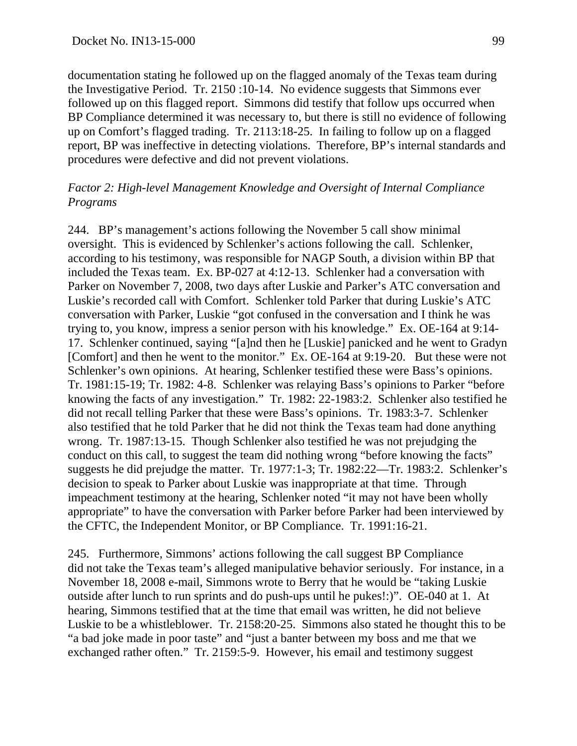documentation stating he followed up on the flagged anomaly of the Texas team during the Investigative Period. Tr. 2150 :10-14. No evidence suggests that Simmons ever followed up on this flagged report. Simmons did testify that follow ups occurred when BP Compliance determined it was necessary to, but there is still no evidence of following up on Comfort's flagged trading. Tr. 2113:18-25. In failing to follow up on a flagged report, BP was ineffective in detecting violations. Therefore, BP's internal standards and procedures were defective and did not prevent violations.

*Factor 2: High-level Management Knowledge and Oversight of Internal Compliance Programs*

244. BP's management's actions following the November 5 call show minimal oversight. This is evidenced by Schlenker's actions following the call. Schlenker, according to his testimony, was responsible for NAGP South, a division within BP that included the Texas team. Ex. BP-027 at 4:12-13. Schlenker had a conversation with Parker on November 7, 2008, two days after Luskie and Parker's ATC conversation and Luskie's recorded call with Comfort. Schlenker told Parker that during Luskie's ATC conversation with Parker, Luskie "got confused in the conversation and I think he was trying to, you know, impress a senior person with his knowledge." Ex. OE-164 at 9:14-17. Schlenker continued, saying "[a]nd then he [Luskie] panicked and he went to Gradyn [Comfort] and then he went to the monitor." Ex. OE-164 at 9:19-20. But these were not Schlenker's own opinions. At hearing, Schlenker testified these were Bass's opinions. Tr. 1981:15-19; Tr. 1982: 4-8. Schlenker was relaying Bass's opinions to Parker "before knowing the facts of any investigation." Tr. 1982: 22-1983:2. Schlenker also testified he did not recall telling Parker that these were Bass's opinions. Tr. 1983:3-7. Schlenker also testified that he told Parker that he did not think the Texas team had done anything wrong. Tr. 1987:13-15. Though Schlenker also testified he was not prejudging the conduct on this call, to suggest the team did nothing wrong "before knowing the facts" suggests he did prejudge the matter. Tr. 1977:1-3; Tr. 1982:22—Tr. 1983:2. Schlenker's decision to speak to Parker about Luskie was inappropriate at that time. Through impeachment testimony at the hearing, Schlenker noted "it may not have been wholly appropriate" to have the conversation with Parker before Parker had been interviewed by the CFTC, the Independent Monitor, or BP Compliance. Tr. 1991:16-21.

245. Furthermore, Simmons' actions following the call suggest BP Compliance did not take the Texas team's alleged manipulative behavior seriously. For instance, in a November 18, 2008 e-mail, Simmons wrote to Berry that he would be "taking Luskie outside after lunch to run sprints and do push-ups until he pukes!:)". OE-040 at 1. At hearing, Simmons testified that at the time that email was written, he did not believe Luskie to be a whistleblower. Tr. 2158:20-25. Simmons also stated he thought this to be "a bad joke made in poor taste" and "just a banter between my boss and me that we exchanged rather often." Tr. 2159:5-9. However, his email and testimony suggest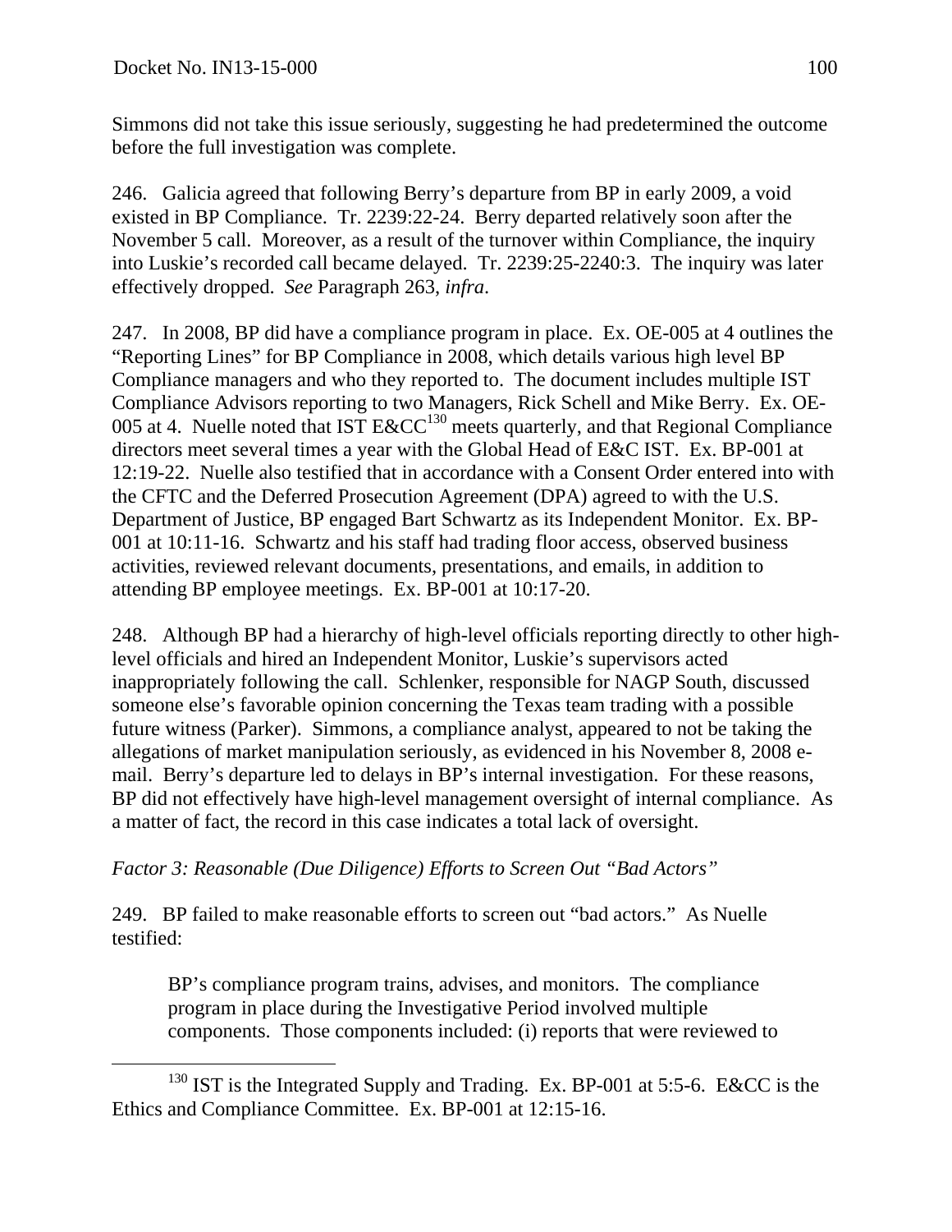Simmons did not take this issue seriously, suggesting he had predetermined the outcome before the full investigation was complete.

246. Galicia agreed that following Berry's departure from BP in early 2009, a void existed in BP Compliance. Tr. 2239:22-24. Berry departed relatively soon after the November 5 call. Moreover, as a result of the turnover within Compliance, the inquiry into Luskie's recorded call became delayed. Tr. 2239:25-2240:3. The inquiry was later effectively dropped. *See* Paragraph 263, *infra*.

247. In 2008, BP did have a compliance program in place. Ex. OE-005 at 4 outlines the "Reporting Lines" for BP Compliance in 2008, which details various high level BP Compliance managers and who they reported to. The document includes multiple IST Compliance Advisors reporting to two Managers, Rick Schell and Mike Berry. Ex. OE-005 at 4. Nuelle noted that IST E&CC[130] meets quarterly, and that Regional Compliance directors meet several times a year with the Global Head of E&C IST. Ex. BP-001 at 12:19-22. Nuelle also testified that in accordance with a Consent Order entered into with the CFTC and the Deferred Prosecution Agreement (DPA) agreed to with the U.S. Department of Justice, BP engaged Bart Schwartz as its Independent Monitor. Ex. BP-001 at 10:11-16. Schwartz and his staff had trading floor access, observed business activities, reviewed relevant documents, presentations, and emails, in addition to attending BP employee meetings. Ex. BP-001 at 10:17-20.

248. Although BP had a hierarchy of high-level officials reporting directly to other high-level officials and hired an Independent Monitor, Luskie's supervisors acted inappropriately following the call. Schlenker, responsible for NAGP South, discussed someone else's favorable opinion concerning the Texas team trading with a possible future witness (Parker). Simmons, a compliance analyst, appeared to not be taking the allegations of market manipulation seriously, as evidenced in his November 8, 2008 e-mail. Berry's departure led to delays in BP's internal investigation. For these reasons, BP did not effectively have high-level management oversight of internal compliance. As a matter of fact, the record in this case indicates a total lack of oversight.

*Factor 3: Reasonable (Due Diligence) Efforts to Screen Out "Bad Actors"*

249. BP failed to make reasonable efforts to screen out "bad actors." As Nuelle testified:

> BP's compliance program trains, advises, and monitors. The compliance program in place during the Investigative Period involved multiple components. Those components included: (i) reports that were reviewed to

[130] IST is the Integrated Supply and Trading. Ex. BP-001 at 5:5-6. E&CC is the Ethics and Compliance Committee. Ex. BP-001 at 12:15-16.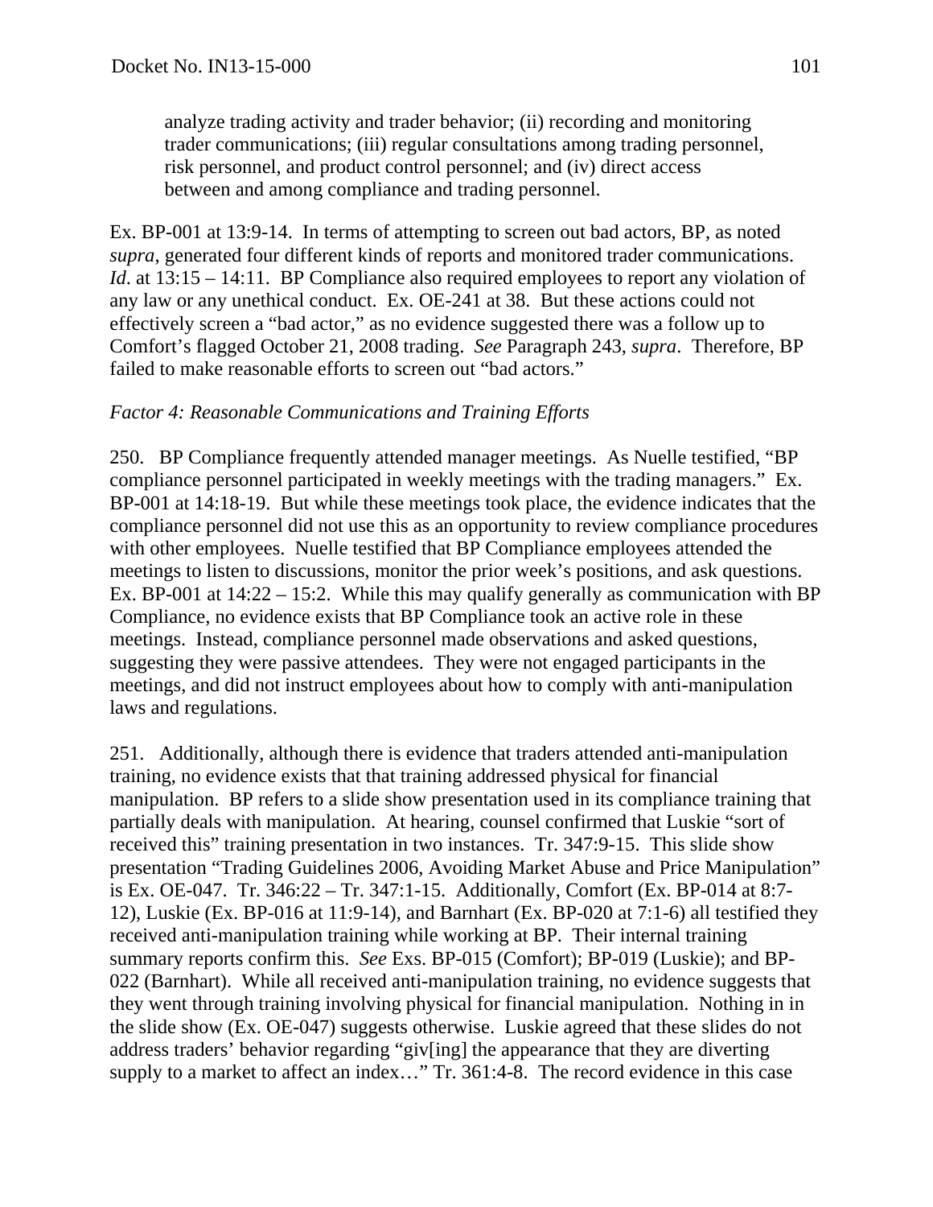analyze trading activity and trader behavior; (ii) recording and monitoring trader communications; (iii) regular consultations among trading personnel, risk personnel, and product control personnel; and (iv) direct access between and among compliance and trading personnel.

Ex. BP-001 at 13:9-14. In terms of attempting to screen out bad actors, BP, as noted *supra*, generated four different kinds of reports and monitored trader communications. *Id*. at 13:15 – 14:11. BP Compliance also required employees to report any violation of any law or any unethical conduct. Ex. OE-241 at 38. But these actions could not effectively screen a "bad actor," as no evidence suggested there was a follow up to Comfort's flagged October 21, 2008 trading. *See* Paragraph 243, *supra*. Therefore, BP failed to make reasonable efforts to screen out "bad actors."

*Factor 4: Reasonable Communications and Training Efforts*

250. BP Compliance frequently attended manager meetings. As Nuelle testified, "BP compliance personnel participated in weekly meetings with the trading managers." Ex. BP-001 at 14:18-19. But while these meetings took place, the evidence indicates that the compliance personnel did not use this as an opportunity to review compliance procedures with other employees. Nuelle testified that BP Compliance employees attended the meetings to listen to discussions, monitor the prior week's positions, and ask questions. Ex. BP-001 at 14:22 – 15:2. While this may qualify generally as communication with BP Compliance, no evidence exists that BP Compliance took an active role in these meetings. Instead, compliance personnel made observations and asked questions, suggesting they were passive attendees. They were not engaged participants in the meetings, and did not instruct employees about how to comply with anti-manipulation laws and regulations.

251. Additionally, although there is evidence that traders attended anti-manipulation training, no evidence exists that that training addressed physical for financial manipulation. BP refers to a slide show presentation used in its compliance training that partially deals with manipulation. At hearing, counsel confirmed that Luskie "sort of received this" training presentation in two instances. Tr. 347:9-15. This slide show presentation "Trading Guidelines 2006, Avoiding Market Abuse and Price Manipulation" is Ex. OE-047. Tr. 346:22 – Tr. 347:1-15. Additionally, Comfort (Ex. BP-014 at 8:7-12), Luskie (Ex. BP-016 at 11:9-14), and Barnhart (Ex. BP-020 at 7:1-6) all testified they received anti-manipulation training while working at BP. Their internal training summary reports confirm this. *See* Exs. BP-015 (Comfort); BP-019 (Luskie); and BP-022 (Barnhart). While all received anti-manipulation training, no evidence suggests that they went through training involving physical for financial manipulation. Nothing in in the slide show (Ex. OE-047) suggests otherwise. Luskie agreed that these slides do not address traders' behavior regarding "giv[ing] the appearance that they are diverting supply to a market to affect an index…" Tr. 361:4-8. The record evidence in this case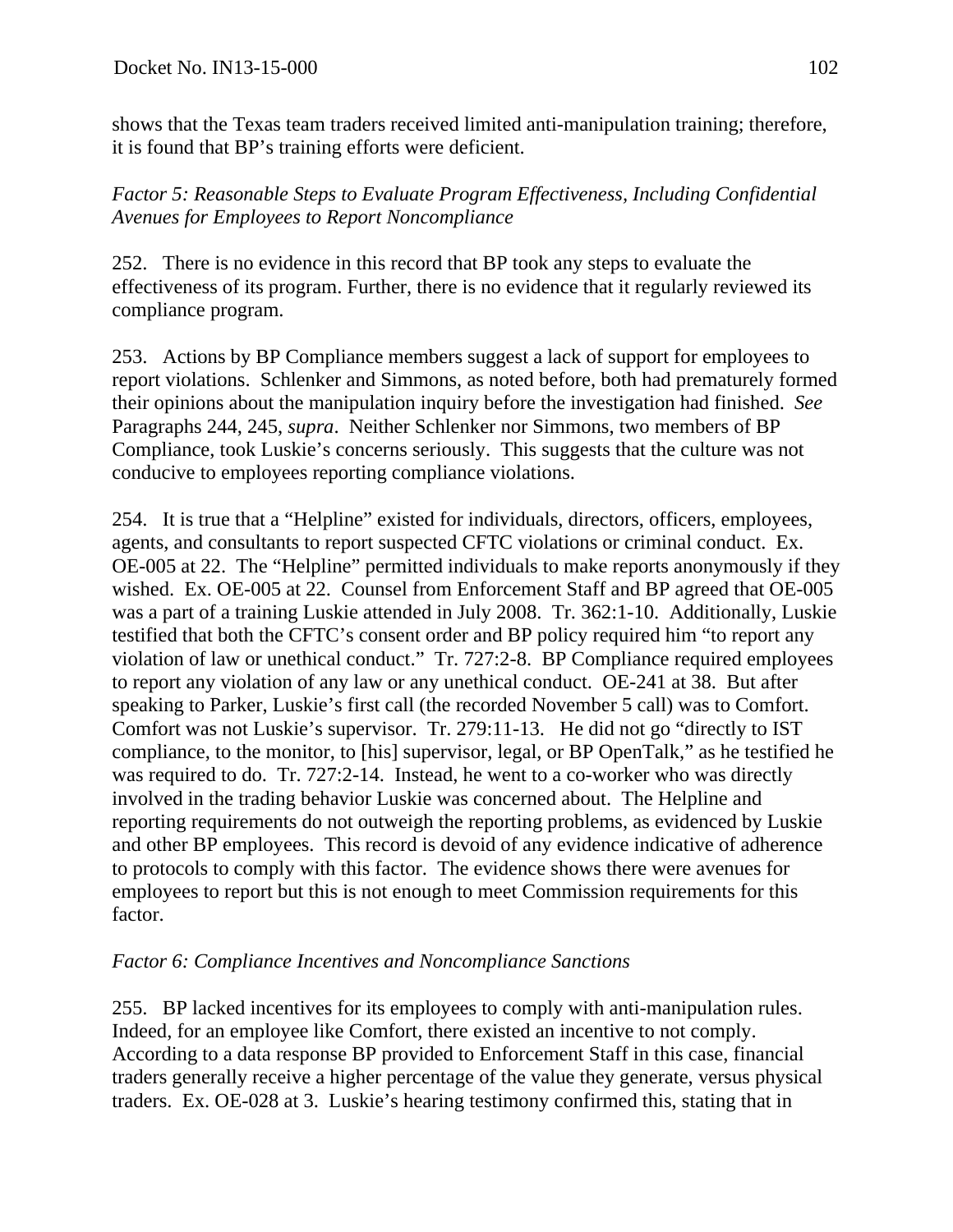shows that the Texas team traders received limited anti-manipulation training; therefore, it is found that BP's training efforts were deficient.

*Factor 5: Reasonable Steps to Evaluate Program Effectiveness, Including Confidential Avenues for Employees to Report Noncompliance*

252. There is no evidence in this record that BP took any steps to evaluate the effectiveness of its program. Further, there is no evidence that it regularly reviewed its compliance program.

253. Actions by BP Compliance members suggest a lack of support for employees to report violations. Schlenker and Simmons, as noted before, both had prematurely formed their opinions about the manipulation inquiry before the investigation had finished. *See* Paragraphs 244, 245, *supra*. Neither Schlenker nor Simmons, two members of BP Compliance, took Luskie's concerns seriously. This suggests that the culture was not conducive to employees reporting compliance violations.

254. It is true that a "Helpline" existed for individuals, directors, officers, employees, agents, and consultants to report suspected CFTC violations or criminal conduct. Ex. OE-005 at 22. The "Helpline" permitted individuals to make reports anonymously if they wished. Ex. OE-005 at 22. Counsel from Enforcement Staff and BP agreed that OE-005 was a part of a training Luskie attended in July 2008. Tr. 362:1-10. Additionally, Luskie testified that both the CFTC's consent order and BP policy required him "to report any violation of law or unethical conduct." Tr. 727:2-8. BP Compliance required employees to report any violation of any law or any unethical conduct. OE-241 at 38. But after speaking to Parker, Luskie's first call (the recorded November 5 call) was to Comfort. Comfort was not Luskie's supervisor. Tr. 279:11-13. He did not go "directly to IST compliance, to the monitor, to [his] supervisor, legal, or BP OpenTalk," as he testified he was required to do. Tr. 727:2-14. Instead, he went to a co-worker who was directly involved in the trading behavior Luskie was concerned about. The Helpline and reporting requirements do not outweigh the reporting problems, as evidenced by Luskie and other BP employees. This record is devoid of any evidence indicative of adherence to protocols to comply with this factor. The evidence shows there were avenues for employees to report but this is not enough to meet Commission requirements for this factor.

*Factor 6: Compliance Incentives and Noncompliance Sanctions*

255. BP lacked incentives for its employees to comply with anti-manipulation rules. Indeed, for an employee like Comfort, there existed an incentive to not comply. According to a data response BP provided to Enforcement Staff in this case, financial traders generally receive a higher percentage of the value they generate, versus physical traders. Ex. OE-028 at 3. Luskie's hearing testimony confirmed this, stating that in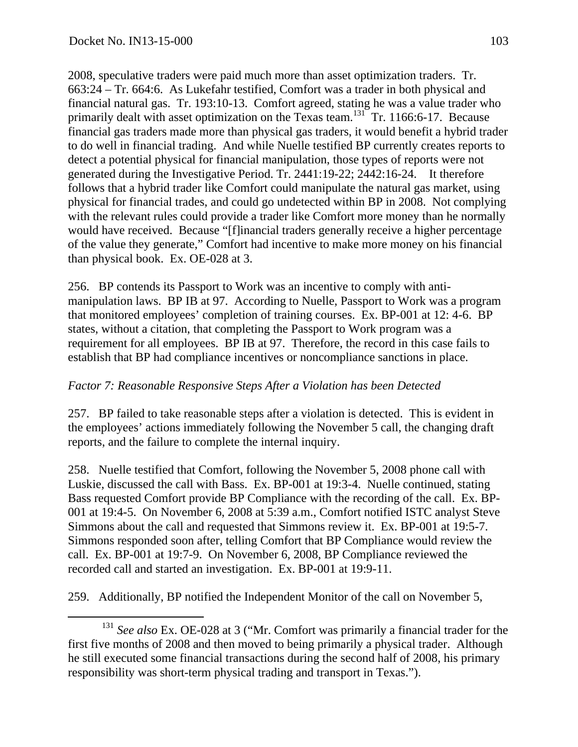2008, speculative traders were paid much more than asset optimization traders. Tr. 663:24 – Tr. 664:6. As Lukefahr testified, Comfort was a trader in both physical and financial natural gas. Tr. 193:10-13. Comfort agreed, stating he was a value trader who primarily dealt with asset optimization on the Texas team.[131] Tr. 1166:6-17. Because financial gas traders made more than physical gas traders, it would benefit a hybrid trader to do well in financial trading. And while Nuelle testified BP currently creates reports to detect a potential physical for financial manipulation, those types of reports were not generated during the Investigative Period. Tr. 2441:19-22; 2442:16-24. It therefore follows that a hybrid trader like Comfort could manipulate the natural gas market, using physical for financial trades, and could go undetected within BP in 2008. Not complying with the relevant rules could provide a trader like Comfort more money than he normally would have received. Because "[f]inancial traders generally receive a higher percentage of the value they generate," Comfort had incentive to make more money on his financial than physical book. Ex. OE-028 at 3.

256. BP contends its Passport to Work was an incentive to comply with anti-manipulation laws. BP IB at 97. According to Nuelle, Passport to Work was a program that monitored employees' completion of training courses. Ex. BP-001 at 12: 4-6. BP states, without a citation, that completing the Passport to Work program was a requirement for all employees. BP IB at 97. Therefore, the record in this case fails to establish that BP had compliance incentives or noncompliance sanctions in place.

*Factor 7: Reasonable Responsive Steps After a Violation has been Detected*

257. BP failed to take reasonable steps after a violation is detected. This is evident in the employees' actions immediately following the November 5 call, the changing draft reports, and the failure to complete the internal inquiry.

258. Nuelle testified that Comfort, following the November 5, 2008 phone call with Luskie, discussed the call with Bass. Ex. BP-001 at 19:3-4. Nuelle continued, stating Bass requested Comfort provide BP Compliance with the recording of the call. Ex. BP-001 at 19:4-5. On November 6, 2008 at 5:39 a.m., Comfort notified ISTC analyst Steve Simmons about the call and requested that Simmons review it. Ex. BP-001 at 19:5-7. Simmons responded soon after, telling Comfort that BP Compliance would review the call. Ex. BP-001 at 19:7-9. On November 6, 2008, BP Compliance reviewed the recorded call and started an investigation. Ex. BP-001 at 19:9-11.

259. Additionally, BP notified the Independent Monitor of the call on November 5,

[131] *See also* Ex. OE-028 at 3 ("Mr. Comfort was primarily a financial trader for the first five months of 2008 and then moved to being primarily a physical trader. Although he still executed some financial transactions during the second half of 2008, his primary responsibility was short-term physical trading and transport in Texas.").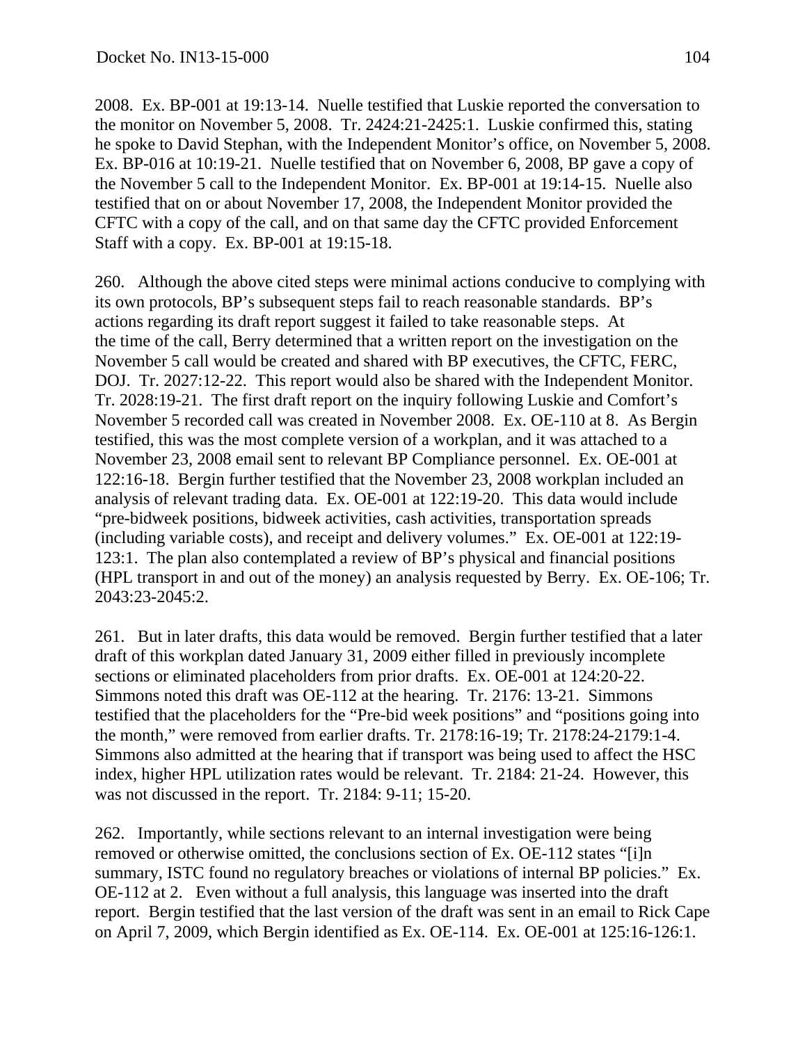2008. Ex. BP-001 at 19:13-14. Nuelle testified that Luskie reported the conversation to the monitor on November 5, 2008. Tr. 2424:21-2425:1. Luskie confirmed this, stating he spoke to David Stephan, with the Independent Monitor's office, on November 5, 2008. Ex. BP-016 at 10:19-21. Nuelle testified that on November 6, 2008, BP gave a copy of the November 5 call to the Independent Monitor. Ex. BP-001 at 19:14-15. Nuelle also testified that on or about November 17, 2008, the Independent Monitor provided the CFTC with a copy of the call, and on that same day the CFTC provided Enforcement Staff with a copy. Ex. BP-001 at 19:15-18.

260. Although the above cited steps were minimal actions conducive to complying with its own protocols, BP's subsequent steps fail to reach reasonable standards. BP's actions regarding its draft report suggest it failed to take reasonable steps. At the time of the call, Berry determined that a written report on the investigation on the November 5 call would be created and shared with BP executives, the CFTC, FERC, DOJ. Tr. 2027:12-22. This report would also be shared with the Independent Monitor. Tr. 2028:19-21. The first draft report on the inquiry following Luskie and Comfort's November 5 recorded call was created in November 2008. Ex. OE-110 at 8. As Bergin testified, this was the most complete version of a workplan, and it was attached to a November 23, 2008 email sent to relevant BP Compliance personnel. Ex. OE-001 at 122:16-18. Bergin further testified that the November 23, 2008 workplan included an analysis of relevant trading data. Ex. OE-001 at 122:19-20. This data would include "pre-bidweek positions, bidweek activities, cash activities, transportation spreads (including variable costs), and receipt and delivery volumes." Ex. OE-001 at 122:19-123:1. The plan also contemplated a review of BP's physical and financial positions (HPL transport in and out of the money) an analysis requested by Berry. Ex. OE-106; Tr. 2043:23-2045:2.

261. But in later drafts, this data would be removed. Bergin further testified that a later draft of this workplan dated January 31, 2009 either filled in previously incomplete sections or eliminated placeholders from prior drafts. Ex. OE-001 at 124:20-22. Simmons noted this draft was OE-112 at the hearing. Tr. 2176: 13-21. Simmons testified that the placeholders for the "Pre-bid week positions" and "positions going into the month," were removed from earlier drafts. Tr. 2178:16-19; Tr. 2178:24-2179:1-4. Simmons also admitted at the hearing that if transport was being used to affect the HSC index, higher HPL utilization rates would be relevant. Tr. 2184: 21-24. However, this was not discussed in the report. Tr. 2184: 9-11; 15-20.

262. Importantly, while sections relevant to an internal investigation were being removed or otherwise omitted, the conclusions section of Ex. OE-112 states "[i]n summary, ISTC found no regulatory breaches or violations of internal BP policies." Ex. OE-112 at 2. Even without a full analysis, this language was inserted into the draft report. Bergin testified that the last version of the draft was sent in an email to Rick Cape on April 7, 2009, which Bergin identified as Ex. OE-114. Ex. OE-001 at 125:16-126:1.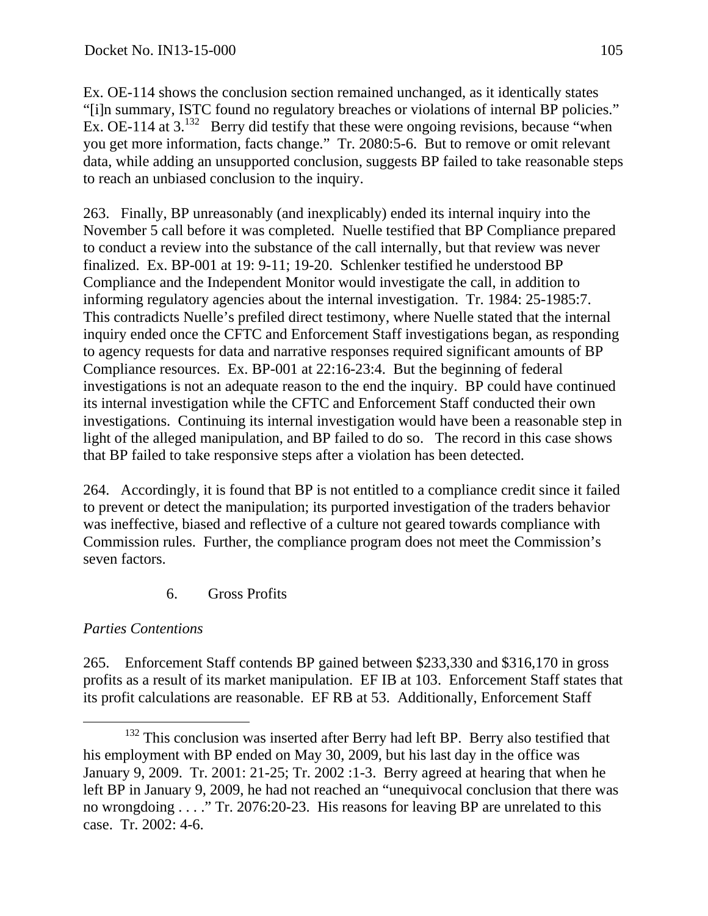Ex. OE-114 shows the conclusion section remained unchanged, as it identically states "[i]n summary, ISTC found no regulatory breaches or violations of internal BP policies." Ex. OE-114 at 3.[132] Berry did testify that these were ongoing revisions, because "when you get more information, facts change." Tr. 2080:5-6. But to remove or omit relevant data, while adding an unsupported conclusion, suggests BP failed to take reasonable steps to reach an unbiased conclusion to the inquiry.

263. Finally, BP unreasonably (and inexplicably) ended its internal inquiry into the November 5 call before it was completed. Nuelle testified that BP Compliance prepared to conduct a review into the substance of the call internally, but that review was never finalized. Ex. BP-001 at 19: 9-11; 19-20. Schlenker testified he understood BP Compliance and the Independent Monitor would investigate the call, in addition to informing regulatory agencies about the internal investigation. Tr. 1984: 25-1985:7. This contradicts Nuelle's prefiled direct testimony, where Nuelle stated that the internal inquiry ended once the CFTC and Enforcement Staff investigations began, as responding to agency requests for data and narrative responses required significant amounts of BP Compliance resources. Ex. BP-001 at 22:16-23:4. But the beginning of federal investigations is not an adequate reason to the end the inquiry. BP could have continued its internal investigation while the CFTC and Enforcement Staff conducted their own investigations. Continuing its internal investigation would have been a reasonable step in light of the alleged manipulation, and BP failed to do so. The record in this case shows that BP failed to take responsive steps after a violation has been detected.

264. Accordingly, it is found that BP is not entitled to a compliance credit since it failed to prevent or detect the manipulation; its purported investigation of the traders behavior was ineffective, biased and reflective of a culture not geared towards compliance with Commission rules. Further, the compliance program does not meet the Commission's seven factors.

### 6. Gross Profits

*Parties Contentions*

265. Enforcement Staff contends BP gained between $233,330 and $316,170 in gross profits as a result of its market manipulation. EF IB at 103. Enforcement Staff states that its profit calculations are reasonable. EF RB at 53. Additionally, Enforcement Staff

[132] This conclusion was inserted after Berry had left BP. Berry also testified that his employment with BP ended on May 30, 2009, but his last day in the office was January 9, 2009. Tr. 2001: 21-25; Tr. 2002 :1-3. Berry agreed at hearing that when he left BP in January 9, 2009, he had not reached an "unequivocal conclusion that there was no wrongdoing . . . ." Tr. 2076:20-23. His reasons for leaving BP are unrelated to this case. Tr. 2002: 4-6.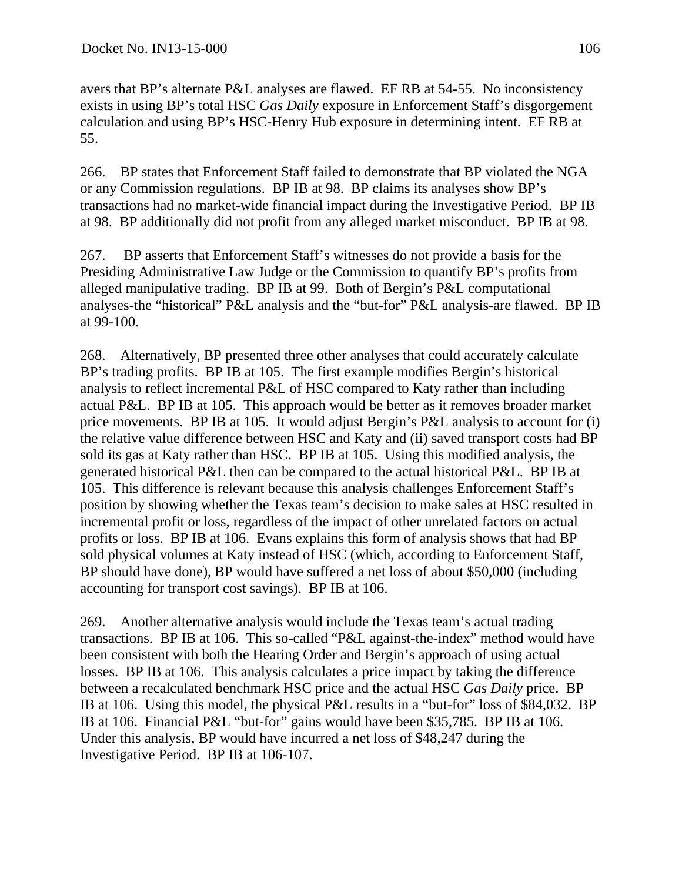avers that BP's alternate P&L analyses are flawed. EF RB at 54-55. No inconsistency exists in using BP's total HSC *Gas Daily* exposure in Enforcement Staff's disgorgement calculation and using BP's HSC-Henry Hub exposure in determining intent. EF RB at 55.

266. BP states that Enforcement Staff failed to demonstrate that BP violated the NGA or any Commission regulations. BP IB at 98. BP claims its analyses show BP's transactions had no market-wide financial impact during the Investigative Period. BP IB at 98. BP additionally did not profit from any alleged market misconduct. BP IB at 98.

267. BP asserts that Enforcement Staff's witnesses do not provide a basis for the Presiding Administrative Law Judge or the Commission to quantify BP's profits from alleged manipulative trading. BP IB at 99. Both of Bergin's P&L computational analyses-the "historical" P&L analysis and the "but-for" P&L analysis-are flawed. BP IB at 99-100.

268. Alternatively, BP presented three other analyses that could accurately calculate BP's trading profits. BP IB at 105. The first example modifies Bergin's historical analysis to reflect incremental P&L of HSC compared to Katy rather than including actual P&L. BP IB at 105. This approach would be better as it removes broader market price movements. BP IB at 105. It would adjust Bergin's P&L analysis to account for (i) the relative value difference between HSC and Katy and (ii) saved transport costs had BP sold its gas at Katy rather than HSC. BP IB at 105. Using this modified analysis, the generated historical P&L then can be compared to the actual historical P&L. BP IB at 105. This difference is relevant because this analysis challenges Enforcement Staff's position by showing whether the Texas team's decision to make sales at HSC resulted in incremental profit or loss, regardless of the impact of other unrelated factors on actual profits or loss. BP IB at 106. Evans explains this form of analysis shows that had BP sold physical volumes at Katy instead of HSC (which, according to Enforcement Staff, BP should have done), BP would have suffered a net loss of about $50,000 (including accounting for transport cost savings). BP IB at 106.

269. Another alternative analysis would include the Texas team's actual trading transactions. BP IB at 106. This so-called "P&L against-the-index" method would have been consistent with both the Hearing Order and Bergin's approach of using actual losses. BP IB at 106. This analysis calculates a price impact by taking the difference between a recalculated benchmark HSC price and the actual HSC *Gas Daily* price. BP IB at 106. Using this model, the physical P&L results in a "but-for" loss of $84,032. BP IB at 106. Financial P&L "but-for" gains would have been $35,785. BP IB at 106. Under this analysis, BP would have incurred a net loss of $48,247 during the Investigative Period. BP IB at 106-107.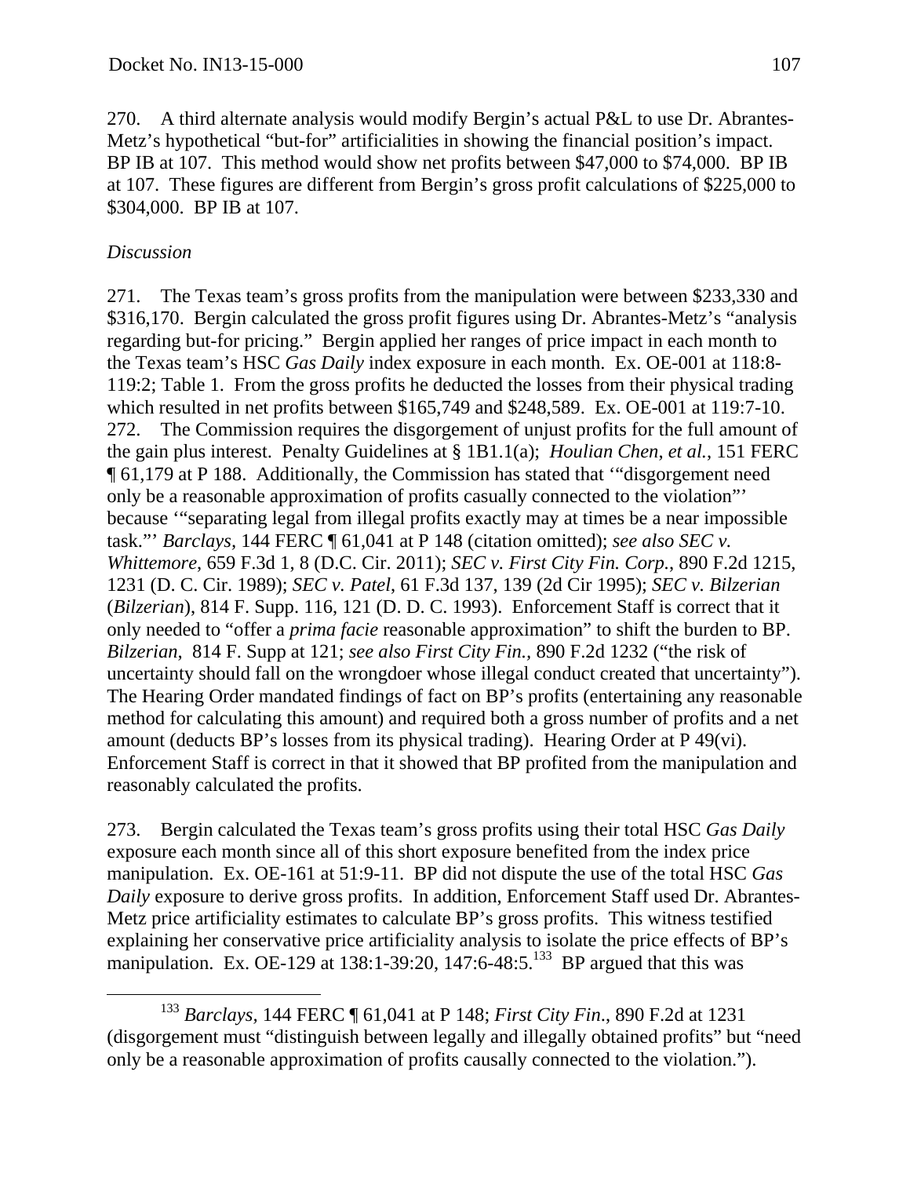270. A third alternate analysis would modify Bergin's actual P&L to use Dr. Abrantes-Metz's hypothetical "but-for" artificialities in showing the financial position's impact. BP IB at 107. This method would show net profits between $47,000 to $74,000. BP IB at 107. These figures are different from Bergin's gross profit calculations of $225,000 to $304,000. BP IB at 107.

*Discussion*

271. The Texas team's gross profits from the manipulation were between $233,330 and $316,170. Bergin calculated the gross profit figures using Dr. Abrantes-Metz's "analysis regarding but-for pricing." Bergin applied her ranges of price impact in each month to the Texas team's HSC *Gas Daily* index exposure in each month. Ex. OE-001 at 118:8-119:2; Table 1. From the gross profits he deducted the losses from their physical trading which resulted in net profits between $165,749 and $248,589. Ex. OE-001 at 119:7-10.

272. The Commission requires the disgorgement of unjust profits for the full amount of the gain plus interest. Penalty Guidelines at § 1B1.1(a); *Houlian Chen*, *et al.*, 151 FERC ¶ 61,179 at P 188. Additionally, the Commission has stated that '"disgorgement need only be a reasonable approximation of profits casually connected to the violation"' because '"separating legal from illegal profits exactly may at times be a near impossible task."' *Barclays*, 144 FERC ¶ 61,041 at P 148 (citation omitted); *see also SEC v. Whittemore*, 659 F.3d 1, 8 (D.C. Cir. 2011); *SEC v. First City Fin. Corp.*, 890 F.2d 1215, 1231 (D. C. Cir. 1989); *SEC v. Patel*, 61 F.3d 137, 139 (2d Cir 1995); *SEC v. Bilzerian* (*Bilzerian*), 814 F. Supp. 116, 121 (D. D. C. 1993). Enforcement Staff is correct that it only needed to "offer a *prima facie* reasonable approximation" to shift the burden to BP. *Bilzerian*, 814 F. Supp at 121; *see also First City Fin.*, 890 F.2d 1232 ("the risk of uncertainty should fall on the wrongdoer whose illegal conduct created that uncertainty"). The Hearing Order mandated findings of fact on BP's profits (entertaining any reasonable method for calculating this amount) and required both a gross number of profits and a net amount (deducts BP's losses from its physical trading). Hearing Order at P 49(vi). Enforcement Staff is correct in that it showed that BP profited from the manipulation and reasonably calculated the profits.

273. Bergin calculated the Texas team's gross profits using their total HSC *Gas Daily* exposure each month since all of this short exposure benefited from the index price manipulation. Ex. OE-161 at 51:9-11. BP did not dispute the use of the total HSC *Gas Daily* exposure to derive gross profits. In addition, Enforcement Staff used Dr. Abrantes-Metz price artificiality estimates to calculate BP's gross profits. This witness testified explaining her conservative price artificiality analysis to isolate the price effects of BP's manipulation. Ex. OE-129 at 138:1-39:20, 147:6-48:5.[133] BP argued that this was

[133] *Barclays*, 144 FERC ¶ 61,041 at P 148; *First City Fin*., 890 F.2d at 1231 (disgorgement must "distinguish between legally and illegally obtained profits" but "need only be a reasonable approximation of profits causally connected to the violation.").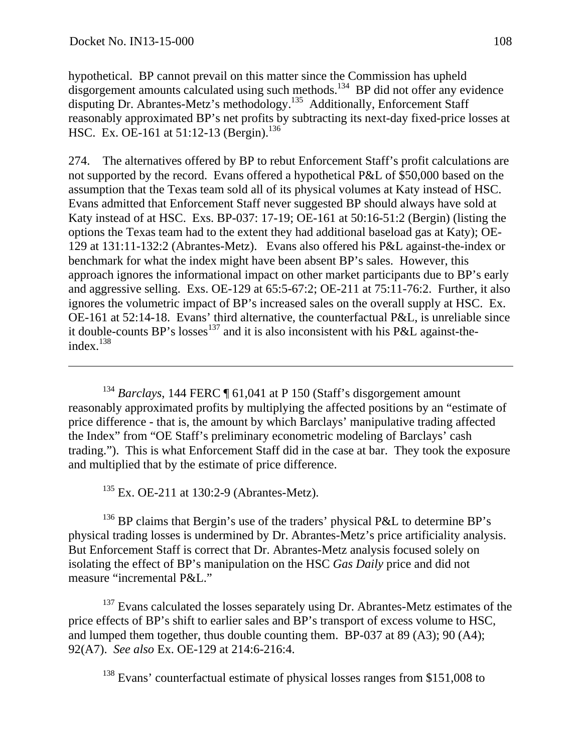hypothetical. BP cannot prevail on this matter since the Commission has upheld disgorgement amounts calculated using such methods.[134] BP did not offer any evidence disputing Dr. Abrantes-Metz's methodology.[135] Additionally, Enforcement Staff reasonably approximated BP's net profits by subtracting its next-day fixed-price losses at HSC. Ex. OE-161 at 51:12-13 (Bergin).[136]

274. The alternatives offered by BP to rebut Enforcement Staff's profit calculations are not supported by the record. Evans offered a hypothetical P&L of $50,000 based on the assumption that the Texas team sold all of its physical volumes at Katy instead of HSC. Evans admitted that Enforcement Staff never suggested BP should always have sold at Katy instead of at HSC. Exs. BP-037: 17-19; OE-161 at 50:16-51:2 (Bergin) (listing the options the Texas team had to the extent they had additional baseload gas at Katy); OE-129 at 131:11-132:2 (Abrantes-Metz). Evans also offered his P&L against-the-index or benchmark for what the index might have been absent BP's sales. However, this approach ignores the informational impact on other market participants due to BP's early and aggressive selling. Exs. OE-129 at 65:5-67:2; OE-211 at 75:11-76:2. Further, it also ignores the volumetric impact of BP's increased sales on the overall supply at HSC. Ex. OE-161 at 52:14-18. Evans' third alternative, the counterfactual P&L, is unreliable since it double-counts BP's losses[137] and it is also inconsistent with his P&L against-the-index.[138]

---

[134] *Barclays*, 144 FERC ¶ 61,041 at P 150 (Staff's disgorgement amount reasonably approximated profits by multiplying the affected positions by an "estimate of price difference - that is, the amount by which Barclays' manipulative trading affected the Index" from "OE Staff's preliminary econometric modeling of Barclays' cash trading."). This is what Enforcement Staff did in the case at bar. They took the exposure and multiplied that by the estimate of price difference.

[135] Ex. OE-211 at 130:2-9 (Abrantes-Metz).

[136] BP claims that Bergin's use of the traders' physical P&L to determine BP's physical trading losses is undermined by Dr. Abrantes-Metz's price artificiality analysis. But Enforcement Staff is correct that Dr. Abrantes-Metz analysis focused solely on isolating the effect of BP's manipulation on the HSC *Gas Daily* price and did not measure "incremental P&L."

[137] Evans calculated the losses separately using Dr. Abrantes-Metz estimates of the price effects of BP's shift to earlier sales and BP's transport of excess volume to HSC, and lumped them together, thus double counting them. BP-037 at 89 (A3); 90 (A4); 92(A7). *See also* Ex. OE-129 at 214:6-216:4.

[138] Evans' counterfactual estimate of physical losses ranges from $151,008 to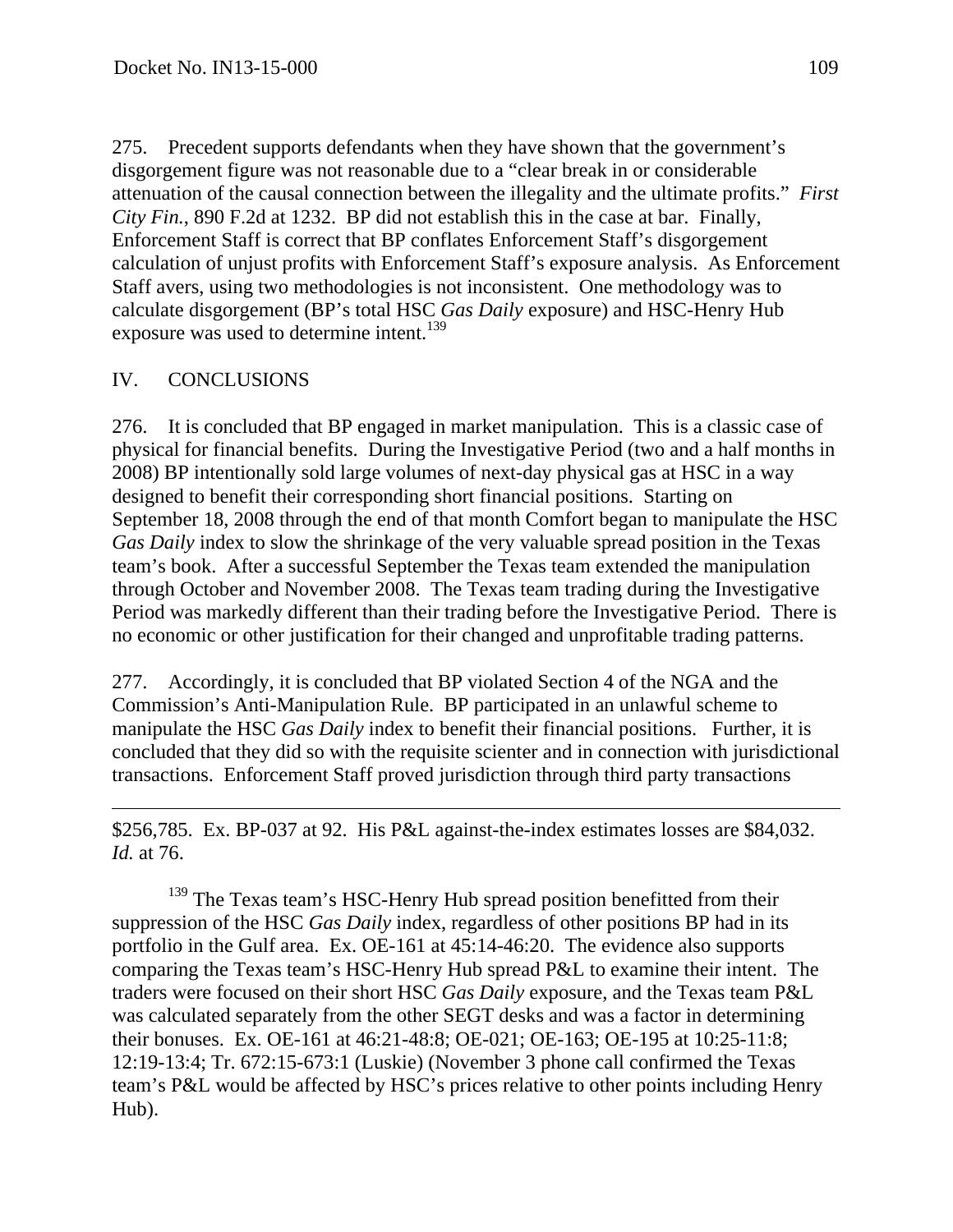275. Precedent supports defendants when they have shown that the government's disgorgement figure was not reasonable due to a "clear break in or considerable attenuation of the causal connection between the illegality and the ultimate profits." *First City Fin.*, 890 F.2d at 1232. BP did not establish this in the case at bar. Finally, Enforcement Staff is correct that BP conflates Enforcement Staff's disgorgement calculation of unjust profits with Enforcement Staff's exposure analysis. As Enforcement Staff avers, using two methodologies is not inconsistent. One methodology was to calculate disgorgement (BP's total HSC *Gas Daily* exposure) and HSC-Henry Hub exposure was used to determine intent.[139]

## IV. CONCLUSIONS

276. It is concluded that BP engaged in market manipulation. This is a classic case of physical for financial benefits. During the Investigative Period (two and a half months in 2008) BP intentionally sold large volumes of next-day physical gas at HSC in a way designed to benefit their corresponding short financial positions. Starting on September 18, 2008 through the end of that month Comfort began to manipulate the HSC *Gas Daily* index to slow the shrinkage of the very valuable spread position in the Texas team's book. After a successful September the Texas team extended the manipulation through October and November 2008. The Texas team trading during the Investigative Period was markedly different than their trading before the Investigative Period. There is no economic or other justification for their changed and unprofitable trading patterns.

277. Accordingly, it is concluded that BP violated Section 4 of the NGA and the Commission's Anti-Manipulation Rule. BP participated in an unlawful scheme to manipulate the HSC *Gas Daily* index to benefit their financial positions. Further, it is concluded that they did so with the requisite scienter and in connection with jurisdictional transactions. Enforcement Staff proved jurisdiction through third party transactions

---

$256,785. Ex. BP-037 at 92. His P&L against-the-index estimates losses are $84,032. *Id.* at 76.

[139] The Texas team's HSC-Henry Hub spread position benefitted from their suppression of the HSC *Gas Daily* index, regardless of other positions BP had in its portfolio in the Gulf area. Ex. OE-161 at 45:14-46:20. The evidence also supports comparing the Texas team's HSC-Henry Hub spread P&L to examine their intent. The traders were focused on their short HSC *Gas Daily* exposure, and the Texas team P&L was calculated separately from the other SEGT desks and was a factor in determining their bonuses. Ex. OE-161 at 46:21-48:8; OE-021; OE-163; OE-195 at 10:25-11:8; 12:19-13:4; Tr. 672:15-673:1 (Luskie) (November 3 phone call confirmed the Texas team's P&L would be affected by HSC's prices relative to other points including Henry Hub).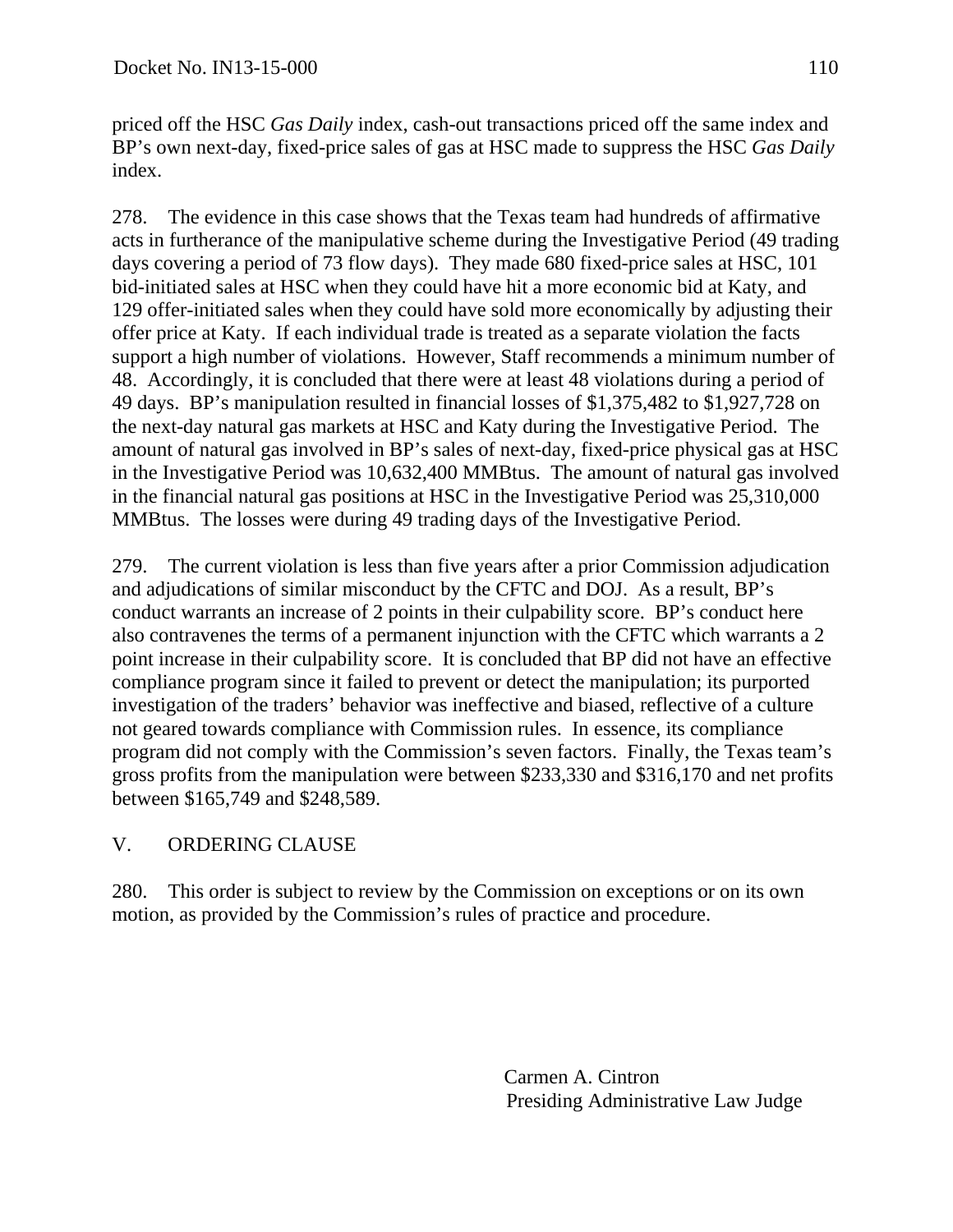priced off the HSC *Gas Daily* index, cash-out transactions priced off the same index and BP's own next-day, fixed-price sales of gas at HSC made to suppress the HSC *Gas Daily* index.

278. The evidence in this case shows that the Texas team had hundreds of affirmative acts in furtherance of the manipulative scheme during the Investigative Period (49 trading days covering a period of 73 flow days). They made 680 fixed-price sales at HSC, 101 bid-initiated sales at HSC when they could have hit a more economic bid at Katy, and 129 offer-initiated sales when they could have sold more economically by adjusting their offer price at Katy. If each individual trade is treated as a separate violation the facts support a high number of violations. However, Staff recommends a minimum number of 48. Accordingly, it is concluded that there were at least 48 violations during a period of 49 days. BP's manipulation resulted in financial losses of $1,375,482 to $1,927,728 on the next-day natural gas markets at HSC and Katy during the Investigative Period. The amount of natural gas involved in BP's sales of next-day, fixed-price physical gas at HSC in the Investigative Period was 10,632,400 MMBtus. The amount of natural gas involved in the financial natural gas positions at HSC in the Investigative Period was 25,310,000 MMBtus. The losses were during 49 trading days of the Investigative Period.

279. The current violation is less than five years after a prior Commission adjudication and adjudications of similar misconduct by the CFTC and DOJ. As a result, BP's conduct warrants an increase of 2 points in their culpability score. BP's conduct here also contravenes the terms of a permanent injunction with the CFTC which warrants a 2 point increase in their culpability score. It is concluded that BP did not have an effective compliance program since it failed to prevent or detect the manipulation; its purported investigation of the traders' behavior was ineffective and biased, reflective of a culture not geared towards compliance with Commission rules. In essence, its compliance program did not comply with the Commission's seven factors. Finally, the Texas team's gross profits from the manipulation were between $233,330 and $316,170 and net profits between $165,749 and $248,589.

## V. ORDERING CLAUSE

280. This order is subject to review by the Commission on exceptions or on its own motion, as provided by the Commission's rules of practice and procedure.

Carmen A. Cintron
Presiding Administrative Law Judge